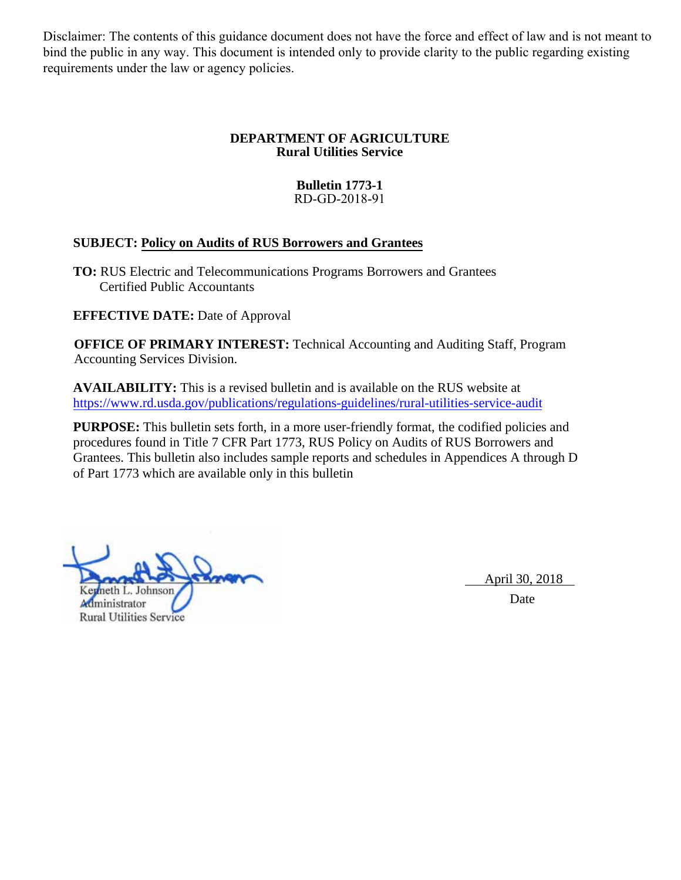Disclaimer: The contents of this guidance document does not have the force and effect of law and is not meant to bind the public in any way. This document is intended only to provide clarity to the public regarding existing requirements under the law or agency policies.

**DEPARTMENT OF AGRICULTURE**
**Rural Utilities Service**

**Bulletin 1773-1**
RD-GD-2018-91

**SUBJECT:** **Policy on Audits of RUS Borrowers and Grantees**

**TO:** RUS Electric and Telecommunications Programs Borrowers and Grantees
Certified Public Accountants

**EFFECTIVE DATE:** Date of Approval

**OFFICE OF PRIMARY INTEREST:** Technical Accounting and Auditing Staff, Program Accounting Services Division.

**AVAILABILITY:** This is a revised bulletin and is available on the RUS website at https://www.rd.usda.gov/publications/regulations-guidelines/rural-utilities-service-audit

**PURPOSE:** This bulletin sets forth, in a more user-friendly format, the codified policies and procedures found in Title 7 CFR Part 1773, RUS Policy on Audits of RUS Borrowers and Grantees. This bulletin also includes sample reports and schedules in Appendices A through D of Part 1773 which are available only in this bulletin

Kenneth L. Johnson
Administrator
Rural Utilities Service

April 30, 2018
Date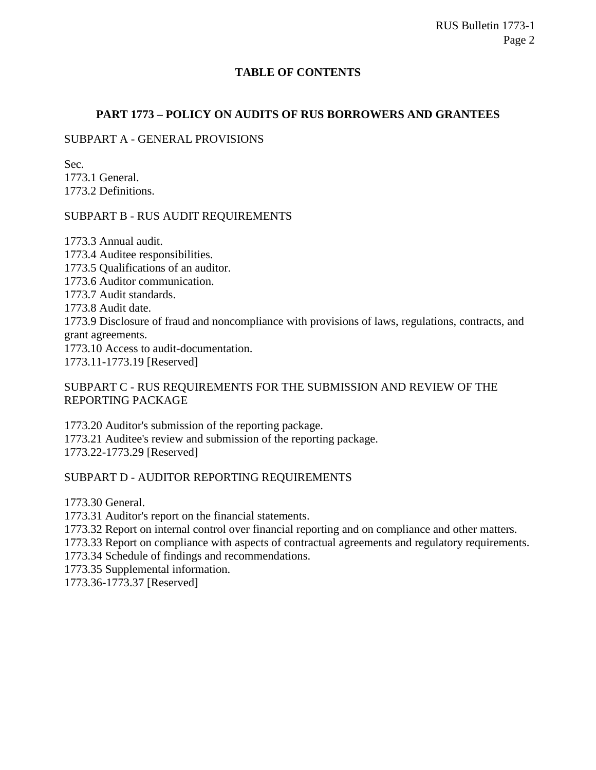## TABLE OF CONTENTS

### PART 1773 – POLICY ON AUDITS OF RUS BORROWERS AND GRANTEES

SUBPART A - GENERAL PROVISIONS

Sec.
1773.1 General.
1773.2 Definitions.

SUBPART B - RUS AUDIT REQUIREMENTS

1773.3 Annual audit.
1773.4 Auditee responsibilities.
1773.5 Qualifications of an auditor.
1773.6 Auditor communication.
1773.7 Audit standards.
1773.8 Audit date.
1773.9 Disclosure of fraud and noncompliance with provisions of laws, regulations, contracts, and grant agreements.
1773.10 Access to audit-documentation.
1773.11-1773.19 [Reserved]

SUBPART C - RUS REQUIREMENTS FOR THE SUBMISSION AND REVIEW OF THE REPORTING PACKAGE

1773.20 Auditor's submission of the reporting package.
1773.21 Auditee's review and submission of the reporting package.
1773.22-1773.29 [Reserved]

SUBPART D - AUDITOR REPORTING REQUIREMENTS

1773.30 General.
1773.31 Auditor's report on the financial statements.
1773.32 Report on internal control over financial reporting and on compliance and other matters.
1773.33 Report on compliance with aspects of contractual agreements and regulatory requirements.
1773.34 Schedule of findings and recommendations.
1773.35 Supplemental information.
1773.36-1773.37 [Reserved]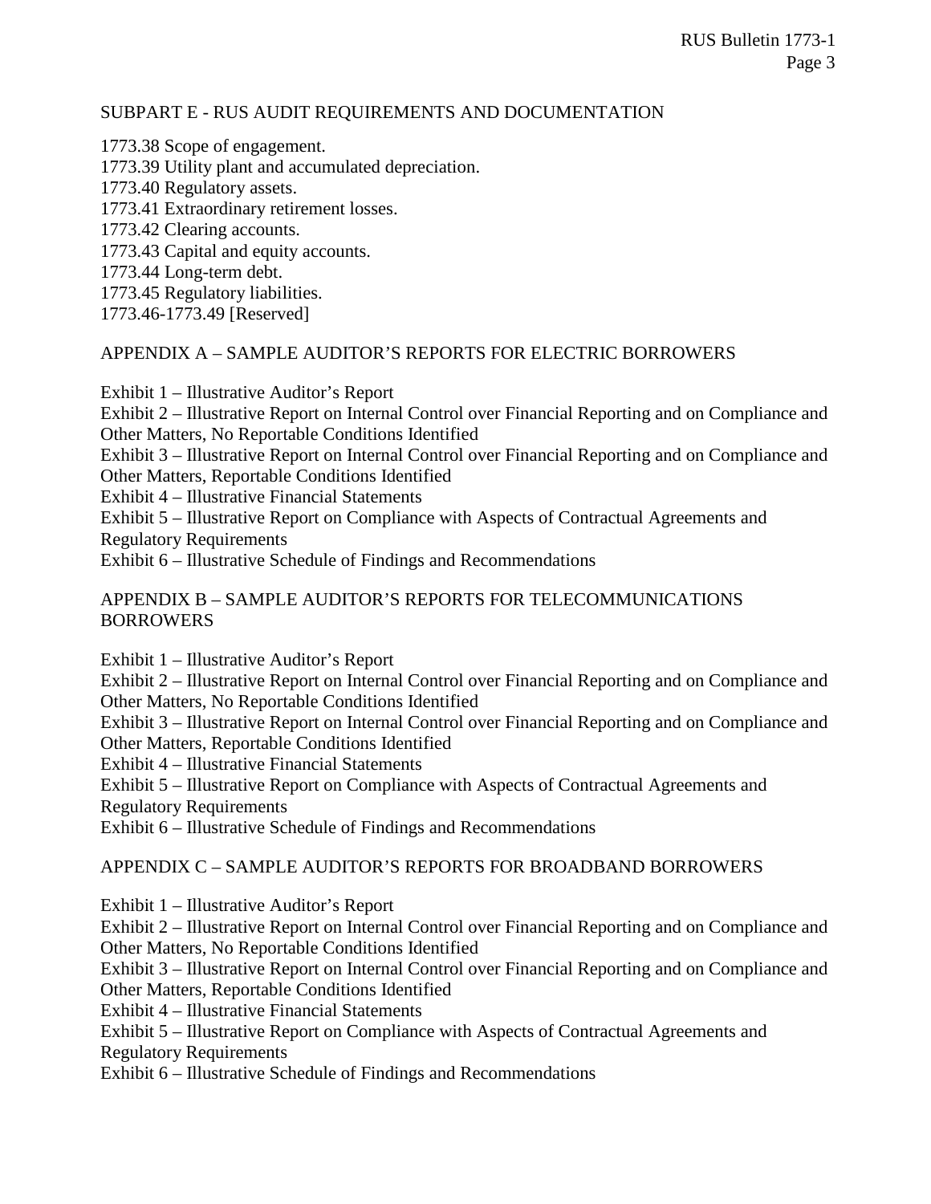## SUBPART E - RUS AUDIT REQUIREMENTS AND DOCUMENTATION

1773.38 Scope of engagement.
1773.39 Utility plant and accumulated depreciation.
1773.40 Regulatory assets.
1773.41 Extraordinary retirement losses.
1773.42 Clearing accounts.
1773.43 Capital and equity accounts.
1773.44 Long-term debt.
1773.45 Regulatory liabilities.
1773.46-1773.49 [Reserved]

## APPENDIX A – SAMPLE AUDITOR'S REPORTS FOR ELECTRIC BORROWERS

Exhibit 1 – Illustrative Auditor's Report
Exhibit 2 – Illustrative Report on Internal Control over Financial Reporting and on Compliance and Other Matters, No Reportable Conditions Identified
Exhibit 3 – Illustrative Report on Internal Control over Financial Reporting and on Compliance and Other Matters, Reportable Conditions Identified
Exhibit 4 – Illustrative Financial Statements
Exhibit 5 – Illustrative Report on Compliance with Aspects of Contractual Agreements and Regulatory Requirements
Exhibit 6 – Illustrative Schedule of Findings and Recommendations

## APPENDIX B – SAMPLE AUDITOR'S REPORTS FOR TELECOMMUNICATIONS BORROWERS

Exhibit 1 – Illustrative Auditor's Report
Exhibit 2 – Illustrative Report on Internal Control over Financial Reporting and on Compliance and Other Matters, No Reportable Conditions Identified
Exhibit 3 – Illustrative Report on Internal Control over Financial Reporting and on Compliance and Other Matters, Reportable Conditions Identified
Exhibit 4 – Illustrative Financial Statements
Exhibit 5 – Illustrative Report on Compliance with Aspects of Contractual Agreements and Regulatory Requirements
Exhibit 6 – Illustrative Schedule of Findings and Recommendations

## APPENDIX C – SAMPLE AUDITOR'S REPORTS FOR BROADBAND BORROWERS

Exhibit 1 – Illustrative Auditor's Report
Exhibit 2 – Illustrative Report on Internal Control over Financial Reporting and on Compliance and Other Matters, No Reportable Conditions Identified
Exhibit 3 – Illustrative Report on Internal Control over Financial Reporting and on Compliance and Other Matters, Reportable Conditions Identified
Exhibit 4 – Illustrative Financial Statements
Exhibit 5 – Illustrative Report on Compliance with Aspects of Contractual Agreements and Regulatory Requirements
Exhibit 6 – Illustrative Schedule of Findings and Recommendations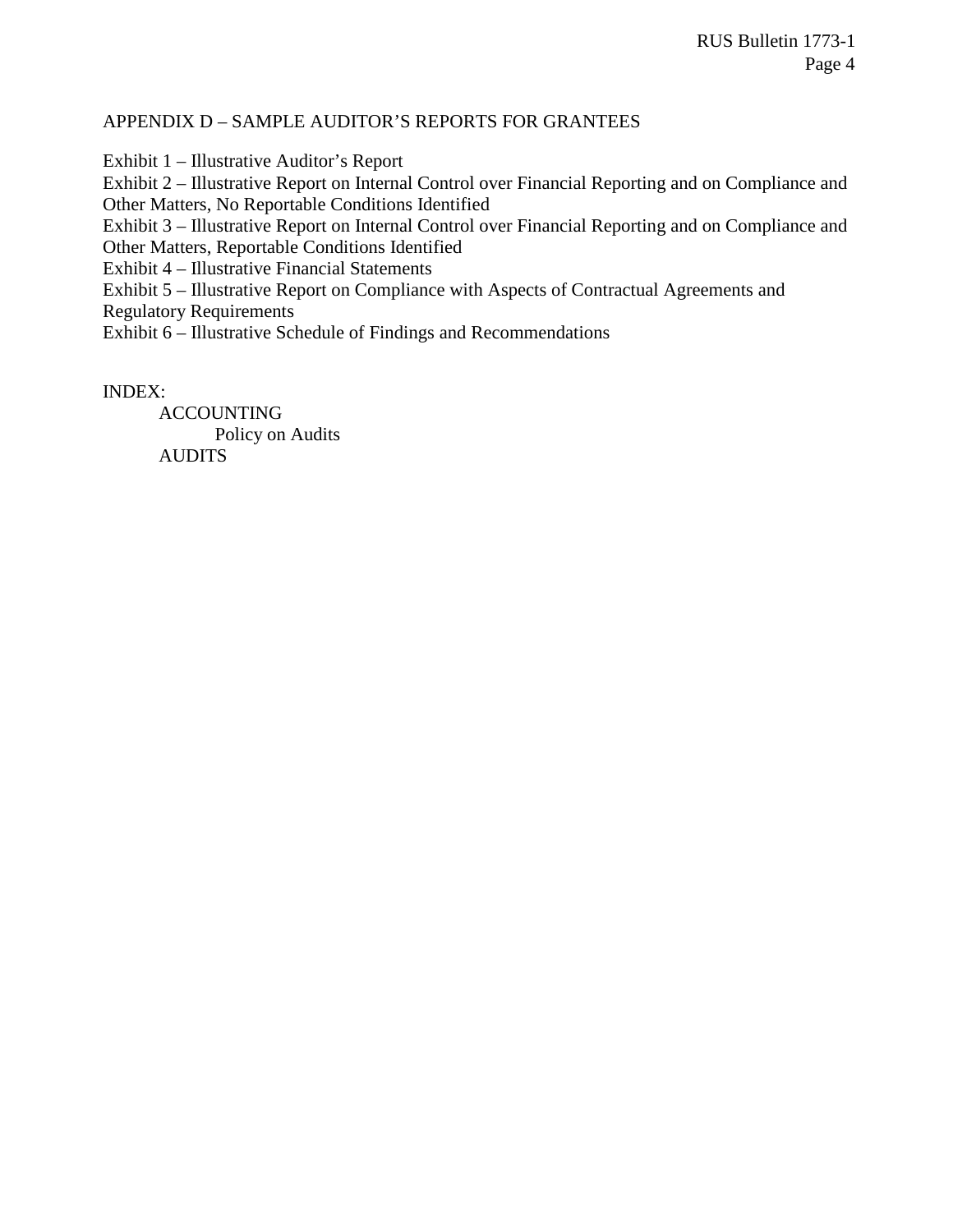APPENDIX D – SAMPLE AUDITOR’S REPORTS FOR GRANTEES

Exhibit 1 – Illustrative Auditor’s Report
Exhibit 2 – Illustrative Report on Internal Control over Financial Reporting and on Compliance and Other Matters, No Reportable Conditions Identified
Exhibit 3 – Illustrative Report on Internal Control over Financial Reporting and on Compliance and Other Matters, Reportable Conditions Identified
Exhibit 4 – Illustrative Financial Statements
Exhibit 5 – Illustrative Report on Compliance with Aspects of Contractual Agreements and Regulatory Requirements
Exhibit 6 – Illustrative Schedule of Findings and Recommendations

INDEX:

- ACCOUNTING
  - Policy on Audits
- AUDITS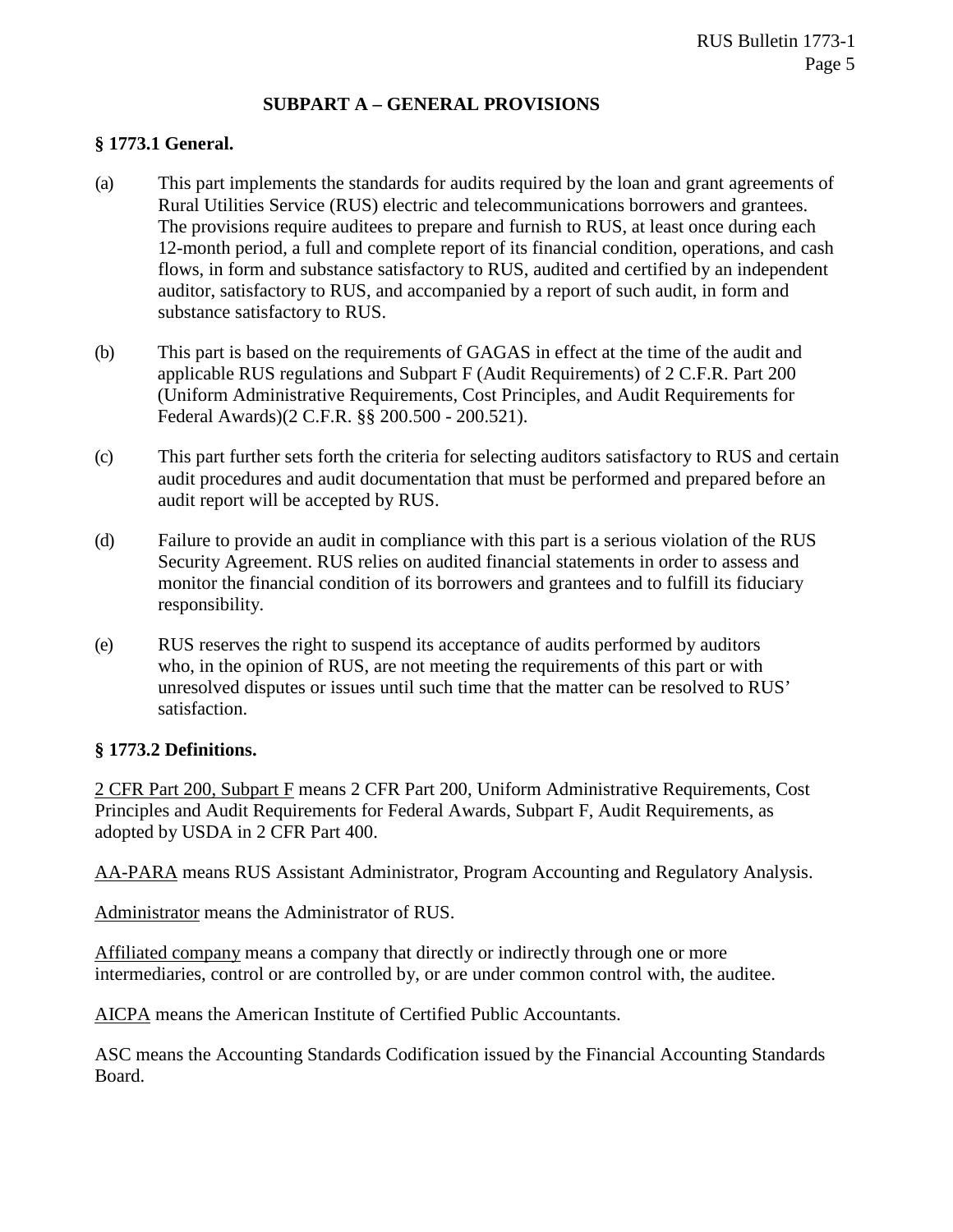## SUBPART A – GENERAL PROVISIONS

### § 1773.1 General.

(a) This part implements the standards for audits required by the loan and grant agreements of Rural Utilities Service (RUS) electric and telecommunications borrowers and grantees. The provisions require auditees to prepare and furnish to RUS, at least once during each 12-month period, a full and complete report of its financial condition, operations, and cash flows, in form and substance satisfactory to RUS, audited and certified by an independent auditor, satisfactory to RUS, and accompanied by a report of such audit, in form and substance satisfactory to RUS.

(b) This part is based on the requirements of GAGAS in effect at the time of the audit and applicable RUS regulations and Subpart F (Audit Requirements) of 2 C.F.R. Part 200 (Uniform Administrative Requirements, Cost Principles, and Audit Requirements for Federal Awards)(2 C.F.R. §§ 200.500 - 200.521).

(c) This part further sets forth the criteria for selecting auditors satisfactory to RUS and certain audit procedures and audit documentation that must be performed and prepared before an audit report will be accepted by RUS.

(d) Failure to provide an audit in compliance with this part is a serious violation of the RUS Security Agreement. RUS relies on audited financial statements in order to assess and monitor the financial condition of its borrowers and grantees and to fulfill its fiduciary responsibility.

(e) RUS reserves the right to suspend its acceptance of audits performed by auditors who, in the opinion of RUS, are not meeting the requirements of this part or with unresolved disputes or issues until such time that the matter can be resolved to RUS' satisfaction.

### § 1773.2 Definitions.

2 CFR Part 200, Subpart F means 2 CFR Part 200, Uniform Administrative Requirements, Cost Principles and Audit Requirements for Federal Awards, Subpart F, Audit Requirements, as adopted by USDA in 2 CFR Part 400.

AA-PARA means RUS Assistant Administrator, Program Accounting and Regulatory Analysis.

Administrator means the Administrator of RUS.

Affiliated company means a company that directly or indirectly through one or more intermediaries, control or are controlled by, or are under common control with, the auditee.

AICPA means the American Institute of Certified Public Accountants.

ASC means the Accounting Standards Codification issued by the Financial Accounting Standards Board.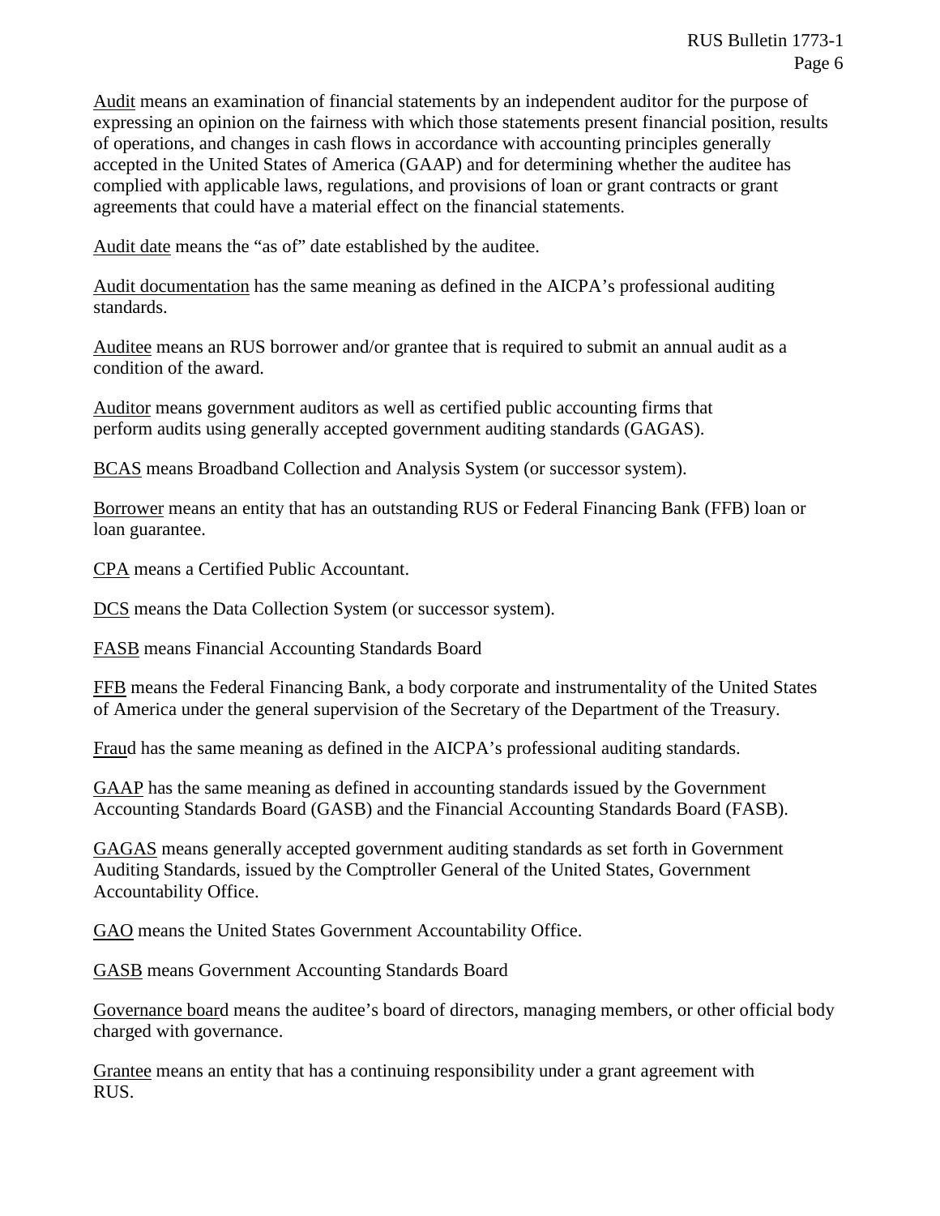Audit means an examination of financial statements by an independent auditor for the purpose of expressing an opinion on the fairness with which those statements present financial position, results of operations, and changes in cash flows in accordance with accounting principles generally accepted in the United States of America (GAAP) and for determining whether the auditee has complied with applicable laws, regulations, and provisions of loan or grant contracts or grant agreements that could have a material effect on the financial statements.

Audit date means the "as of" date established by the auditee.

Audit documentation has the same meaning as defined in the AICPA's professional auditing standards.

Auditee means an RUS borrower and/or grantee that is required to submit an annual audit as a condition of the award.

Auditor means government auditors as well as certified public accounting firms that perform audits using generally accepted government auditing standards (GAGAS).

BCAS means Broadband Collection and Analysis System (or successor system).

Borrower means an entity that has an outstanding RUS or Federal Financing Bank (FFB) loan or loan guarantee.

CPA means a Certified Public Accountant.

DCS means the Data Collection System (or successor system).

FASB means Financial Accounting Standards Board

FFB means the Federal Financing Bank, a body corporate and instrumentality of the United States of America under the general supervision of the Secretary of the Department of the Treasury.

Fraud has the same meaning as defined in the AICPA's professional auditing standards.

GAAP has the same meaning as defined in accounting standards issued by the Government Accounting Standards Board (GASB) and the Financial Accounting Standards Board (FASB).

GAGAS means generally accepted government auditing standards as set forth in Government Auditing Standards, issued by the Comptroller General of the United States, Government Accountability Office.

GAO means the United States Government Accountability Office.

GASB means Government Accounting Standards Board

Governance board means the auditee's board of directors, managing members, or other official body charged with governance.

Grantee means an entity that has a continuing responsibility under a grant agreement with RUS.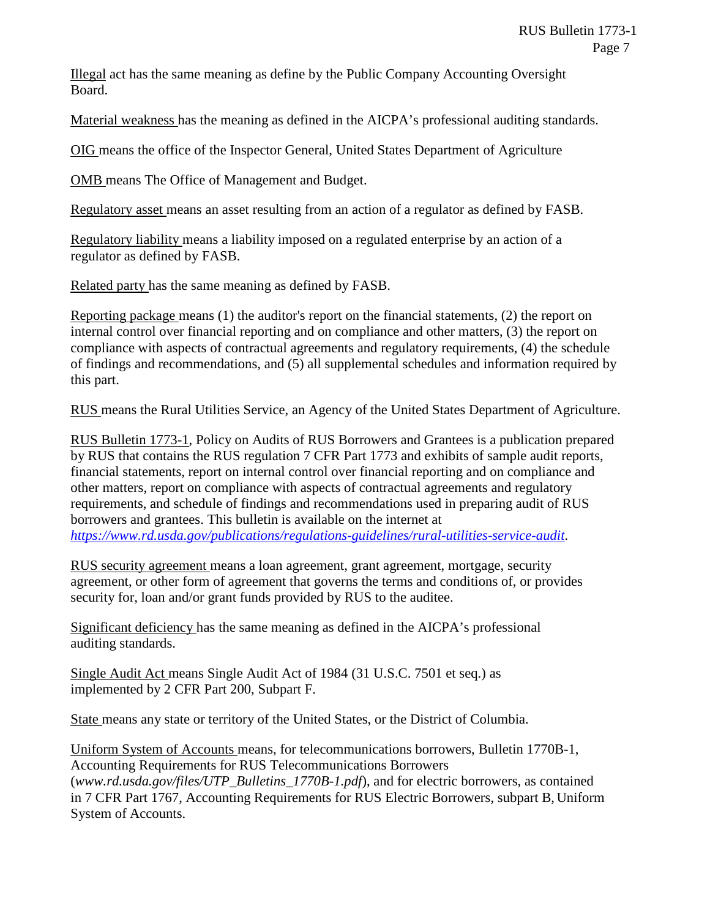Illegal act has the same meaning as define by the Public Company Accounting Oversight Board.

Material weakness has the meaning as defined in the AICPA's professional auditing standards.

OIG means the office of the Inspector General, United States Department of Agriculture

OMB means The Office of Management and Budget.

Regulatory asset means an asset resulting from an action of a regulator as defined by FASB.

Regulatory liability means a liability imposed on a regulated enterprise by an action of a regulator as defined by FASB.

Related party has the same meaning as defined by FASB.

Reporting package means (1) the auditor's report on the financial statements, (2) the report on internal control over financial reporting and on compliance and other matters, (3) the report on compliance with aspects of contractual agreements and regulatory requirements, (4) the schedule of findings and recommendations, and (5) all supplemental schedules and information required by this part.

RUS means the Rural Utilities Service, an Agency of the United States Department of Agriculture.

RUS Bulletin 1773-1, Policy on Audits of RUS Borrowers and Grantees is a publication prepared by RUS that contains the RUS regulation 7 CFR Part 1773 and exhibits of sample audit reports, financial statements, report on internal control over financial reporting and on compliance and other matters, report on compliance with aspects of contractual agreements and regulatory requirements, and schedule of findings and recommendations used in preparing audit of RUS borrowers and grantees. This bulletin is available on the internet at *https://www.rd.usda.gov/publications/regulations-guidelines/rural-utilities-service-audit*.

RUS security agreement means a loan agreement, grant agreement, mortgage, security agreement, or other form of agreement that governs the terms and conditions of, or provides security for, loan and/or grant funds provided by RUS to the auditee.

Significant deficiency has the same meaning as defined in the AICPA's professional auditing standards.

Single Audit Act means Single Audit Act of 1984 (31 U.S.C. 7501 et seq.) as implemented by 2 CFR Part 200, Subpart F.

State means any state or territory of the United States, or the District of Columbia.

Uniform System of Accounts means, for telecommunications borrowers, Bulletin 1770B-1, Accounting Requirements for RUS Telecommunications Borrowers (*www.rd.usda.gov/files/UTP_Bulletins_1770B-1.pdf*), and for electric borrowers, as contained in 7 CFR Part 1767, Accounting Requirements for RUS Electric Borrowers, subpart B, Uniform System of Accounts.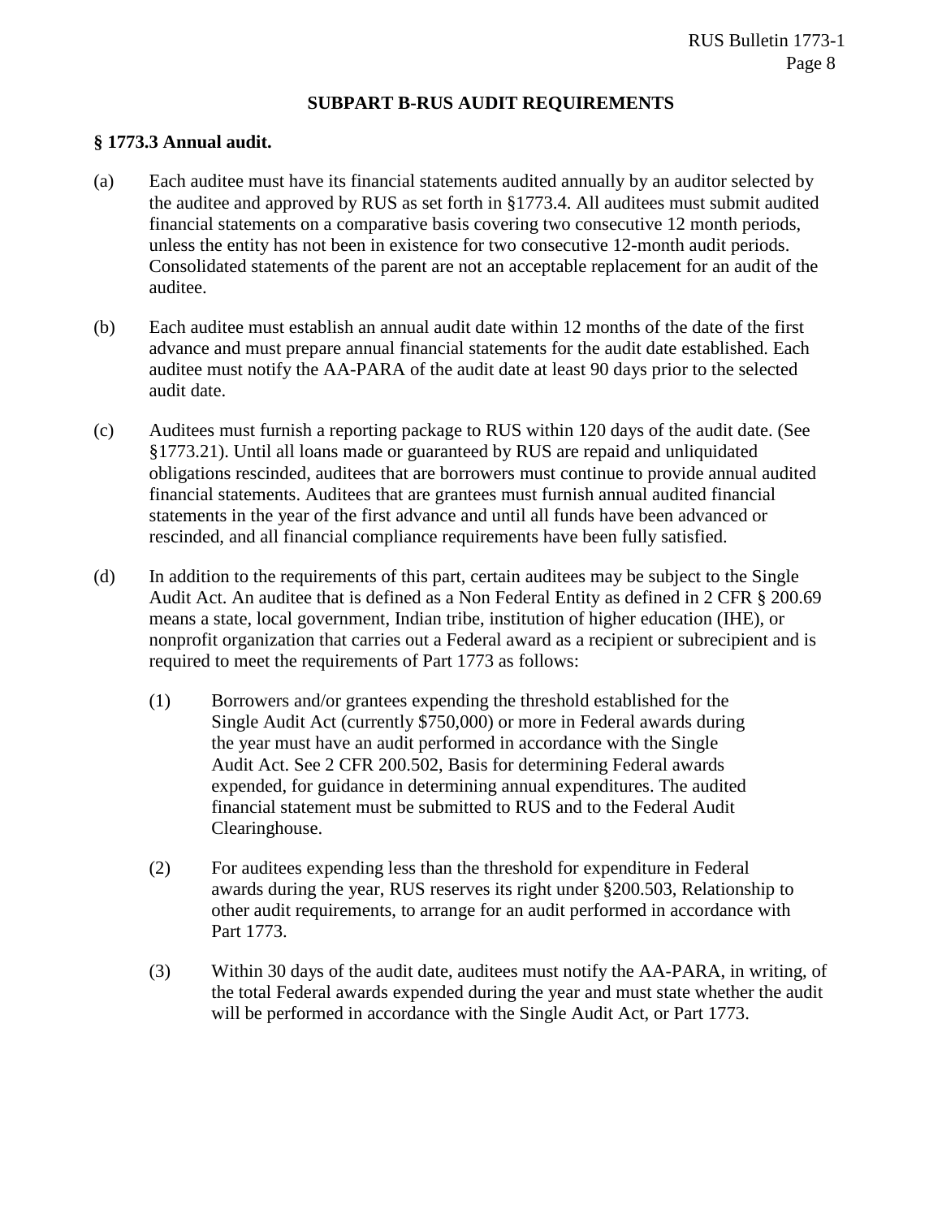## SUBPART B-RUS AUDIT REQUIREMENTS

### § 1773.3 Annual audit.

(a) Each auditee must have its financial statements audited annually by an auditor selected by the auditee and approved by RUS as set forth in §1773.4. All auditees must submit audited financial statements on a comparative basis covering two consecutive 12 month periods, unless the entity has not been in existence for two consecutive 12-month audit periods. Consolidated statements of the parent are not an acceptable replacement for an audit of the auditee.

(b) Each auditee must establish an annual audit date within 12 months of the date of the first advance and must prepare annual financial statements for the audit date established. Each auditee must notify the AA-PARA of the audit date at least 90 days prior to the selected audit date.

(c) Auditees must furnish a reporting package to RUS within 120 days of the audit date. (See §1773.21). Until all loans made or guaranteed by RUS are repaid and unliquidated obligations rescinded, auditees that are borrowers must continue to provide annual audited financial statements. Auditees that are grantees must furnish annual audited financial statements in the year of the first advance and until all funds have been advanced or rescinded, and all financial compliance requirements have been fully satisfied.

(d) In addition to the requirements of this part, certain auditees may be subject to the Single Audit Act. An auditee that is defined as a Non Federal Entity as defined in 2 CFR § 200.69 means a state, local government, Indian tribe, institution of higher education (IHE), or nonprofit organization that carries out a Federal award as a recipient or subrecipient and is required to meet the requirements of Part 1773 as follows:

  (1) Borrowers and/or grantees expending the threshold established for the Single Audit Act (currently $750,000) or more in Federal awards during the year must have an audit performed in accordance with the Single Audit Act. See 2 CFR 200.502, Basis for determining Federal awards expended, for guidance in determining annual expenditures. The audited financial statement must be submitted to RUS and to the Federal Audit Clearinghouse.

  (2) For auditees expending less than the threshold for expenditure in Federal awards during the year, RUS reserves its right under §200.503, Relationship to other audit requirements, to arrange for an audit performed in accordance with Part 1773.

  (3) Within 30 days of the audit date, auditees must notify the AA-PARA, in writing, of the total Federal awards expended during the year and must state whether the audit will be performed in accordance with the Single Audit Act, or Part 1773.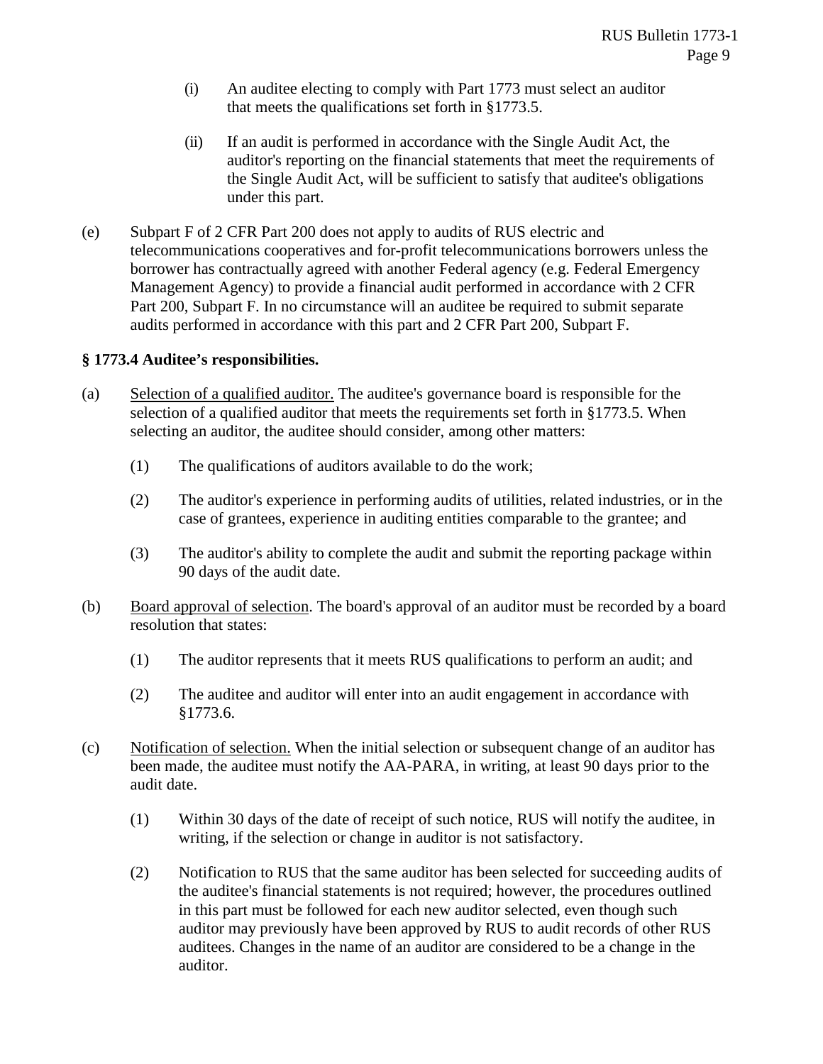(i) An auditee electing to comply with Part 1773 must select an auditor that meets the qualifications set forth in §1773.5.

(ii) If an audit is performed in accordance with the Single Audit Act, the auditor's reporting on the financial statements that meet the requirements of the Single Audit Act, will be sufficient to satisfy that auditee's obligations under this part.

(e) Subpart F of 2 CFR Part 200 does not apply to audits of RUS electric and telecommunications cooperatives and for-profit telecommunications borrowers unless the borrower has contractually agreed with another Federal agency (e.g. Federal Emergency Management Agency) to provide a financial audit performed in accordance with 2 CFR Part 200, Subpart F. In no circumstance will an auditee be required to submit separate audits performed in accordance with this part and 2 CFR Part 200, Subpart F.

### § 1773.4 Auditee's responsibilities.

(a) Selection of a qualified auditor. The auditee's governance board is responsible for the selection of a qualified auditor that meets the requirements set forth in §1773.5. When selecting an auditor, the auditee should consider, among other matters:

(1) The qualifications of auditors available to do the work;

(2) The auditor's experience in performing audits of utilities, related industries, or in the case of grantees, experience in auditing entities comparable to the grantee; and

(3) The auditor's ability to complete the audit and submit the reporting package within 90 days of the audit date.

(b) Board approval of selection. The board's approval of an auditor must be recorded by a board resolution that states:

(1) The auditor represents that it meets RUS qualifications to perform an audit; and

(2) The auditee and auditor will enter into an audit engagement in accordance with §1773.6.

(c) Notification of selection. When the initial selection or subsequent change of an auditor has been made, the auditee must notify the AA-PARA, in writing, at least 90 days prior to the audit date.

(1) Within 30 days of the date of receipt of such notice, RUS will notify the auditee, in writing, if the selection or change in auditor is not satisfactory.

(2) Notification to RUS that the same auditor has been selected for succeeding audits of the auditee's financial statements is not required; however, the procedures outlined in this part must be followed for each new auditor selected, even though such auditor may previously have been approved by RUS to audit records of other RUS auditees. Changes in the name of an auditor are considered to be a change in the auditor.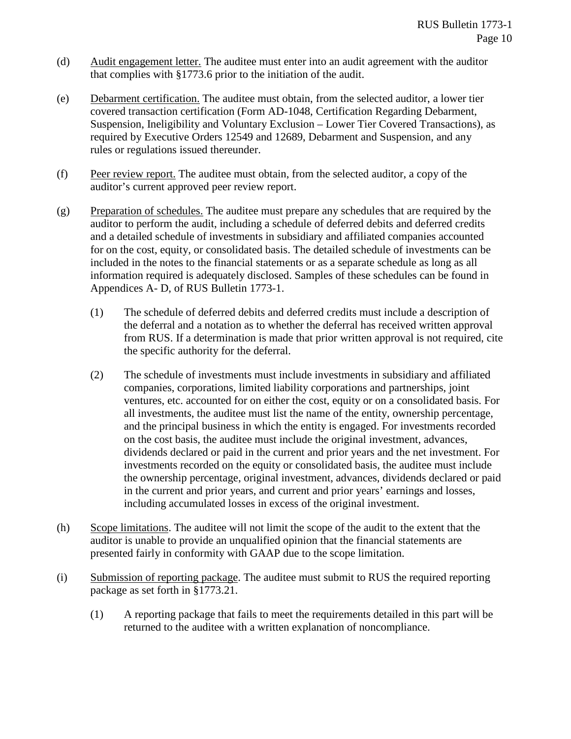(d) Audit engagement letter. The auditee must enter into an audit agreement with the auditor that complies with §1773.6 prior to the initiation of the audit.

(e) Debarment certification. The auditee must obtain, from the selected auditor, a lower tier covered transaction certification (Form AD-1048, Certification Regarding Debarment, Suspension, Ineligibility and Voluntary Exclusion – Lower Tier Covered Transactions), as required by Executive Orders 12549 and 12689, Debarment and Suspension, and any rules or regulations issued thereunder.

(f) Peer review report. The auditee must obtain, from the selected auditor, a copy of the auditor's current approved peer review report.

(g) Preparation of schedules. The auditee must prepare any schedules that are required by the auditor to perform the audit, including a schedule of deferred debits and deferred credits and a detailed schedule of investments in subsidiary and affiliated companies accounted for on the cost, equity, or consolidated basis. The detailed schedule of investments can be included in the notes to the financial statements or as a separate schedule as long as all information required is adequately disclosed. Samples of these schedules can be found in Appendices A- D, of RUS Bulletin 1773-1.

  (1) The schedule of deferred debits and deferred credits must include a description of the deferral and a notation as to whether the deferral has received written approval from RUS. If a determination is made that prior written approval is not required, cite the specific authority for the deferral.

  (2) The schedule of investments must include investments in subsidiary and affiliated companies, corporations, limited liability corporations and partnerships, joint ventures, etc. accounted for on either the cost, equity or on a consolidated basis. For all investments, the auditee must list the name of the entity, ownership percentage, and the principal business in which the entity is engaged. For investments recorded on the cost basis, the auditee must include the original investment, advances, dividends declared or paid in the current and prior years and the net investment. For investments recorded on the equity or consolidated basis, the auditee must include the ownership percentage, original investment, advances, dividends declared or paid in the current and prior years, and current and prior years' earnings and losses, including accumulated losses in excess of the original investment.

(h) Scope limitations. The auditee will not limit the scope of the audit to the extent that the auditor is unable to provide an unqualified opinion that the financial statements are presented fairly in conformity with GAAP due to the scope limitation.

(i) Submission of reporting package. The auditee must submit to RUS the required reporting package as set forth in §1773.21.

  (1) A reporting package that fails to meet the requirements detailed in this part will be returned to the auditee with a written explanation of noncompliance.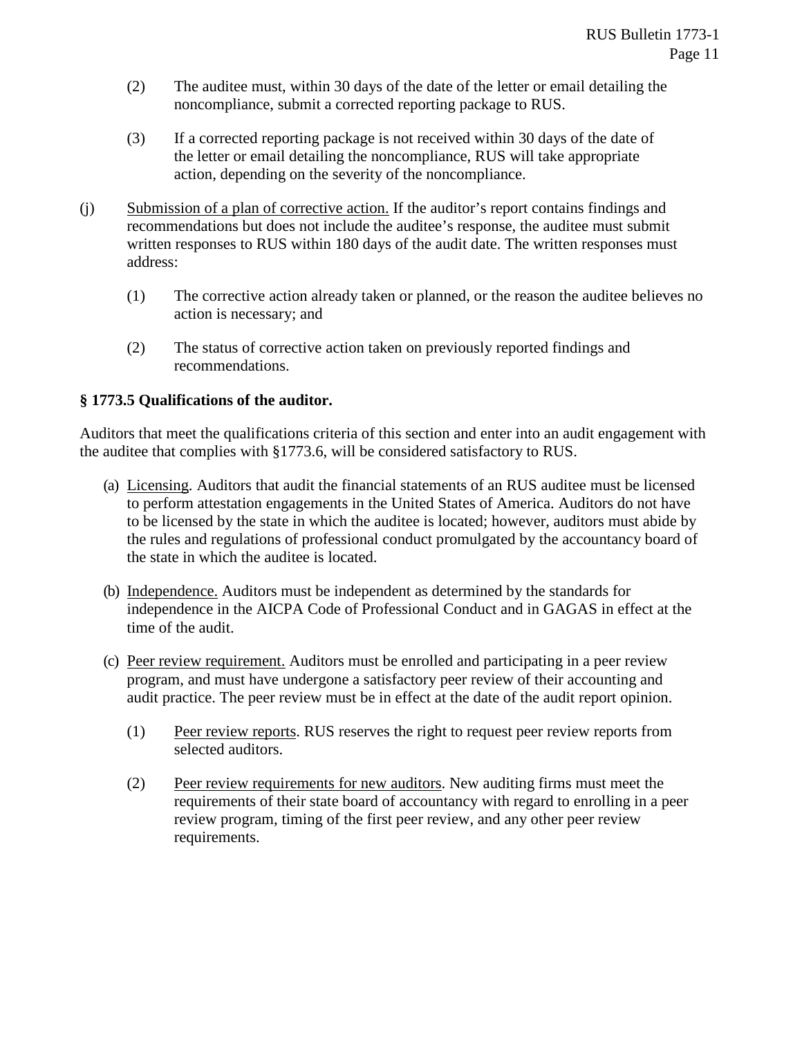(2) The auditee must, within 30 days of the date of the letter or email detailing the noncompliance, submit a corrected reporting package to RUS.

(3) If a corrected reporting package is not received within 30 days of the date of the letter or email detailing the noncompliance, RUS will take appropriate action, depending on the severity of the noncompliance.

(j) Submission of a plan of corrective action. If the auditor's report contains findings and recommendations but does not include the auditee's response, the auditee must submit written responses to RUS within 180 days of the audit date. The written responses must address:

(1) The corrective action already taken or planned, or the reason the auditee believes no action is necessary; and

(2) The status of corrective action taken on previously reported findings and recommendations.

**§ 1773.5 Qualifications of the auditor.**

Auditors that meet the qualifications criteria of this section and enter into an audit engagement with the auditee that complies with §1773.6, will be considered satisfactory to RUS.

(a) Licensing. Auditors that audit the financial statements of an RUS auditee must be licensed to perform attestation engagements in the United States of America. Auditors do not have to be licensed by the state in which the auditee is located; however, auditors must abide by the rules and regulations of professional conduct promulgated by the accountancy board of the state in which the auditee is located.

(b) Independence. Auditors must be independent as determined by the standards for independence in the AICPA Code of Professional Conduct and in GAGAS in effect at the time of the audit.

(c) Peer review requirement. Auditors must be enrolled and participating in a peer review program, and must have undergone a satisfactory peer review of their accounting and audit practice. The peer review must be in effect at the date of the audit report opinion.

(1) Peer review reports. RUS reserves the right to request peer review reports from selected auditors.

(2) Peer review requirements for new auditors. New auditing firms must meet the requirements of their state board of accountancy with regard to enrolling in a peer review program, timing of the first peer review, and any other peer review requirements.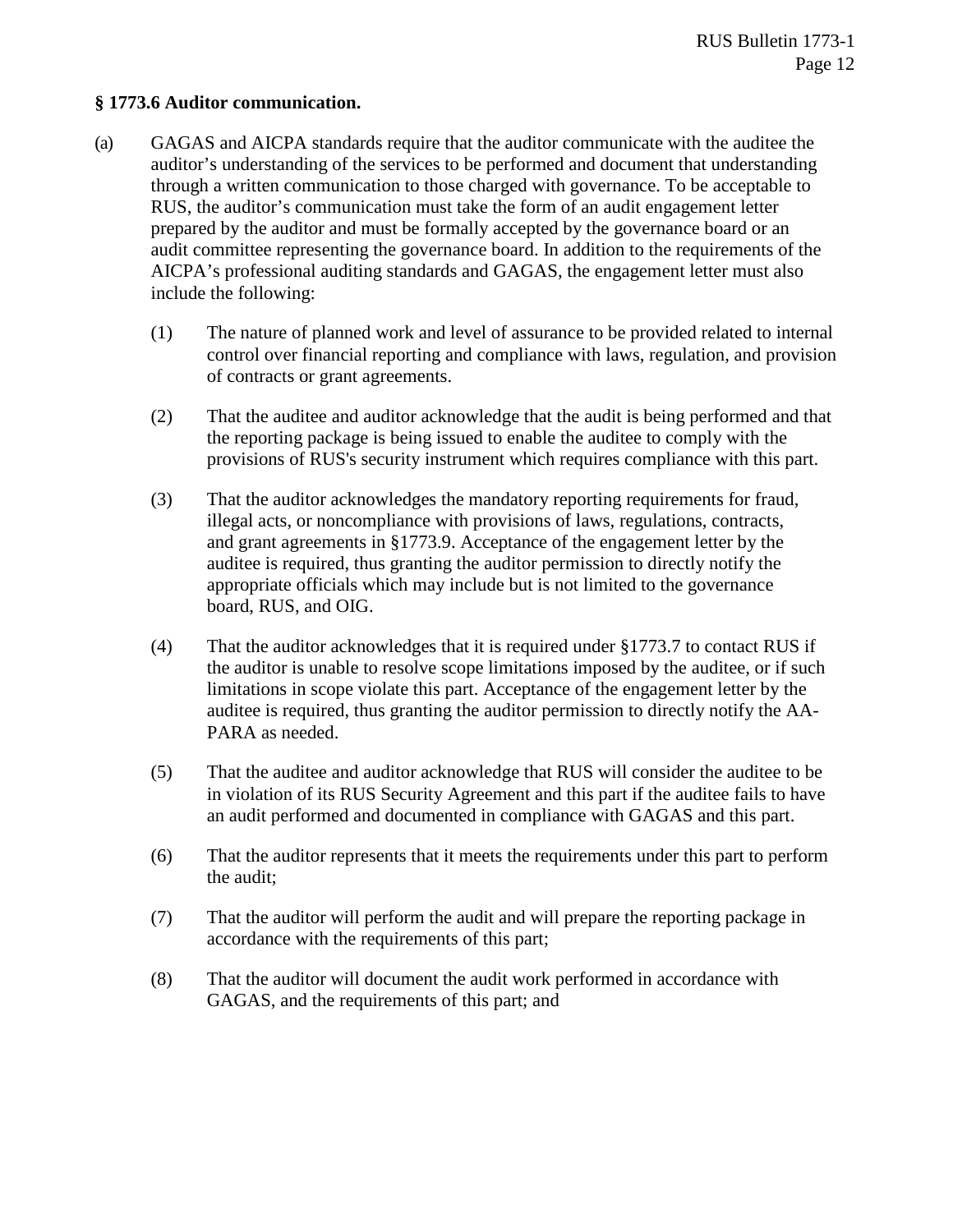### § 1773.6 Auditor communication.

(a) GAGAS and AICPA standards require that the auditor communicate with the auditee the auditor's understanding of the services to be performed and document that understanding through a written communication to those charged with governance. To be acceptable to RUS, the auditor's communication must take the form of an audit engagement letter prepared by the auditor and must be formally accepted by the governance board or an audit committee representing the governance board. In addition to the requirements of the AICPA's professional auditing standards and GAGAS, the engagement letter must also include the following:

   (1) The nature of planned work and level of assurance to be provided related to internal control over financial reporting and compliance with laws, regulation, and provision of contracts or grant agreements.

   (2) That the auditee and auditor acknowledge that the audit is being performed and that the reporting package is being issued to enable the auditee to comply with the provisions of RUS's security instrument which requires compliance with this part.

   (3) That the auditor acknowledges the mandatory reporting requirements for fraud, illegal acts, or noncompliance with provisions of laws, regulations, contracts, and grant agreements in §1773.9. Acceptance of the engagement letter by the auditee is required, thus granting the auditor permission to directly notify the appropriate officials which may include but is not limited to the governance board, RUS, and OIG.

   (4) That the auditor acknowledges that it is required under §1773.7 to contact RUS if the auditor is unable to resolve scope limitations imposed by the auditee, or if such limitations in scope violate this part. Acceptance of the engagement letter by the auditee is required, thus granting the auditor permission to directly notify the AA-PARA as needed.

   (5) That the auditee and auditor acknowledge that RUS will consider the auditee to be in violation of its RUS Security Agreement and this part if the auditee fails to have an audit performed and documented in compliance with GAGAS and this part.

   (6) That the auditor represents that it meets the requirements under this part to perform the audit;

   (7) That the auditor will perform the audit and will prepare the reporting package in accordance with the requirements of this part;

   (8) That the auditor will document the audit work performed in accordance with GAGAS, and the requirements of this part; and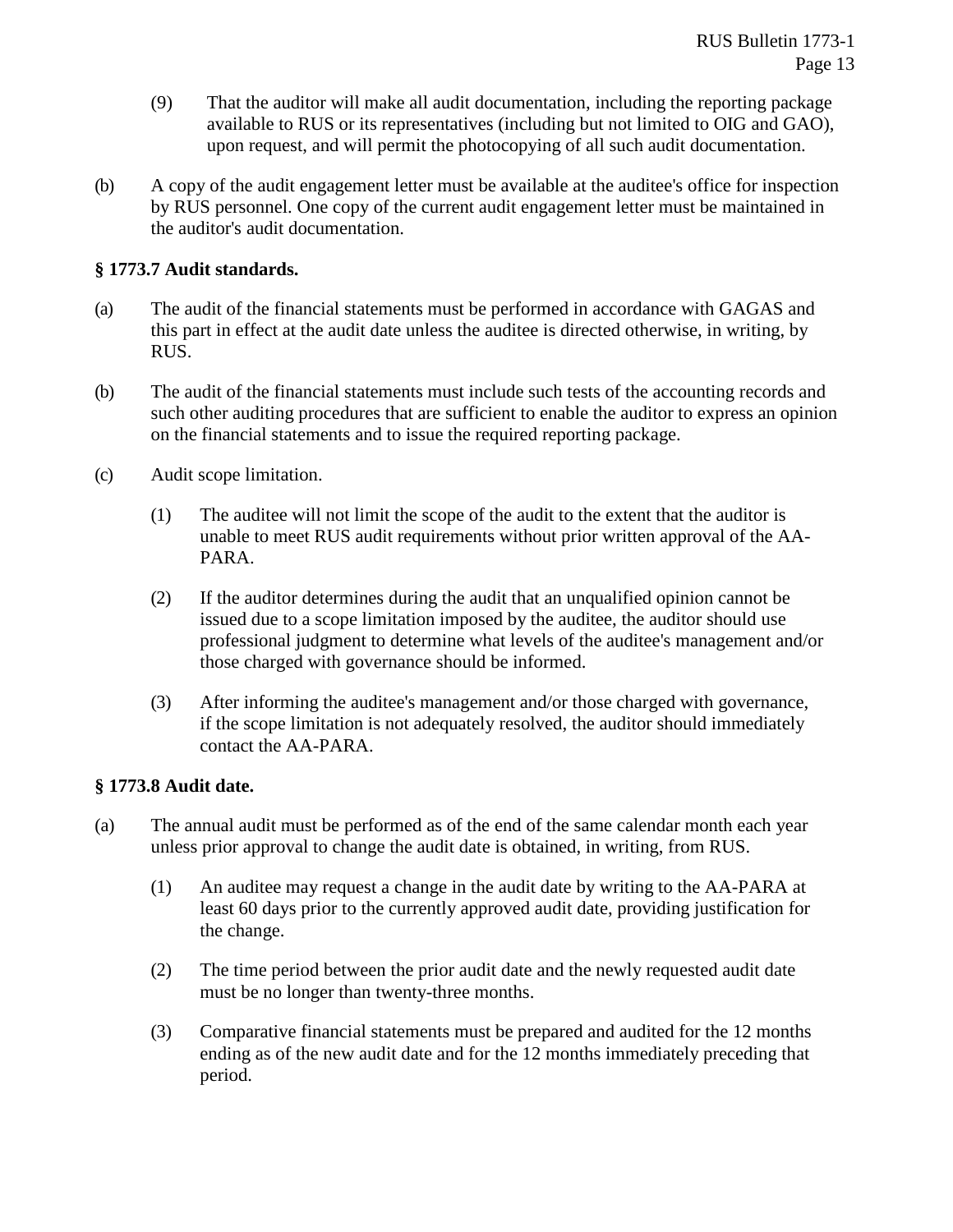(9) That the auditor will make all audit documentation, including the reporting package available to RUS or its representatives (including but not limited to OIG and GAO), upon request, and will permit the photocopying of all such audit documentation.

(b) A copy of the audit engagement letter must be available at the auditee's office for inspection by RUS personnel. One copy of the current audit engagement letter must be maintained in the auditor's audit documentation.

### § 1773.7 Audit standards.

(a) The audit of the financial statements must be performed in accordance with GAGAS and this part in effect at the audit date unless the auditee is directed otherwise, in writing, by RUS.

(b) The audit of the financial statements must include such tests of the accounting records and such other auditing procedures that are sufficient to enable the auditor to express an opinion on the financial statements and to issue the required reporting package.

(c) Audit scope limitation.

(1) The auditee will not limit the scope of the audit to the extent that the auditor is unable to meet RUS audit requirements without prior written approval of the AA-PARA.

(2) If the auditor determines during the audit that an unqualified opinion cannot be issued due to a scope limitation imposed by the auditee, the auditor should use professional judgment to determine what levels of the auditee's management and/or those charged with governance should be informed.

(3) After informing the auditee's management and/or those charged with governance, if the scope limitation is not adequately resolved, the auditor should immediately contact the AA-PARA.

### § 1773.8 Audit date.

(a) The annual audit must be performed as of the end of the same calendar month each year unless prior approval to change the audit date is obtained, in writing, from RUS.

(1) An auditee may request a change in the audit date by writing to the AA-PARA at least 60 days prior to the currently approved audit date, providing justification for the change.

(2) The time period between the prior audit date and the newly requested audit date must be no longer than twenty-three months.

(3) Comparative financial statements must be prepared and audited for the 12 months ending as of the new audit date and for the 12 months immediately preceding that period.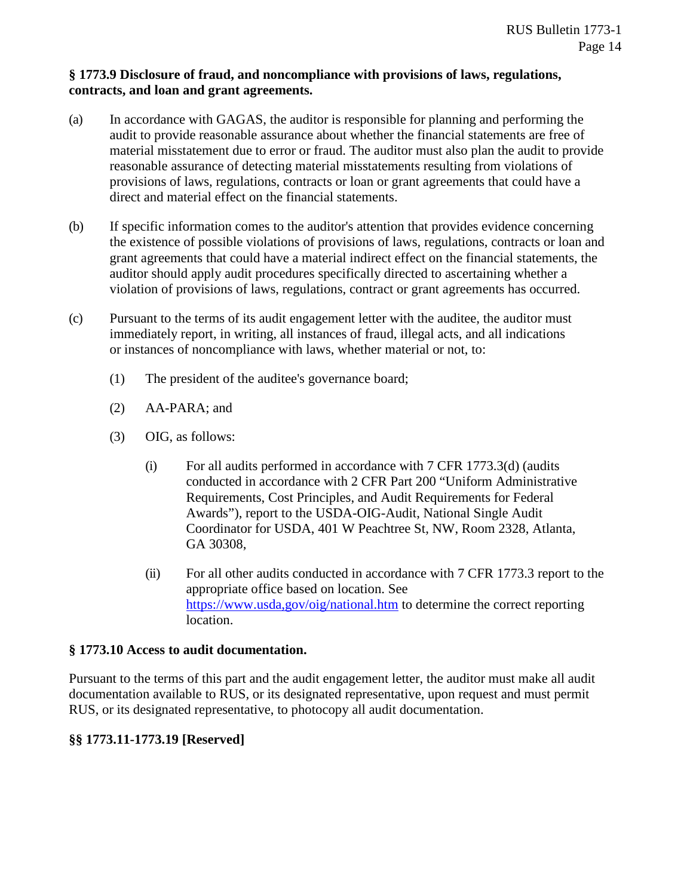**§ 1773.9 Disclosure of fraud, and noncompliance with provisions of laws, regulations, contracts, and loan and grant agreements.**

(a) In accordance with GAGAS, the auditor is responsible for planning and performing the audit to provide reasonable assurance about whether the financial statements are free of material misstatement due to error or fraud. The auditor must also plan the audit to provide reasonable assurance of detecting material misstatements resulting from violations of provisions of laws, regulations, contracts or loan or grant agreements that could have a direct and material effect on the financial statements.

(b) If specific information comes to the auditor's attention that provides evidence concerning the existence of possible violations of provisions of laws, regulations, contracts or loan and grant agreements that could have a material indirect effect on the financial statements, the auditor should apply audit procedures specifically directed to ascertaining whether a violation of provisions of laws, regulations, contract or grant agreements has occurred.

(c) Pursuant to the terms of its audit engagement letter with the auditee, the auditor must immediately report, in writing, all instances of fraud, illegal acts, and all indications or instances of noncompliance with laws, whether material or not, to:

   (1) The president of the auditee's governance board;

   (2) AA-PARA; and

   (3) OIG, as follows:

      (i) For all audits performed in accordance with 7 CFR 1773.3(d) (audits conducted in accordance with 2 CFR Part 200 "Uniform Administrative Requirements, Cost Principles, and Audit Requirements for Federal Awards"), report to the USDA-OIG-Audit, National Single Audit Coordinator for USDA, 401 W Peachtree St, NW, Room 2328, Atlanta, GA 30308,

      (ii) For all other audits conducted in accordance with 7 CFR 1773.3 report to the appropriate office based on location. See https://www.usda,gov/oig/national.htm to determine the correct reporting location.

**§ 1773.10 Access to audit documentation.**

Pursuant to the terms of this part and the audit engagement letter, the auditor must make all audit documentation available to RUS, or its designated representative, upon request and must permit RUS, or its designated representative, to photocopy all audit documentation.

**§§ 1773.11-1773.19 [Reserved]**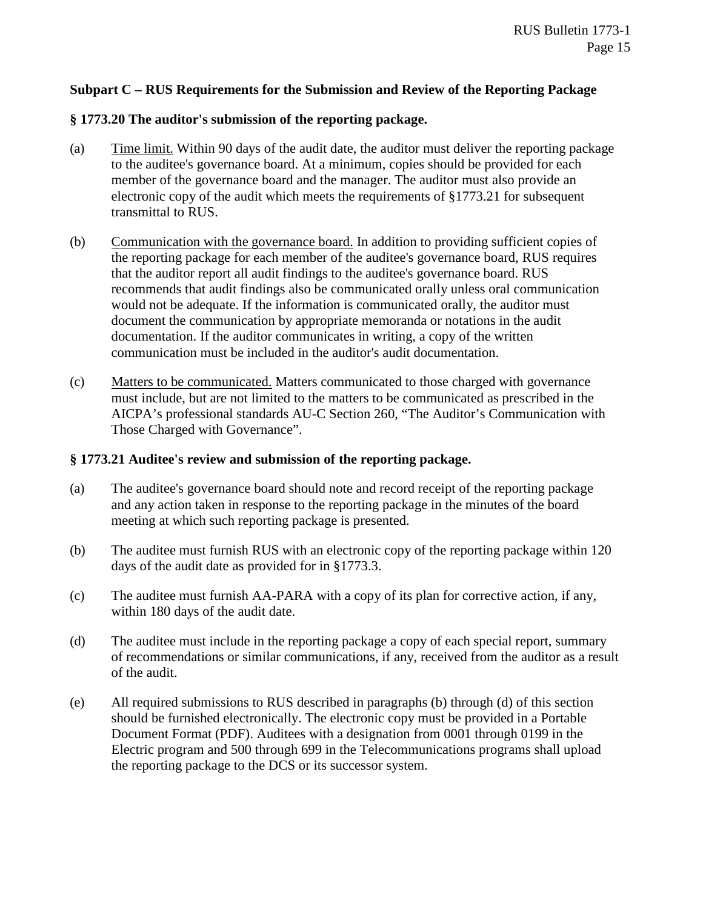### Subpart C – RUS Requirements for the Submission and Review of the Reporting Package

#### § 1773.20 The auditor's submission of the reporting package.

(a) Time limit. Within 90 days of the audit date, the auditor must deliver the reporting package to the auditee's governance board. At a minimum, copies should be provided for each member of the governance board and the manager. The auditor must also provide an electronic copy of the audit which meets the requirements of §1773.21 for subsequent transmittal to RUS.

(b) Communication with the governance board. In addition to providing sufficient copies of the reporting package for each member of the auditee's governance board, RUS requires that the auditor report all audit findings to the auditee's governance board. RUS recommends that audit findings also be communicated orally unless oral communication would not be adequate. If the information is communicated orally, the auditor must document the communication by appropriate memoranda or notations in the audit documentation. If the auditor communicates in writing, a copy of the written communication must be included in the auditor's audit documentation.

(c) Matters to be communicated. Matters communicated to those charged with governance must include, but are not limited to the matters to be communicated as prescribed in the AICPA's professional standards AU-C Section 260, "The Auditor's Communication with Those Charged with Governance".

#### § 1773.21 Auditee's review and submission of the reporting package.

(a) The auditee's governance board should note and record receipt of the reporting package and any action taken in response to the reporting package in the minutes of the board meeting at which such reporting package is presented.

(b) The auditee must furnish RUS with an electronic copy of the reporting package within 120 days of the audit date as provided for in §1773.3.

(c) The auditee must furnish AA-PARA with a copy of its plan for corrective action, if any, within 180 days of the audit date.

(d) The auditee must include in the reporting package a copy of each special report, summary of recommendations or similar communications, if any, received from the auditor as a result of the audit.

(e) All required submissions to RUS described in paragraphs (b) through (d) of this section should be furnished electronically. The electronic copy must be provided in a Portable Document Format (PDF). Auditees with a designation from 0001 through 0199 in the Electric program and 500 through 699 in the Telecommunications programs shall upload the reporting package to the DCS or its successor system.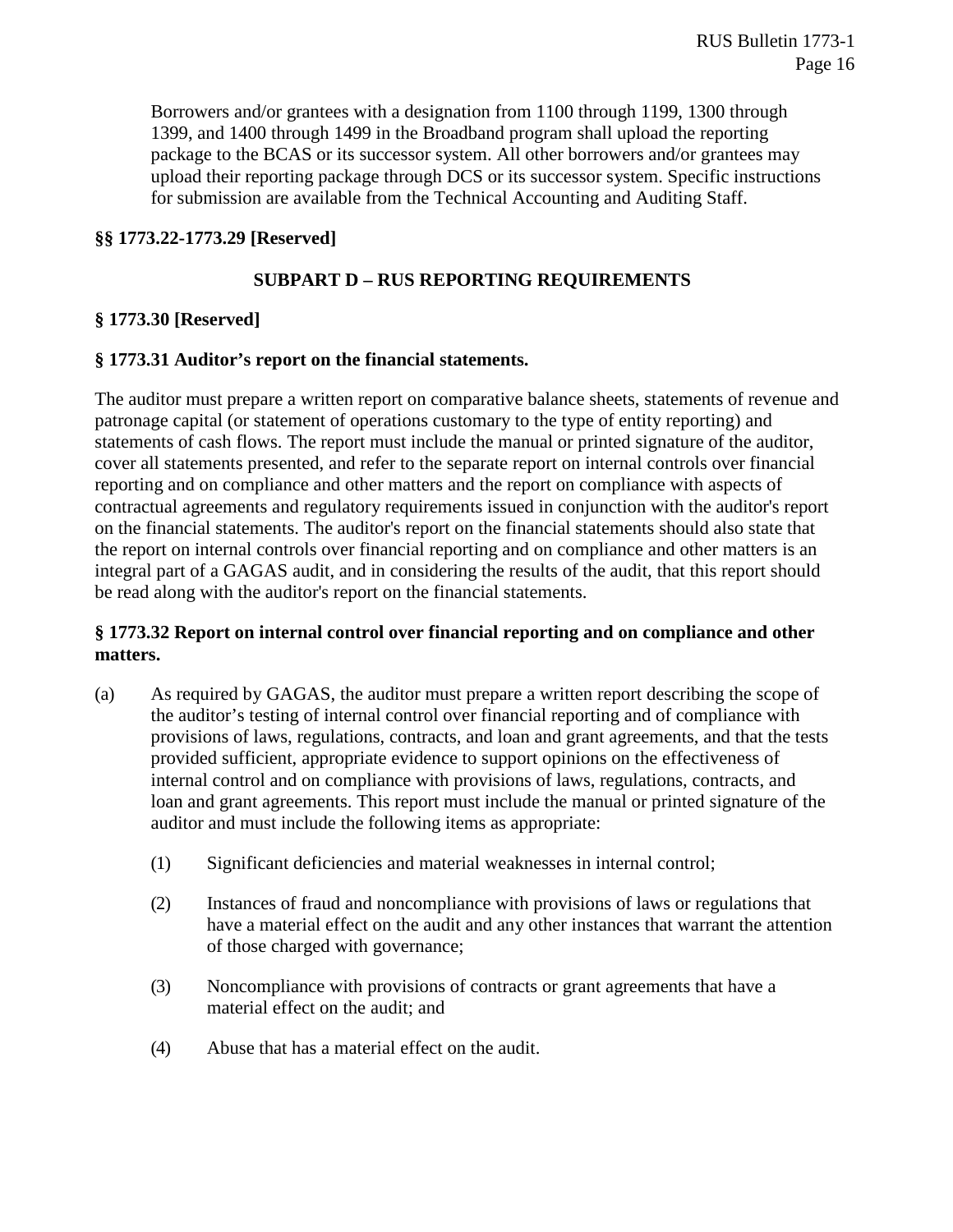Borrowers and/or grantees with a designation from 1100 through 1199, 1300 through 1399, and 1400 through 1499 in the Broadband program shall upload the reporting package to the BCAS or its successor system. All other borrowers and/or grantees may upload their reporting package through DCS or its successor system. Specific instructions for submission are available from the Technical Accounting and Auditing Staff.

**§§ 1773.22-1773.29 [Reserved]**

## SUBPART D – RUS REPORTING REQUIREMENTS

**§ 1773.30 [Reserved]**

**§ 1773.31 Auditor's report on the financial statements.**

The auditor must prepare a written report on comparative balance sheets, statements of revenue and patronage capital (or statement of operations customary to the type of entity reporting) and statements of cash flows. The report must include the manual or printed signature of the auditor, cover all statements presented, and refer to the separate report on internal controls over financial reporting and on compliance and other matters and the report on compliance with aspects of contractual agreements and regulatory requirements issued in conjunction with the auditor's report on the financial statements. The auditor's report on the financial statements should also state that the report on internal controls over financial reporting and on compliance and other matters is an integral part of a GAGAS audit, and in considering the results of the audit, that this report should be read along with the auditor's report on the financial statements.

**§ 1773.32 Report on internal control over financial reporting and on compliance and other matters.**

(a) As required by GAGAS, the auditor must prepare a written report describing the scope of the auditor's testing of internal control over financial reporting and of compliance with provisions of laws, regulations, contracts, and loan and grant agreements, and that the tests provided sufficient, appropriate evidence to support opinions on the effectiveness of internal control and on compliance with provisions of laws, regulations, contracts, and loan and grant agreements. This report must include the manual or printed signature of the auditor and must include the following items as appropriate:

(1) Significant deficiencies and material weaknesses in internal control;

(2) Instances of fraud and noncompliance with provisions of laws or regulations that have a material effect on the audit and any other instances that warrant the attention of those charged with governance;

(3) Noncompliance with provisions of contracts or grant agreements that have a material effect on the audit; and

(4) Abuse that has a material effect on the audit.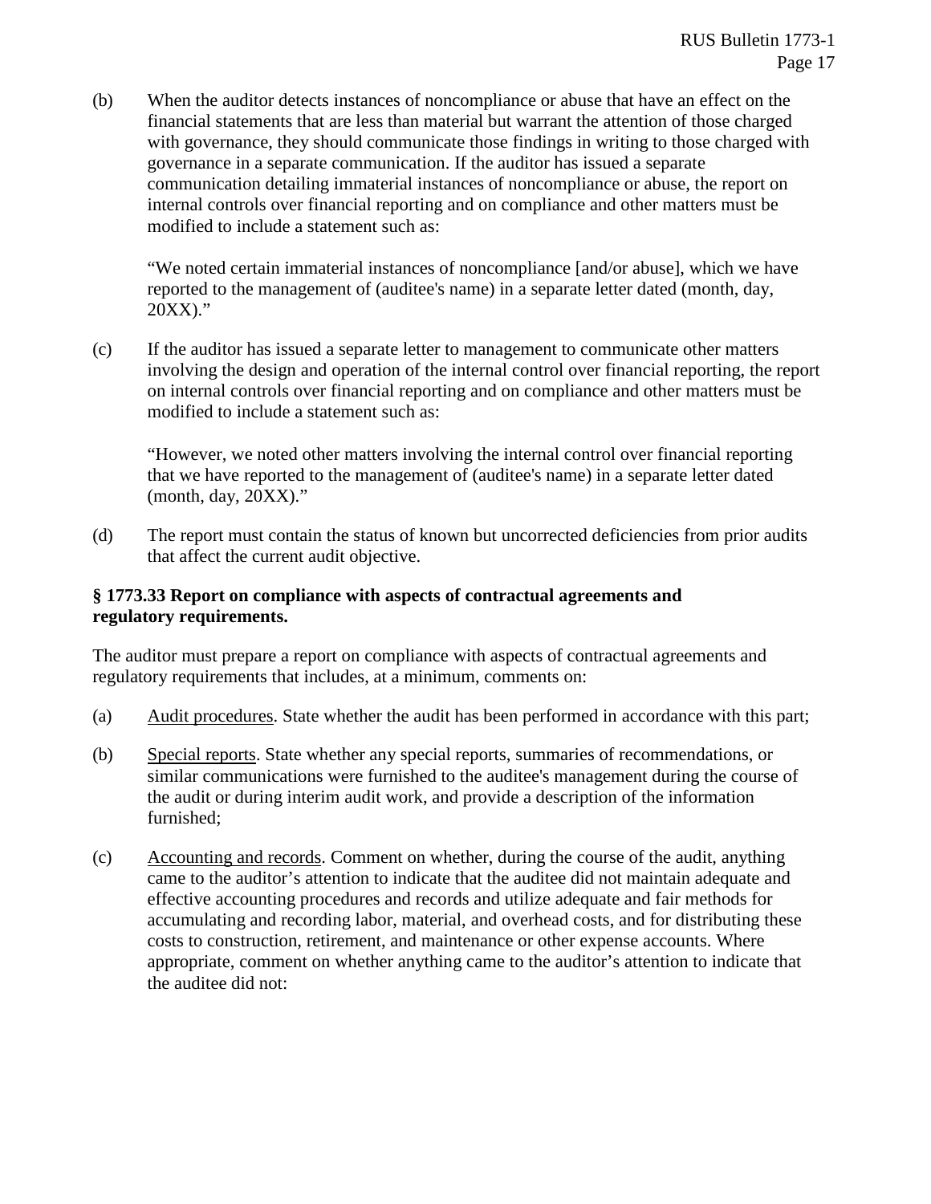(b) When the auditor detects instances of noncompliance or abuse that have an effect on the financial statements that are less than material but warrant the attention of those charged with governance, they should communicate those findings in writing to those charged with governance in a separate communication. If the auditor has issued a separate communication detailing immaterial instances of noncompliance or abuse, the report on internal controls over financial reporting and on compliance and other matters must be modified to include a statement such as:

> "We noted certain immaterial instances of noncompliance [and/or abuse], which we have reported to the management of (auditee's name) in a separate letter dated (month, day, 20XX)."

(c) If the auditor has issued a separate letter to management to communicate other matters involving the design and operation of the internal control over financial reporting, the report on internal controls over financial reporting and on compliance and other matters must be modified to include a statement such as:

> "However, we noted other matters involving the internal control over financial reporting that we have reported to the management of (auditee's name) in a separate letter dated (month, day, 20XX)."

(d) The report must contain the status of known but uncorrected deficiencies from prior audits that affect the current audit objective.

**§ 1773.33 Report on compliance with aspects of contractual agreements and regulatory requirements.**

The auditor must prepare a report on compliance with aspects of contractual agreements and regulatory requirements that includes, at a minimum, comments on:

(a) <u>Audit procedures</u>. State whether the audit has been performed in accordance with this part;

(b) <u>Special reports</u>. State whether any special reports, summaries of recommendations, or similar communications were furnished to the auditee's management during the course of the audit or during interim audit work, and provide a description of the information furnished;

(c) <u>Accounting and records</u>. Comment on whether, during the course of the audit, anything came to the auditor's attention to indicate that the auditee did not maintain adequate and effective accounting procedures and records and utilize adequate and fair methods for accumulating and recording labor, material, and overhead costs, and for distributing these costs to construction, retirement, and maintenance or other expense accounts. Where appropriate, comment on whether anything came to the auditor's attention to indicate that the auditee did not: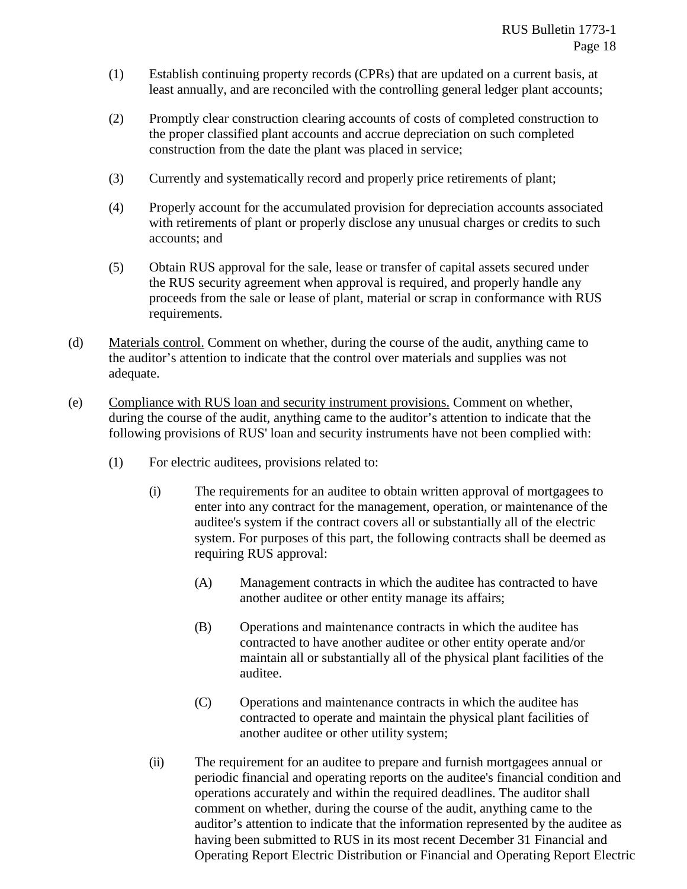(1) Establish continuing property records (CPRs) that are updated on a current basis, at least annually, and are reconciled with the controlling general ledger plant accounts;

(2) Promptly clear construction clearing accounts of costs of completed construction to the proper classified plant accounts and accrue depreciation on such completed construction from the date the plant was placed in service;

(3) Currently and systematically record and properly price retirements of plant;

(4) Properly account for the accumulated provision for depreciation accounts associated with retirements of plant or properly disclose any unusual charges or credits to such accounts; and

(5) Obtain RUS approval for the sale, lease or transfer of capital assets secured under the RUS security agreement when approval is required, and properly handle any proceeds from the sale or lease of plant, material or scrap in conformance with RUS requirements.

(d) Materials control. Comment on whether, during the course of the audit, anything came to the auditor's attention to indicate that the control over materials and supplies was not adequate.

(e) Compliance with RUS loan and security instrument provisions. Comment on whether, during the course of the audit, anything came to the auditor's attention to indicate that the following provisions of RUS' loan and security instruments have not been complied with:

(1) For electric auditees, provisions related to:

(i) The requirements for an auditee to obtain written approval of mortgagees to enter into any contract for the management, operation, or maintenance of the auditee's system if the contract covers all or substantially all of the electric system. For purposes of this part, the following contracts shall be deemed as requiring RUS approval:

(A) Management contracts in which the auditee has contracted to have another auditee or other entity manage its affairs;

(B) Operations and maintenance contracts in which the auditee has contracted to have another auditee or other entity operate and/or maintain all or substantially all of the physical plant facilities of the auditee.

(C) Operations and maintenance contracts in which the auditee has contracted to operate and maintain the physical plant facilities of another auditee or other utility system;

(ii) The requirement for an auditee to prepare and furnish mortgagees annual or periodic financial and operating reports on the auditee's financial condition and operations accurately and within the required deadlines. The auditor shall comment on whether, during the course of the audit, anything came to the auditor's attention to indicate that the information represented by the auditee as having been submitted to RUS in its most recent December 31 Financial and Operating Report Electric Distribution or Financial and Operating Report Electric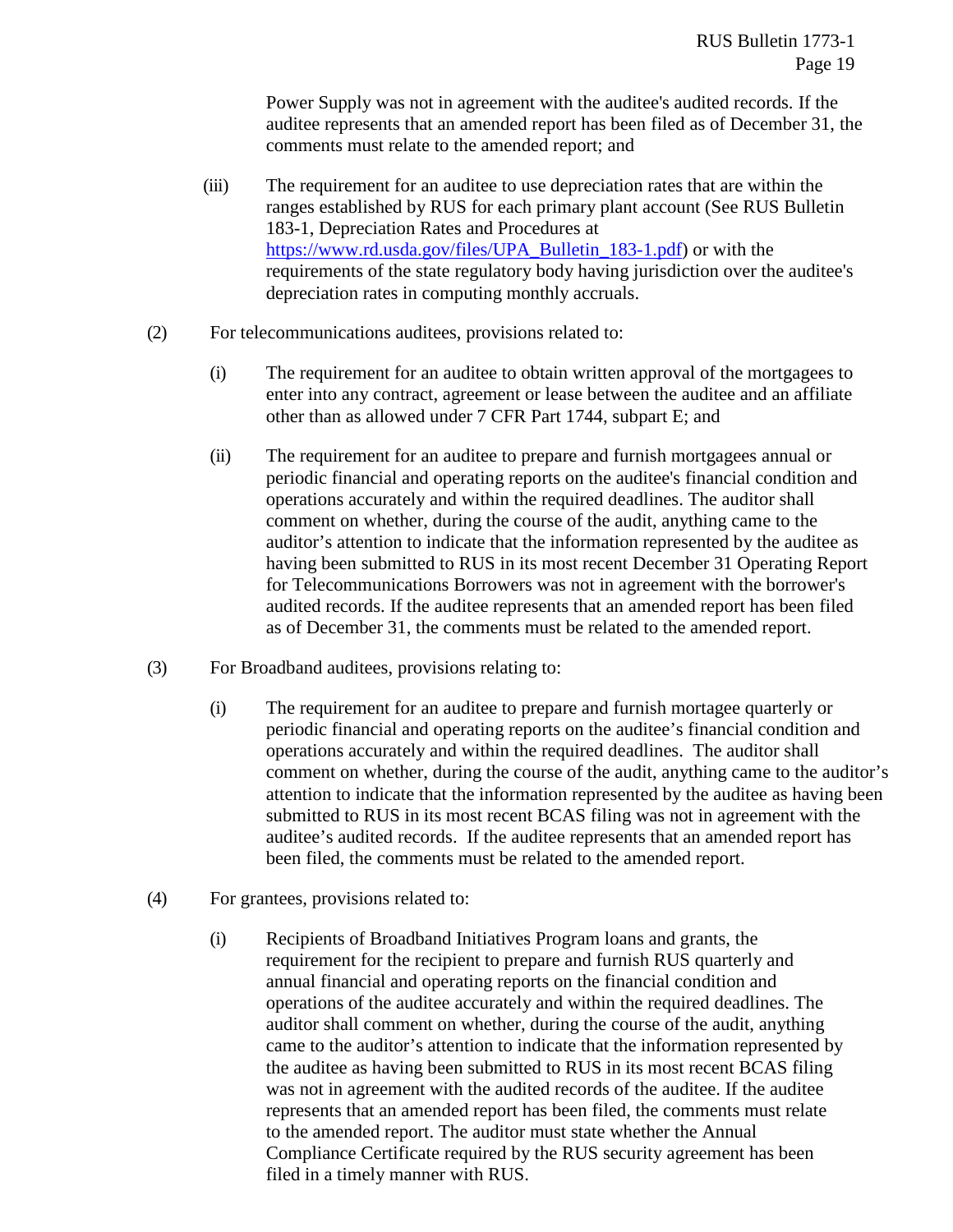Power Supply was not in agreement with the auditee's audited records. If the auditee represents that an amended report has been filed as of December 31, the comments must relate to the amended report; and

(iii) The requirement for an auditee to use depreciation rates that are within the ranges established by RUS for each primary plant account (See RUS Bulletin 183-1, Depreciation Rates and Procedures at https://www.rd.usda.gov/files/UPA_Bulletin_183-1.pdf) or with the requirements of the state regulatory body having jurisdiction over the auditee's depreciation rates in computing monthly accruals.

(2) For telecommunications auditees, provisions related to:

(i) The requirement for an auditee to obtain written approval of the mortgagees to enter into any contract, agreement or lease between the auditee and an affiliate other than as allowed under 7 CFR Part 1744, subpart E; and

(ii) The requirement for an auditee to prepare and furnish mortgagees annual or periodic financial and operating reports on the auditee's financial condition and operations accurately and within the required deadlines. The auditor shall comment on whether, during the course of the audit, anything came to the auditor's attention to indicate that the information represented by the auditee as having been submitted to RUS in its most recent December 31 Operating Report for Telecommunications Borrowers was not in agreement with the borrower's audited records. If the auditee represents that an amended report has been filed as of December 31, the comments must be related to the amended report.

(3) For Broadband auditees, provisions relating to:

(i) The requirement for an auditee to prepare and furnish mortagee quarterly or periodic financial and operating reports on the auditee's financial condition and operations accurately and within the required deadlines. The auditor shall comment on whether, during the course of the audit, anything came to the auditor's attention to indicate that the information represented by the auditee as having been submitted to RUS in its most recent BCAS filing was not in agreement with the auditee's audited records. If the auditee represents that an amended report has been filed, the comments must be related to the amended report.

(4) For grantees, provisions related to:

(i) Recipients of Broadband Initiatives Program loans and grants, the requirement for the recipient to prepare and furnish RUS quarterly and annual financial and operating reports on the financial condition and operations of the auditee accurately and within the required deadlines. The auditor shall comment on whether, during the course of the audit, anything came to the auditor's attention to indicate that the information represented by the auditee as having been submitted to RUS in its most recent BCAS filing was not in agreement with the audited records of the auditee. If the auditee represents that an amended report has been filed, the comments must relate to the amended report. The auditor must state whether the Annual Compliance Certificate required by the RUS security agreement has been filed in a timely manner with RUS.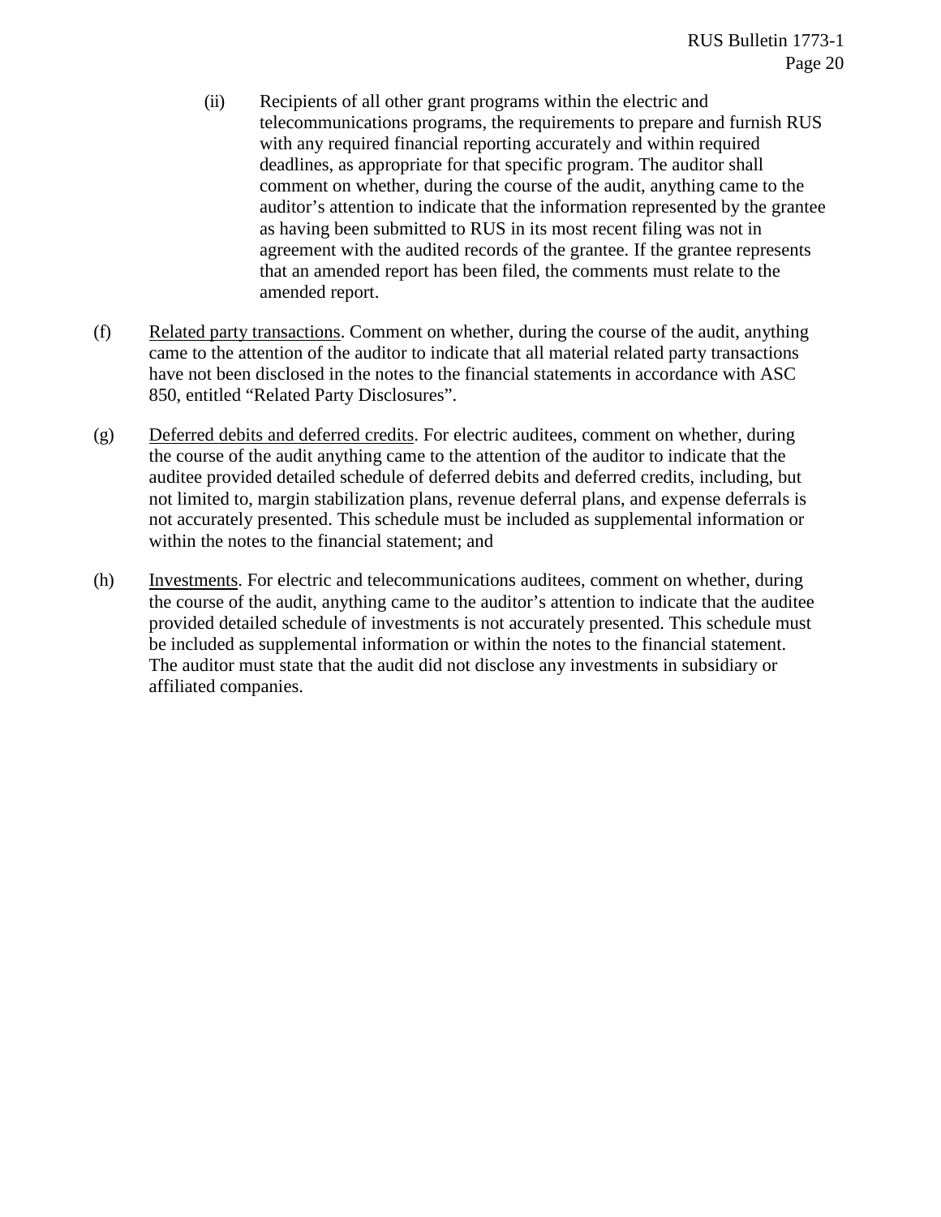(ii) Recipients of all other grant programs within the electric and telecommunications programs, the requirements to prepare and furnish RUS with any required financial reporting accurately and within required deadlines, as appropriate for that specific program. The auditor shall comment on whether, during the course of the audit, anything came to the auditor's attention to indicate that the information represented by the grantee as having been submitted to RUS in its most recent filing was not in agreement with the audited records of the grantee. If the grantee represents that an amended report has been filed, the comments must relate to the amended report.

(f) Related party transactions. Comment on whether, during the course of the audit, anything came to the attention of the auditor to indicate that all material related party transactions have not been disclosed in the notes to the financial statements in accordance with ASC 850, entitled "Related Party Disclosures".

(g) Deferred debits and deferred credits. For electric auditees, comment on whether, during the course of the audit anything came to the attention of the auditor to indicate that the auditee provided detailed schedule of deferred debits and deferred credits, including, but not limited to, margin stabilization plans, revenue deferral plans, and expense deferrals is not accurately presented. This schedule must be included as supplemental information or within the notes to the financial statement; and

(h) Investments. For electric and telecommunications auditees, comment on whether, during the course of the audit, anything came to the auditor's attention to indicate that the auditee provided detailed schedule of investments is not accurately presented. This schedule must be included as supplemental information or within the notes to the financial statement. The auditor must state that the audit did not disclose any investments in subsidiary or affiliated companies.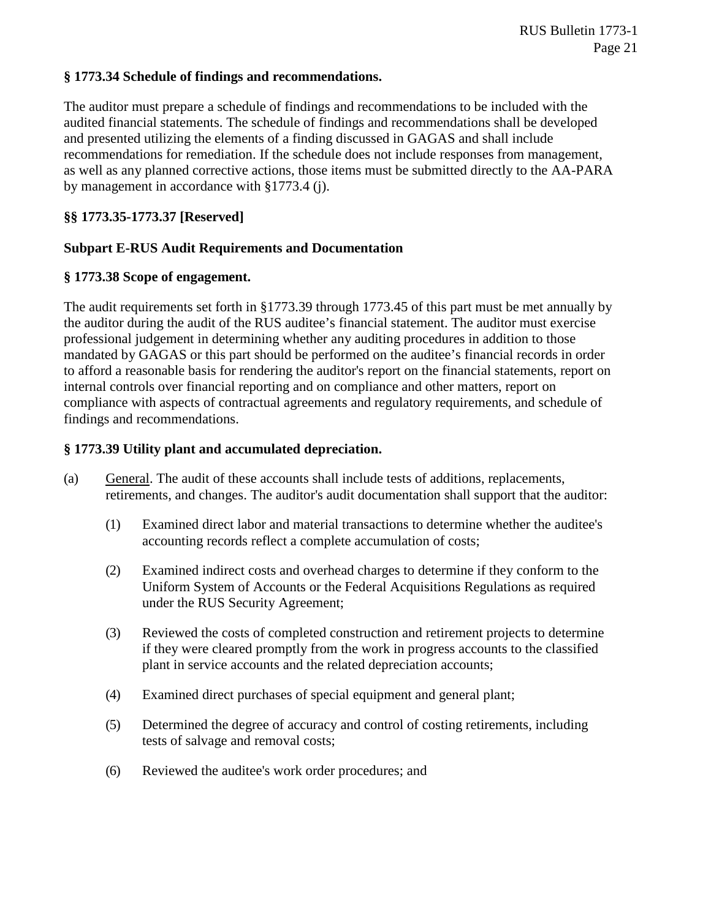### § 1773.34 Schedule of findings and recommendations.

The auditor must prepare a schedule of findings and recommendations to be included with the audited financial statements. The schedule of findings and recommendations shall be developed and presented utilizing the elements of a finding discussed in GAGAS and shall include recommendations for remediation. If the schedule does not include responses from management, as well as any planned corrective actions, those items must be submitted directly to the AA-PARA by management in accordance with §1773.4 (j).

### §§ 1773.35-1773.37 [Reserved]

## Subpart E-RUS Audit Requirements and Documentation

### § 1773.38 Scope of engagement.

The audit requirements set forth in §1773.39 through 1773.45 of this part must be met annually by the auditor during the audit of the RUS auditee's financial statement. The auditor must exercise professional judgement in determining whether any auditing procedures in addition to those mandated by GAGAS or this part should be performed on the auditee's financial records in order to afford a reasonable basis for rendering the auditor's report on the financial statements, report on internal controls over financial reporting and on compliance and other matters, report on compliance with aspects of contractual agreements and regulatory requirements, and schedule of findings and recommendations.

### § 1773.39 Utility plant and accumulated depreciation.

(a) General. The audit of these accounts shall include tests of additions, replacements, retirements, and changes. The auditor's audit documentation shall support that the auditor:

(1) Examined direct labor and material transactions to determine whether the auditee's accounting records reflect a complete accumulation of costs;

(2) Examined indirect costs and overhead charges to determine if they conform to the Uniform System of Accounts or the Federal Acquisitions Regulations as required under the RUS Security Agreement;

(3) Reviewed the costs of completed construction and retirement projects to determine if they were cleared promptly from the work in progress accounts to the classified plant in service accounts and the related depreciation accounts;

(4) Examined direct purchases of special equipment and general plant;

(5) Determined the degree of accuracy and control of costing retirements, including tests of salvage and removal costs;

(6) Reviewed the auditee's work order procedures; and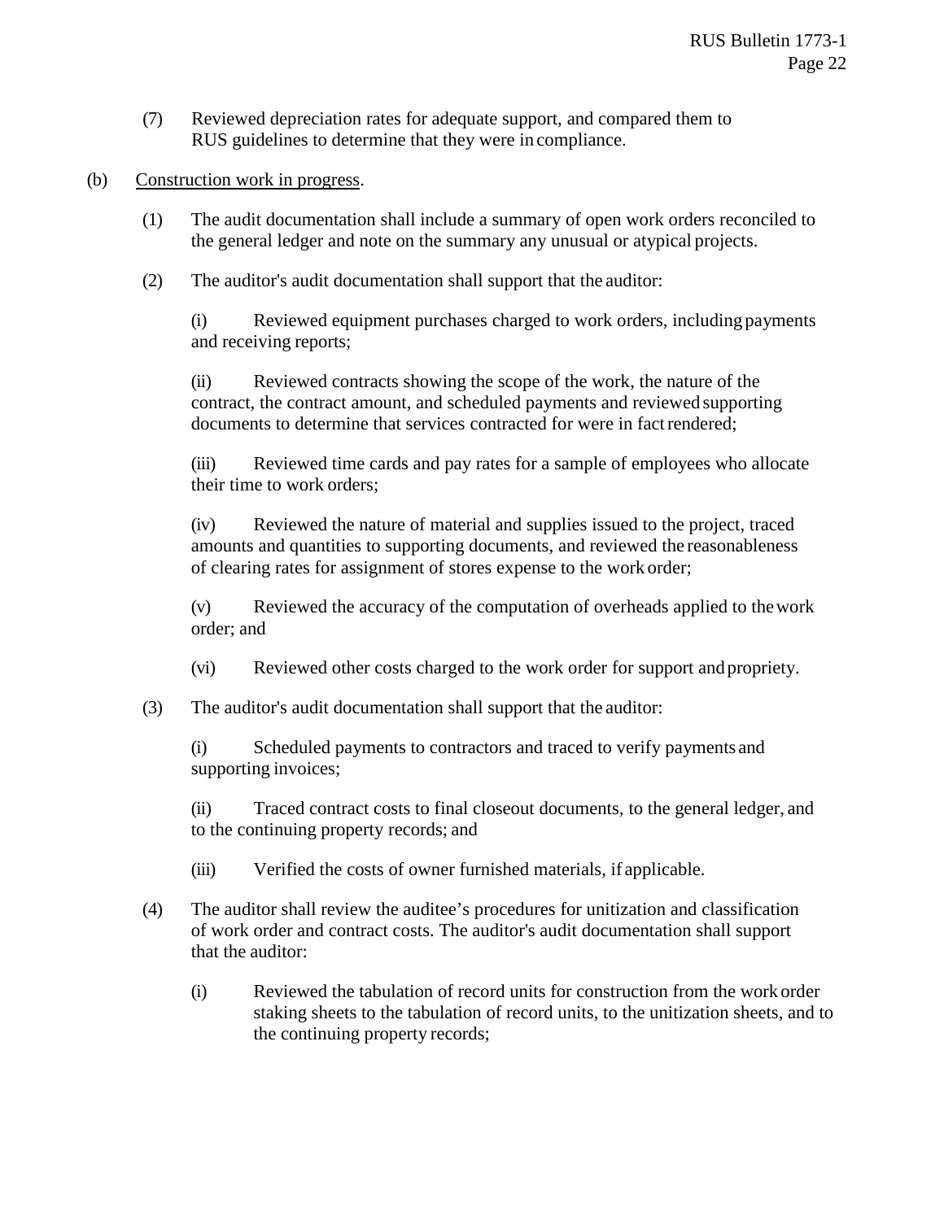(7) Reviewed depreciation rates for adequate support, and compared them to RUS guidelines to determine that they were in compliance.

(b) Construction work in progress.

(1) The audit documentation shall include a summary of open work orders reconciled to the general ledger and note on the summary any unusual or atypical projects.

(2) The auditor's audit documentation shall support that the auditor:

(i) Reviewed equipment purchases charged to work orders, including payments and receiving reports;

(ii) Reviewed contracts showing the scope of the work, the nature of the contract, the contract amount, and scheduled payments and reviewed supporting documents to determine that services contracted for were in fact rendered;

(iii) Reviewed time cards and pay rates for a sample of employees who allocate their time to work orders;

(iv) Reviewed the nature of material and supplies issued to the project, traced amounts and quantities to supporting documents, and reviewed the reasonableness of clearing rates for assignment of stores expense to the work order;

(v) Reviewed the accuracy of the computation of overheads applied to the work order; and

(vi) Reviewed other costs charged to the work order for support and propriety.

(3) The auditor's audit documentation shall support that the auditor:

(i) Scheduled payments to contractors and traced to verify payments and supporting invoices;

(ii) Traced contract costs to final closeout documents, to the general ledger, and to the continuing property records; and

(iii) Verified the costs of owner furnished materials, if applicable.

(4) The auditor shall review the auditee's procedures for unitization and classification of work order and contract costs. The auditor's audit documentation shall support that the auditor:

(i) Reviewed the tabulation of record units for construction from the work order staking sheets to the tabulation of record units, to the unitization sheets, and to the continuing property records;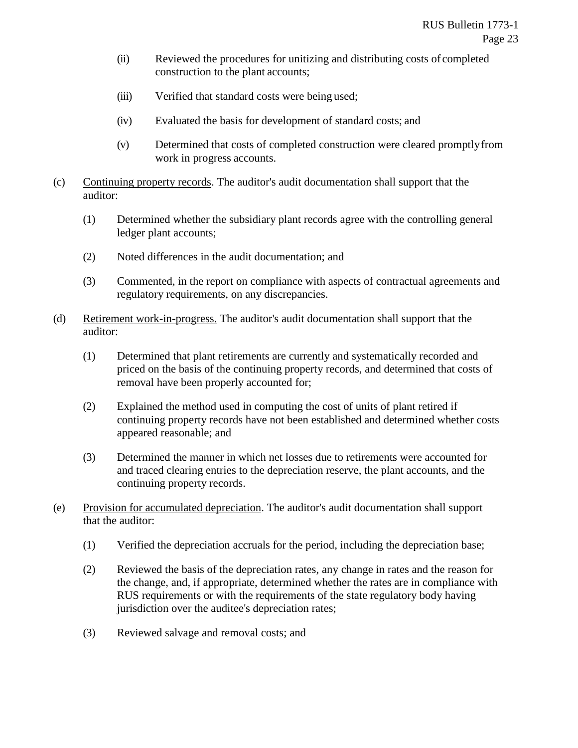(ii) Reviewed the procedures for unitizing and distributing costs of completed construction to the plant accounts;

(iii) Verified that standard costs were being used;

(iv) Evaluated the basis for development of standard costs; and

(v) Determined that costs of completed construction were cleared promptly from work in progress accounts.

(c) Continuing property records. The auditor's audit documentation shall support that the auditor:

(1) Determined whether the subsidiary plant records agree with the controlling general ledger plant accounts;

(2) Noted differences in the audit documentation; and

(3) Commented, in the report on compliance with aspects of contractual agreements and regulatory requirements, on any discrepancies.

(d) Retirement work-in-progress. The auditor's audit documentation shall support that the auditor:

(1) Determined that plant retirements are currently and systematically recorded and priced on the basis of the continuing property records, and determined that costs of removal have been properly accounted for;

(2) Explained the method used in computing the cost of units of plant retired if continuing property records have not been established and determined whether costs appeared reasonable; and

(3) Determined the manner in which net losses due to retirements were accounted for and traced clearing entries to the depreciation reserve, the plant accounts, and the continuing property records.

(e) Provision for accumulated depreciation. The auditor's audit documentation shall support that the auditor:

(1) Verified the depreciation accruals for the period, including the depreciation base;

(2) Reviewed the basis of the depreciation rates, any change in rates and the reason for the change, and, if appropriate, determined whether the rates are in compliance with RUS requirements or with the requirements of the state regulatory body having jurisdiction over the auditee's depreciation rates;

(3) Reviewed salvage and removal costs; and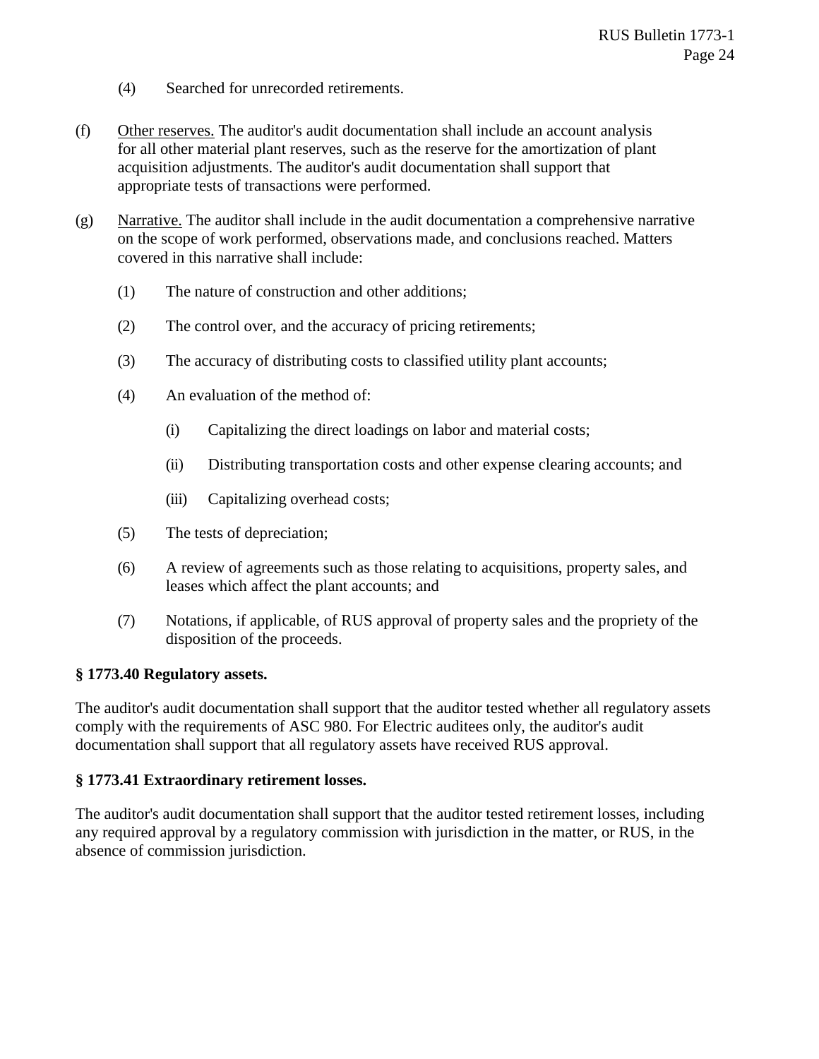(4) Searched for unrecorded retirements.

(f) Other reserves. The auditor's audit documentation shall include an account analysis for all other material plant reserves, such as the reserve for the amortization of plant acquisition adjustments. The auditor's audit documentation shall support that appropriate tests of transactions were performed.

(g) Narrative. The auditor shall include in the audit documentation a comprehensive narrative on the scope of work performed, observations made, and conclusions reached. Matters covered in this narrative shall include:

(1) The nature of construction and other additions;

(2) The control over, and the accuracy of pricing retirements;

(3) The accuracy of distributing costs to classified utility plant accounts;

(4) An evaluation of the method of:

(i) Capitalizing the direct loadings on labor and material costs;

(ii) Distributing transportation costs and other expense clearing accounts; and

(iii) Capitalizing overhead costs;

(5) The tests of depreciation;

(6) A review of agreements such as those relating to acquisitions, property sales, and leases which affect the plant accounts; and

(7) Notations, if applicable, of RUS approval of property sales and the propriety of the disposition of the proceeds.

**§ 1773.40 Regulatory assets.**

The auditor's audit documentation shall support that the auditor tested whether all regulatory assets comply with the requirements of ASC 980. For Electric auditees only, the auditor's audit documentation shall support that all regulatory assets have received RUS approval.

**§ 1773.41 Extraordinary retirement losses.**

The auditor's audit documentation shall support that the auditor tested retirement losses, including any required approval by a regulatory commission with jurisdiction in the matter, or RUS, in the absence of commission jurisdiction.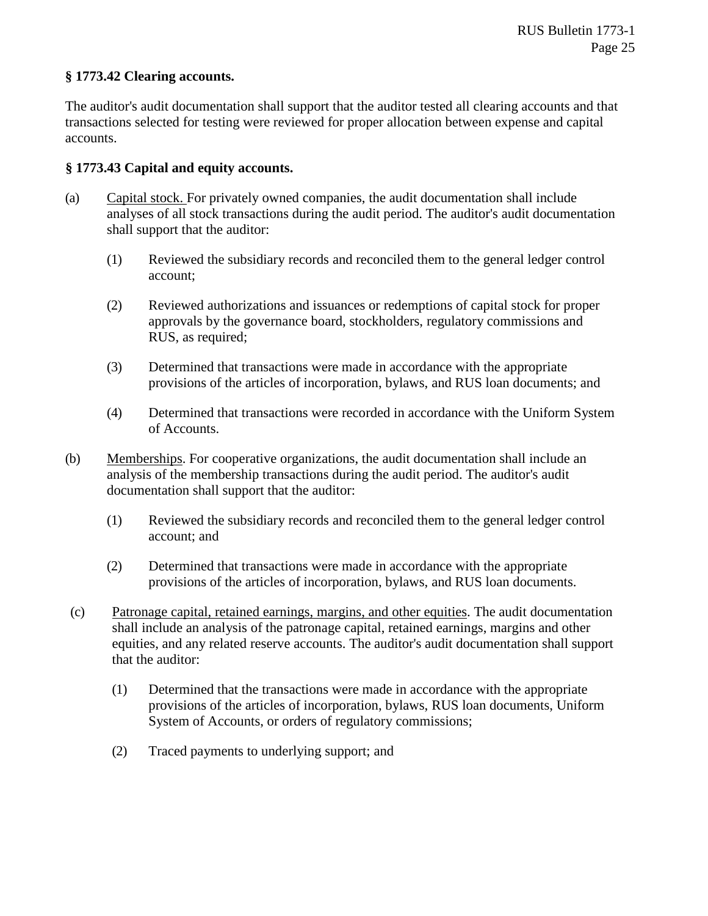**§ 1773.42 Clearing accounts.**

The auditor's audit documentation shall support that the auditor tested all clearing accounts and that transactions selected for testing were reviewed for proper allocation between expense and capital accounts.

**§ 1773.43 Capital and equity accounts.**

(a) Capital stock. For privately owned companies, the audit documentation shall include analyses of all stock transactions during the audit period. The auditor's audit documentation shall support that the auditor:

   (1) Reviewed the subsidiary records and reconciled them to the general ledger control account;

   (2) Reviewed authorizations and issuances or redemptions of capital stock for proper approvals by the governance board, stockholders, regulatory commissions and RUS, as required;

   (3) Determined that transactions were made in accordance with the appropriate provisions of the articles of incorporation, bylaws, and RUS loan documents; and

   (4) Determined that transactions were recorded in accordance with the Uniform System of Accounts.

(b) Memberships. For cooperative organizations, the audit documentation shall include an analysis of the membership transactions during the audit period. The auditor's audit documentation shall support that the auditor:

   (1) Reviewed the subsidiary records and reconciled them to the general ledger control account; and

   (2) Determined that transactions were made in accordance with the appropriate provisions of the articles of incorporation, bylaws, and RUS loan documents.

(c) Patronage capital, retained earnings, margins, and other equities. The audit documentation shall include an analysis of the patronage capital, retained earnings, margins and other equities, and any related reserve accounts. The auditor's audit documentation shall support that the auditor:

   (1) Determined that the transactions were made in accordance with the appropriate provisions of the articles of incorporation, bylaws, RUS loan documents, Uniform System of Accounts, or orders of regulatory commissions;

   (2) Traced payments to underlying support; and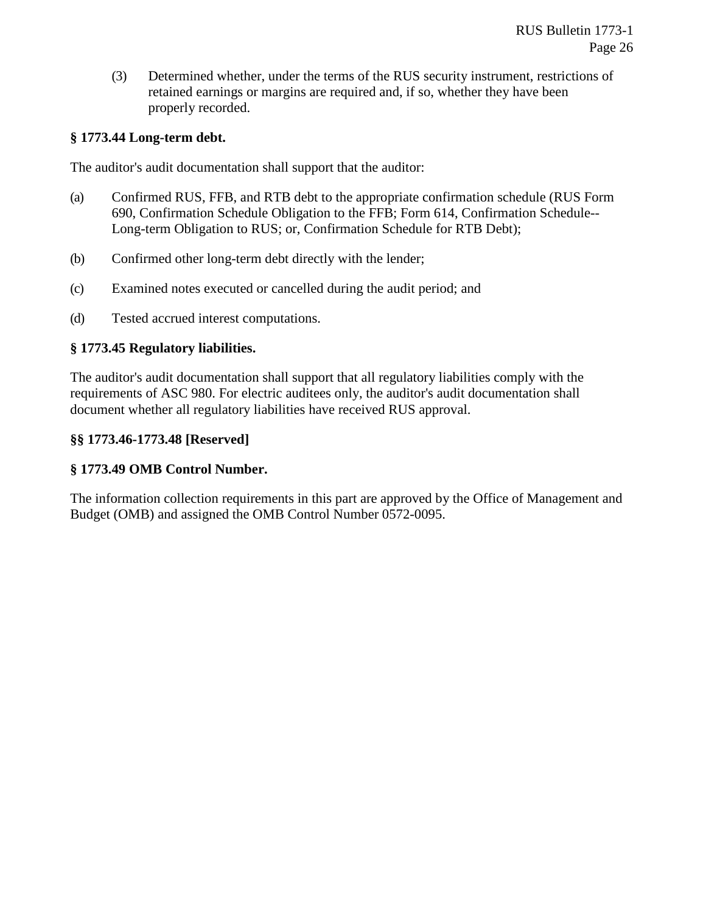(3) Determined whether, under the terms of the RUS security instrument, restrictions of retained earnings or margins are required and, if so, whether they have been properly recorded.

**§ 1773.44 Long-term debt.**

The auditor's audit documentation shall support that the auditor:

(a) Confirmed RUS, FFB, and RTB debt to the appropriate confirmation schedule (RUS Form 690, Confirmation Schedule Obligation to the FFB; Form 614, Confirmation Schedule--Long-term Obligation to RUS; or, Confirmation Schedule for RTB Debt);

(b) Confirmed other long-term debt directly with the lender;

(c) Examined notes executed or cancelled during the audit period; and

(d) Tested accrued interest computations.

**§ 1773.45 Regulatory liabilities.**

The auditor's audit documentation shall support that all regulatory liabilities comply with the requirements of ASC 980. For electric auditees only, the auditor's audit documentation shall document whether all regulatory liabilities have received RUS approval.

**§§ 1773.46-1773.48 [Reserved]**

**§ 1773.49 OMB Control Number.**

The information collection requirements in this part are approved by the Office of Management and Budget (OMB) and assigned the OMB Control Number 0572-0095.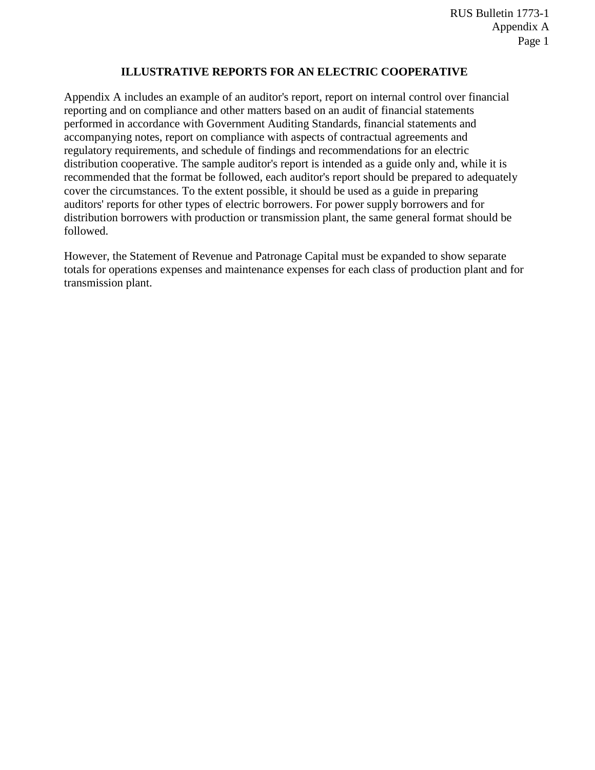# ILLUSTRATIVE REPORTS FOR AN ELECTRIC COOPERATIVE

Appendix A includes an example of an auditor's report, report on internal control over financial reporting and on compliance and other matters based on an audit of financial statements performed in accordance with Government Auditing Standards, financial statements and accompanying notes, report on compliance with aspects of contractual agreements and regulatory requirements, and schedule of findings and recommendations for an electric distribution cooperative. The sample auditor's report is intended as a guide only and, while it is recommended that the format be followed, each auditor's report should be prepared to adequately cover the circumstances. To the extent possible, it should be used as a guide in preparing auditors' reports for other types of electric borrowers. For power supply borrowers and for distribution borrowers with production or transmission plant, the same general format should be followed.

However, the Statement of Revenue and Patronage Capital must be expanded to show separate totals for operations expenses and maintenance expenses for each class of production plant and for transmission plant.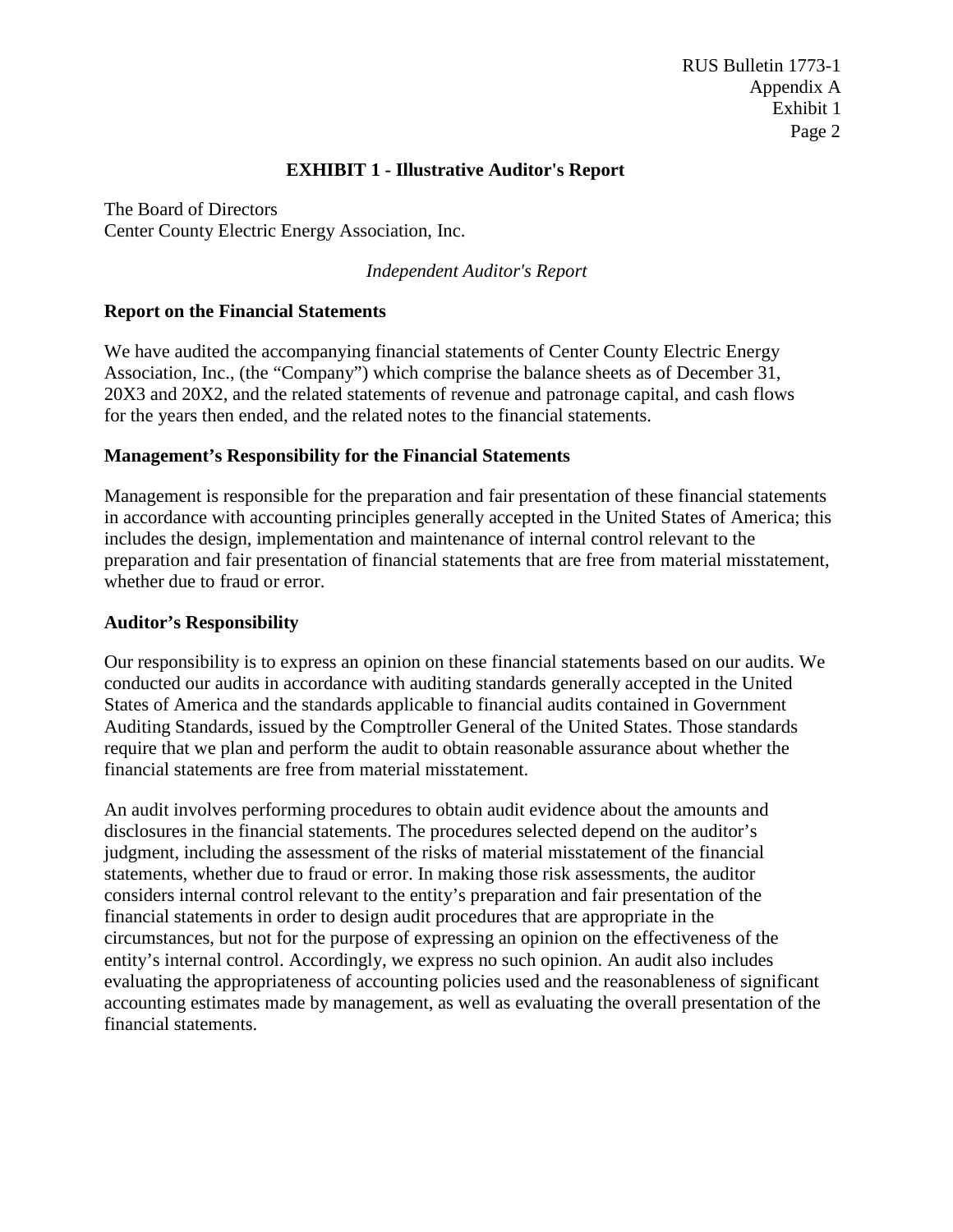## EXHIBIT 1 - Illustrative Auditor's Report

The Board of Directors
Center County Electric Energy Association, Inc.

*Independent Auditor's Report*

**Report on the Financial Statements**

We have audited the accompanying financial statements of Center County Electric Energy Association, Inc., (the "Company") which comprise the balance sheets as of December 31, 20X3 and 20X2, and the related statements of revenue and patronage capital, and cash flows for the years then ended, and the related notes to the financial statements.

**Management's Responsibility for the Financial Statements**

Management is responsible for the preparation and fair presentation of these financial statements in accordance with accounting principles generally accepted in the United States of America; this includes the design, implementation and maintenance of internal control relevant to the preparation and fair presentation of financial statements that are free from material misstatement, whether due to fraud or error.

**Auditor's Responsibility**

Our responsibility is to express an opinion on these financial statements based on our audits. We conducted our audits in accordance with auditing standards generally accepted in the United States of America and the standards applicable to financial audits contained in Government Auditing Standards, issued by the Comptroller General of the United States. Those standards require that we plan and perform the audit to obtain reasonable assurance about whether the financial statements are free from material misstatement.

An audit involves performing procedures to obtain audit evidence about the amounts and disclosures in the financial statements. The procedures selected depend on the auditor's judgment, including the assessment of the risks of material misstatement of the financial statements, whether due to fraud or error. In making those risk assessments, the auditor considers internal control relevant to the entity's preparation and fair presentation of the financial statements in order to design audit procedures that are appropriate in the circumstances, but not for the purpose of expressing an opinion on the effectiveness of the entity's internal control. Accordingly, we express no such opinion. An audit also includes evaluating the appropriateness of accounting policies used and the reasonableness of significant accounting estimates made by management, as well as evaluating the overall presentation of the financial statements.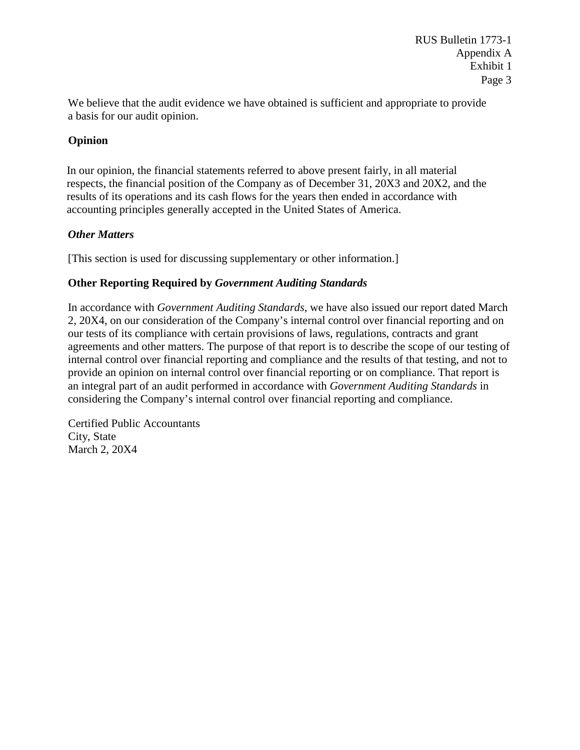We believe that the audit evidence we have obtained is sufficient and appropriate to provide a basis for our audit opinion.

**Opinion**

In our opinion, the financial statements referred to above present fairly, in all material respects, the financial position of the Company as of December 31, 20X3 and 20X2, and the results of its operations and its cash flows for the years then ended in accordance with accounting principles generally accepted in the United States of America.

***Other Matters***

[This section is used for discussing supplementary or other information.]

**Other Reporting Required by *Government Auditing Standards***

In accordance with *Government Auditing Standards*, we have also issued our report dated March 2, 20X4, on our consideration of the Company's internal control over financial reporting and on our tests of its compliance with certain provisions of laws, regulations, contracts and grant agreements and other matters. The purpose of that report is to describe the scope of our testing of internal control over financial reporting and compliance and the results of that testing, and not to provide an opinion on internal control over financial reporting or on compliance. That report is an integral part of an audit performed in accordance with *Government Auditing Standards* in considering the Company's internal control over financial reporting and compliance.

Certified Public Accountants
City, State
March 2, 20X4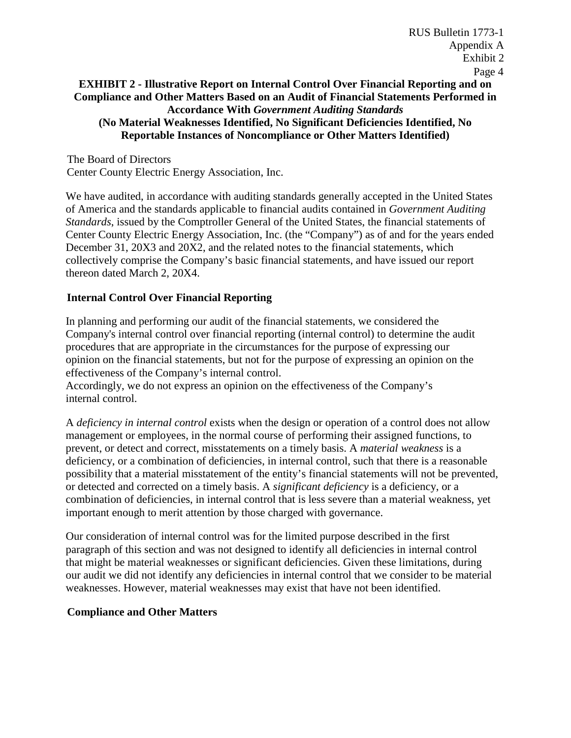## EXHIBIT 2 - Illustrative Report on Internal Control Over Financial Reporting and on Compliance and Other Matters Based on an Audit of Financial Statements Performed in Accordance With *Government Auditing Standards*

**(No Material Weaknesses Identified, No Significant Deficiencies Identified, No Reportable Instances of Noncompliance or Other Matters Identified)**

The Board of Directors
Center County Electric Energy Association, Inc.

We have audited, in accordance with auditing standards generally accepted in the United States of America and the standards applicable to financial audits contained in *Government Auditing Standards*, issued by the Comptroller General of the United States, the financial statements of Center County Electric Energy Association, Inc. (the "Company") as of and for the years ended December 31, 20X3 and 20X2, and the related notes to the financial statements, which collectively comprise the Company's basic financial statements, and have issued our report thereon dated March 2, 20X4.

### Internal Control Over Financial Reporting

In planning and performing our audit of the financial statements, we considered the Company's internal control over financial reporting (internal control) to determine the audit procedures that are appropriate in the circumstances for the purpose of expressing our opinion on the financial statements, but not for the purpose of expressing an opinion on the effectiveness of the Company's internal control.
Accordingly, we do not express an opinion on the effectiveness of the Company's internal control.

A *deficiency in internal control* exists when the design or operation of a control does not allow management or employees, in the normal course of performing their assigned functions, to prevent, or detect and correct, misstatements on a timely basis. A *material weakness* is a deficiency, or a combination of deficiencies, in internal control, such that there is a reasonable possibility that a material misstatement of the entity's financial statements will not be prevented, or detected and corrected on a timely basis. A *significant deficiency* is a deficiency, or a combination of deficiencies, in internal control that is less severe than a material weakness, yet important enough to merit attention by those charged with governance.

Our consideration of internal control was for the limited purpose described in the first paragraph of this section and was not designed to identify all deficiencies in internal control that might be material weaknesses or significant deficiencies. Given these limitations, during our audit we did not identify any deficiencies in internal control that we consider to be material weaknesses. However, material weaknesses may exist that have not been identified.

### Compliance and Other Matters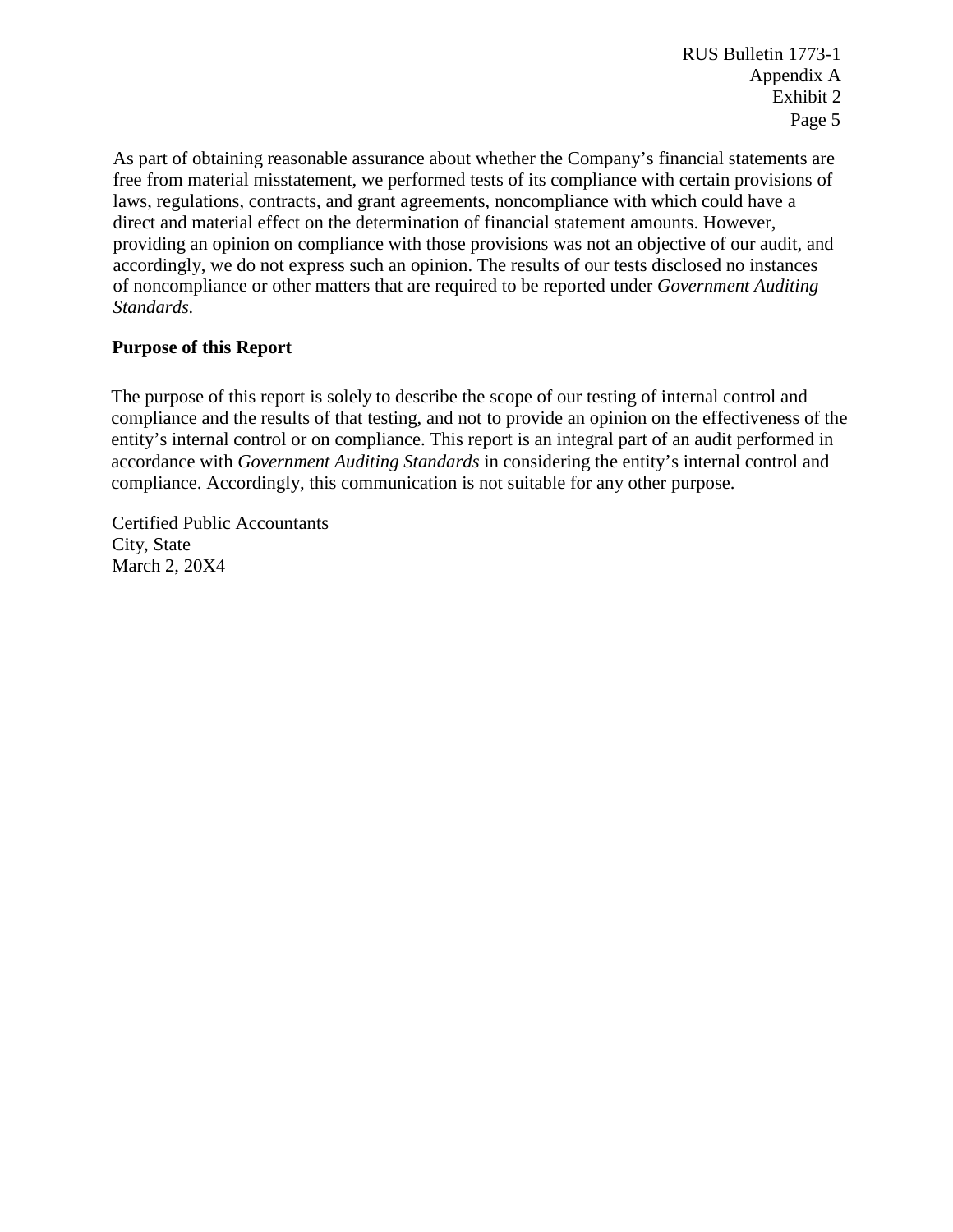As part of obtaining reasonable assurance about whether the Company's financial statements are free from material misstatement, we performed tests of its compliance with certain provisions of laws, regulations, contracts, and grant agreements, noncompliance with which could have a direct and material effect on the determination of financial statement amounts. However, providing an opinion on compliance with those provisions was not an objective of our audit, and accordingly, we do not express such an opinion. The results of our tests disclosed no instances of noncompliance or other matters that are required to be reported under *Government Auditing Standards.*

**Purpose of this Report**

The purpose of this report is solely to describe the scope of our testing of internal control and compliance and the results of that testing, and not to provide an opinion on the effectiveness of the entity's internal control or on compliance. This report is an integral part of an audit performed in accordance with *Government Auditing Standards* in considering the entity's internal control and compliance. Accordingly, this communication is not suitable for any other purpose.

Certified Public Accountants
City, State
March 2, 20X4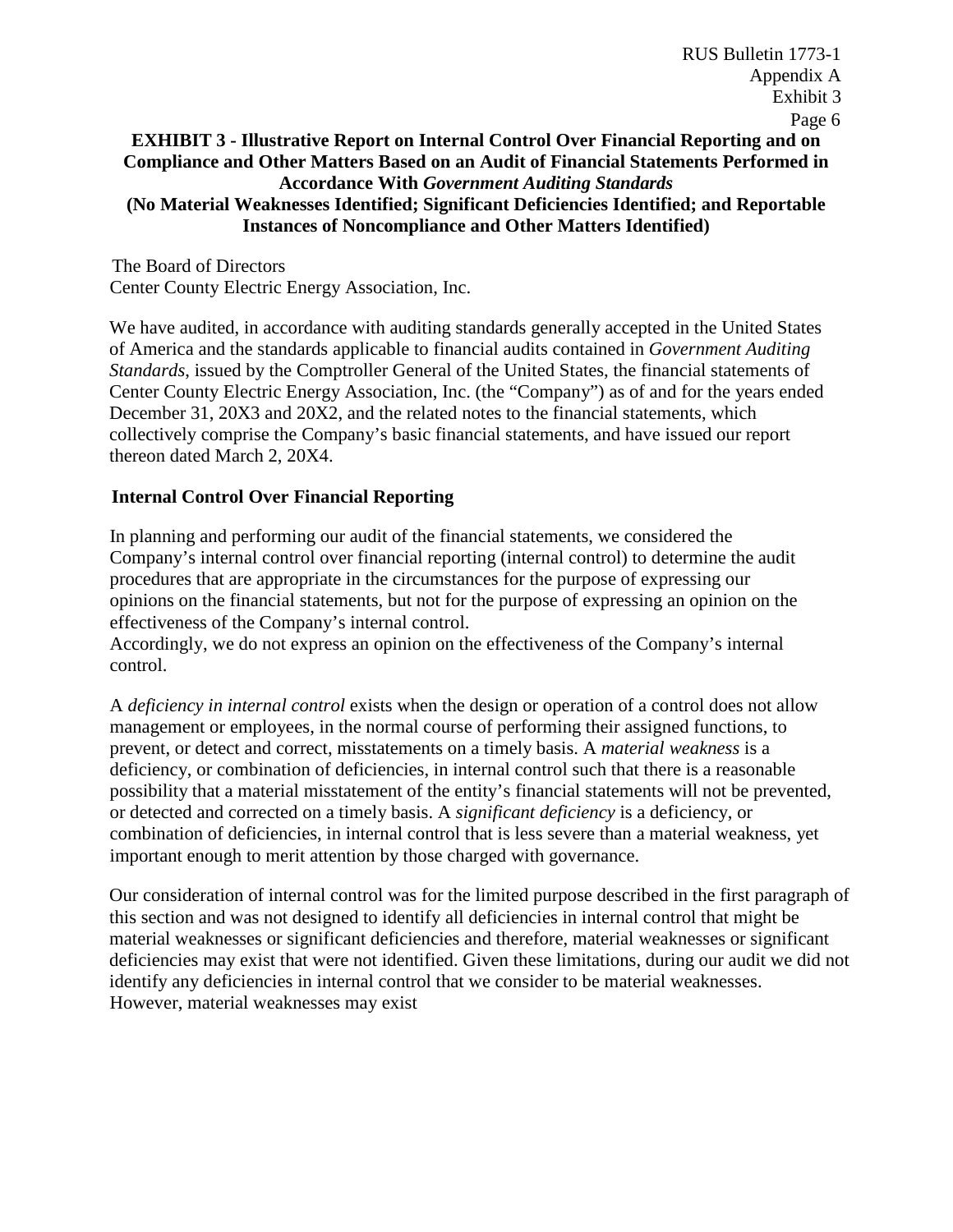**EXHIBIT 3 - Illustrative Report on Internal Control Over Financial Reporting and on Compliance and Other Matters Based on an Audit of Financial Statements Performed in Accordance With *Government Auditing Standards***
**(No Material Weaknesses Identified; Significant Deficiencies Identified; and Reportable Instances of Noncompliance and Other Matters Identified)**

The Board of Directors
Center County Electric Energy Association, Inc.

We have audited, in accordance with auditing standards generally accepted in the United States of America and the standards applicable to financial audits contained in *Government Auditing Standards*, issued by the Comptroller General of the United States, the financial statements of Center County Electric Energy Association, Inc. (the "Company") as of and for the years ended December 31, 20X3 and 20X2, and the related notes to the financial statements, which collectively comprise the Company's basic financial statements, and have issued our report thereon dated March 2, 20X4.

**Internal Control Over Financial Reporting**

In planning and performing our audit of the financial statements, we considered the Company's internal control over financial reporting (internal control) to determine the audit procedures that are appropriate in the circumstances for the purpose of expressing our opinions on the financial statements, but not for the purpose of expressing an opinion on the effectiveness of the Company's internal control.
Accordingly, we do not express an opinion on the effectiveness of the Company's internal control.

A *deficiency in internal control* exists when the design or operation of a control does not allow management or employees, in the normal course of performing their assigned functions, to prevent, or detect and correct, misstatements on a timely basis. A *material weakness* is a deficiency, or combination of deficiencies, in internal control such that there is a reasonable possibility that a material misstatement of the entity's financial statements will not be prevented, or detected and corrected on a timely basis. A *significant deficiency* is a deficiency, or combination of deficiencies, in internal control that is less severe than a material weakness, yet important enough to merit attention by those charged with governance.

Our consideration of internal control was for the limited purpose described in the first paragraph of this section and was not designed to identify all deficiencies in internal control that might be material weaknesses or significant deficiencies and therefore, material weaknesses or significant deficiencies may exist that were not identified. Given these limitations, during our audit we did not identify any deficiencies in internal control that we consider to be material weaknesses. However, material weaknesses may exist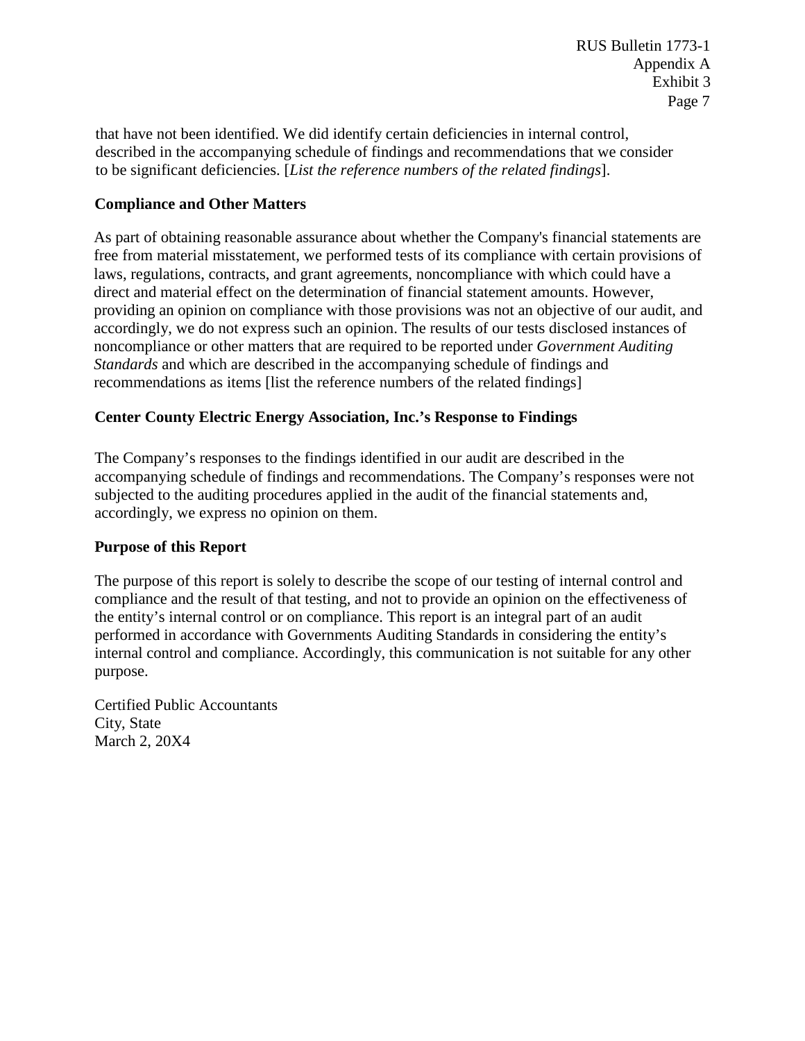that have not been identified. We did identify certain deficiencies in internal control, described in the accompanying schedule of findings and recommendations that we consider to be significant deficiencies. [*List the reference numbers of the related findings*].

**Compliance and Other Matters**

As part of obtaining reasonable assurance about whether the Company's financial statements are free from material misstatement, we performed tests of its compliance with certain provisions of laws, regulations, contracts, and grant agreements, noncompliance with which could have a direct and material effect on the determination of financial statement amounts. However, providing an opinion on compliance with those provisions was not an objective of our audit, and accordingly, we do not express such an opinion. The results of our tests disclosed instances of noncompliance or other matters that are required to be reported under *Government Auditing Standards* and which are described in the accompanying schedule of findings and recommendations as items [list the reference numbers of the related findings]

**Center County Electric Energy Association, Inc.'s Response to Findings**

The Company's responses to the findings identified in our audit are described in the accompanying schedule of findings and recommendations. The Company's responses were not subjected to the auditing procedures applied in the audit of the financial statements and, accordingly, we express no opinion on them.

**Purpose of this Report**

The purpose of this report is solely to describe the scope of our testing of internal control and compliance and the result of that testing, and not to provide an opinion on the effectiveness of the entity's internal control or on compliance. This report is an integral part of an audit performed in accordance with Governments Auditing Standards in considering the entity's internal control and compliance. Accordingly, this communication is not suitable for any other purpose.

Certified Public Accountants
City, State
March 2, 20X4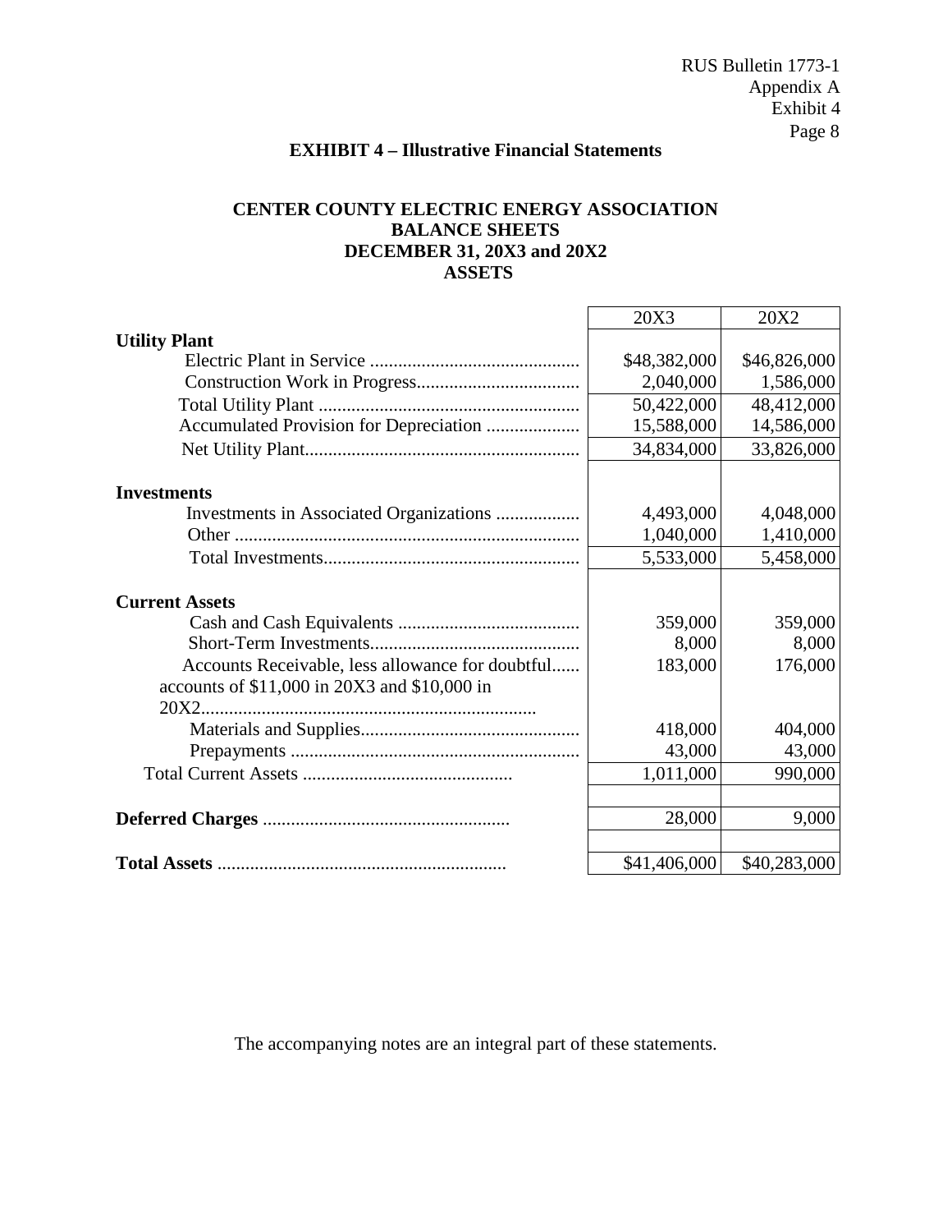**EXHIBIT 4 – Illustrative Financial Statements**

**CENTER COUNTY ELECTRIC ENERGY ASSOCIATION**
**BALANCE SHEETS**
**DECEMBER 31, 20X3 and 20X2**
**ASSETS**

| | 20X3 | 20X2 |
|---|---|---|
| **Utility Plant** | | |
| Electric Plant in Service | $48,382,000 | $46,826,000 |
| Construction Work in Progress | 2,040,000 | 1,586,000 |
| Total Utility Plant | 50,422,000 | 48,412,000 |
| Accumulated Provision for Depreciation | 15,588,000 | 14,586,000 |
| Net Utility Plant | 34,834,000 | 33,826,000 |
| **Investments** | | |
| Investments in Associated Organizations | 4,493,000 | 4,048,000 |
| Other | 1,040,000 | 1,410,000 |
| Total Investments | 5,533,000 | 5,458,000 |
| **Current Assets** | | |
| Cash and Cash Equivalents | 359,000 | 359,000 |
| Short-Term Investments | 8,000 | 8,000 |
| Accounts Receivable, less allowance for doubtful accounts of $11,000 in 20X3 and $10,000 in 20X2 | 183,000 | 176,000 |
| Materials and Supplies | 418,000 | 404,000 |
| Prepayments | 43,000 | 43,000 |
| Total Current Assets | 1,011,000 | 990,000 |
| **Deferred Charges** | 28,000 | 9,000 |
| **Total Assets** | $41,406,000 | $40,283,000 |

The accompanying notes are an integral part of these statements.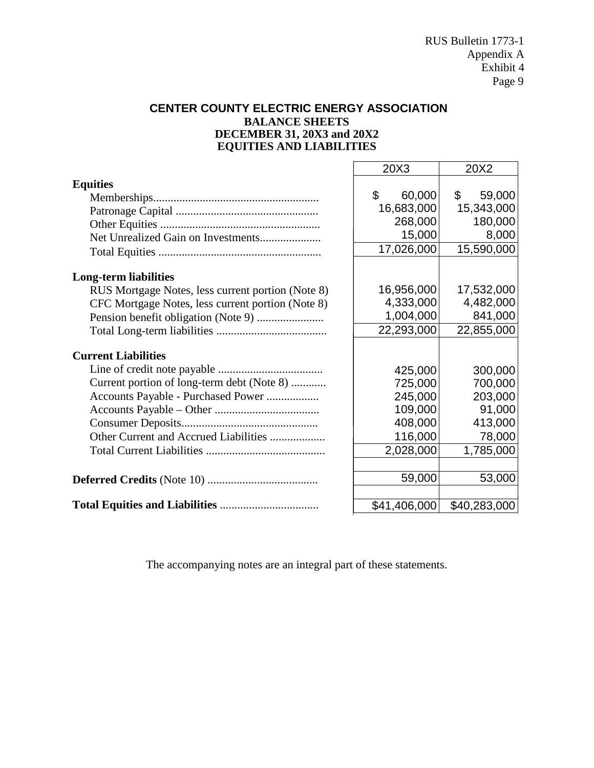RUS Bulletin 1773-1
Appendix A
Exhibit 4

**CENTER COUNTY ELECTRIC ENERGY ASSOCIATION**
**BALANCE SHEETS**
**DECEMBER 31, 20X3 and 20X2**
**EQUITIES AND LIABILITIES**

| | 20X3 | 20X2 |
|---|---|---|
| **Equities** | | |
| Memberships | $ 60,000 | $ 59,000 |
| Patronage Capital | 16,683,000 | 15,343,000 |
| Other Equities | 268,000 | 180,000 |
| Net Unrealized Gain on Investments | 15,000 | 8,000 |
| Total Equities | 17,026,000 | 15,590,000 |
| **Long-term liabilities** | | |
| RUS Mortgage Notes, less current portion (Note 8) | 16,956,000 | 17,532,000 |
| CFC Mortgage Notes, less current portion (Note 8) | 4,333,000 | 4,482,000 |
| Pension benefit obligation (Note 9) | 1,004,000 | 841,000 |
| Total Long-term liabilities | 22,293,000 | 22,855,000 |
| **Current Liabilities** | | |
| Line of credit note payable | 425,000 | 300,000 |
| Current portion of long-term debt (Note 8) | 725,000 | 700,000 |
| Accounts Payable - Purchased Power | 245,000 | 203,000 |
| Accounts Payable – Other | 109,000 | 91,000 |
| Consumer Deposits | 408,000 | 413,000 |
| Other Current and Accrued Liabilities | 116,000 | 78,000 |
| Total Current Liabilities | 2,028,000 | 1,785,000 |
| **Deferred Credits** (Note 10) | 59,000 | 53,000 |
| **Total Equities and Liabilities** | $41,406,000 | $40,283,000 |

The accompanying notes are an integral part of these statements.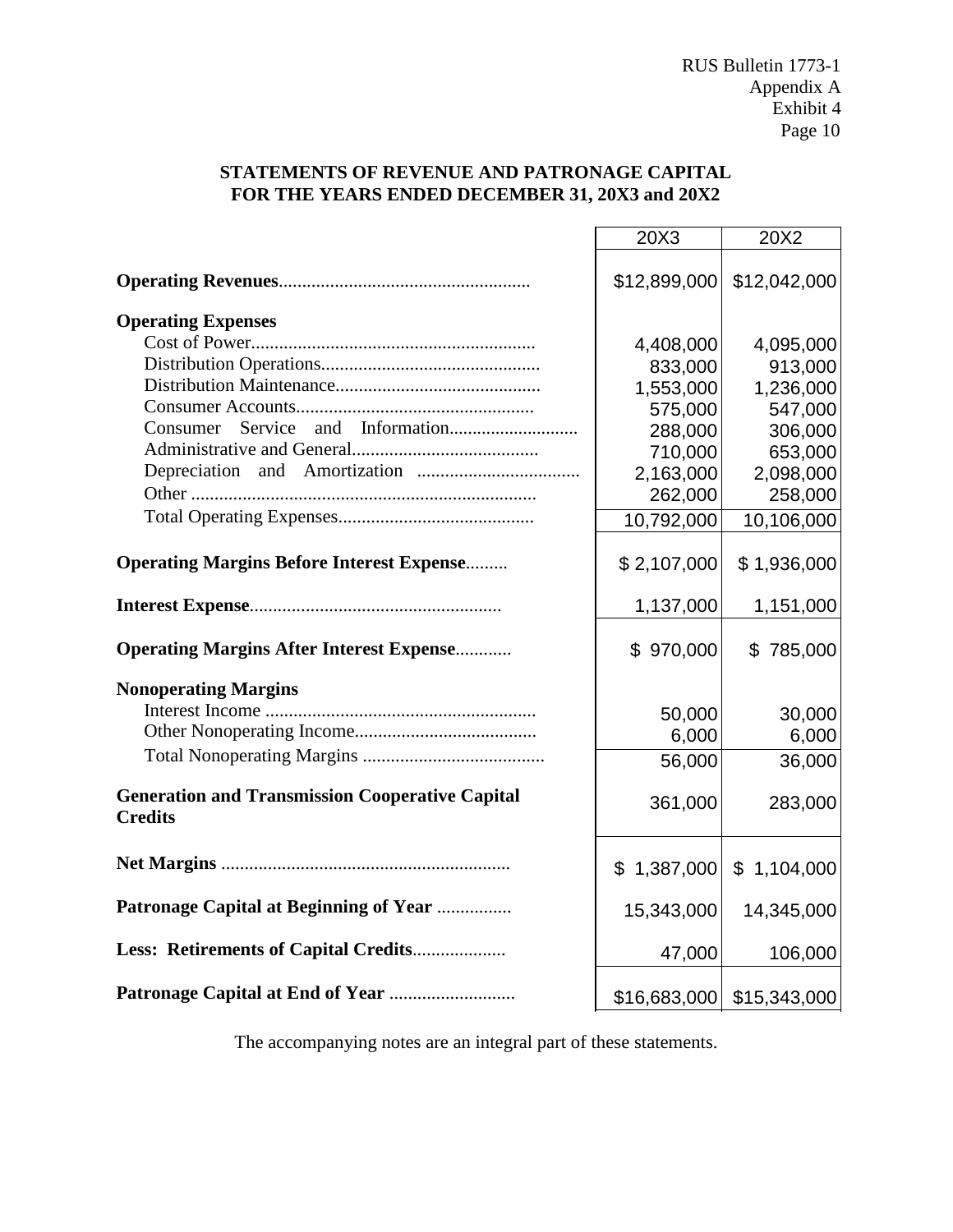## STATEMENTS OF REVENUE AND PATRONAGE CAPITAL
## FOR THE YEARS ENDED DECEMBER 31, 20X3 and 20X2

| | 20X3 | 20X2 |
|---|---|---|
| **Operating Revenues** | $12,899,000 | $12,042,000 |
| **Operating Expenses** | | |
| Cost of Power | 4,408,000 | 4,095,000 |
| Distribution Operations | 833,000 | 913,000 |
| Distribution Maintenance | 1,553,000 | 1,236,000 |
| Consumer Accounts | 575,000 | 547,000 |
| Consumer Service and Information | 288,000 | 306,000 |
| Administrative and General | 710,000 | 653,000 |
| Depreciation and Amortization | 2,163,000 | 2,098,000 |
| Other | 262,000 | 258,000 |
| Total Operating Expenses | 10,792,000 | 10,106,000 |
| **Operating Margins Before Interest Expense** | $ 2,107,000 | $ 1,936,000 |
| **Interest Expense** | 1,137,000 | 1,151,000 |
| **Operating Margins After Interest Expense** | $ 970,000 | $ 785,000 |
| **Nonoperating Margins** | | |
| Interest Income | 50,000 | 30,000 |
| Other Nonoperating Income | 6,000 | 6,000 |
| Total Nonoperating Margins | 56,000 | 36,000 |
| **Generation and Transmission Cooperative Capital Credits** | 361,000 | 283,000 |
| **Net Margins** | $ 1,387,000 | $ 1,104,000 |
| **Patronage Capital at Beginning of Year** | 15,343,000 | 14,345,000 |
| **Less: Retirements of Capital Credits** | 47,000 | 106,000 |
| **Patronage Capital at End of Year** | $16,683,000 | $15,343,000 |

The accompanying notes are an integral part of these statements.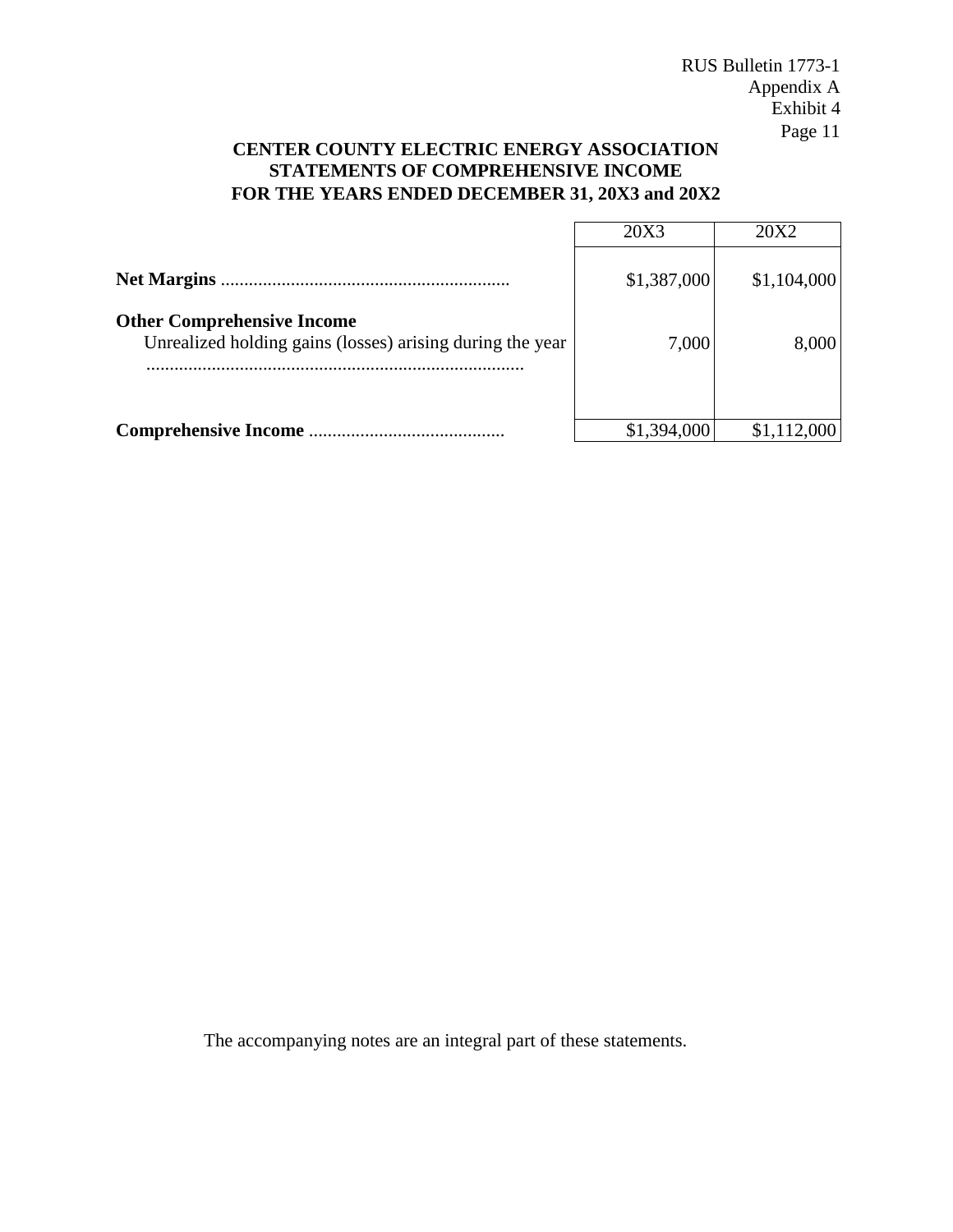RUS Bulletin 1773-1
Appendix A
Exhibit 4

**CENTER COUNTY ELECTRIC ENERGY ASSOCIATION**
**STATEMENTS OF COMPREHENSIVE INCOME**
**FOR THE YEARS ENDED DECEMBER 31, 20X3 and 20X2**

| | 20X3 | 20X2 |
|---|---|---|
| **Net Margins** ............................................................ | $1,387,000 | $1,104,000 |
| **Other Comprehensive Income** | | |
| Unrealized holding gains (losses) arising during the year ................................................................................ | 7,000 | 8,000 |
| **Comprehensive Income** .......................................... | $1,394,000 | $1,112,000 |

The accompanying notes are an integral part of these statements.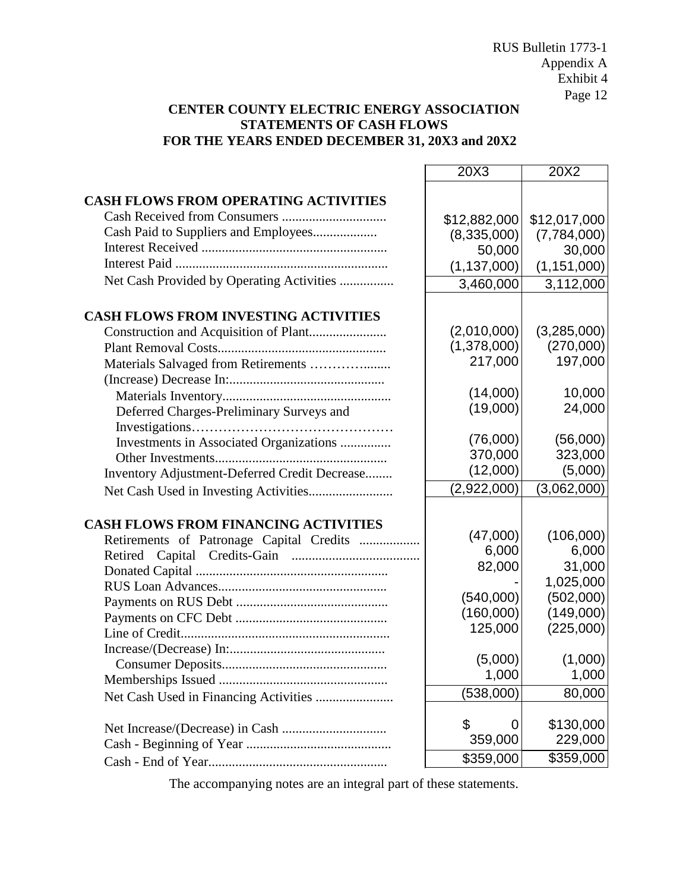RUS Bulletin 1773-1
Appendix A
Exhibit 4

**CENTER COUNTY ELECTRIC ENERGY ASSOCIATION**
**STATEMENTS OF CASH FLOWS**
**FOR THE YEARS ENDED DECEMBER 31, 20X3 and 20X2**

| | 20X3 | 20X2 |
|---|---|---|
| **CASH FLOWS FROM OPERATING ACTIVITIES** | | |
| Cash Received from Consumers | $12,882,000 | $12,017,000 |
| Cash Paid to Suppliers and Employees | (8,335,000) | (7,784,000) |
| Interest Received | 50,000 | 30,000 |
| Interest Paid | (1,137,000) | (1,151,000) |
| Net Cash Provided by Operating Activities | 3,460,000 | 3,112,000 |
| **CASH FLOWS FROM INVESTING ACTIVITIES** | | |
| Construction and Acquisition of Plant | (2,010,000) | (3,285,000) |
| Plant Removal Costs | (1,378,000) | (270,000) |
| Materials Salvaged from Retirements | 217,000 | 197,000 |
| (Increase) Decrease In: | | |
| Materials Inventory | (14,000) | 10,000 |
| Deferred Charges-Preliminary Surveys and Investigations | (19,000) | 24,000 |
| Investments in Associated Organizations | (76,000) | (56,000) |
| Other Investments | 370,000 | 323,000 |
| Inventory Adjustment-Deferred Credit Decrease | (12,000) | (5,000) |
| Net Cash Used in Investing Activities | (2,922,000) | (3,062,000) |
| **CASH FLOWS FROM FINANCING ACTIVITIES** | | |
| Retirements of Patronage Capital Credits | (47,000) | (106,000) |
| Retired Capital Credits-Gain | 6,000 | 6,000 |
| Donated Capital | 82,000 | 31,000 |
| RUS Loan Advances | - | 1,025,000 |
| Payments on RUS Debt | (540,000) | (502,000) |
| Payments on CFC Debt | (160,000) | (149,000) |
| Line of Credit | 125,000 | (225,000) |
| Increase/(Decrease) In: | | |
| Consumer Deposits | (5,000) | (1,000) |
| Memberships Issued | 1,000 | 1,000 |
| Net Cash Used in Financing Activities | (538,000) | 80,000 |
| Net Increase/(Decrease) in Cash | $ 0 | $130,000 |
| Cash - Beginning of Year | 359,000 | 229,000 |
| Cash - End of Year | $359,000 | $359,000 |

The accompanying notes are an integral part of these statements.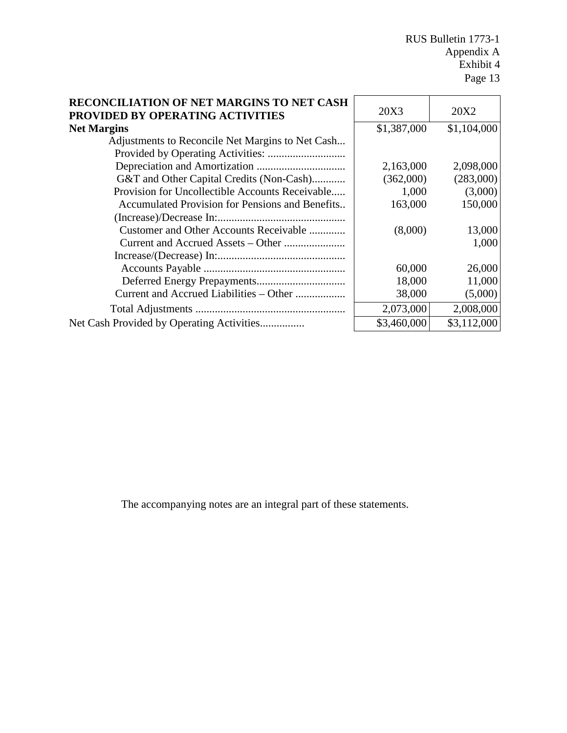| RECONCILIATION OF NET MARGINS TO NET CASH PROVIDED BY OPERATING ACTIVITIES | 20X3 | 20X2 |
|---|---|---|
| **Net Margins** | $1,387,000 | $1,104,000 |
| Adjustments to Reconcile Net Margins to Net Cash... Provided by Operating Activities: ............................ | | |
| Depreciation and Amortization ................................ | 2,163,000 | 2,098,000 |
| G&T and Other Capital Credits (Non-Cash)............ | (362,000) | (283,000) |
| Provision for Uncollectible Accounts Receivable..... | 1,000 | (3,000) |
| Accumulated Provision for Pensions and Benefits.. | 163,000 | 150,000 |
| (Increase)/Decrease In:............................................. | | |
| Customer and Other Accounts Receivable ............. | (8,000) | 13,000 |
| Current and Accrued Assets – Other ...................... | | 1,000 |
| Increase/(Decrease) In:............................................. | | |
| Accounts Payable ................................................... | 60,000 | 26,000 |
| Deferred Energy Prepayments................................ | 18,000 | 11,000 |
| Current and Accrued Liabilities – Other .................. | 38,000 | (5,000) |
| Total Adjustments ...................................................... | 2,073,000 | 2,008,000 |
| Net Cash Provided by Operating Activities................ | $3,460,000 | $3,112,000 |

The accompanying notes are an integral part of these statements.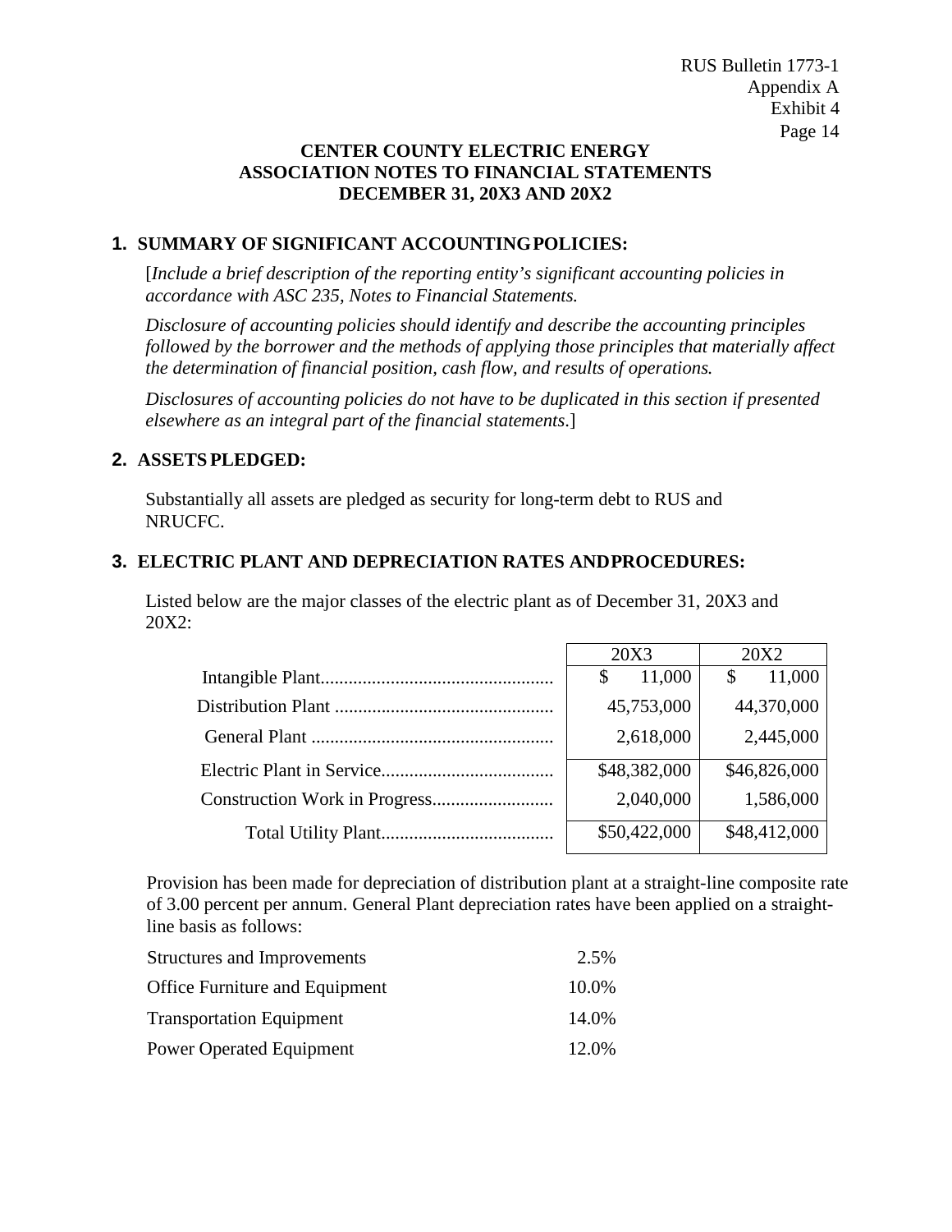**CENTER COUNTY ELECTRIC ENERGY ASSOCIATION NOTES TO FINANCIAL STATEMENTS DECEMBER 31, 20X3 AND 20X2**

## 1. SUMMARY OF SIGNIFICANT ACCOUNTING POLICIES:

[*Include a brief description of the reporting entity's significant accounting policies in accordance with ASC 235, Notes to Financial Statements.*

*Disclosure of accounting policies should identify and describe the accounting principles followed by the borrower and the methods of applying those principles that materially affect the determination of financial position, cash flow, and results of operations.*

*Disclosures of accounting policies do not have to be duplicated in this section if presented elsewhere as an integral part of the financial statements.*]

## 2. ASSETS PLEDGED:

Substantially all assets are pledged as security for long-term debt to RUS and NRUCFC.

## 3. ELECTRIC PLANT AND DEPRECIATION RATES AND PROCEDURES:

Listed below are the major classes of the electric plant as of December 31, 20X3 and 20X2:

| | 20X3 | 20X2 |
|---|---|---|
| Intangible Plant | $ 11,000 | $ 11,000 |
| Distribution Plant | 45,753,000 | 44,370,000 |
| General Plant | 2,618,000 | 2,445,000 |
| Electric Plant in Service | $48,382,000 | $46,826,000 |
| Construction Work in Progress | 2,040,000 | 1,586,000 |
| Total Utility Plant | $50,422,000 | $48,412,000 |

Provision has been made for depreciation of distribution plant at a straight-line composite rate of 3.00 percent per annum. General Plant depreciation rates have been applied on a straight-line basis as follows:

| | |
|---|---|
| Structures and Improvements | 2.5% |
| Office Furniture and Equipment | 10.0% |
| Transportation Equipment | 14.0% |
| Power Operated Equipment | 12.0% |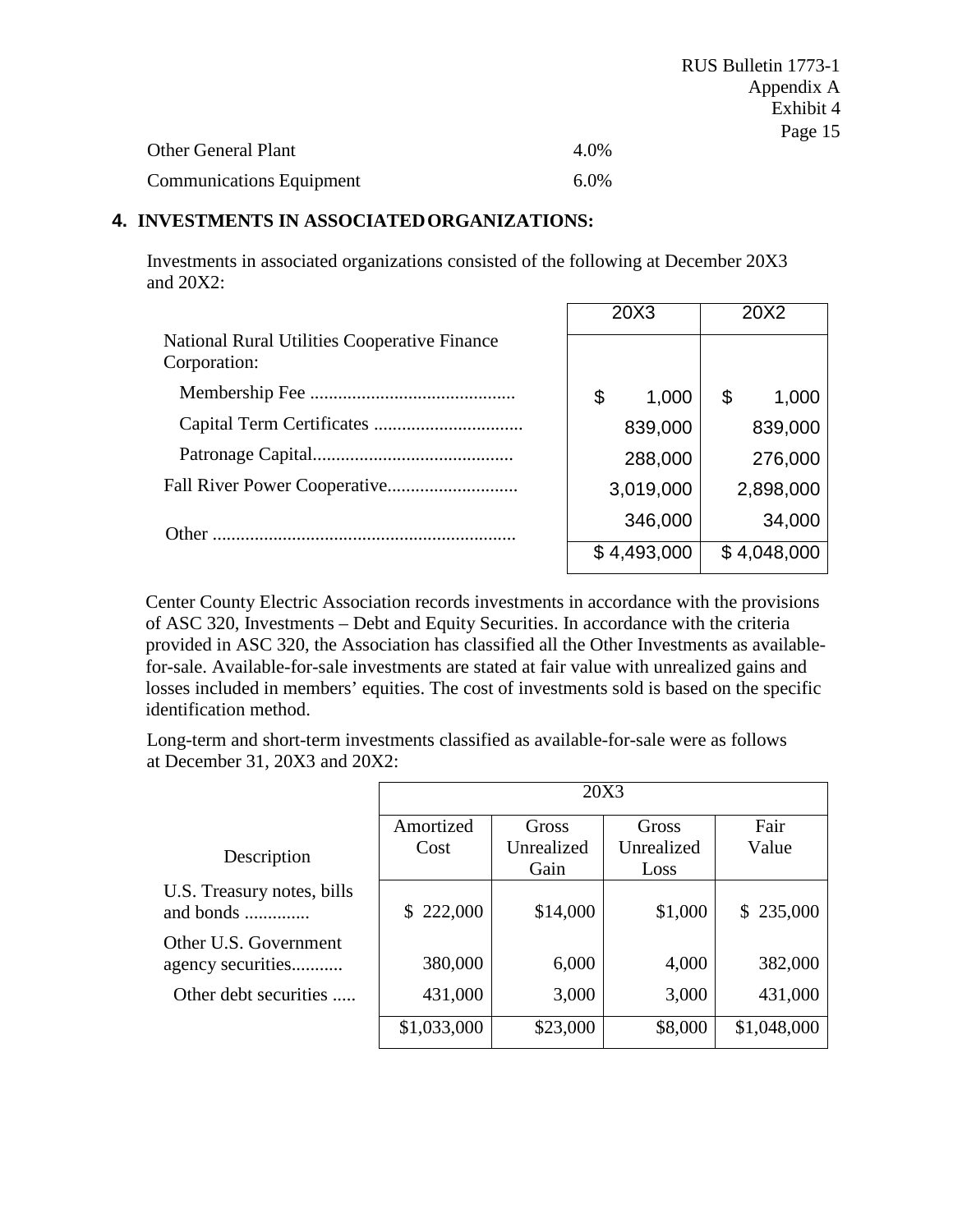| | |
|---|---|
| Other General Plant | 4.0% |
| Communications Equipment | 6.0% |

## 4. INVESTMENTS IN ASSOCIATED ORGANIZATIONS:

Investments in associated organizations consisted of the following at December 20X3 and 20X2:

| | 20X3 | 20X2 |
|---|---|---|
| National Rural Utilities Cooperative Finance Corporation: | | |
| Membership Fee ............................................ | $ 1,000 | $ 1,000 |
| Capital Term Certificates ................................ | 839,000 | 839,000 |
| Patronage Capital........................................... | 288,000 | 276,000 |
| Fall River Power Cooperative............................ | 3,019,000 | 2,898,000 |
| Other ................................................................ | 346,000 | 34,000 |
| | $ 4,493,000 | $ 4,048,000 |

Center County Electric Association records investments in accordance with the provisions of ASC 320, Investments – Debt and Equity Securities. In accordance with the criteria provided in ASC 320, the Association has classified all the Other Investments as available-for-sale. Available-for-sale investments are stated at fair value with unrealized gains and losses included in members' equities. The cost of investments sold is based on the specific identification method.

Long-term and short-term investments classified as available-for-sale were as follows at December 31, 20X3 and 20X2:

| | 20X3 | | | |
|---|---|---|---|---|
| Description | Amortized Cost | Gross Unrealized Gain | Gross Unrealized Loss | Fair Value |
| U.S. Treasury notes, bills and bonds ............. | $ 222,000 | $14,000 | $1,000 | $ 235,000 |
| Other U.S. Government agency securities........... | 380,000 | 6,000 | 4,000 | 382,000 |
| Other debt securities ..... | 431,000 | 3,000 | 3,000 | 431,000 |
| | $1,033,000 | $23,000 | $8,000 | $1,048,000 |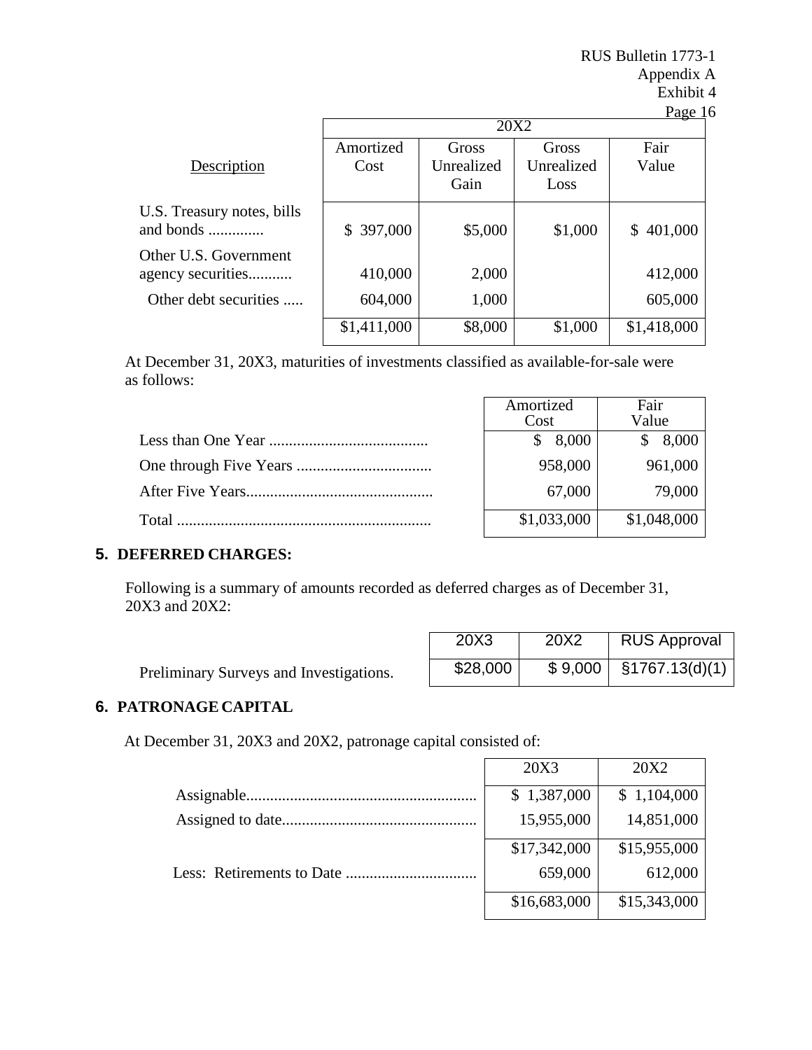| Description | 20X2 | | | |
|---|---|---|---|---|
| | Amortized Cost | Gross Unrealized Gain | Gross Unrealized Loss | Fair Value |
| U.S. Treasury notes, bills and bonds ............. | $ 397,000 | $5,000 | $1,000 | $ 401,000 |
| Other U.S. Government agency securities........... | 410,000 | 2,000 | | 412,000 |
| Other debt securities ..... | 604,000 | 1,000 | | 605,000 |
| | $1,411,000 | $8,000 | $1,000 | $1,418,000 |

At December 31, 20X3, maturities of investments classified as available-for-sale were as follows:

| | Amortized Cost | Fair Value |
|---|---|---|
| Less than One Year ........................................ | $ 8,000 | $ 8,000 |
| One through Five Years .................................. | 958,000 | 961,000 |
| After Five Years............................................... | 67,000 | 79,000 |
| Total ................................................................ | $1,033,000 | $1,048,000 |

## 5. DEFERRED CHARGES:

Following is a summary of amounts recorded as deferred charges as of December 31, 20X3 and 20X2:

| | 20X3 | 20X2 | RUS Approval |
|---|---|---|---|
| Preliminary Surveys and Investigations. | $28,000 | $ 9,000 | §1767.13(d)(1) |

## 6. PATRONAGE CAPITAL

At December 31, 20X3 and 20X2, patronage capital consisted of:

| | 20X3 | 20X2 |
|---|---|---|
| Assignable........................................................... | $ 1,387,000 | $ 1,104,000 |
| Assigned to date................................................. | 15,955,000 | 14,851,000 |
| | $17,342,000 | $15,955,000 |
| Less: Retirements to Date ................................. | 659,000 | 612,000 |
| | $16,683,000 | $15,343,000 |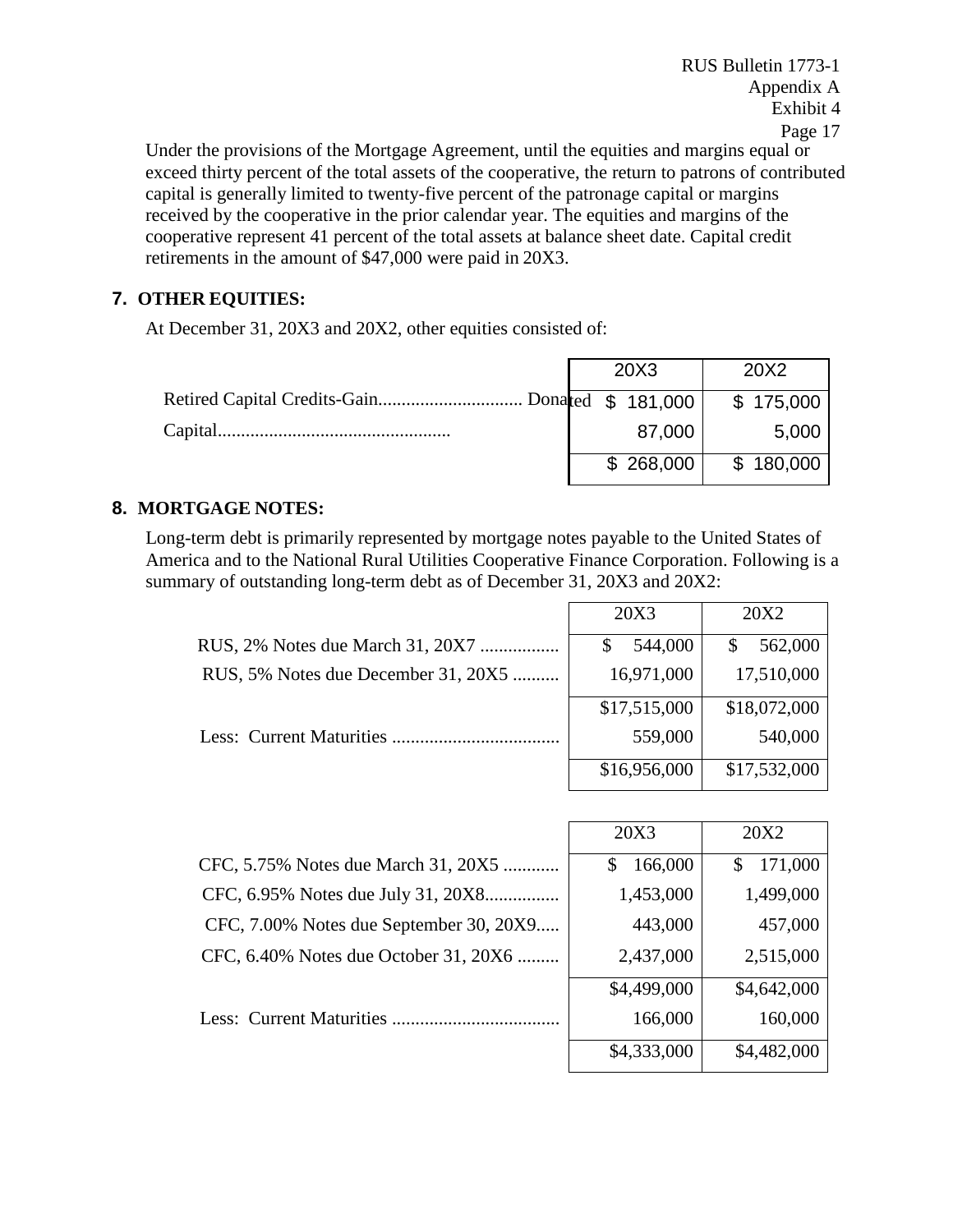Under the provisions of the Mortgage Agreement, until the equities and margins equal or exceed thirty percent of the total assets of the cooperative, the return to patrons of contributed capital is generally limited to twenty-five percent of the patronage capital or margins received by the cooperative in the prior calendar year. The equities and margins of the cooperative represent 41 percent of the total assets at balance sheet date. Capital credit retirements in the amount of $47,000 were paid in 20X3.

## 7. OTHER EQUITIES:

At December 31, 20X3 and 20X2, other equities consisted of:

| | 20X3 | 20X2 |
|---|---|---|
| Retired Capital Credits-Gain.............................. | $ 181,000 | $ 175,000 |
| Donated Capital................................................. | 87,000 | 5,000 |
| | $ 268,000 | $ 180,000 |

## 8. MORTGAGE NOTES:

Long-term debt is primarily represented by mortgage notes payable to the United States of America and to the National Rural Utilities Cooperative Finance Corporation. Following is a summary of outstanding long-term debt as of December 31, 20X3 and 20X2:

| | 20X3 | 20X2 |
|---|---|---|
| RUS, 2% Notes due March 31, 20X7 ................ | $ 544,000 | $ 562,000 |
| RUS, 5% Notes due December 31, 20X5 .......... | 16,971,000 | 17,510,000 |
| | $17,515,000 | $18,072,000 |
| Less: Current Maturities .................................... | 559,000 | 540,000 |
| | $16,956,000 | $17,532,000 |

| | 20X3 | 20X2 |
|---|---|---|
| CFC, 5.75% Notes due March 31, 20X5 ............ | $ 166,000 | $ 171,000 |
| CFC, 6.95% Notes due July 31, 20X8................ | 1,453,000 | 1,499,000 |
| CFC, 7.00% Notes due September 30, 20X9..... | 443,000 | 457,000 |
| CFC, 6.40% Notes due October 31, 20X6 ......... | 2,437,000 | 2,515,000 |
| | $4,499,000 | $4,642,000 |
| Less: Current Maturities .................................... | 166,000 | 160,000 |
| | $4,333,000 | $4,482,000 |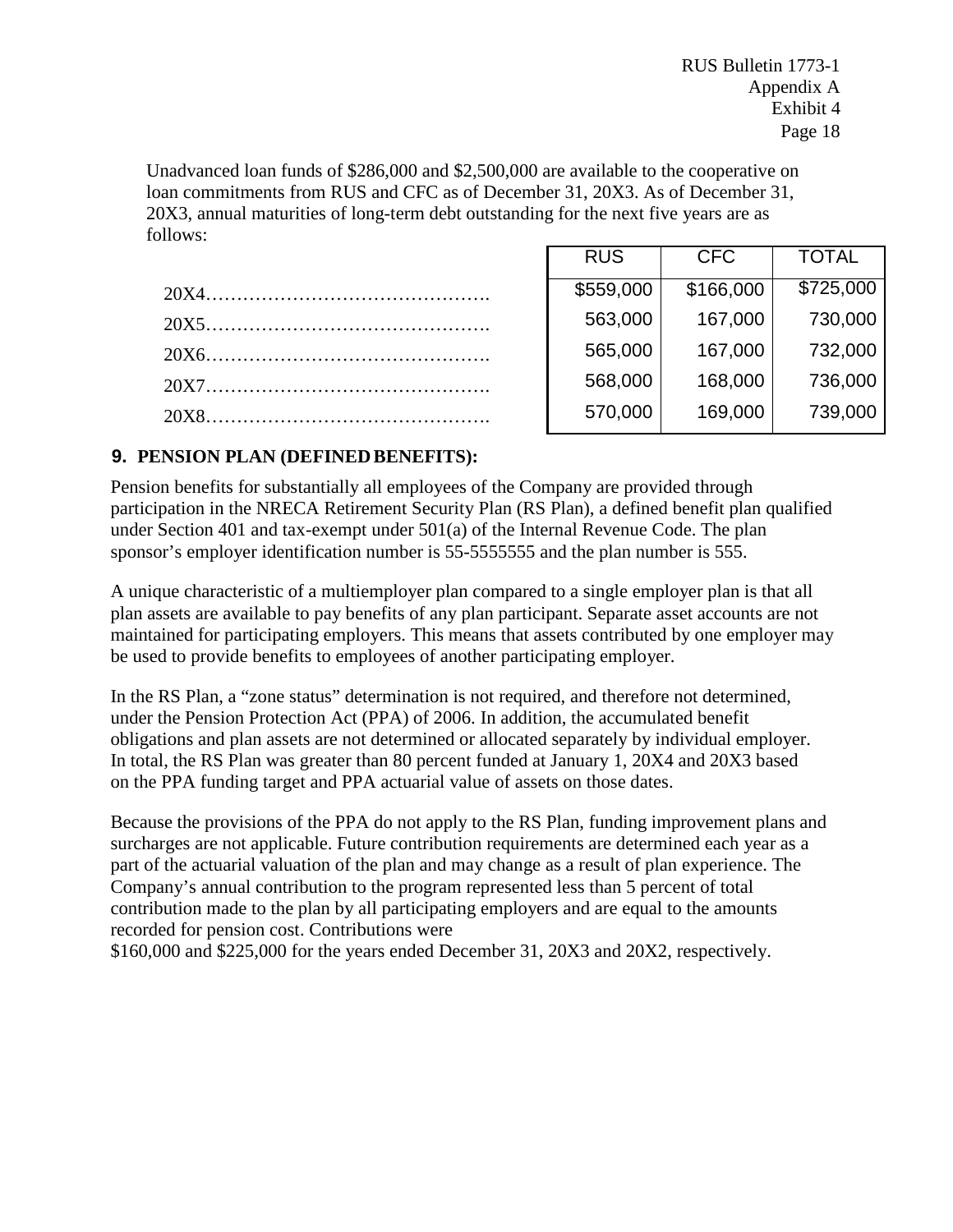Unadvanced loan funds of $286,000 and $2,500,000 are available to the cooperative on loan commitments from RUS and CFC as of December 31, 20X3. As of December 31, 20X3, annual maturities of long-term debt outstanding for the next five years are as follows:

| | RUS | CFC | TOTAL |
|---|---|---|---|
| 20X4………………………………………. | $559,000 | $166,000 | $725,000 |
| 20X5………………………………………. | 563,000 | 167,000 | 730,000 |
| 20X6………………………………………. | 565,000 | 167,000 | 732,000 |
| 20X7………………………………………. | 568,000 | 168,000 | 736,000 |
| 20X8………………………………………. | 570,000 | 169,000 | 739,000 |

## 9. PENSION PLAN (DEFINED BENEFITS):

Pension benefits for substantially all employees of the Company are provided through participation in the NRECA Retirement Security Plan (RS Plan), a defined benefit plan qualified under Section 401 and tax-exempt under 501(a) of the Internal Revenue Code. The plan sponsor's employer identification number is 55-5555555 and the plan number is 555.

A unique characteristic of a multiemployer plan compared to a single employer plan is that all plan assets are available to pay benefits of any plan participant. Separate asset accounts are not maintained for participating employers. This means that assets contributed by one employer may be used to provide benefits to employees of another participating employer.

In the RS Plan, a "zone status" determination is not required, and therefore not determined, under the Pension Protection Act (PPA) of 2006. In addition, the accumulated benefit obligations and plan assets are not determined or allocated separately by individual employer. In total, the RS Plan was greater than 80 percent funded at January 1, 20X4 and 20X3 based on the PPA funding target and PPA actuarial value of assets on those dates.

Because the provisions of the PPA do not apply to the RS Plan, funding improvement plans and surcharges are not applicable. Future contribution requirements are determined each year as a part of the actuarial valuation of the plan and may change as a result of plan experience. The Company's annual contribution to the program represented less than 5 percent of total contribution made to the plan by all participating employers and are equal to the amounts recorded for pension cost. Contributions were $160,000 and $225,000 for the years ended December 31, 20X3 and 20X2, respectively.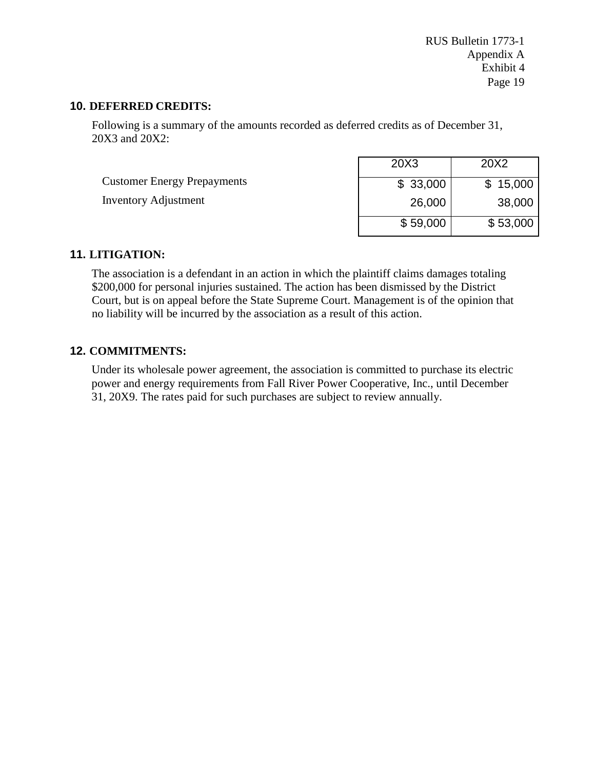## 10. DEFERRED CREDITS:

Following is a summary of the amounts recorded as deferred credits as of December 31, 20X3 and 20X2:

| | 20X3 | 20X2 |
|---|---|---|
| Customer Energy Prepayments | $ 33,000 | $ 15,000 |
| Inventory Adjustment | 26,000 | 38,000 |
| | $ 59,000 | $ 53,000 |

## 11. LITIGATION:

The association is a defendant in an action in which the plaintiff claims damages totaling $200,000 for personal injuries sustained. The action has been dismissed by the District Court, but is on appeal before the State Supreme Court. Management is of the opinion that no liability will be incurred by the association as a result of this action.

## 12. COMMITMENTS:

Under its wholesale power agreement, the association is committed to purchase its electric power and energy requirements from Fall River Power Cooperative, Inc., until December 31, 20X9. The rates paid for such purchases are subject to review annually.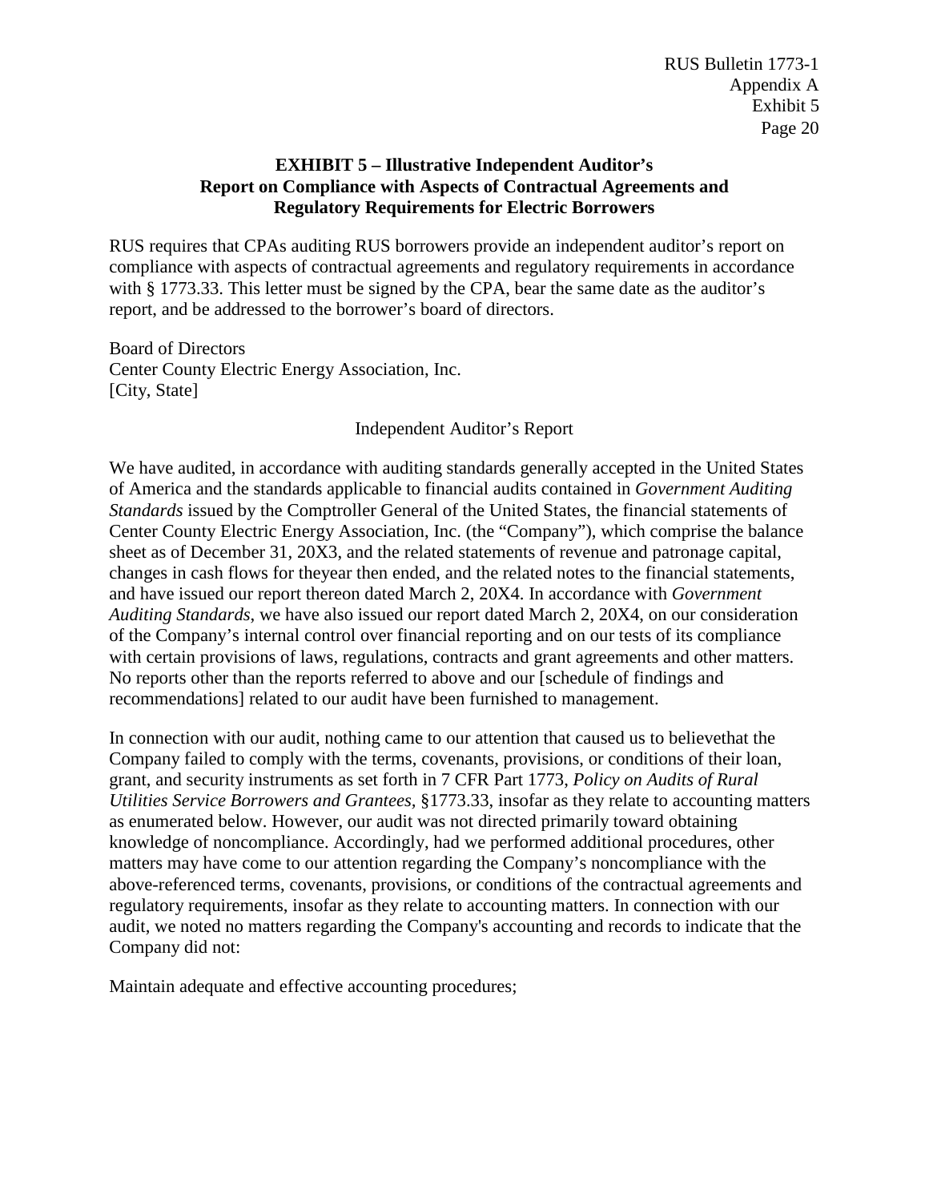**EXHIBIT 5 – Illustrative Independent Auditor's Report on Compliance with Aspects of Contractual Agreements and Regulatory Requirements for Electric Borrowers**

RUS requires that CPAs auditing RUS borrowers provide an independent auditor's report on compliance with aspects of contractual agreements and regulatory requirements in accordance with § 1773.33. This letter must be signed by the CPA, bear the same date as the auditor's report, and be addressed to the borrower's board of directors.

Board of Directors
Center County Electric Energy Association, Inc.
[City, State]

Independent Auditor's Report

We have audited, in accordance with auditing standards generally accepted in the United States of America and the standards applicable to financial audits contained in *Government Auditing Standards* issued by the Comptroller General of the United States, the financial statements of Center County Electric Energy Association, Inc. (the "Company"), which comprise the balance sheet as of December 31, 20X3, and the related statements of revenue and patronage capital, changes in cash flows for theyear then ended, and the related notes to the financial statements, and have issued our report thereon dated March 2, 20X4. In accordance with *Government Auditing Standards*, we have also issued our report dated March 2, 20X4, on our consideration of the Company's internal control over financial reporting and on our tests of its compliance with certain provisions of laws, regulations, contracts and grant agreements and other matters. No reports other than the reports referred to above and our [schedule of findings and recommendations] related to our audit have been furnished to management.

In connection with our audit, nothing came to our attention that caused us to believethat the Company failed to comply with the terms, covenants, provisions, or conditions of their loan, grant, and security instruments as set forth in 7 CFR Part 1773, *Policy on Audits of Rural Utilities Service Borrowers and Grantees*, §1773.33, insofar as they relate to accounting matters as enumerated below. However, our audit was not directed primarily toward obtaining knowledge of noncompliance. Accordingly, had we performed additional procedures, other matters may have come to our attention regarding the Company's noncompliance with the above-referenced terms, covenants, provisions, or conditions of the contractual agreements and regulatory requirements, insofar as they relate to accounting matters. In connection with our audit, we noted no matters regarding the Company's accounting and records to indicate that the Company did not:

Maintain adequate and effective accounting procedures;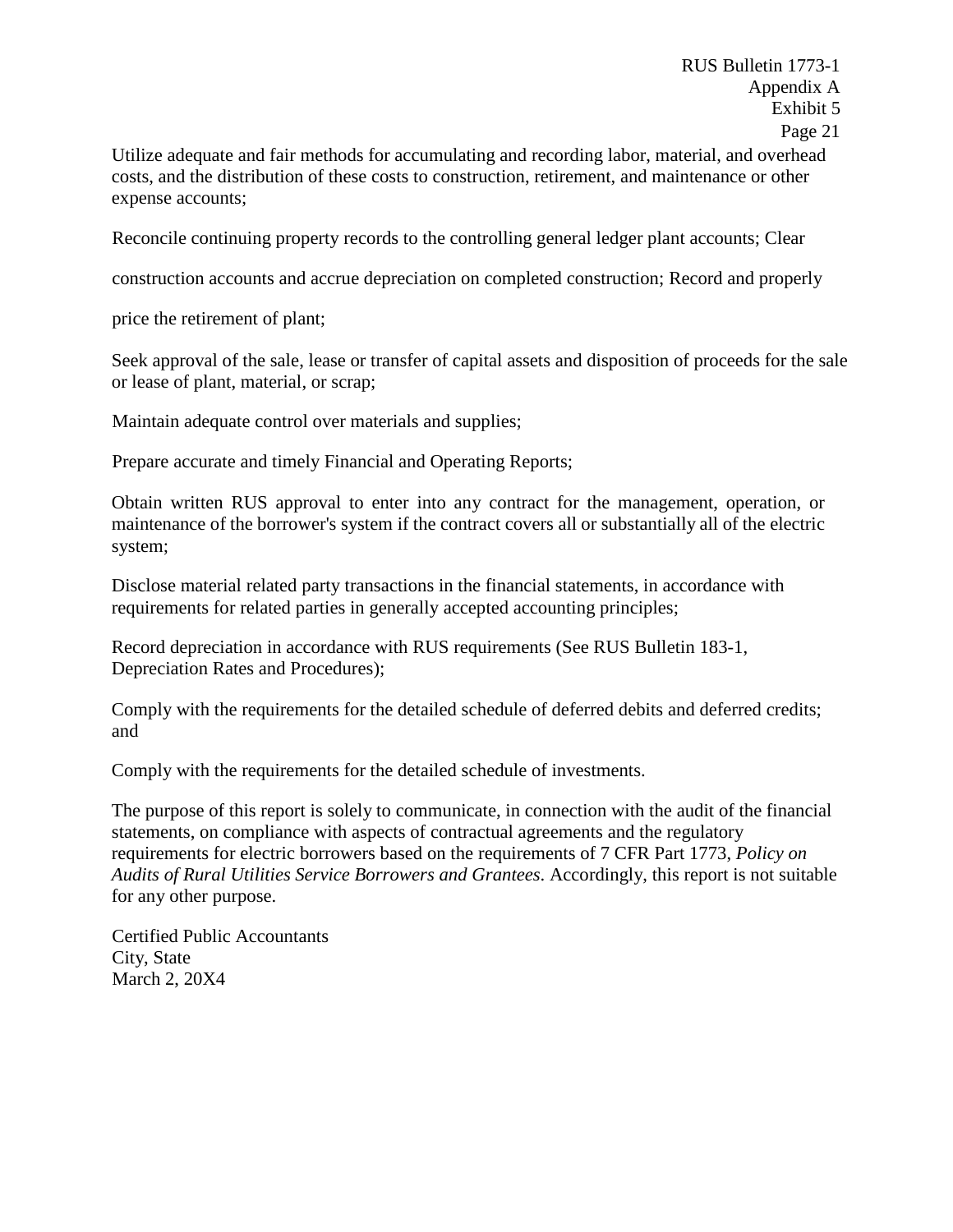Utilize adequate and fair methods for accumulating and recording labor, material, and overhead costs, and the distribution of these costs to construction, retirement, and maintenance or other expense accounts;

Reconcile continuing property records to the controlling general ledger plant accounts; Clear construction accounts and accrue depreciation on completed construction; Record and properly price the retirement of plant;

Seek approval of the sale, lease or transfer of capital assets and disposition of proceeds for the sale or lease of plant, material, or scrap;

Maintain adequate control over materials and supplies;

Prepare accurate and timely Financial and Operating Reports;

Obtain written RUS approval to enter into any contract for the management, operation, or maintenance of the borrower's system if the contract covers all or substantially all of the electric system;

Disclose material related party transactions in the financial statements, in accordance with requirements for related parties in generally accepted accounting principles;

Record depreciation in accordance with RUS requirements (See RUS Bulletin 183-1, Depreciation Rates and Procedures);

Comply with the requirements for the detailed schedule of deferred debits and deferred credits; and

Comply with the requirements for the detailed schedule of investments.

The purpose of this report is solely to communicate, in connection with the audit of the financial statements, on compliance with aspects of contractual agreements and the regulatory requirements for electric borrowers based on the requirements of 7 CFR Part 1773, *Policy on Audits of Rural Utilities Service Borrowers and Grantees*. Accordingly, this report is not suitable for any other purpose.

Certified Public Accountants
City, State
March 2, 20X4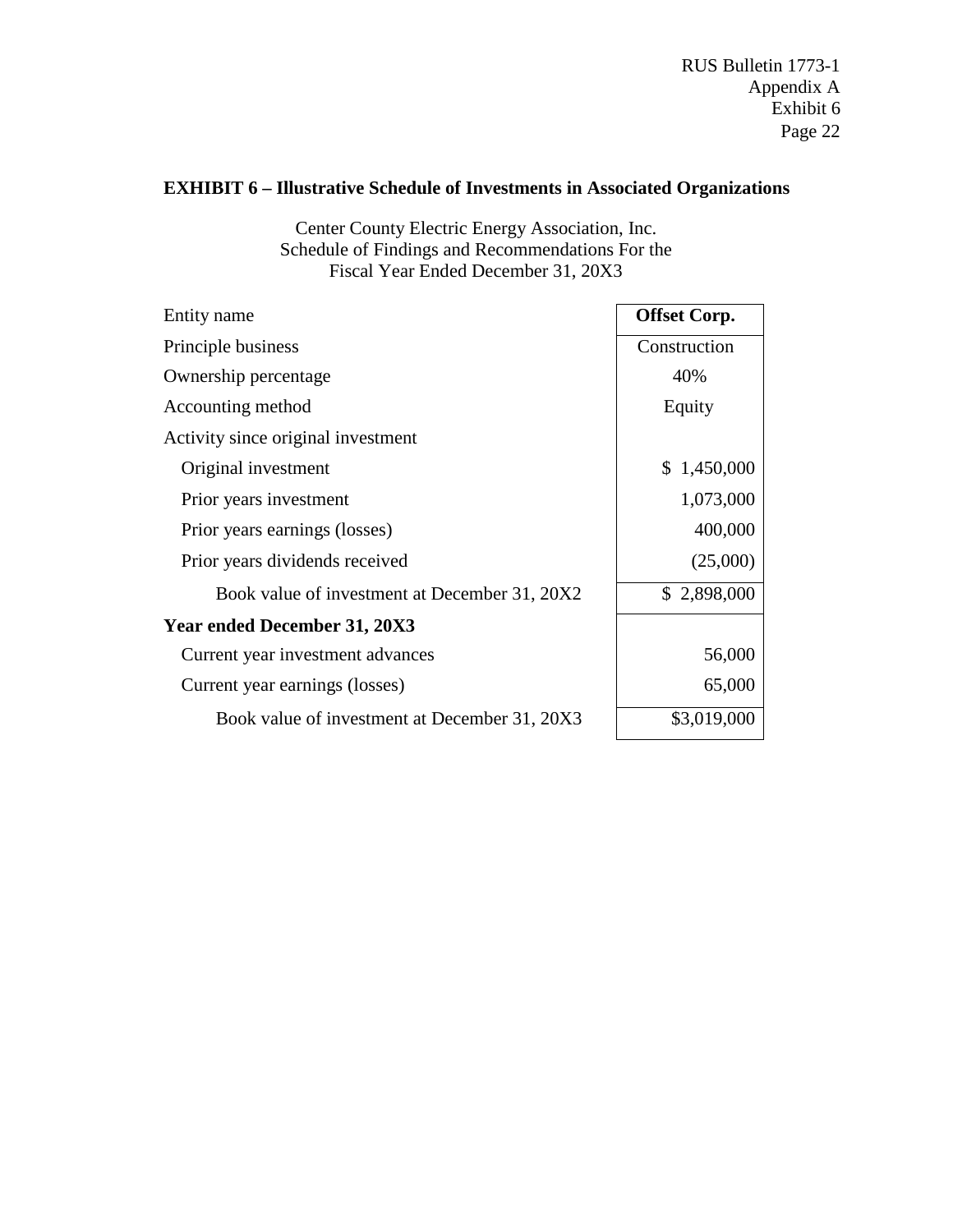**EXHIBIT 6 – Illustrative Schedule of Investments in Associated Organizations**

Center County Electric Energy Association, Inc.
Schedule of Findings and Recommendations For the
Fiscal Year Ended December 31, 20X3

| Entity name | **Offset Corp.** |
|---|---|
| Principle business | Construction |
| Ownership percentage | 40% |
| Accounting method | Equity |
| Activity since original investment | |
| Original investment | $ 1,450,000 |
| Prior years investment | 1,073,000 |
| Prior years earnings (losses) | 400,000 |
| Prior years dividends received | (25,000) |
| Book value of investment at December 31, 20X2 | $ 2,898,000 |
| **Year ended December 31, 20X3** | |
| Current year investment advances | 56,000 |
| Current year earnings (losses) | 65,000 |
| Book value of investment at December 31, 20X3 | $3,019,000 |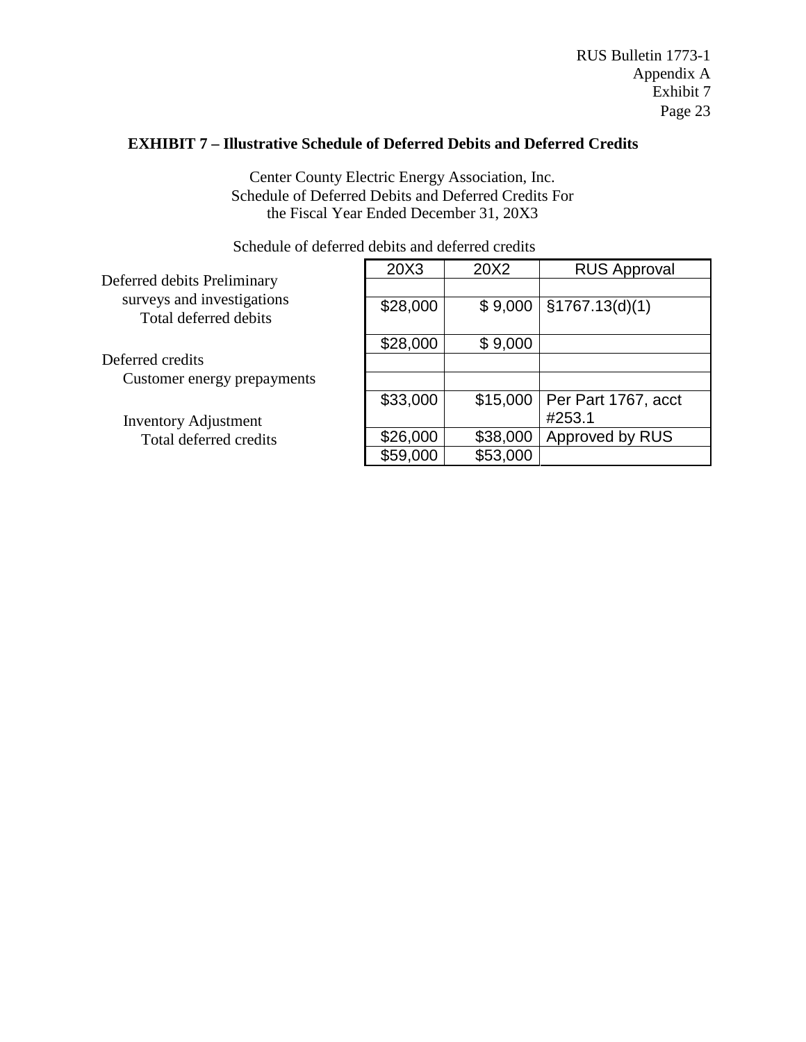**EXHIBIT 7 – Illustrative Schedule of Deferred Debits and Deferred Credits**

Center County Electric Energy Association, Inc.
Schedule of Deferred Debits and Deferred Credits For
the Fiscal Year Ended December 31, 20X3

Schedule of deferred debits and deferred credits

| | 20X3 | 20X2 | RUS Approval |
|---|---|---|---|
| Deferred debits | | | |
| Preliminary surveys and investigations | $28,000 | $ 9,000 | §1767.13(d)(1) |
| Total deferred debits | $28,000 | $ 9,000 | |
| Deferred credits | | | |
| Customer energy prepayments | $33,000 | $15,000 | Per Part 1767, acct #253.1 |
| Inventory Adjustment | $26,000 | $38,000 | Approved by RUS |
| Total deferred credits | $59,000 | $53,000 | |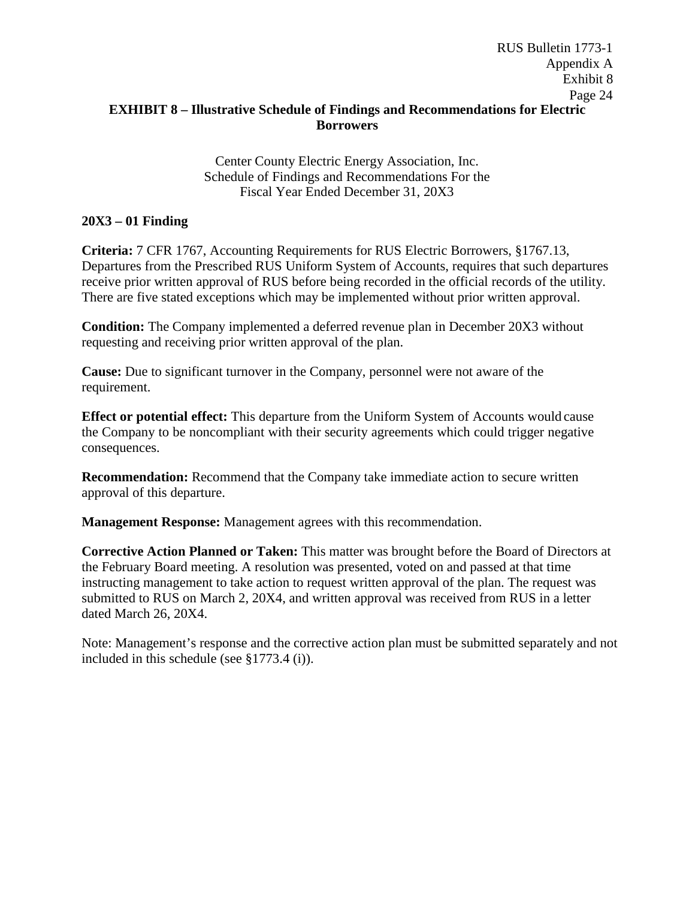## EXHIBIT 8 – Illustrative Schedule of Findings and Recommendations for Electric Borrowers

Center County Electric Energy Association, Inc.
Schedule of Findings and Recommendations For the
Fiscal Year Ended December 31, 20X3

### 20X3 – 01 Finding

**Criteria:** 7 CFR 1767, Accounting Requirements for RUS Electric Borrowers, §1767.13, Departures from the Prescribed RUS Uniform System of Accounts, requires that such departures receive prior written approval of RUS before being recorded in the official records of the utility. There are five stated exceptions which may be implemented without prior written approval.

**Condition:** The Company implemented a deferred revenue plan in December 20X3 without requesting and receiving prior written approval of the plan.

**Cause:** Due to significant turnover in the Company, personnel were not aware of the requirement.

**Effect or potential effect:** This departure from the Uniform System of Accounts would cause the Company to be noncompliant with their security agreements which could trigger negative consequences.

**Recommendation:** Recommend that the Company take immediate action to secure written approval of this departure.

**Management Response:** Management agrees with this recommendation.

**Corrective Action Planned or Taken:** This matter was brought before the Board of Directors at the February Board meeting. A resolution was presented, voted on and passed at that time instructing management to take action to request written approval of the plan. The request was submitted to RUS on March 2, 20X4, and written approval was received from RUS in a letter dated March 26, 20X4.

Note: Management's response and the corrective action plan must be submitted separately and not included in this schedule (see §1773.4 (i)).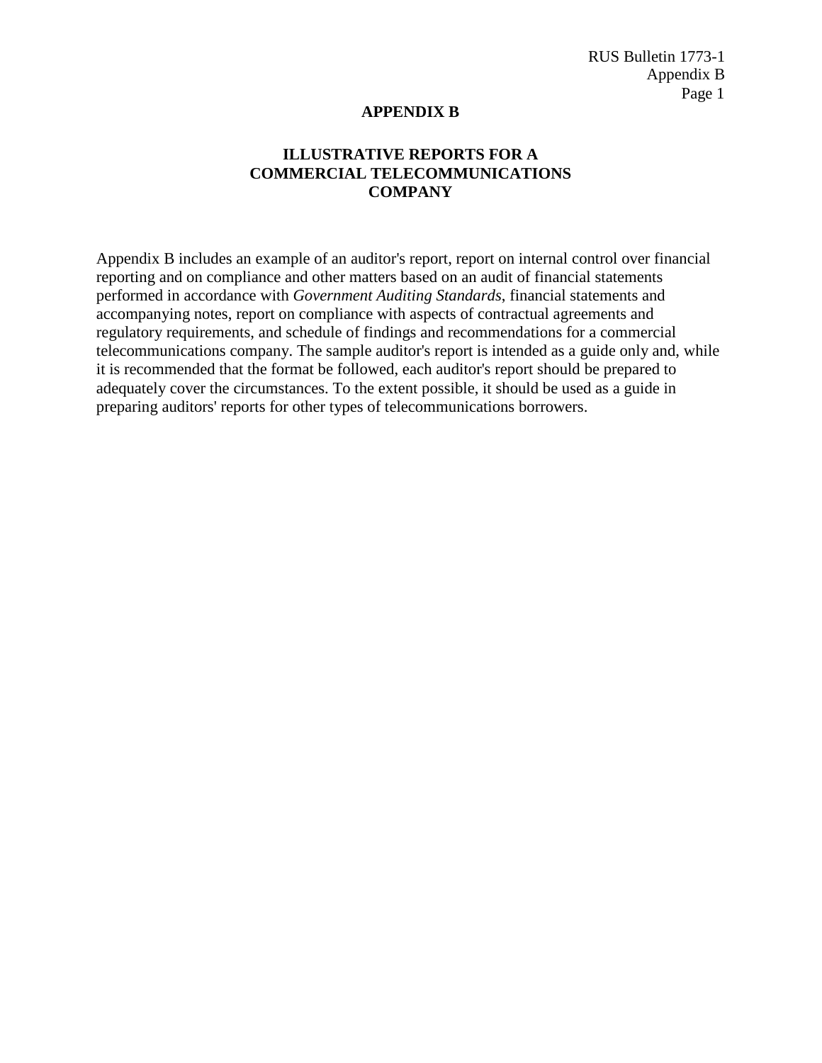# APPENDIX B

## ILLUSTRATIVE REPORTS FOR A COMMERCIAL TELECOMMUNICATIONS COMPANY

Appendix B includes an example of an auditor's report, report on internal control over financial reporting and on compliance and other matters based on an audit of financial statements performed in accordance with *Government Auditing Standards*, financial statements and accompanying notes, report on compliance with aspects of contractual agreements and regulatory requirements, and schedule of findings and recommendations for a commercial telecommunications company. The sample auditor's report is intended as a guide only and, while it is recommended that the format be followed, each auditor's report should be prepared to adequately cover the circumstances. To the extent possible, it should be used as a guide in preparing auditors' reports for other types of telecommunications borrowers.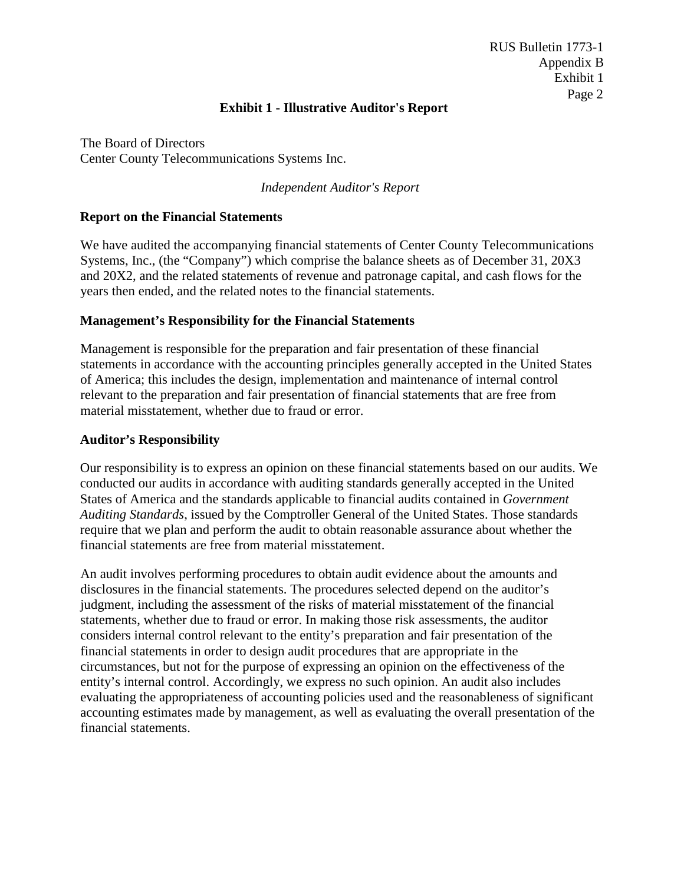**Exhibit 1 - Illustrative Auditor's Report**

The Board of Directors
Center County Telecommunications Systems Inc.

*Independent Auditor's Report*

**Report on the Financial Statements**

We have audited the accompanying financial statements of Center County Telecommunications Systems, Inc., (the "Company") which comprise the balance sheets as of December 31, 20X3 and 20X2, and the related statements of revenue and patronage capital, and cash flows for the years then ended, and the related notes to the financial statements.

**Management's Responsibility for the Financial Statements**

Management is responsible for the preparation and fair presentation of these financial statements in accordance with the accounting principles generally accepted in the United States of America; this includes the design, implementation and maintenance of internal control relevant to the preparation and fair presentation of financial statements that are free from material misstatement, whether due to fraud or error.

**Auditor's Responsibility**

Our responsibility is to express an opinion on these financial statements based on our audits. We conducted our audits in accordance with auditing standards generally accepted in the United States of America and the standards applicable to financial audits contained in *Government Auditing Standards*, issued by the Comptroller General of the United States. Those standards require that we plan and perform the audit to obtain reasonable assurance about whether the financial statements are free from material misstatement.

An audit involves performing procedures to obtain audit evidence about the amounts and disclosures in the financial statements. The procedures selected depend on the auditor's judgment, including the assessment of the risks of material misstatement of the financial statements, whether due to fraud or error. In making those risk assessments, the auditor considers internal control relevant to the entity's preparation and fair presentation of the financial statements in order to design audit procedures that are appropriate in the circumstances, but not for the purpose of expressing an opinion on the effectiveness of the entity's internal control. Accordingly, we express no such opinion. An audit also includes evaluating the appropriateness of accounting policies used and the reasonableness of significant accounting estimates made by management, as well as evaluating the overall presentation of the financial statements.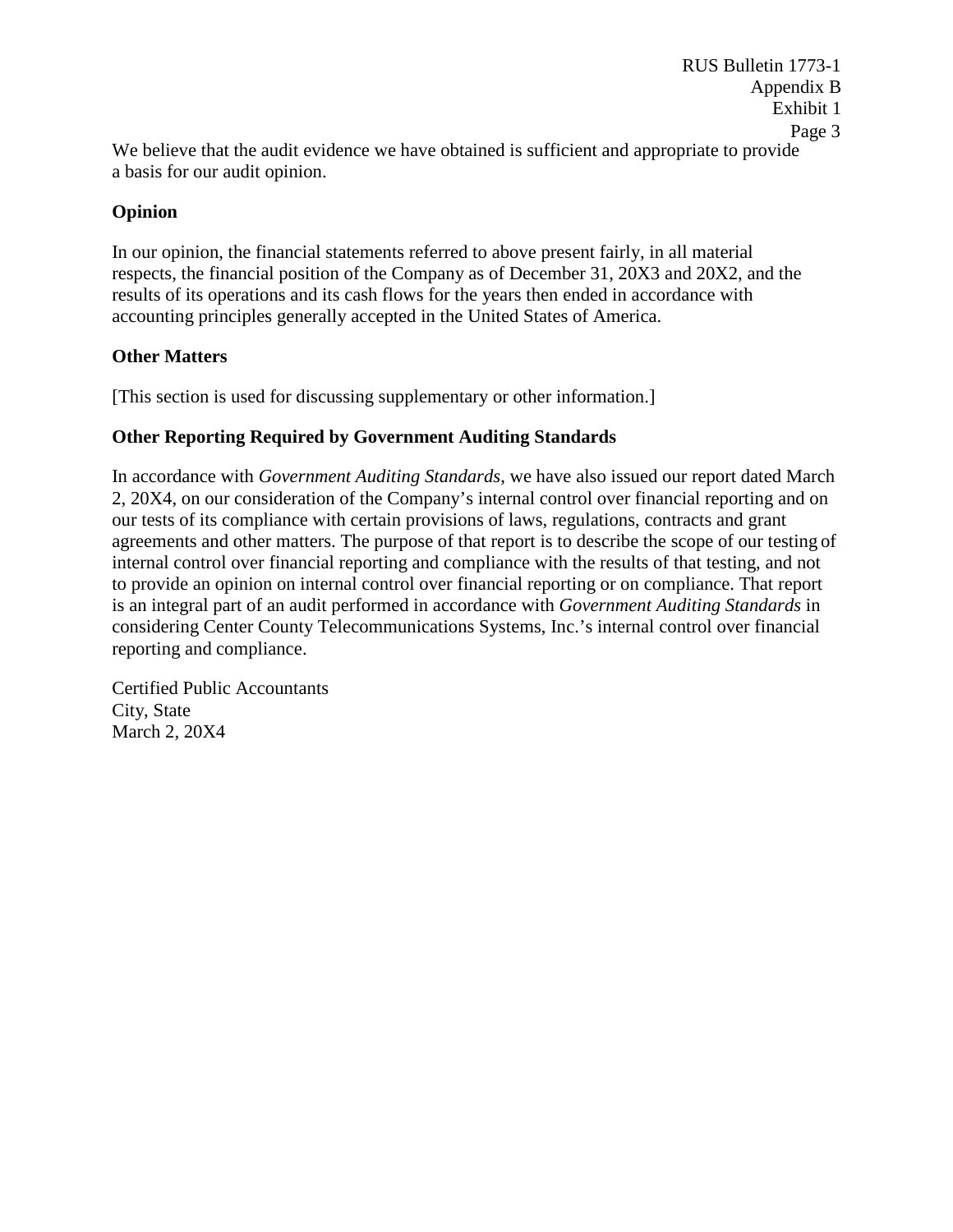We believe that the audit evidence we have obtained is sufficient and appropriate to provide a basis for our audit opinion.

**Opinion**

In our opinion, the financial statements referred to above present fairly, in all material respects, the financial position of the Company as of December 31, 20X3 and 20X2, and the results of its operations and its cash flows for the years then ended in accordance with accounting principles generally accepted in the United States of America.

**Other Matters**

[This section is used for discussing supplementary or other information.]

**Other Reporting Required by Government Auditing Standards**

In accordance with *Government Auditing Standards*, we have also issued our report dated March 2, 20X4, on our consideration of the Company's internal control over financial reporting and on our tests of its compliance with certain provisions of laws, regulations, contracts and grant agreements and other matters. The purpose of that report is to describe the scope of our testing of internal control over financial reporting and compliance with the results of that testing, and not to provide an opinion on internal control over financial reporting or on compliance. That report is an integral part of an audit performed in accordance with *Government Auditing Standards* in considering Center County Telecommunications Systems, Inc.'s internal control over financial reporting and compliance.

Certified Public Accountants
City, State
March 2, 20X4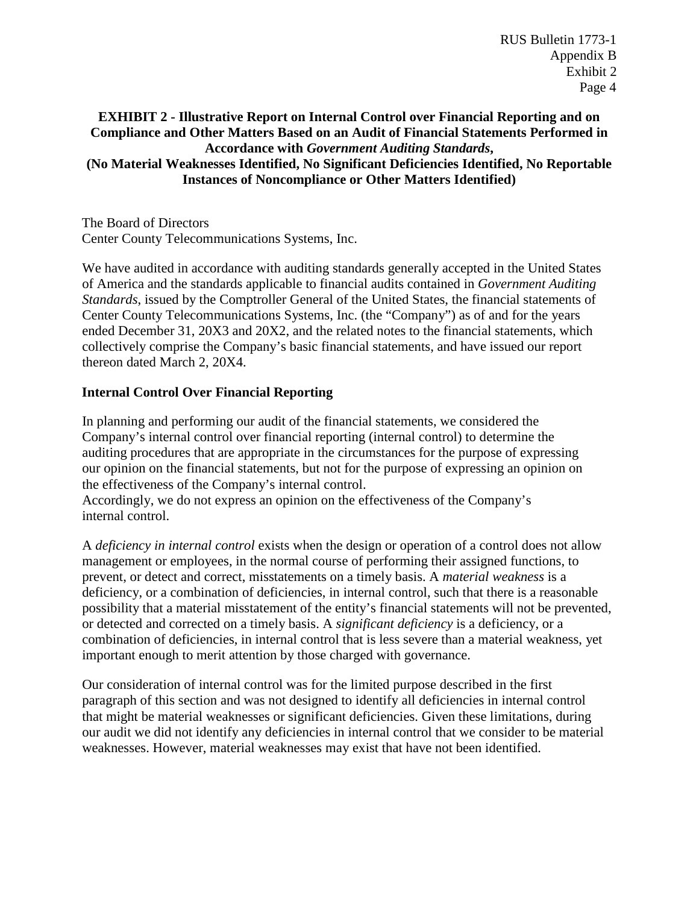**EXHIBIT 2 - Illustrative Report on Internal Control over Financial Reporting and on Compliance and Other Matters Based on an Audit of Financial Statements Performed in Accordance with *Government Auditing Standards*, (No Material Weaknesses Identified, No Significant Deficiencies Identified, No Reportable Instances of Noncompliance or Other Matters Identified)**

The Board of Directors
Center County Telecommunications Systems, Inc.

We have audited in accordance with auditing standards generally accepted in the United States of America and the standards applicable to financial audits contained in *Government Auditing Standards*, issued by the Comptroller General of the United States, the financial statements of Center County Telecommunications Systems, Inc. (the "Company") as of and for the years ended December 31, 20X3 and 20X2, and the related notes to the financial statements, which collectively comprise the Company's basic financial statements, and have issued our report thereon dated March 2, 20X4.

**Internal Control Over Financial Reporting**

In planning and performing our audit of the financial statements, we considered the Company's internal control over financial reporting (internal control) to determine the auditing procedures that are appropriate in the circumstances for the purpose of expressing our opinion on the financial statements, but not for the purpose of expressing an opinion on the effectiveness of the Company's internal control.
Accordingly, we do not express an opinion on the effectiveness of the Company's internal control.

A *deficiency in internal control* exists when the design or operation of a control does not allow management or employees, in the normal course of performing their assigned functions, to prevent, or detect and correct, misstatements on a timely basis. A *material weakness* is a deficiency, or a combination of deficiencies, in internal control, such that there is a reasonable possibility that a material misstatement of the entity's financial statements will not be prevented, or detected and corrected on a timely basis. A *significant deficiency* is a deficiency, or a combination of deficiencies, in internal control that is less severe than a material weakness, yet important enough to merit attention by those charged with governance.

Our consideration of internal control was for the limited purpose described in the first paragraph of this section and was not designed to identify all deficiencies in internal control that might be material weaknesses or significant deficiencies. Given these limitations, during our audit we did not identify any deficiencies in internal control that we consider to be material weaknesses. However, material weaknesses may exist that have not been identified.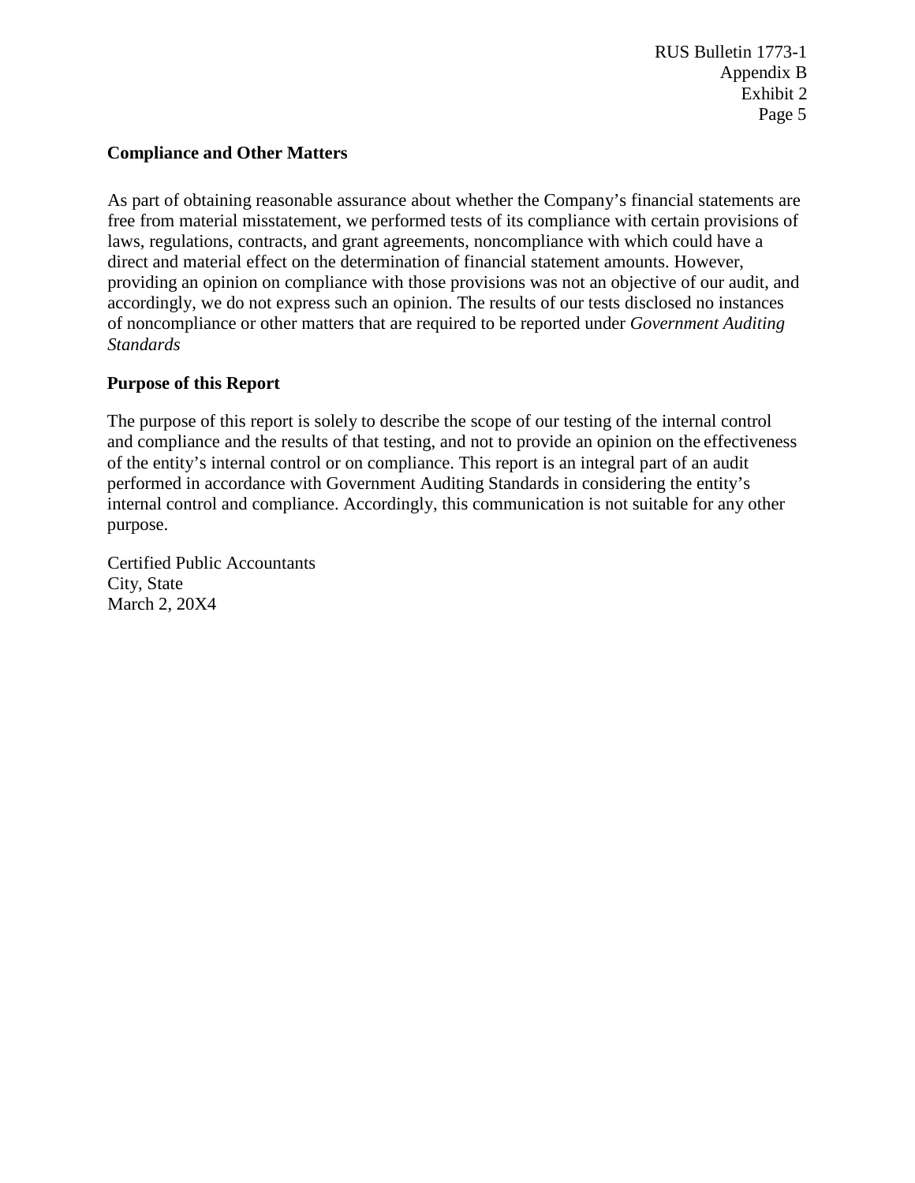**Compliance and Other Matters**

As part of obtaining reasonable assurance about whether the Company's financial statements are free from material misstatement, we performed tests of its compliance with certain provisions of laws, regulations, contracts, and grant agreements, noncompliance with which could have a direct and material effect on the determination of financial statement amounts. However, providing an opinion on compliance with those provisions was not an objective of our audit, and accordingly, we do not express such an opinion. The results of our tests disclosed no instances of noncompliance or other matters that are required to be reported under *Government Auditing Standards*

**Purpose of this Report**

The purpose of this report is solely to describe the scope of our testing of the internal control and compliance and the results of that testing, and not to provide an opinion on the effectiveness of the entity's internal control or on compliance. This report is an integral part of an audit performed in accordance with Government Auditing Standards in considering the entity's internal control and compliance. Accordingly, this communication is not suitable for any other purpose.

Certified Public Accountants
City, State
March 2, 20X4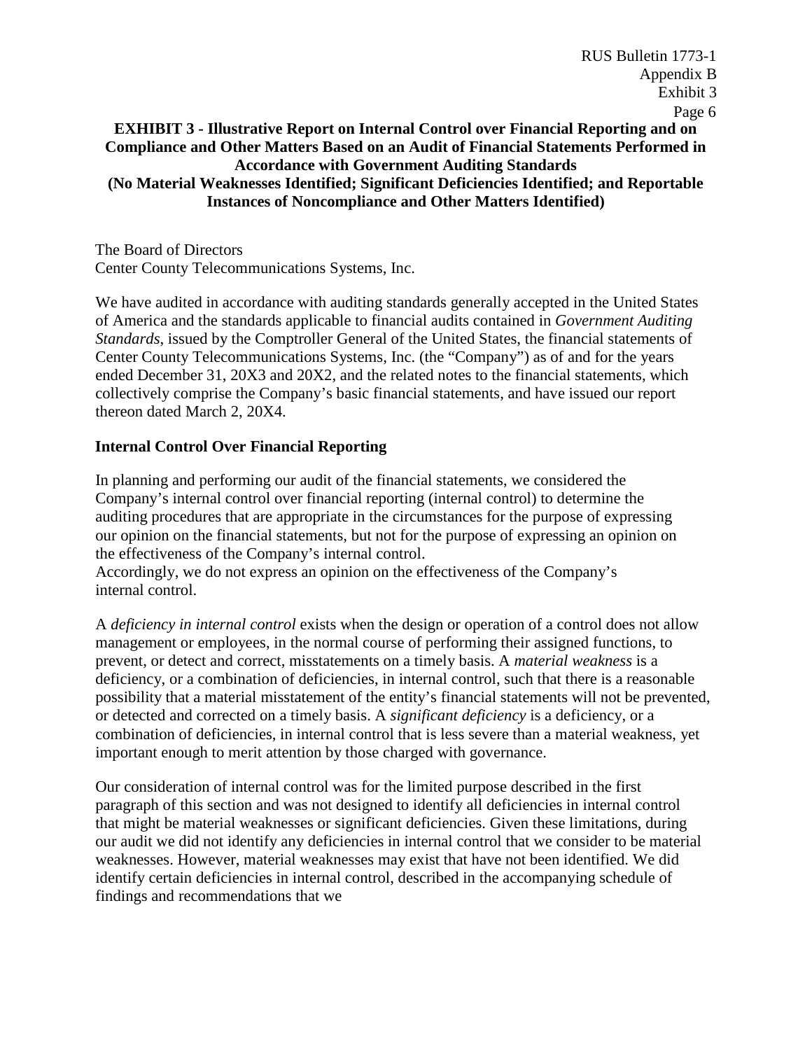**EXHIBIT 3 - Illustrative Report on Internal Control over Financial Reporting and on Compliance and Other Matters Based on an Audit of Financial Statements Performed in Accordance with Government Auditing Standards (No Material Weaknesses Identified; Significant Deficiencies Identified; and Reportable Instances of Noncompliance and Other Matters Identified)**

The Board of Directors
Center County Telecommunications Systems, Inc.

We have audited in accordance with auditing standards generally accepted in the United States of America and the standards applicable to financial audits contained in *Government Auditing Standards*, issued by the Comptroller General of the United States, the financial statements of Center County Telecommunications Systems, Inc. (the "Company") as of and for the years ended December 31, 20X3 and 20X2, and the related notes to the financial statements, which collectively comprise the Company's basic financial statements, and have issued our report thereon dated March 2, 20X4.

**Internal Control Over Financial Reporting**

In planning and performing our audit of the financial statements, we considered the Company's internal control over financial reporting (internal control) to determine the auditing procedures that are appropriate in the circumstances for the purpose of expressing our opinion on the financial statements, but not for the purpose of expressing an opinion on the effectiveness of the Company's internal control.
Accordingly, we do not express an opinion on the effectiveness of the Company's internal control.

A *deficiency in internal control* exists when the design or operation of a control does not allow management or employees, in the normal course of performing their assigned functions, to prevent, or detect and correct, misstatements on a timely basis. A *material weakness* is a deficiency, or a combination of deficiencies, in internal control, such that there is a reasonable possibility that a material misstatement of the entity's financial statements will not be prevented, or detected and corrected on a timely basis. A *significant deficiency* is a deficiency, or a combination of deficiencies, in internal control that is less severe than a material weakness, yet important enough to merit attention by those charged with governance.

Our consideration of internal control was for the limited purpose described in the first paragraph of this section and was not designed to identify all deficiencies in internal control that might be material weaknesses or significant deficiencies. Given these limitations, during our audit we did not identify any deficiencies in internal control that we consider to be material weaknesses. However, material weaknesses may exist that have not been identified. We did identify certain deficiencies in internal control, described in the accompanying schedule of findings and recommendations that we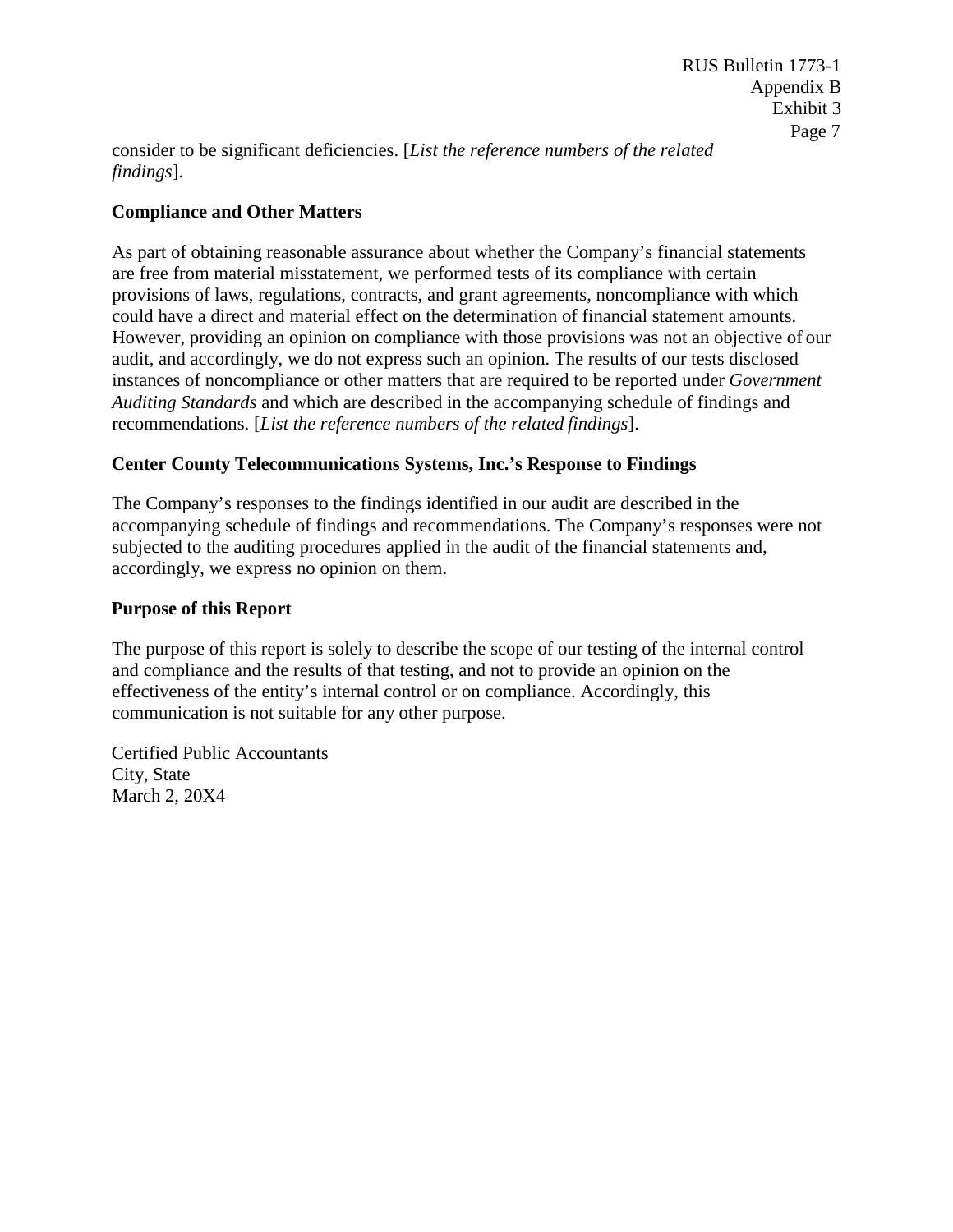consider to be significant deficiencies. [*List the reference numbers of the related findings*].

**Compliance and Other Matters**

As part of obtaining reasonable assurance about whether the Company's financial statements are free from material misstatement, we performed tests of its compliance with certain provisions of laws, regulations, contracts, and grant agreements, noncompliance with which could have a direct and material effect on the determination of financial statement amounts. However, providing an opinion on compliance with those provisions was not an objective of our audit, and accordingly, we do not express such an opinion. The results of our tests disclosed instances of noncompliance or other matters that are required to be reported under *Government Auditing Standards* and which are described in the accompanying schedule of findings and recommendations. [*List the reference numbers of the related findings*].

**Center County Telecommunications Systems, Inc.'s Response to Findings**

The Company's responses to the findings identified in our audit are described in the accompanying schedule of findings and recommendations. The Company's responses were not subjected to the auditing procedures applied in the audit of the financial statements and, accordingly, we express no opinion on them.

**Purpose of this Report**

The purpose of this report is solely to describe the scope of our testing of the internal control and compliance and the results of that testing, and not to provide an opinion on the effectiveness of the entity's internal control or on compliance. Accordingly, this communication is not suitable for any other purpose.

Certified Public Accountants
City, State
March 2, 20X4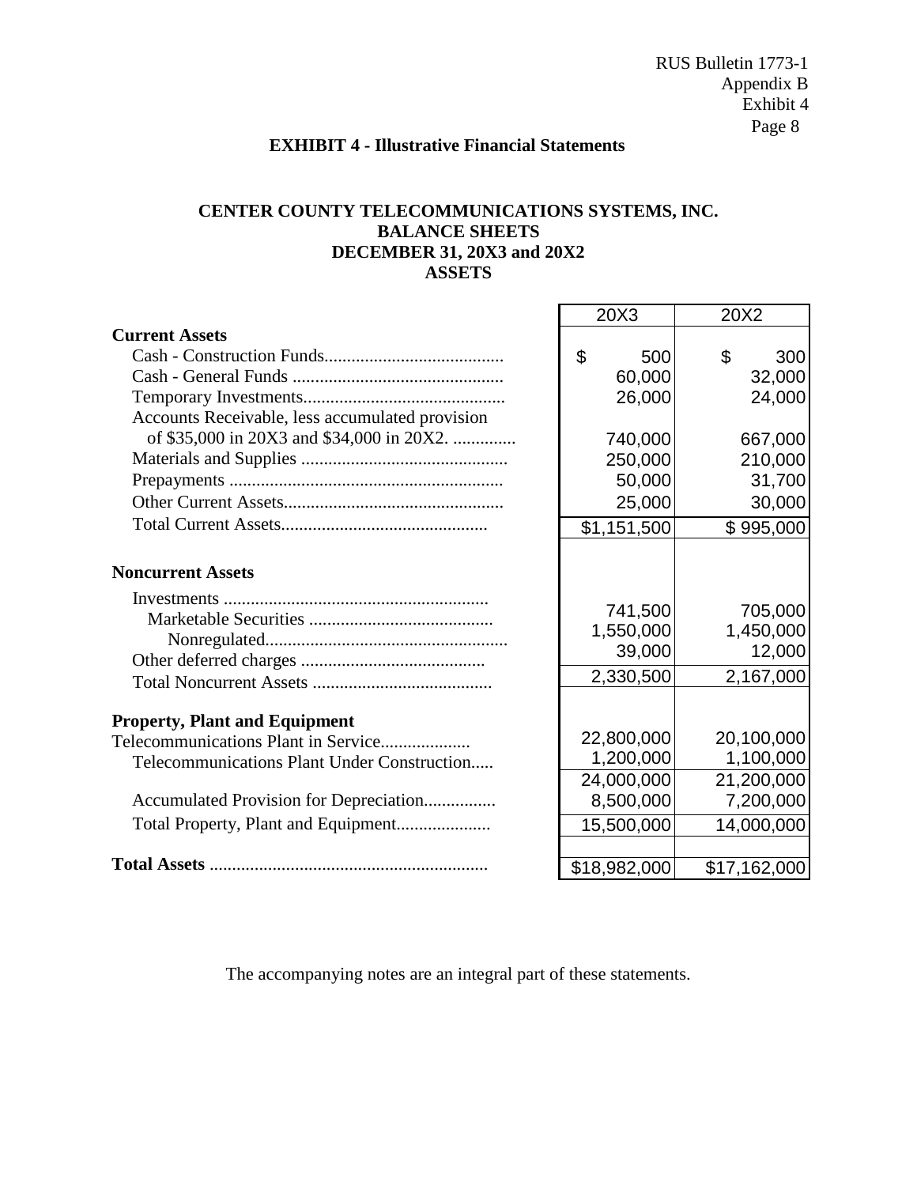**EXHIBIT 4 - Illustrative Financial Statements**

**CENTER COUNTY TELECOMMUNICATIONS SYSTEMS, INC.**
**BALANCE SHEETS**
**DECEMBER 31, 20X3 and 20X2**
**ASSETS**

| | 20X3 | 20X2 |
|---|---|---|
| **Current Assets** | | |
| Cash - Construction Funds | $ 500 | $ 300 |
| Cash - General Funds | 60,000 | 32,000 |
| Temporary Investments | 26,000 | 24,000 |
| Accounts Receivable, less accumulated provision of $35,000 in 20X3 and $34,000 in 20X2. | 740,000 | 667,000 |
| Materials and Supplies | 250,000 | 210,000 |
| Prepayments | 50,000 | 31,700 |
| Other Current Assets | 25,000 | 30,000 |
| Total Current Assets | $1,151,500 | $ 995,000 |
| **Noncurrent Assets** | | |
| Investments | | |
| Marketable Securities | 741,500 | 705,000 |
| Nonregulated | 1,550,000 | 1,450,000 |
| Other deferred charges | 39,000 | 12,000 |
| Total Noncurrent Assets | 2,330,500 | 2,167,000 |
| **Property, Plant and Equipment** | | |
| Telecommunications Plant in Service | 22,800,000 | 20,100,000 |
| Telecommunications Plant Under Construction | 1,200,000 | 1,100,000 |
| | 24,000,000 | 21,200,000 |
| Accumulated Provision for Depreciation | 8,500,000 | 7,200,000 |
| Total Property, Plant and Equipment | 15,500,000 | 14,000,000 |
| **Total Assets** | $18,982,000 | $17,162,000 |

The accompanying notes are an integral part of these statements.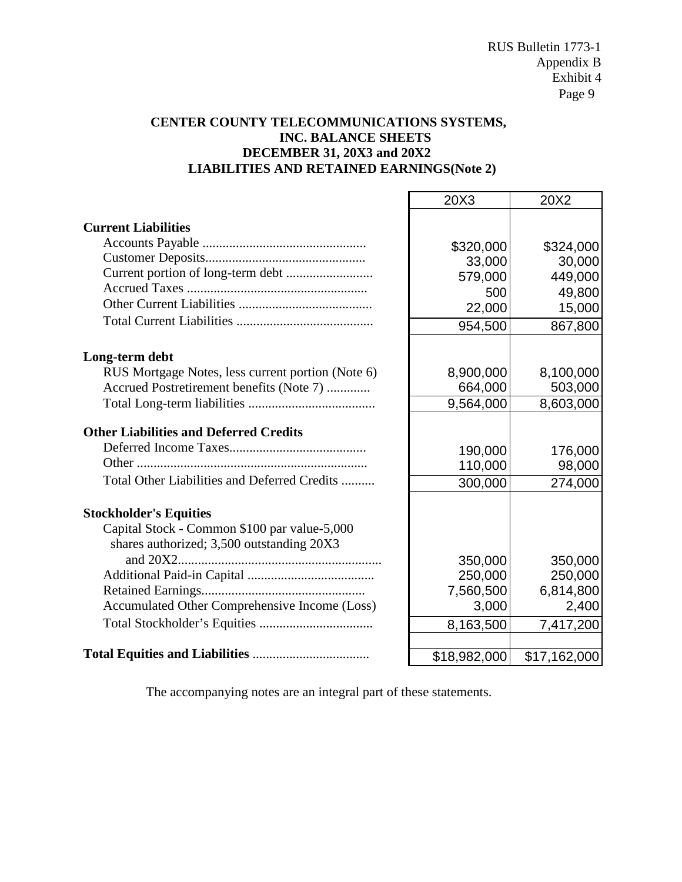**CENTER COUNTY TELECOMMUNICATIONS SYSTEMS, INC. BALANCE SHEETS**
**DECEMBER 31, 20X3 and 20X2**
**LIABILITIES AND RETAINED EARNINGS(Note 2)**

| | 20X3 | 20X2 |
|---|---|---|
| **Current Liabilities** | | |
| Accounts Payable | $320,000 | $324,000 |
| Customer Deposits | 33,000 | 30,000 |
| Current portion of long-term debt | 579,000 | 449,000 |
| Accrued Taxes | 500 | 49,800 |
| Other Current Liabilities | 22,000 | 15,000 |
| Total Current Liabilities | 954,500 | 867,800 |
| **Long-term debt** | | |
| RUS Mortgage Notes, less current portion (Note 6) | 8,900,000 | 8,100,000 |
| Accrued Postretirement benefits (Note 7) | 664,000 | 503,000 |
| Total Long-term liabilities | 9,564,000 | 8,603,000 |
| **Other Liabilities and Deferred Credits** | | |
| Deferred Income Taxes | 190,000 | 176,000 |
| Other | 110,000 | 98,000 |
| Total Other Liabilities and Deferred Credits | 300,000 | 274,000 |
| **Stockholder's Equities** | | |
| Capital Stock - Common $100 par value-5,000 shares authorized; 3,500 outstanding 20X3 and 20X2 | 350,000 | 350,000 |
| Additional Paid-in Capital | 250,000 | 250,000 |
| Retained Earnings | 7,560,500 | 6,814,800 |
| Accumulated Other Comprehensive Income (Loss) | 3,000 | 2,400 |
| Total Stockholder's Equities | 8,163,500 | 7,417,200 |
| **Total Equities and Liabilities** | $18,982,000 | $17,162,000 |

The accompanying notes are an integral part of these statements.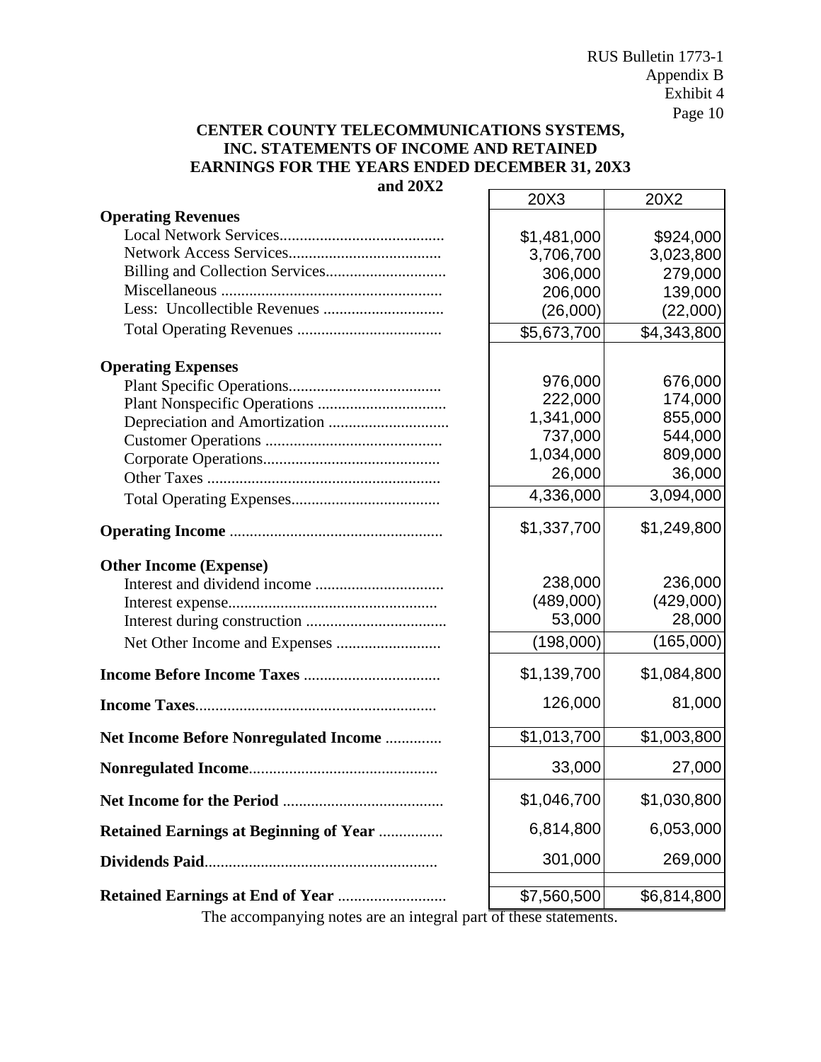## CENTER COUNTY TELECOMMUNICATIONS SYSTEMS, INC. STATEMENTS OF INCOME AND RETAINED EARNINGS FOR THE YEARS ENDED DECEMBER 31, 20X3 and 20X2

| | 20X3 | 20X2 |
|---|---|---|
| **Operating Revenues** | | |
| Local Network Services | $1,481,000 | $924,000 |
| Network Access Services | 3,706,700 | 3,023,800 |
| Billing and Collection Services | 306,000 | 279,000 |
| Miscellaneous | 206,000 | 139,000 |
| Less: Uncollectible Revenues | (26,000) | (22,000) |
| Total Operating Revenues | $5,673,700 | $4,343,800 |
| **Operating Expenses** | | |
| Plant Specific Operations | 976,000 | 676,000 |
| Plant Nonspecific Operations | 222,000 | 174,000 |
| Depreciation and Amortization | 1,341,000 | 855,000 |
| Customer Operations | 737,000 | 544,000 |
| Corporate Operations | 1,034,000 | 809,000 |
| Other Taxes | 26,000 | 36,000 |
| Total Operating Expenses | 4,336,000 | 3,094,000 |
| **Operating Income** | $1,337,700 | $1,249,800 |
| **Other Income (Expense)** | | |
| Interest and dividend income | 238,000 | 236,000 |
| Interest expense | (489,000) | (429,000) |
| Interest during construction | 53,000 | 28,000 |
| Net Other Income and Expenses | (198,000) | (165,000) |
| **Income Before Income Taxes** | $1,139,700 | $1,084,800 |
| **Income Taxes** | 126,000 | 81,000 |
| **Net Income Before Nonregulated Income** | $1,013,700 | $1,003,800 |
| **Nonregulated Income** | 33,000 | 27,000 |
| **Net Income for the Period** | $1,046,700 | $1,030,800 |
| **Retained Earnings at Beginning of Year** | 6,814,800 | 6,053,000 |
| **Dividends Paid** | 301,000 | 269,000 |
| **Retained Earnings at End of Year** | $7,560,500 | $6,814,800 |

The accompanying notes are an integral part of these statements.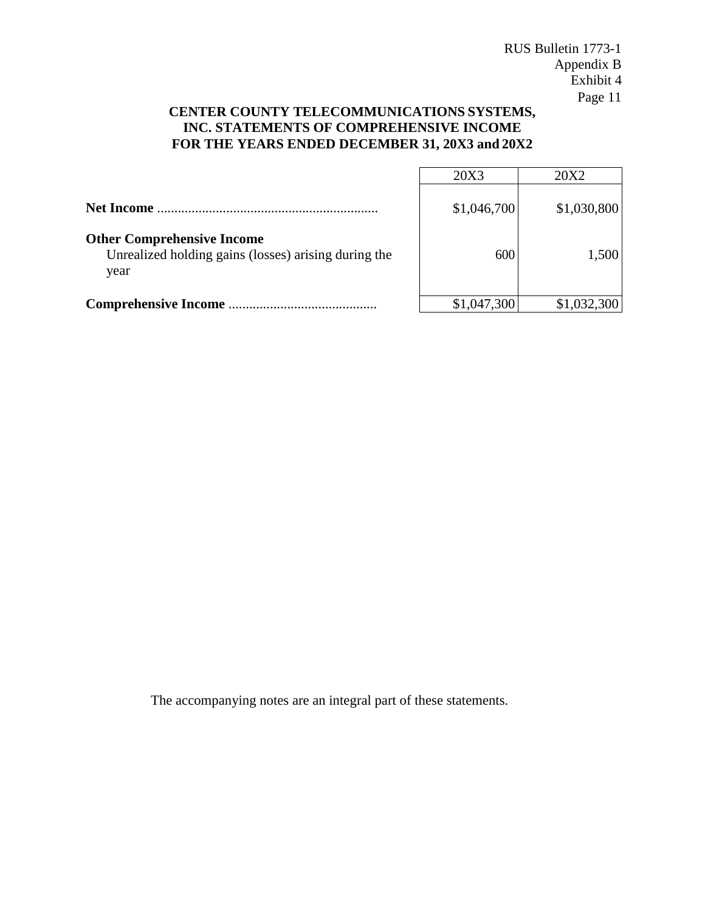**CENTER COUNTY TELECOMMUNICATIONS SYSTEMS, INC. STATEMENTS OF COMPREHENSIVE INCOME FOR THE YEARS ENDED DECEMBER 31, 20X3 and 20X2**

| | 20X3 | 20X2 |
|---|---|---|
| **Net Income** ............................................................... | $1,046,700 | $1,030,800 |
| **Other Comprehensive Income** | | |
| Unrealized holding gains (losses) arising during the year | 600 | 1,500 |
| **Comprehensive Income** .......................................... | $1,047,300 | $1,032,300 |

The accompanying notes are an integral part of these statements.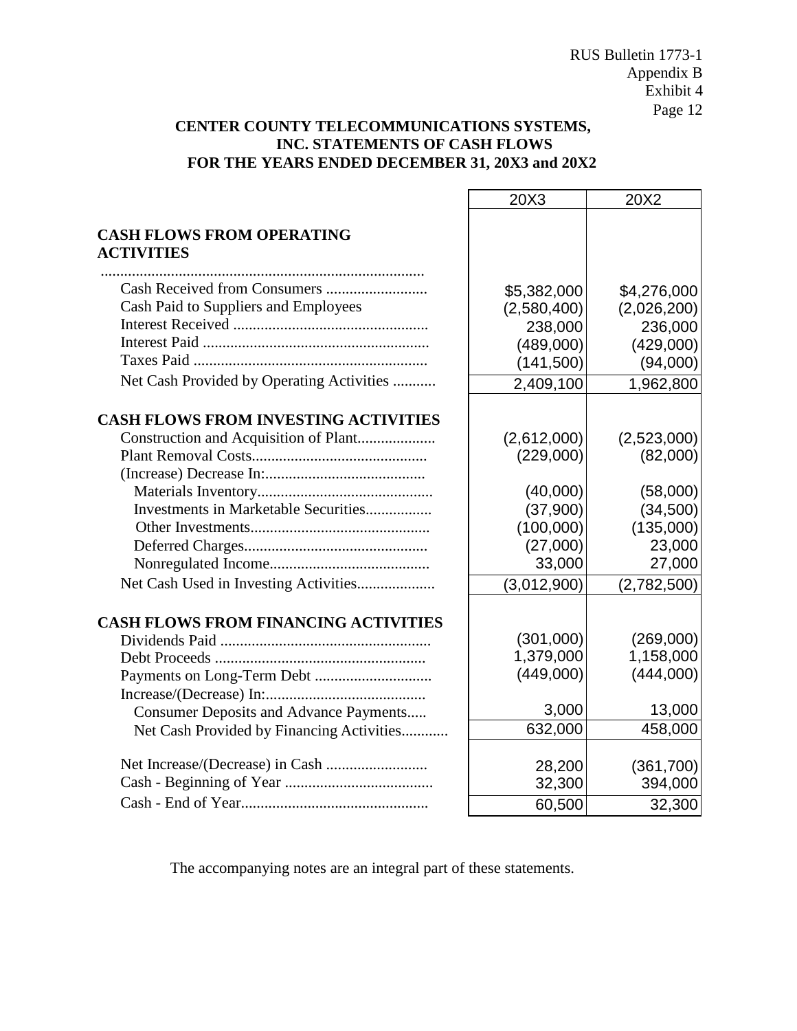**CENTER COUNTY TELECOMMUNICATIONS SYSTEMS, INC. STATEMENTS OF CASH FLOWS FOR THE YEARS ENDED DECEMBER 31, 20X3 and 20X2**

| | 20X3 | 20X2 |
|---|---|---|
| **CASH FLOWS FROM OPERATING ACTIVITIES** | | |
| Cash Received from Consumers | $5,382,000 | $4,276,000 |
| Cash Paid to Suppliers and Employees | (2,580,400) | (2,026,200) |
| Interest Received | 238,000 | 236,000 |
| Interest Paid | (489,000) | (429,000) |
| Taxes Paid | (141,500) | (94,000) |
| Net Cash Provided by Operating Activities | 2,409,100 | 1,962,800 |
| **CASH FLOWS FROM INVESTING ACTIVITIES** | | |
| Construction and Acquisition of Plant | (2,612,000) | (2,523,000) |
| Plant Removal Costs | (229,000) | (82,000) |
| (Increase) Decrease In: | | |
| Materials Inventory | (40,000) | (58,000) |
| Investments in Marketable Securities | (37,900) | (34,500) |
| Other Investments | (100,000) | (135,000) |
| Deferred Charges | (27,000) | 23,000 |
| Nonregulated Income | 33,000 | 27,000 |
| Net Cash Used in Investing Activities | (3,012,900) | (2,782,500) |
| **CASH FLOWS FROM FINANCING ACTIVITIES** | | |
| Dividends Paid | (301,000) | (269,000) |
| Debt Proceeds | 1,379,000 | 1,158,000 |
| Payments on Long-Term Debt | (449,000) | (444,000) |
| Increase/(Decrease) In: | | |
| Consumer Deposits and Advance Payments | 3,000 | 13,000 |
| Net Cash Provided by Financing Activities | 632,000 | 458,000 |
| Net Increase/(Decrease) in Cash | 28,200 | (361,700) |
| Cash - Beginning of Year | 32,300 | 394,000 |
| Cash - End of Year | 60,500 | 32,300 |

The accompanying notes are an integral part of these statements.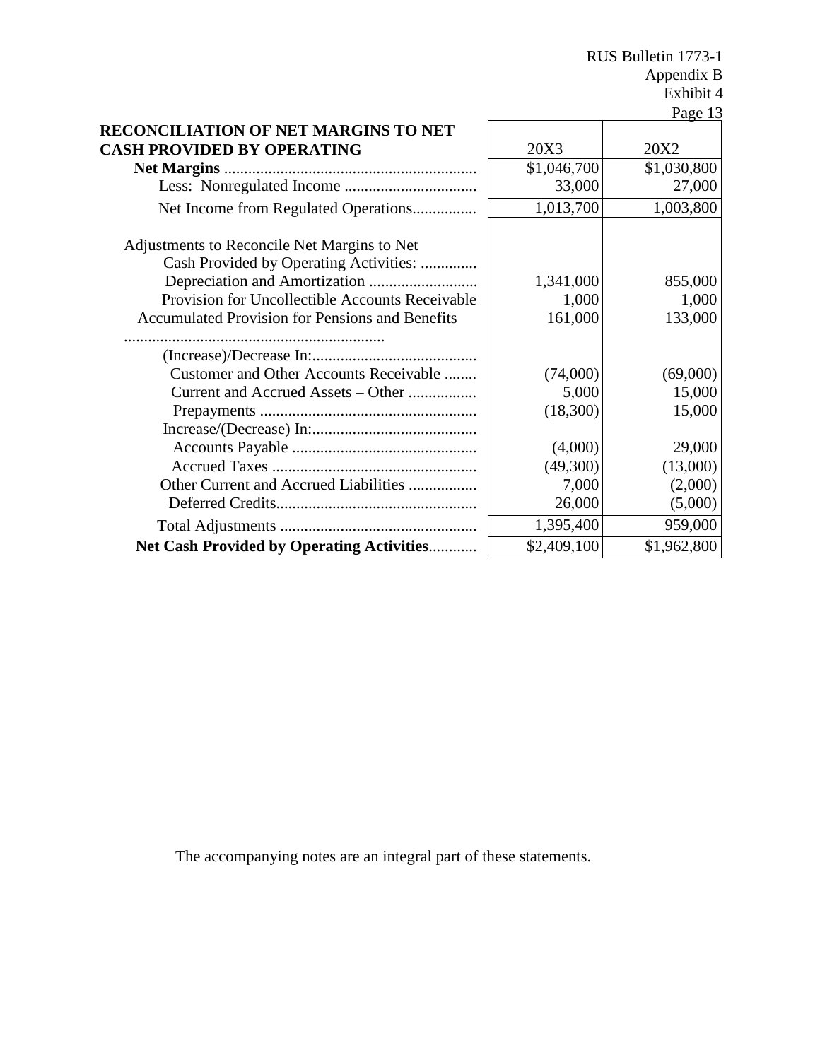| RECONCILIATION OF NET MARGINS TO NET CASH PROVIDED BY OPERATING | 20X3 | 20X2 |
|---|---|---|
| **Net Margins** ............................................................... | $1,046,700 | $1,030,800 |
| Less: Nonregulated Income ................................. | 33,000 | 27,000 |
| Net Income from Regulated Operations................ | 1,013,700 | 1,003,800 |
| Adjustments to Reconcile Net Margins to Net Cash Provided by Operating Activities: .............. | | |
| Depreciation and Amortization ........................... | 1,341,000 | 855,000 |
| Provision for Uncollectible Accounts Receivable | 1,000 | 1,000 |
| Accumulated Provision for Pensions and Benefits ................................................................ | 161,000 | 133,000 |
| (Increase)/Decrease In:......................................... | | |
| Customer and Other Accounts Receivable ........ | (74,000) | (69,000) |
| Current and Accrued Assets – Other ................. | 5,000 | 15,000 |
| Prepayments ...................................................... | (18,300) | 15,000 |
| Increase/(Decrease) In:......................................... | | |
| Accounts Payable .............................................. | (4,000) | 29,000 |
| Accrued Taxes ................................................... | (49,300) | (13,000) |
| Other Current and Accrued Liabilities ................. | 7,000 | (2,000) |
| Deferred Credits.................................................. | 26,000 | (5,000) |
| Total Adjustments ................................................. | 1,395,400 | 959,000 |
| **Net Cash Provided by Operating Activities**............ | $2,409,100 | $1,962,800 |

The accompanying notes are an integral part of these statements.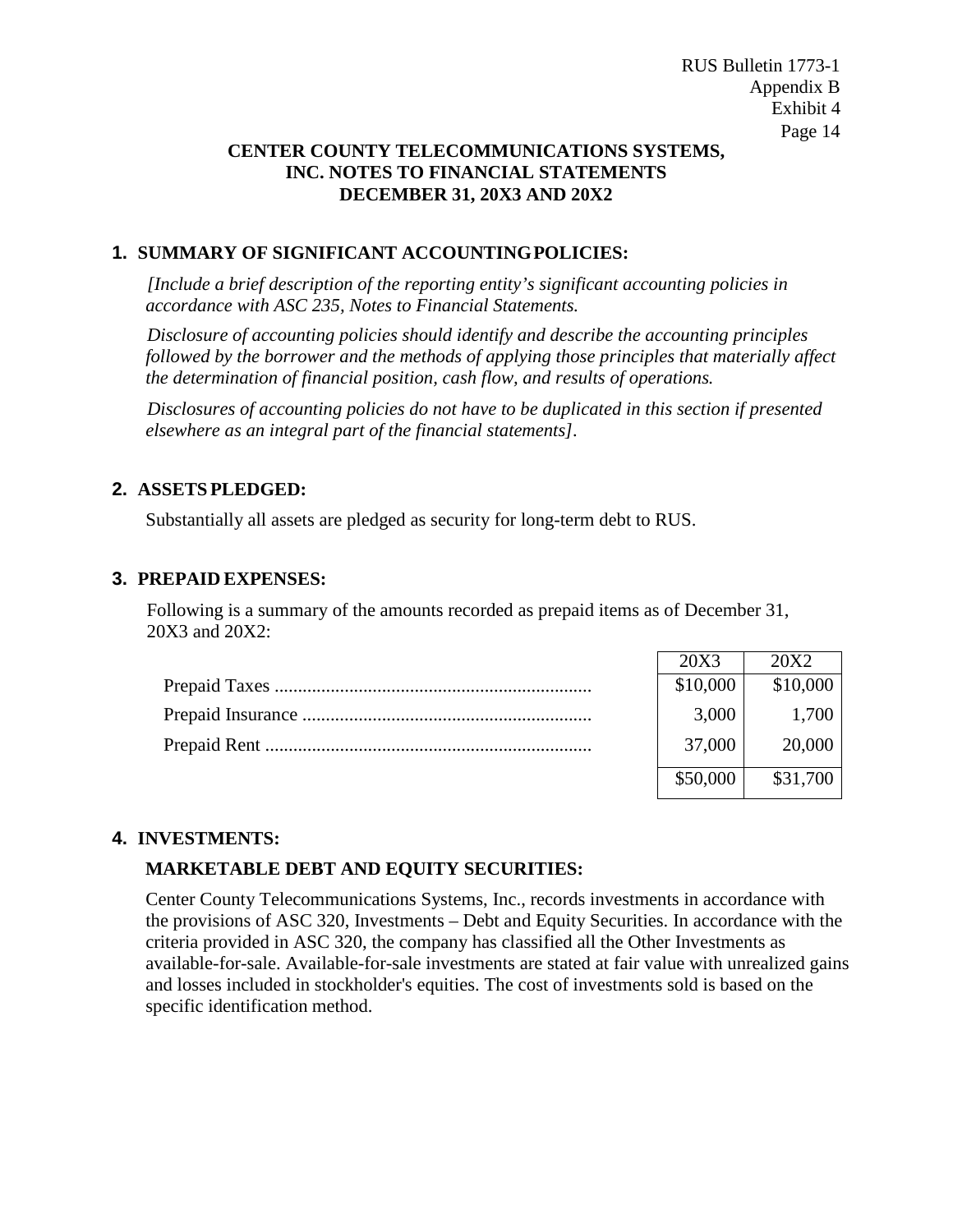**CENTER COUNTY TELECOMMUNICATIONS SYSTEMS, INC. NOTES TO FINANCIAL STATEMENTS DECEMBER 31, 20X3 AND 20X2**

## 1. SUMMARY OF SIGNIFICANT ACCOUNTING POLICIES:

*[Include a brief description of the reporting entity's significant accounting policies in accordance with ASC 235, Notes to Financial Statements.*

*Disclosure of accounting policies should identify and describe the accounting principles followed by the borrower and the methods of applying those principles that materially affect the determination of financial position, cash flow, and results of operations.*

*Disclosures of accounting policies do not have to be duplicated in this section if presented elsewhere as an integral part of the financial statements].*

## 2. ASSETS PLEDGED:

Substantially all assets are pledged as security for long-term debt to RUS.

## 3. PREPAID EXPENSES:

Following is a summary of the amounts recorded as prepaid items as of December 31, 20X3 and 20X2:

| | 20X3 | 20X2 |
|---|---|---|
| Prepaid Taxes | $10,000 | $10,000 |
| Prepaid Insurance | 3,000 | 1,700 |
| Prepaid Rent | 37,000 | 20,000 |
| | $50,000 | $31,700 |

## 4. INVESTMENTS:

### MARKETABLE DEBT AND EQUITY SECURITIES:

Center County Telecommunications Systems, Inc., records investments in accordance with the provisions of ASC 320, Investments – Debt and Equity Securities. In accordance with the criteria provided in ASC 320, the company has classified all the Other Investments as available-for-sale. Available-for-sale investments are stated at fair value with unrealized gains and losses included in stockholder's equities. The cost of investments sold is based on the specific identification method.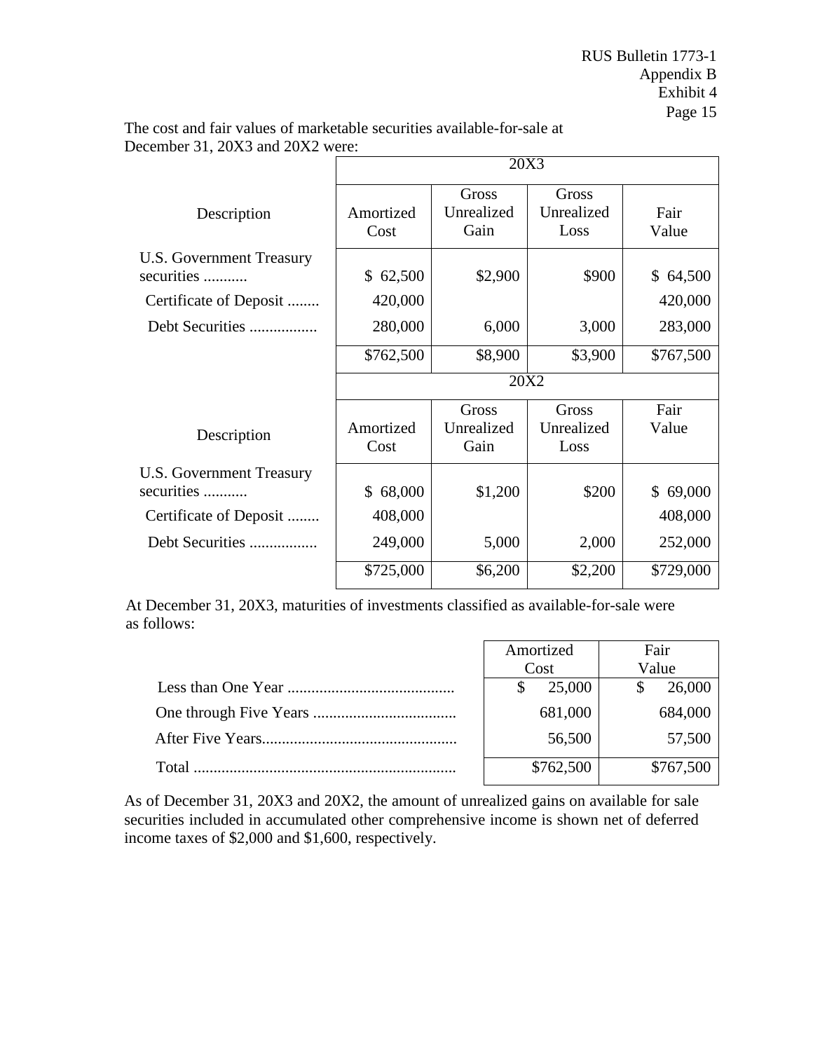The cost and fair values of marketable securities available-for-sale at December 31, 20X3 and 20X2 were:

| Description | 20X3 | | | |
|---|---|---|---|---|
| | Amortized Cost | Gross Unrealized Gain | Gross Unrealized Loss | Fair Value |
| U.S. Government Treasury securities ........... | $ 62,500 | $2,900 | $900 | $ 64,500 |
| Certificate of Deposit ........ | 420,000 | | | 420,000 |
| Debt Securities ................. | 280,000 | 6,000 | 3,000 | 283,000 |
| | $762,500 | $8,900 | $3,900 | $767,500 |

| Description | 20X2 | | | |
|---|---|---|---|---|
| | Amortized Cost | Gross Unrealized Gain | Gross Unrealized Loss | Fair Value |
| U.S. Government Treasury securities ........... | $ 68,000 | $1,200 | $200 | $ 69,000 |
| Certificate of Deposit ........ | 408,000 | | | 408,000 |
| Debt Securities ................. | 249,000 | 5,000 | 2,000 | 252,000 |
| | $725,000 | $6,200 | $2,200 | $729,000 |

At December 31, 20X3, maturities of investments classified as available-for-sale were as follows:

| | Amortized Cost | Fair Value |
|---|---|---|
| Less than One Year .......................................... | $ 25,000 | $ 26,000 |
| One through Five Years .................................... | 681,000 | 684,000 |
| After Five Years................................................. | 56,500 | 57,500 |
| Total ................................................................. | $762,500 | $767,500 |

As of December 31, 20X3 and 20X2, the amount of unrealized gains on available for sale securities included in accumulated other comprehensive income is shown net of deferred income taxes of $2,000 and $1,600, respectively.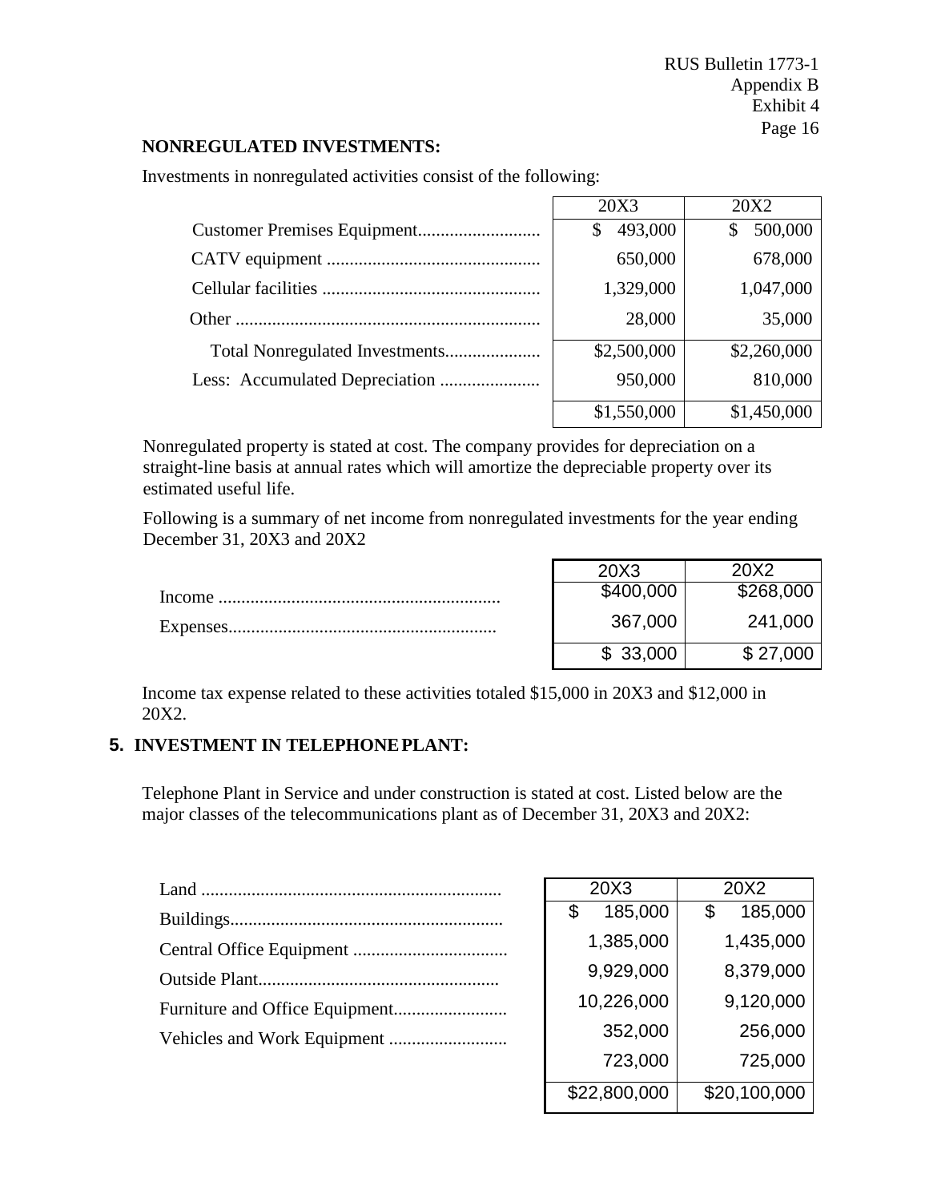**NONREGULATED INVESTMENTS:**

Investments in nonregulated activities consist of the following:

| | 20X3 | 20X2 |
|---|---|---|
| Customer Premises Equipment | $ 493,000 | $ 500,000 |
| CATV equipment | 650,000 | 678,000 |
| Cellular facilities | 1,329,000 | 1,047,000 |
| Other | 28,000 | 35,000 |
| Total Nonregulated Investments | $2,500,000 | $2,260,000 |
| Less: Accumulated Depreciation | 950,000 | 810,000 |
| | $1,550,000 | $1,450,000 |

Nonregulated property is stated at cost. The company provides for depreciation on a straight-line basis at annual rates which will amortize the depreciable property over its estimated useful life.

Following is a summary of net income from nonregulated investments for the year ending December 31, 20X3 and 20X2

| | 20X3 | 20X2 |
|---|---|---|
| Income | $400,000 | $268,000 |
| Expenses | 367,000 | 241,000 |
| | $ 33,000 | $ 27,000 |

Income tax expense related to these activities totaled $15,000 in 20X3 and $12,000 in 20X2.

## 5. INVESTMENT IN TELEPHONE PLANT:

Telephone Plant in Service and under construction is stated at cost. Listed below are the major classes of the telecommunications plant as of December 31, 20X3 and 20X2:

| | 20X3 | 20X2 |
|---|---|---|
| Land | | |
| Buildings | $ 185,000 | $ 185,000 |
| Central Office Equipment | 1,385,000 | 1,435,000 |
| Outside Plant | 9,929,000 | 8,379,000 |
| Furniture and Office Equipment | 10,226,000 | 9,120,000 |
| Vehicles and Work Equipment | 352,000 | 256,000 |
| | 723,000 | 725,000 |
| | $22,800,000 | $20,100,000 |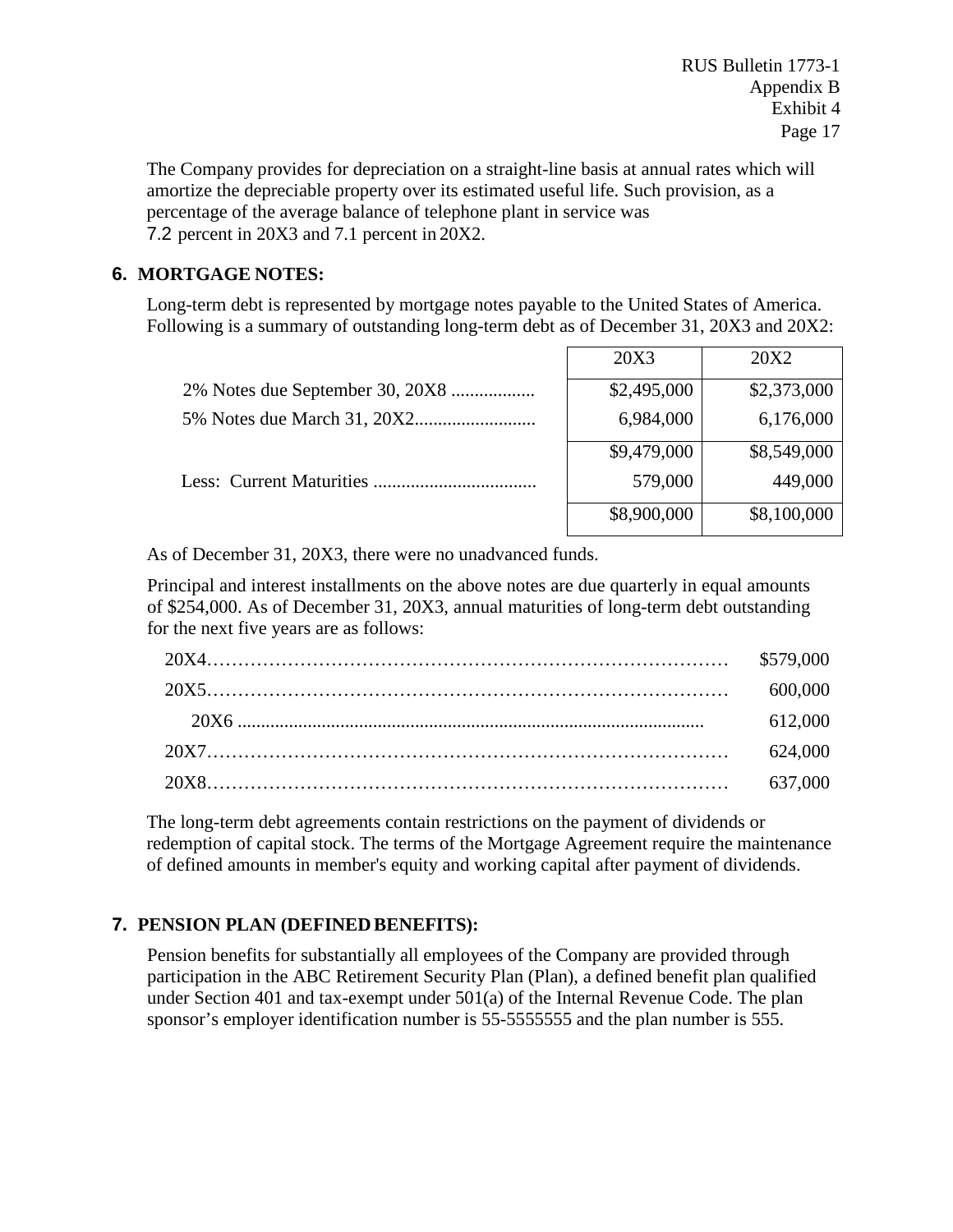The Company provides for depreciation on a straight-line basis at annual rates which will amortize the depreciable property over its estimated useful life. Such provision, as a percentage of the average balance of telephone plant in service was 7.2 percent in 20X3 and 7.1 percent in 20X2.

## 6. MORTGAGE NOTES:

Long-term debt is represented by mortgage notes payable to the United States of America. Following is a summary of outstanding long-term debt as of December 31, 20X3 and 20X2:

| | 20X3 | 20X2 |
|---|---|---|
| 2% Notes due September 30, 20X8 .................. | \$2,495,000 | \$2,373,000 |
| 5% Notes due March 31, 20X2.......................... | 6,984,000 | 6,176,000 |
| | \$9,479,000 | \$8,549,000 |
| Less: Current Maturities ................................... | 579,000 | 449,000 |
| | \$8,900,000 | \$8,100,000 |

As of December 31, 20X3, there were no unadvanced funds.

Principal and interest installments on the above notes are due quarterly in equal amounts of \$254,000. As of December 31, 20X3, annual maturities of long-term debt outstanding for the next five years are as follows:

| | |
|---|---|
| 20X4………………………………………………………………… | \$579,000 |
| 20X5………………………………………………………………… | 600,000 |
| 20X6 .................................................................................... | 612,000 |
| 20X7………………………………………………………………… | 624,000 |
| 20X8………………………………………………………………… | 637,000 |

The long-term debt agreements contain restrictions on the payment of dividends or redemption of capital stock. The terms of the Mortgage Agreement require the maintenance of defined amounts in member's equity and working capital after payment of dividends.

## 7. PENSION PLAN (DEFINED BENEFITS):

Pension benefits for substantially all employees of the Company are provided through participation in the ABC Retirement Security Plan (Plan), a defined benefit plan qualified under Section 401 and tax-exempt under 501(a) of the Internal Revenue Code. The plan sponsor's employer identification number is 55-5555555 and the plan number is 555.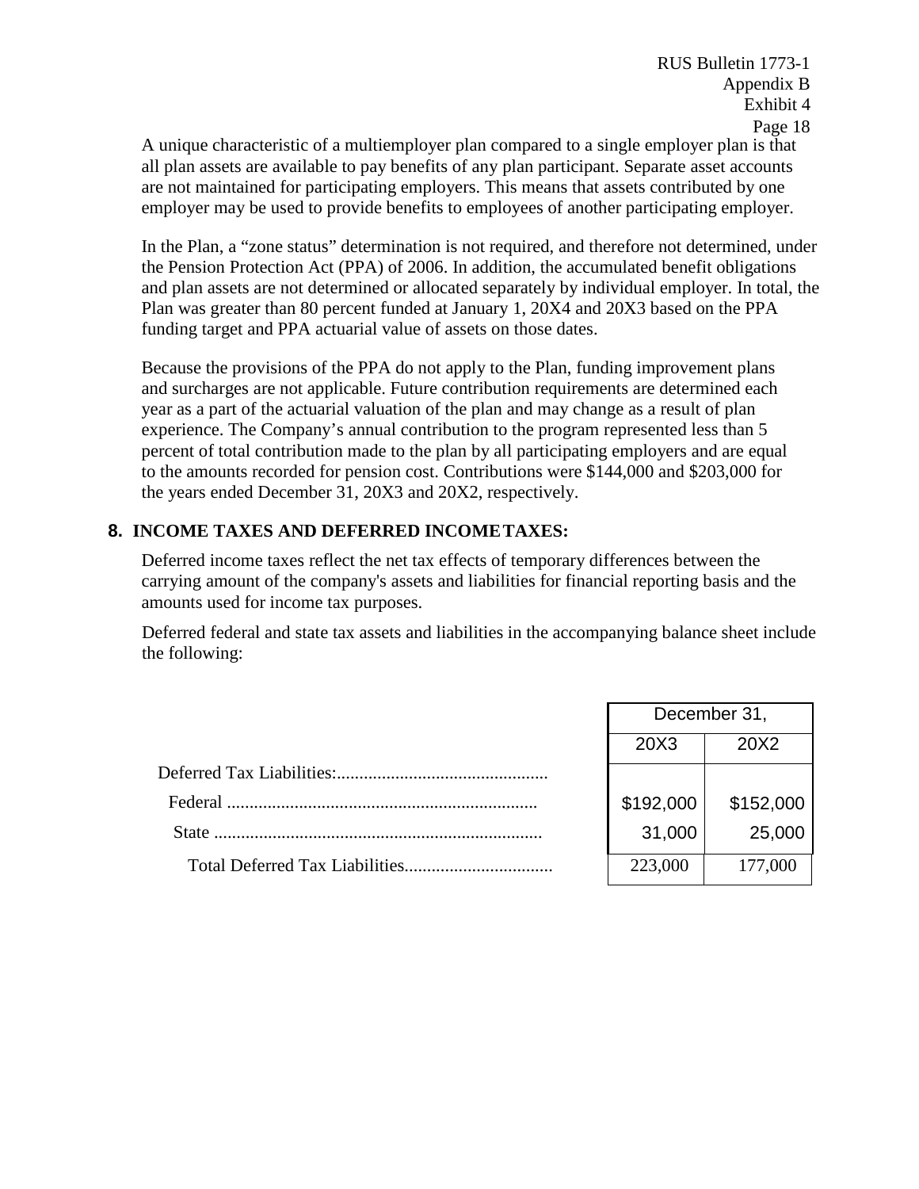A unique characteristic of a multiemployer plan compared to a single employer plan is that all plan assets are available to pay benefits of any plan participant. Separate asset accounts are not maintained for participating employers. This means that assets contributed by one employer may be used to provide benefits to employees of another participating employer.

In the Plan, a "zone status" determination is not required, and therefore not determined, under the Pension Protection Act (PPA) of 2006. In addition, the accumulated benefit obligations and plan assets are not determined or allocated separately by individual employer. In total, the Plan was greater than 80 percent funded at January 1, 20X4 and 20X3 based on the PPA funding target and PPA actuarial value of assets on those dates.

Because the provisions of the PPA do not apply to the Plan, funding improvement plans and surcharges are not applicable. Future contribution requirements are determined each year as a part of the actuarial valuation of the plan and may change as a result of plan experience. The Company's annual contribution to the program represented less than 5 percent of total contribution made to the plan by all participating employers and are equal to the amounts recorded for pension cost. Contributions were $144,000 and $203,000 for the years ended December 31, 20X3 and 20X2, respectively.

## 8. INCOME TAXES AND DEFERRED INCOME TAXES:

Deferred income taxes reflect the net tax effects of temporary differences between the carrying amount of the company's assets and liabilities for financial reporting basis and the amounts used for income tax purposes.

Deferred federal and state tax assets and liabilities in the accompanying balance sheet include the following:

| | December 31, | |
|---|---|---|
| | 20X3 | 20X2 |
| Deferred Tax Liabilities:............................................... | | |
| Federal ..................................................................... | $192,000 | $152,000 |
| State ......................................................................... | 31,000 | 25,000 |
| Total Deferred Tax Liabilities................................. | 223,000 | 177,000 |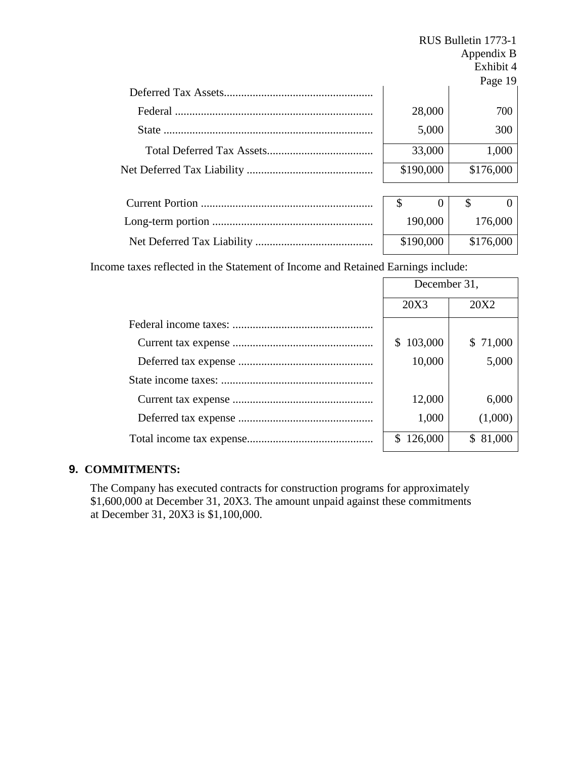| | | |
|---|---|---|
| Deferred Tax Assets | | |
| Federal | 28,000 | 700 |
| State | 5,000 | 300 |
| Total Deferred Tax Assets | 33,000 | 1,000 |
| Net Deferred Tax Liability | $190,000 | $176,000 |

| | | |
|---|---|---|
| Current Portion | $ 0 | $ 0 |
| Long-term portion | 190,000 | 176,000 |
| Net Deferred Tax Liability | $190,000 | $176,000 |

Income taxes reflected in the Statement of Income and Retained Earnings include:

| | December 31, | |
|---|---|---|
| | 20X3 | 20X2 |
| Federal income taxes: | | |
| Current tax expense | $ 103,000 | $ 71,000 |
| Deferred tax expense | 10,000 | 5,000 |
| State income taxes: | | |
| Current tax expense | 12,000 | 6,000 |
| Deferred tax expense | 1,000 | (1,000) |
| Total income tax expense | $ 126,000 | $ 81,000 |

**9. COMMITMENTS:**

The Company has executed contracts for construction programs for approximately $1,600,000 at December 31, 20X3. The amount unpaid against these commitments at December 31, 20X3 is $1,100,000.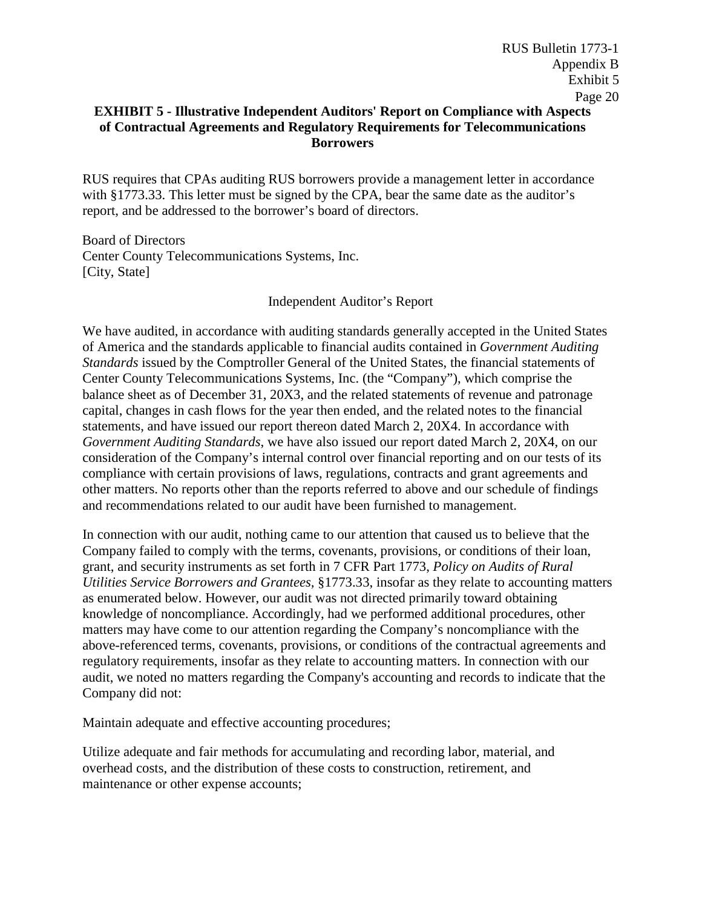**EXHIBIT 5 - Illustrative Independent Auditors' Report on Compliance with Aspects of Contractual Agreements and Regulatory Requirements for Telecommunications Borrowers**

RUS requires that CPAs auditing RUS borrowers provide a management letter in accordance with §1773.33. This letter must be signed by the CPA, bear the same date as the auditor's report, and be addressed to the borrower's board of directors.

Board of Directors
Center County Telecommunications Systems, Inc.
[City, State]

Independent Auditor's Report

We have audited, in accordance with auditing standards generally accepted in the United States of America and the standards applicable to financial audits contained in *Government Auditing Standards* issued by the Comptroller General of the United States, the financial statements of Center County Telecommunications Systems, Inc. (the "Company"), which comprise the balance sheet as of December 31, 20X3, and the related statements of revenue and patronage capital, changes in cash flows for the year then ended, and the related notes to the financial statements, and have issued our report thereon dated March 2, 20X4. In accordance with *Government Auditing Standards*, we have also issued our report dated March 2, 20X4, on our consideration of the Company's internal control over financial reporting and on our tests of its compliance with certain provisions of laws, regulations, contracts and grant agreements and other matters. No reports other than the reports referred to above and our schedule of findings and recommendations related to our audit have been furnished to management.

In connection with our audit, nothing came to our attention that caused us to believe that the Company failed to comply with the terms, covenants, provisions, or conditions of their loan, grant, and security instruments as set forth in 7 CFR Part 1773, *Policy on Audits of Rural Utilities Service Borrowers and Grantees*, §1773.33, insofar as they relate to accounting matters as enumerated below. However, our audit was not directed primarily toward obtaining knowledge of noncompliance. Accordingly, had we performed additional procedures, other matters may have come to our attention regarding the Company's noncompliance with the above-referenced terms, covenants, provisions, or conditions of the contractual agreements and regulatory requirements, insofar as they relate to accounting matters. In connection with our audit, we noted no matters regarding the Company's accounting and records to indicate that the Company did not:

Maintain adequate and effective accounting procedures;

Utilize adequate and fair methods for accumulating and recording labor, material, and overhead costs, and the distribution of these costs to construction, retirement, and maintenance or other expense accounts;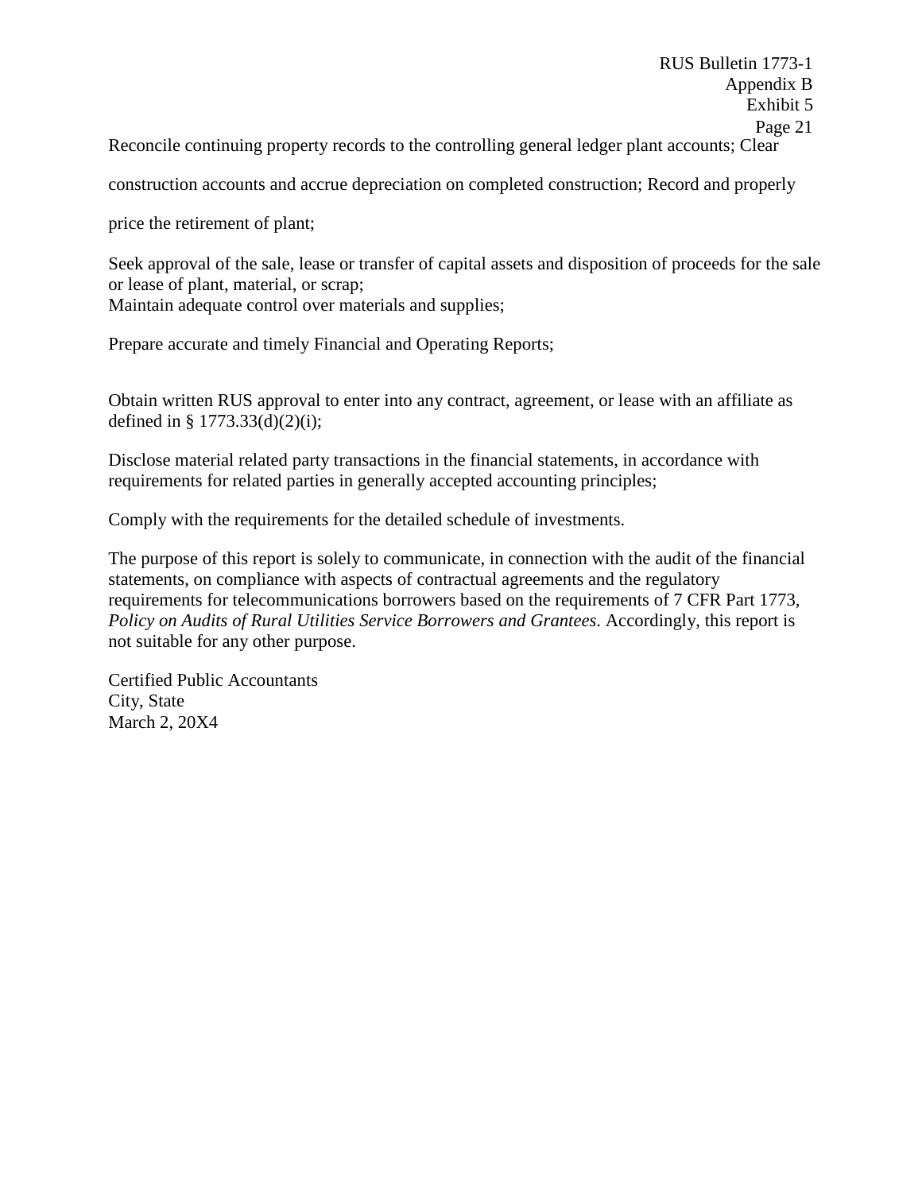Reconcile continuing property records to the controlling general ledger plant accounts; Clear construction accounts and accrue depreciation on completed construction; Record and properly price the retirement of plant;

Seek approval of the sale, lease or transfer of capital assets and disposition of proceeds for the sale or lease of plant, material, or scrap;
Maintain adequate control over materials and supplies;

Prepare accurate and timely Financial and Operating Reports;

Obtain written RUS approval to enter into any contract, agreement, or lease with an affiliate as defined in § 1773.33(d)(2)(i);

Disclose material related party transactions in the financial statements, in accordance with requirements for related parties in generally accepted accounting principles;

Comply with the requirements for the detailed schedule of investments.

The purpose of this report is solely to communicate, in connection with the audit of the financial statements, on compliance with aspects of contractual agreements and the regulatory requirements for telecommunications borrowers based on the requirements of 7 CFR Part 1773, *Policy on Audits of Rural Utilities Service Borrowers and Grantees*. Accordingly, this report is not suitable for any other purpose.

Certified Public Accountants
City, State
March 2, 20X4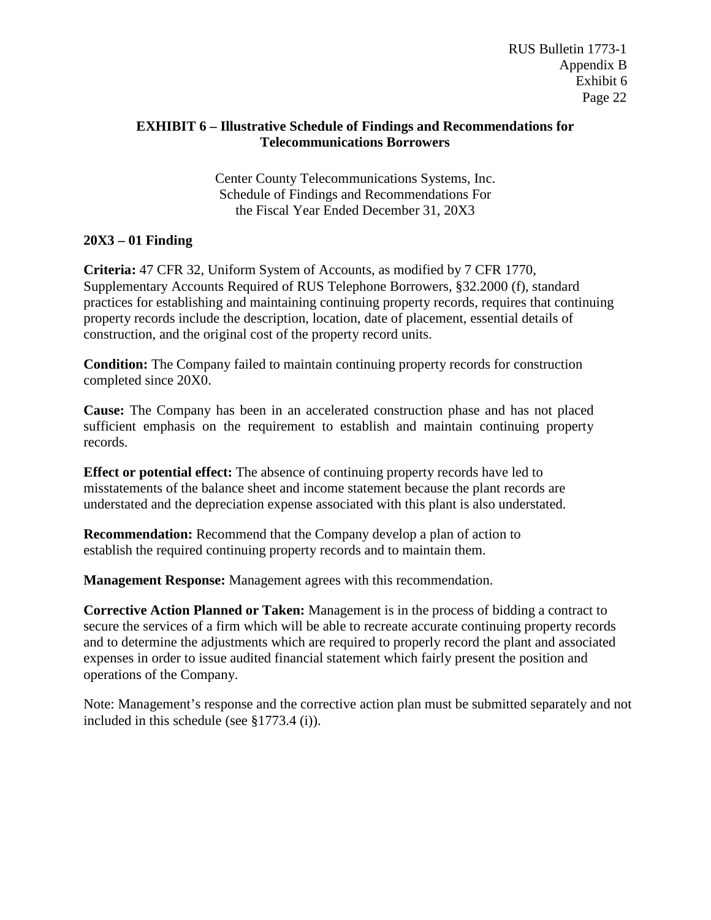## EXHIBIT 6 – Illustrative Schedule of Findings and Recommendations for Telecommunications Borrowers

Center County Telecommunications Systems, Inc.
Schedule of Findings and Recommendations For
the Fiscal Year Ended December 31, 20X3

**20X3 – 01 Finding**

**Criteria:** 47 CFR 32, Uniform System of Accounts, as modified by 7 CFR 1770, Supplementary Accounts Required of RUS Telephone Borrowers, §32.2000 (f), standard practices for establishing and maintaining continuing property records, requires that continuing property records include the description, location, date of placement, essential details of construction, and the original cost of the property record units.

**Condition:** The Company failed to maintain continuing property records for construction completed since 20X0.

**Cause:** The Company has been in an accelerated construction phase and has not placed sufficient emphasis on the requirement to establish and maintain continuing property records.

**Effect or potential effect:** The absence of continuing property records have led to misstatements of the balance sheet and income statement because the plant records are understated and the depreciation expense associated with this plant is also understated.

**Recommendation:** Recommend that the Company develop a plan of action to establish the required continuing property records and to maintain them.

**Management Response:** Management agrees with this recommendation.

**Corrective Action Planned or Taken:** Management is in the process of bidding a contract to secure the services of a firm which will be able to recreate accurate continuing property records and to determine the adjustments which are required to properly record the plant and associated expenses in order to issue audited financial statement which fairly present the position and operations of the Company.

Note: Management's response and the corrective action plan must be submitted separately and not included in this schedule (see §1773.4 (i)).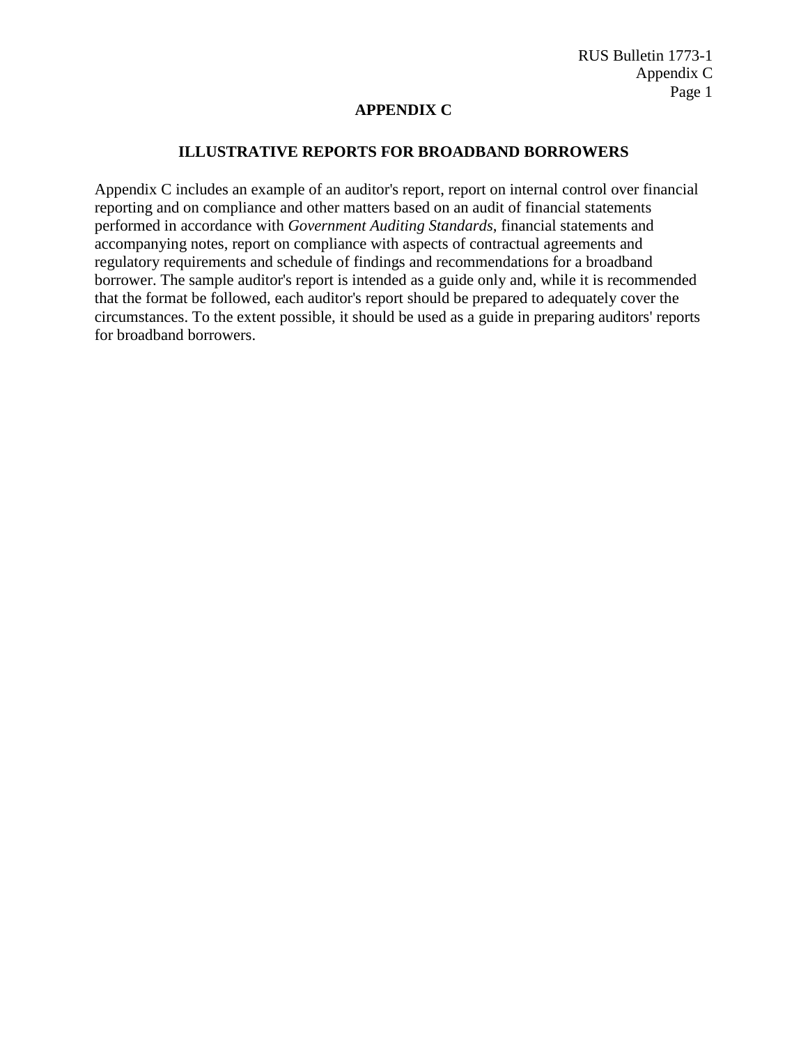# APPENDIX C

## ILLUSTRATIVE REPORTS FOR BROADBAND BORROWERS

Appendix C includes an example of an auditor's report, report on internal control over financial reporting and on compliance and other matters based on an audit of financial statements performed in accordance with *Government Auditing Standards*, financial statements and accompanying notes, report on compliance with aspects of contractual agreements and regulatory requirements and schedule of findings and recommendations for a broadband borrower. The sample auditor's report is intended as a guide only and, while it is recommended that the format be followed, each auditor's report should be prepared to adequately cover the circumstances. To the extent possible, it should be used as a guide in preparing auditors' reports for broadband borrowers.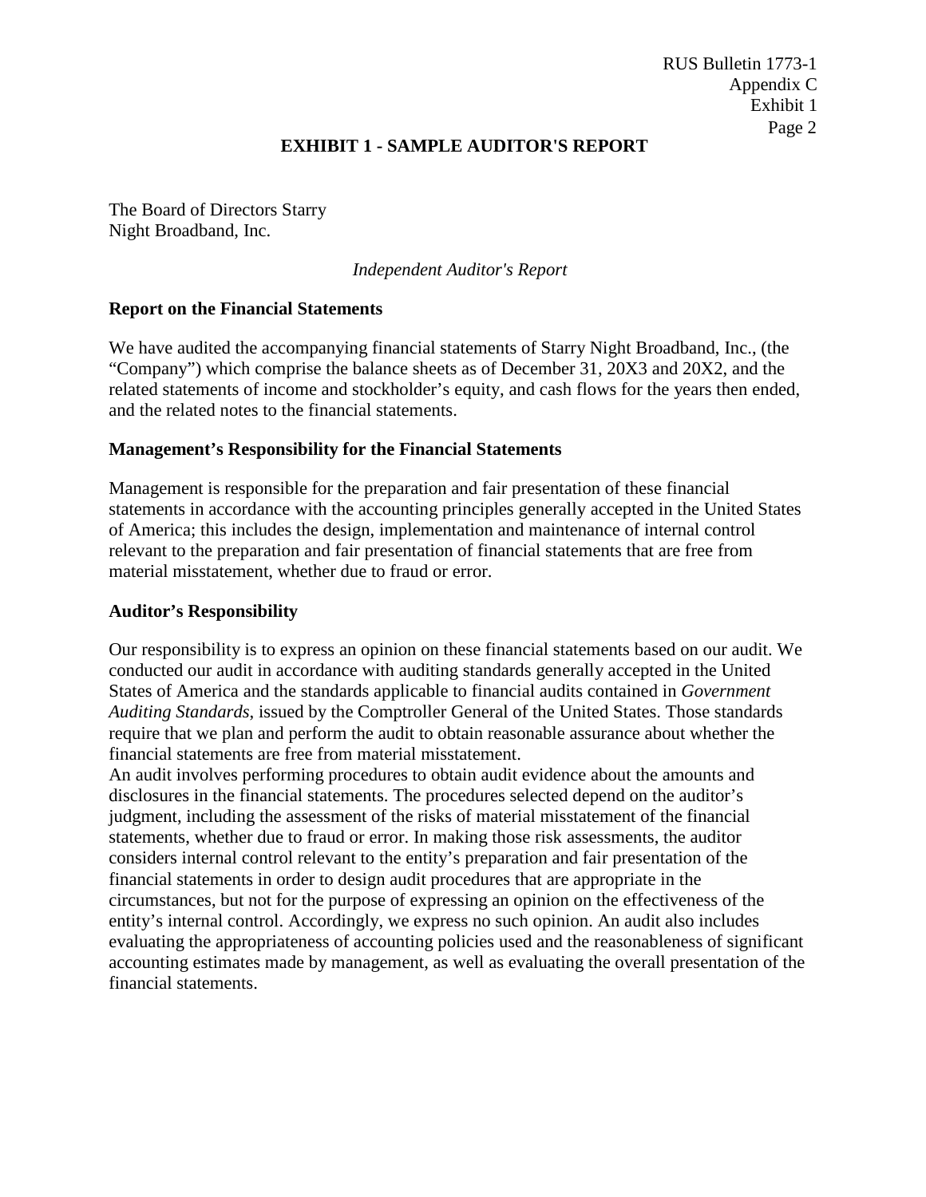# EXHIBIT 1 - SAMPLE AUDITOR'S REPORT

The Board of Directors Starry
Night Broadband, Inc.

*Independent Auditor's Report*

**Report on the Financial Statements**

We have audited the accompanying financial statements of Starry Night Broadband, Inc., (the "Company") which comprise the balance sheets as of December 31, 20X3 and 20X2, and the related statements of income and stockholder's equity, and cash flows for the years then ended, and the related notes to the financial statements.

**Management's Responsibility for the Financial Statements**

Management is responsible for the preparation and fair presentation of these financial statements in accordance with the accounting principles generally accepted in the United States of America; this includes the design, implementation and maintenance of internal control relevant to the preparation and fair presentation of financial statements that are free from material misstatement, whether due to fraud or error.

**Auditor's Responsibility**

Our responsibility is to express an opinion on these financial statements based on our audit. We conducted our audit in accordance with auditing standards generally accepted in the United States of America and the standards applicable to financial audits contained in *Government Auditing Standards*, issued by the Comptroller General of the United States. Those standards require that we plan and perform the audit to obtain reasonable assurance about whether the financial statements are free from material misstatement.

An audit involves performing procedures to obtain audit evidence about the amounts and disclosures in the financial statements. The procedures selected depend on the auditor's judgment, including the assessment of the risks of material misstatement of the financial statements, whether due to fraud or error. In making those risk assessments, the auditor considers internal control relevant to the entity's preparation and fair presentation of the financial statements in order to design audit procedures that are appropriate in the circumstances, but not for the purpose of expressing an opinion on the effectiveness of the entity's internal control. Accordingly, we express no such opinion. An audit also includes evaluating the appropriateness of accounting policies used and the reasonableness of significant accounting estimates made by management, as well as evaluating the overall presentation of the financial statements.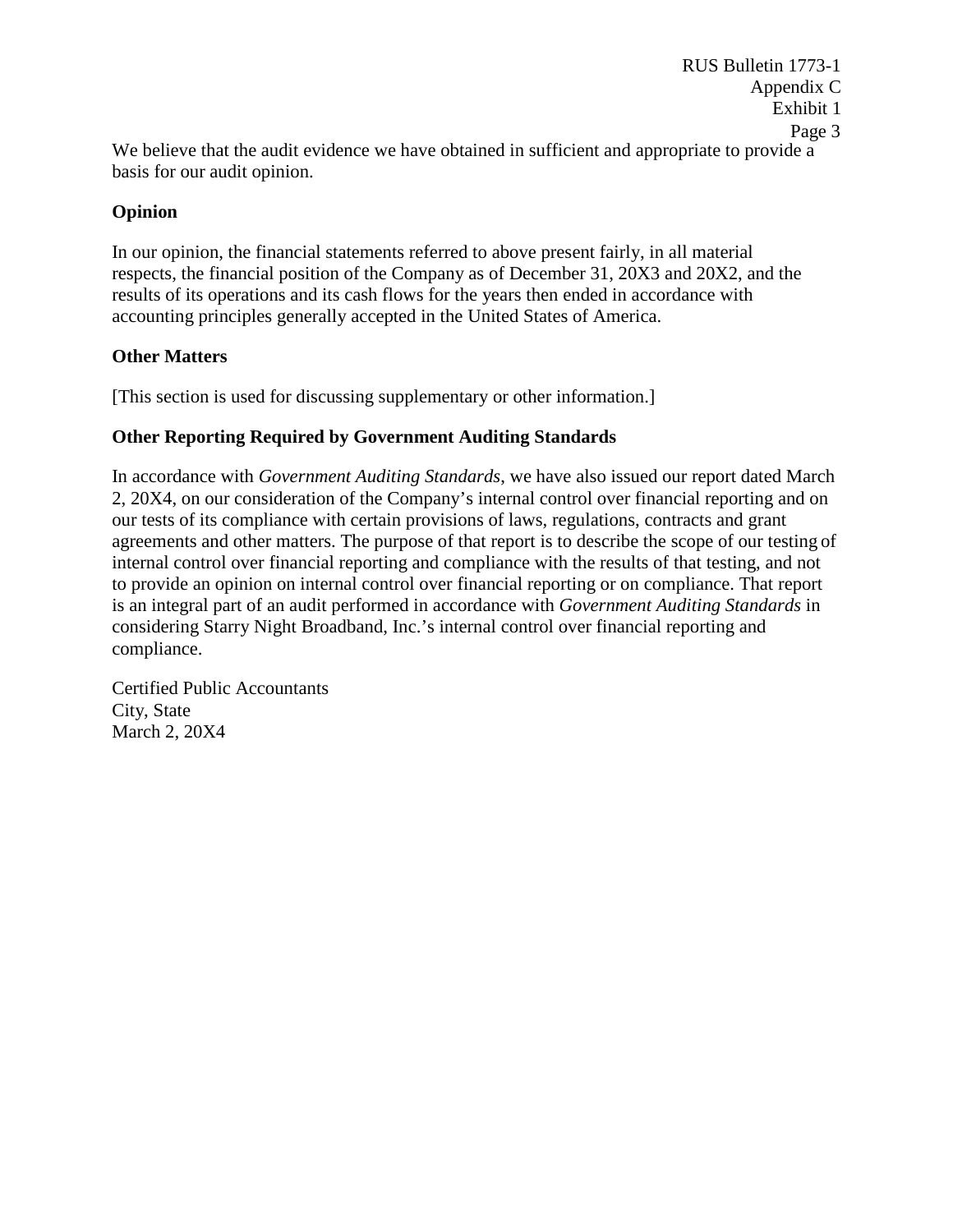We believe that the audit evidence we have obtained in sufficient and appropriate to provide a basis for our audit opinion.

**Opinion**

In our opinion, the financial statements referred to above present fairly, in all material respects, the financial position of the Company as of December 31, 20X3 and 20X2, and the results of its operations and its cash flows for the years then ended in accordance with accounting principles generally accepted in the United States of America.

**Other Matters**

[This section is used for discussing supplementary or other information.]

**Other Reporting Required by Government Auditing Standards**

In accordance with *Government Auditing Standards*, we have also issued our report dated March 2, 20X4, on our consideration of the Company's internal control over financial reporting and on our tests of its compliance with certain provisions of laws, regulations, contracts and grant agreements and other matters. The purpose of that report is to describe the scope of our testing of internal control over financial reporting and compliance with the results of that testing, and not to provide an opinion on internal control over financial reporting or on compliance. That report is an integral part of an audit performed in accordance with *Government Auditing Standards* in considering Starry Night Broadband, Inc.'s internal control over financial reporting and compliance.

Certified Public Accountants
City, State
March 2, 20X4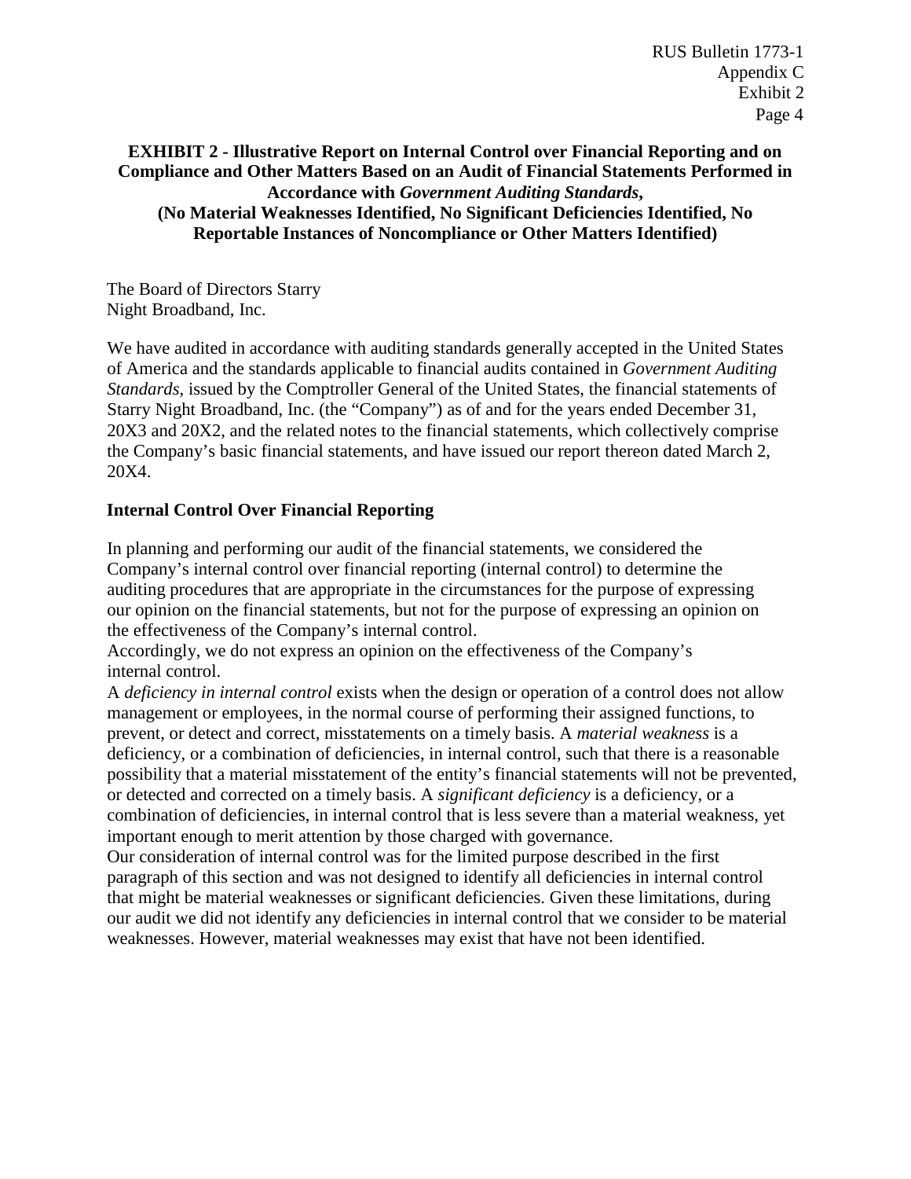**EXHIBIT 2 - Illustrative Report on Internal Control over Financial Reporting and on Compliance and Other Matters Based on an Audit of Financial Statements Performed in Accordance with *Government Auditing Standards*, (No Material Weaknesses Identified, No Significant Deficiencies Identified, No Reportable Instances of Noncompliance or Other Matters Identified)**

The Board of Directors Starry Night Broadband, Inc.

We have audited in accordance with auditing standards generally accepted in the United States of America and the standards applicable to financial audits contained in *Government Auditing Standards*, issued by the Comptroller General of the United States, the financial statements of Starry Night Broadband, Inc. (the "Company") as of and for the years ended December 31, 20X3 and 20X2, and the related notes to the financial statements, which collectively comprise the Company's basic financial statements, and have issued our report thereon dated March 2, 20X4.

**Internal Control Over Financial Reporting**

In planning and performing our audit of the financial statements, we considered the Company's internal control over financial reporting (internal control) to determine the auditing procedures that are appropriate in the circumstances for the purpose of expressing our opinion on the financial statements, but not for the purpose of expressing an opinion on the effectiveness of the Company's internal control.
Accordingly, we do not express an opinion on the effectiveness of the Company's internal control.
A *deficiency in internal control* exists when the design or operation of a control does not allow management or employees, in the normal course of performing their assigned functions, to prevent, or detect and correct, misstatements on a timely basis. A *material weakness* is a deficiency, or a combination of deficiencies, in internal control, such that there is a reasonable possibility that a material misstatement of the entity's financial statements will not be prevented, or detected and corrected on a timely basis. A *significant deficiency* is a deficiency, or a combination of deficiencies, in internal control that is less severe than a material weakness, yet important enough to merit attention by those charged with governance.
Our consideration of internal control was for the limited purpose described in the first paragraph of this section and was not designed to identify all deficiencies in internal control that might be material weaknesses or significant deficiencies. Given these limitations, during our audit we did not identify any deficiencies in internal control that we consider to be material weaknesses. However, material weaknesses may exist that have not been identified.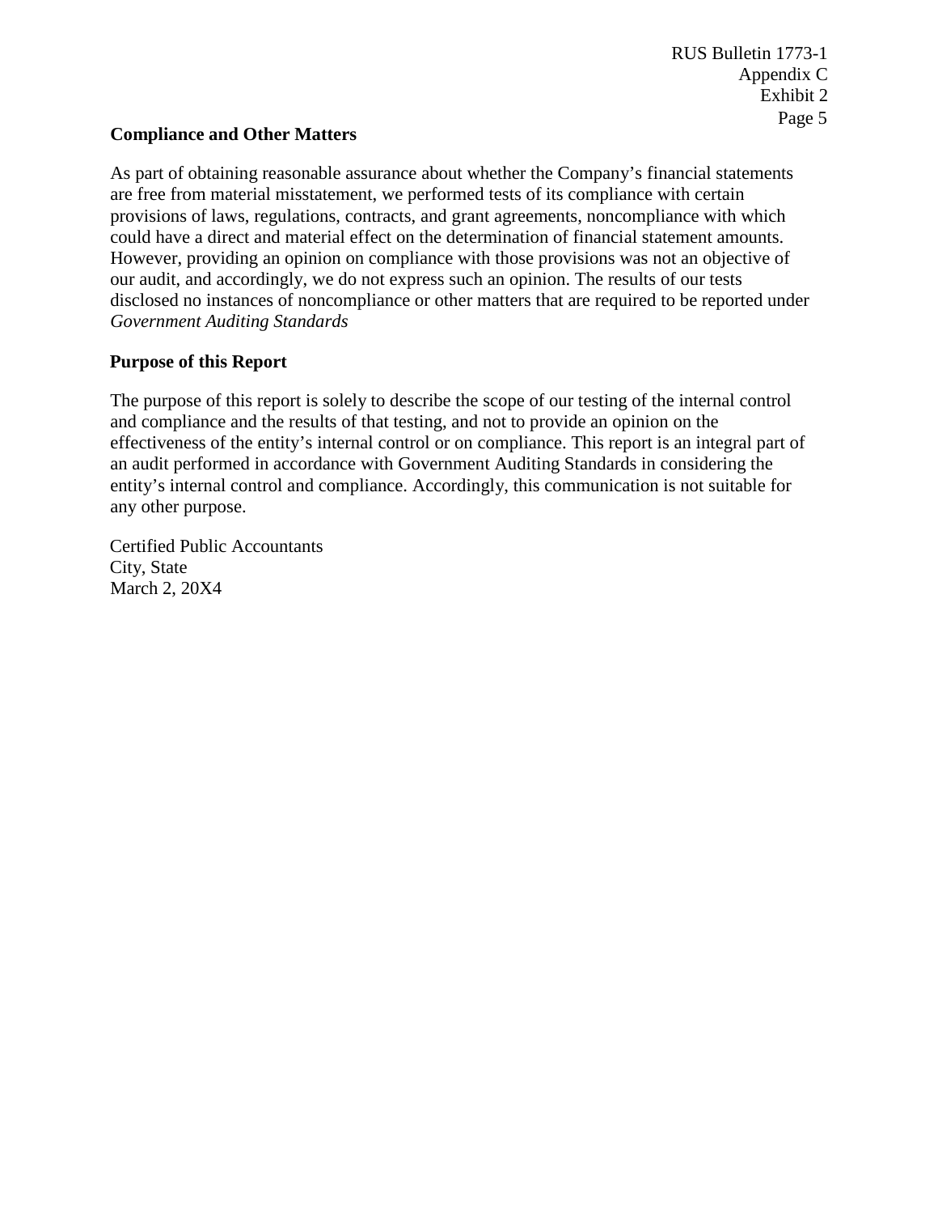**Compliance and Other Matters**

As part of obtaining reasonable assurance about whether the Company's financial statements are free from material misstatement, we performed tests of its compliance with certain provisions of laws, regulations, contracts, and grant agreements, noncompliance with which could have a direct and material effect on the determination of financial statement amounts. However, providing an opinion on compliance with those provisions was not an objective of our audit, and accordingly, we do not express such an opinion. The results of our tests disclosed no instances of noncompliance or other matters that are required to be reported under *Government Auditing Standards*

**Purpose of this Report**

The purpose of this report is solely to describe the scope of our testing of the internal control and compliance and the results of that testing, and not to provide an opinion on the effectiveness of the entity's internal control or on compliance. This report is an integral part of an audit performed in accordance with Government Auditing Standards in considering the entity's internal control and compliance. Accordingly, this communication is not suitable for any other purpose.

Certified Public Accountants
City, State
March 2, 20X4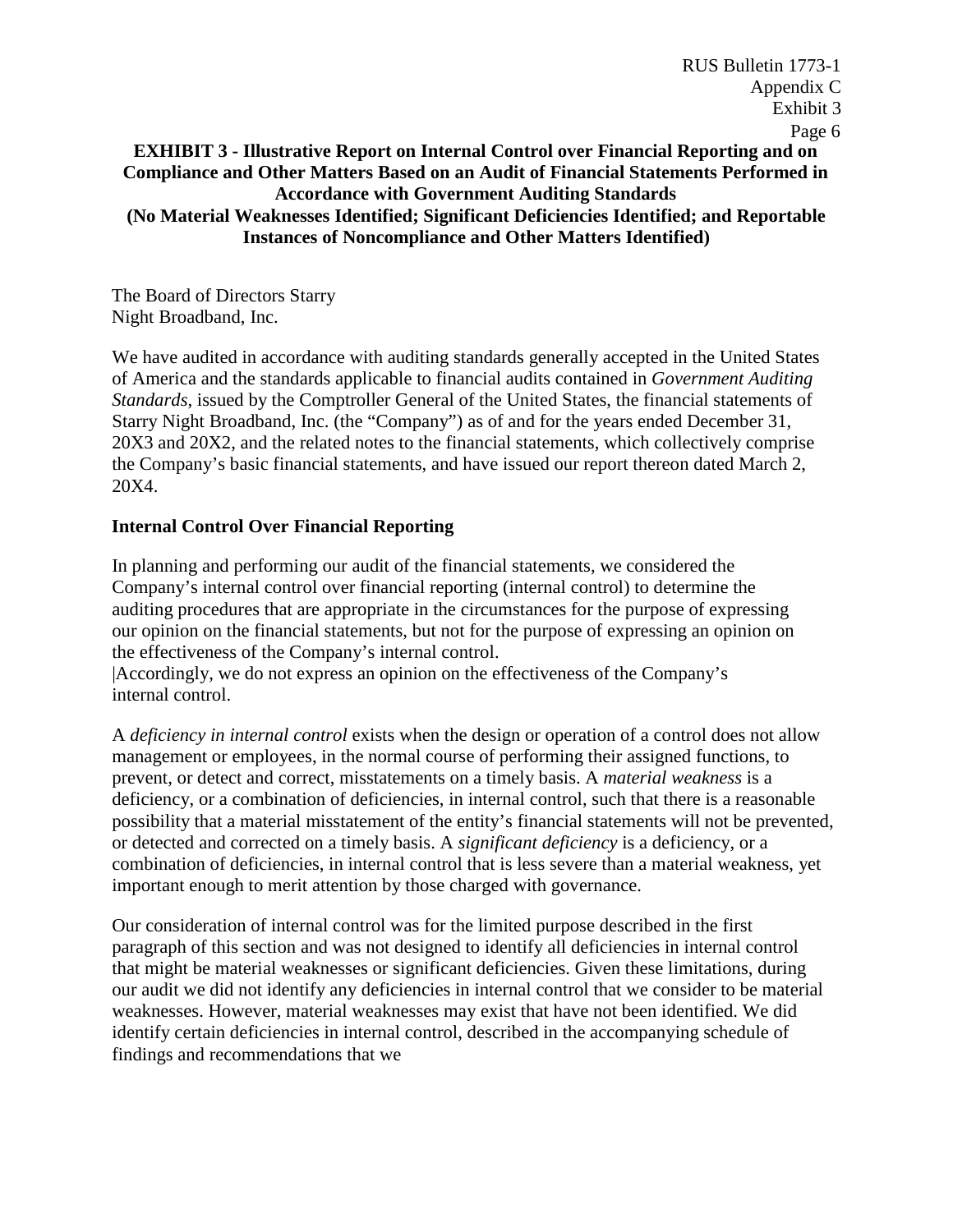**EXHIBIT 3 - Illustrative Report on Internal Control over Financial Reporting and on Compliance and Other Matters Based on an Audit of Financial Statements Performed in Accordance with Government Auditing Standards (No Material Weaknesses Identified; Significant Deficiencies Identified; and Reportable Instances of Noncompliance and Other Matters Identified)**

The Board of Directors Starry Night Broadband, Inc.

We have audited in accordance with auditing standards generally accepted in the United States of America and the standards applicable to financial audits contained in *Government Auditing Standards*, issued by the Comptroller General of the United States, the financial statements of Starry Night Broadband, Inc. (the "Company") as of and for the years ended December 31, 20X3 and 20X2, and the related notes to the financial statements, which collectively comprise the Company's basic financial statements, and have issued our report thereon dated March 2, 20X4.

**Internal Control Over Financial Reporting**

In planning and performing our audit of the financial statements, we considered the Company's internal control over financial reporting (internal control) to determine the auditing procedures that are appropriate in the circumstances for the purpose of expressing our opinion on the financial statements, but not for the purpose of expressing an opinion on the effectiveness of the Company's internal control.
|Accordingly, we do not express an opinion on the effectiveness of the Company's internal control.

A *deficiency in internal control* exists when the design or operation of a control does not allow management or employees, in the normal course of performing their assigned functions, to prevent, or detect and correct, misstatements on a timely basis. A *material weakness* is a deficiency, or a combination of deficiencies, in internal control, such that there is a reasonable possibility that a material misstatement of the entity's financial statements will not be prevented, or detected and corrected on a timely basis. A *significant deficiency* is a deficiency, or a combination of deficiencies, in internal control that is less severe than a material weakness, yet important enough to merit attention by those charged with governance.

Our consideration of internal control was for the limited purpose described in the first paragraph of this section and was not designed to identify all deficiencies in internal control that might be material weaknesses or significant deficiencies. Given these limitations, during our audit we did not identify any deficiencies in internal control that we consider to be material weaknesses. However, material weaknesses may exist that have not been identified. We did identify certain deficiencies in internal control, described in the accompanying schedule of findings and recommendations that we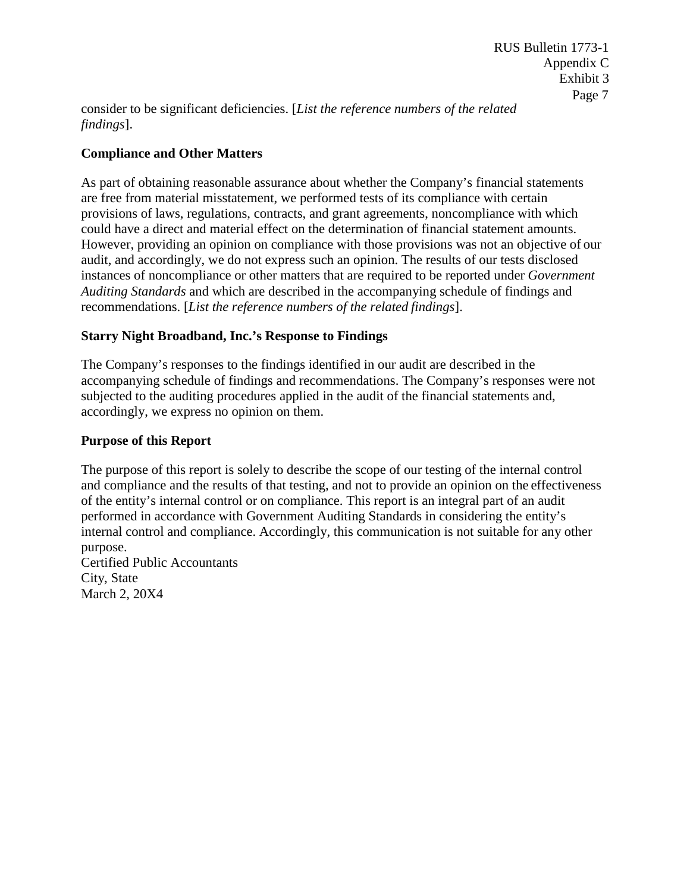consider to be significant deficiencies. [*List the reference numbers of the related findings*].

**Compliance and Other Matters**

As part of obtaining reasonable assurance about whether the Company's financial statements are free from material misstatement, we performed tests of its compliance with certain provisions of laws, regulations, contracts, and grant agreements, noncompliance with which could have a direct and material effect on the determination of financial statement amounts. However, providing an opinion on compliance with those provisions was not an objective of our audit, and accordingly, we do not express such an opinion. The results of our tests disclosed instances of noncompliance or other matters that are required to be reported under *Government Auditing Standards* and which are described in the accompanying schedule of findings and recommendations. [*List the reference numbers of the related findings*].

**Starry Night Broadband, Inc.'s Response to Findings**

The Company's responses to the findings identified in our audit are described in the accompanying schedule of findings and recommendations. The Company's responses were not subjected to the auditing procedures applied in the audit of the financial statements and, accordingly, we express no opinion on them.

**Purpose of this Report**

The purpose of this report is solely to describe the scope of our testing of the internal control and compliance and the results of that testing, and not to provide an opinion on the effectiveness of the entity's internal control or on compliance. This report is an integral part of an audit performed in accordance with Government Auditing Standards in considering the entity's internal control and compliance. Accordingly, this communication is not suitable for any other purpose.

Certified Public Accountants
City, State
March 2, 20X4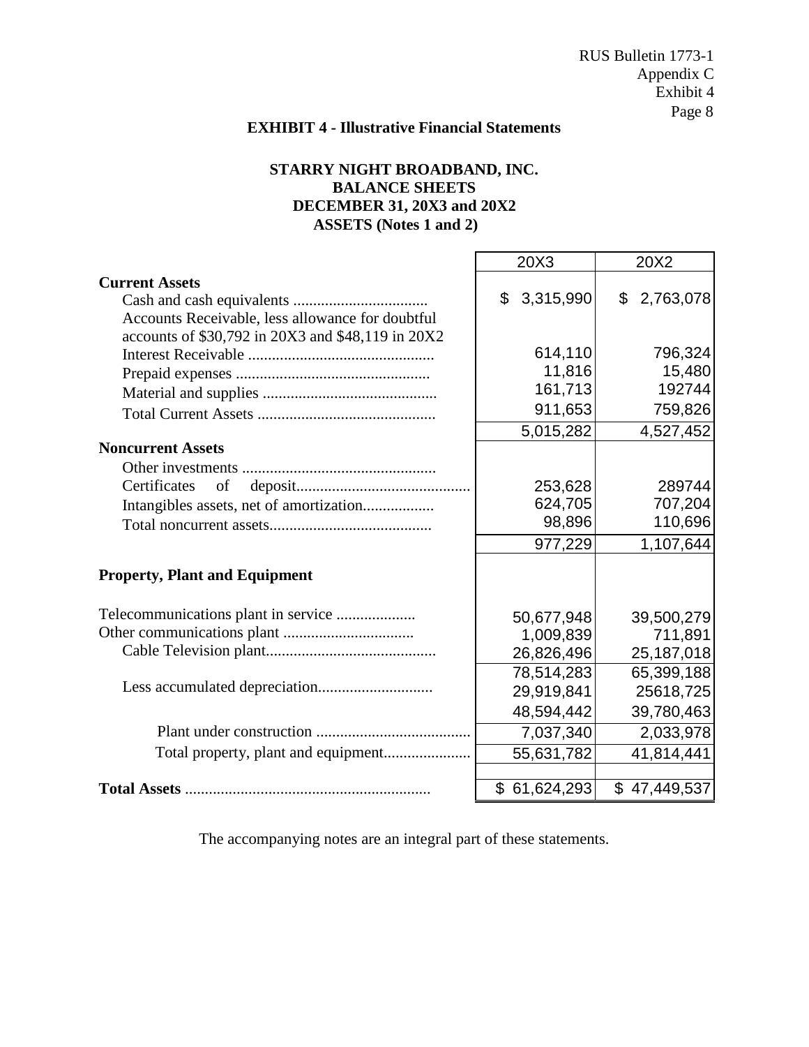**EXHIBIT 4 - Illustrative Financial Statements**

**STARRY NIGHT BROADBAND, INC.**
**BALANCE SHEETS**
**DECEMBER 31, 20X3 and 20X2**
**ASSETS (Notes 1 and 2)**

| | 20X3 | 20X2 |
|---|---|---|
| **Current Assets** | | |
| Cash and cash equivalents ................................. | $ 3,315,990 | $ 2,763,078 |
| Accounts Receivable, less allowance for doubtful accounts of $30,792 in 20X3 and $48,119 in 20X2 | | |
| Interest Receivable .............................................. | 614,110 | 796,324 |
| Prepaid expenses ................................................ | 11,816 | 15,480 |
| Material and supplies ........................................... | 161,713 | 192744 |
| Total Current Assets ............................................ | 911,653 | 759,826 |
| | 5,015,282 | 4,527,452 |
| **Noncurrent Assets** | | |
| Other investments ................................................ | | |
| Certificates of deposit........................................... | 253,628 | 289744 |
| Intangibles assets, net of amortization.................. | 624,705 | 707,204 |
| Total noncurrent assets......................................... | 98,896 | 110,696 |
| | 977,229 | 1,107,644 |
| **Property, Plant and Equipment** | | |
| Telecommunications plant in service .................... | 50,677,948 | 39,500,279 |
| Other communications plant ................................. | 1,009,839 | 711,891 |
| Cable Television plant........................................... | 26,826,496 | 25,187,018 |
| | 78,514,283 | 65,399,188 |
| Less accumulated depreciation............................. | 29,919,841 | 25618,725 |
| | 48,594,442 | 39,780,463 |
| Plant under construction ....................................... | 7,037,340 | 2,033,978 |
| Total property, plant and equipment...................... | 55,631,782 | 41,814,441 |
| | | |
| **Total Assets** ............................................................. | $ 61,624,293 | $ 47,449,537 |

The accompanying notes are an integral part of these statements.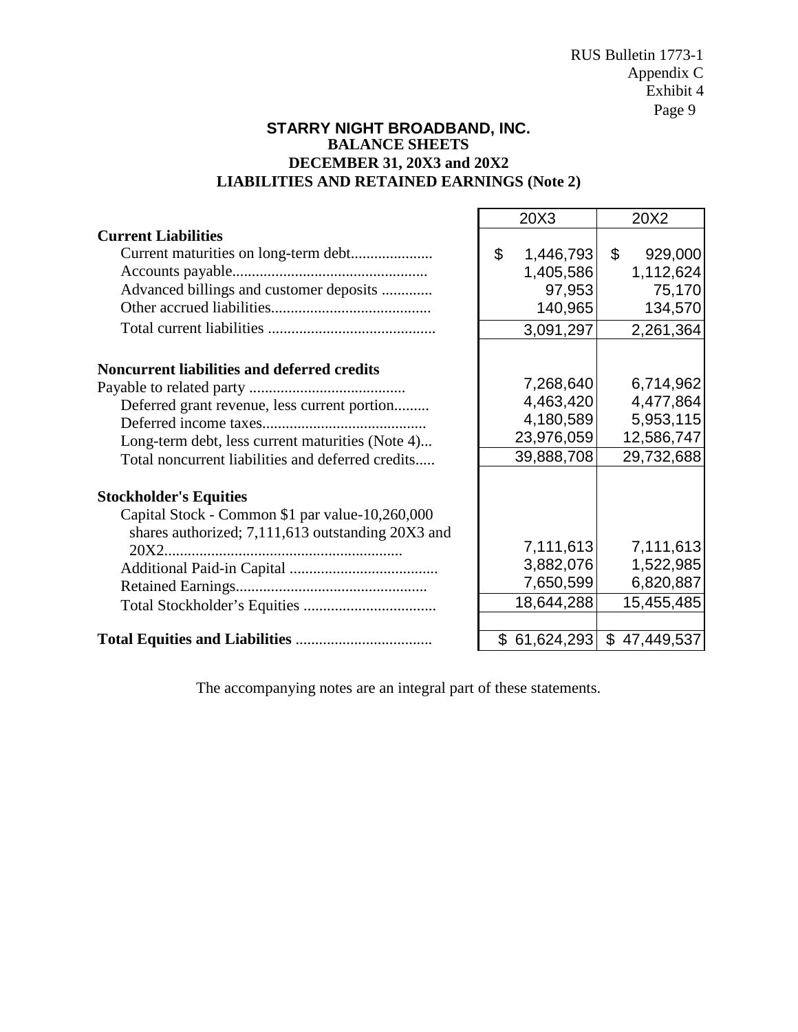RUS Bulletin 1773-1
Appendix C
Exhibit 4

**STARRY NIGHT BROADBAND, INC.**
**BALANCE SHEETS**
**DECEMBER 31, 20X3 and 20X2**
**LIABILITIES AND RETAINED EARNINGS (Note 2)**

| | 20X3 | 20X2 |
|---|---|---|
| **Current Liabilities** | | |
| Current maturities on long-term debt.................... | $ 1,446,793 | $ 929,000 |
| Accounts payable................................................ | 1,405,586 | 1,112,624 |
| Advanced billings and customer deposits ............ | 97,953 | 75,170 |
| Other accrued liabilities........................................ | 140,965 | 134,570 |
| Total current liabilities .......................................... | 3,091,297 | 2,261,364 |
| | | |
| **Noncurrent liabilities and deferred credits** | | |
| Payable to related party ....................................... | 7,268,640 | 6,714,962 |
| Deferred grant revenue, less current portion......... | 4,463,420 | 4,477,864 |
| Deferred income taxes.......................................... | 4,180,589 | 5,953,115 |
| Long-term debt, less current maturities (Note 4)... | 23,976,059 | 12,586,747 |
| Total noncurrent liabilities and deferred credits..... | 39,888,708 | 29,732,688 |
| | | |
| **Stockholder's Equities** | | |
| Capital Stock - Common $1 par value-10,260,000 shares authorized; 7,111,613 outstanding 20X3 and 20X2............................................................ | 7,111,613 | 7,111,613 |
| Additional Paid-in Capital ...................................... | 3,882,076 | 1,522,985 |
| Retained Earnings................................................ | 7,650,599 | 6,820,887 |
| Total Stockholder's Equities .................................. | 18,644,288 | 15,455,485 |
| | | |
| **Total Equities and Liabilities** .................................. | $ 61,624,293 | $ 47,449,537 |

The accompanying notes are an integral part of these statements.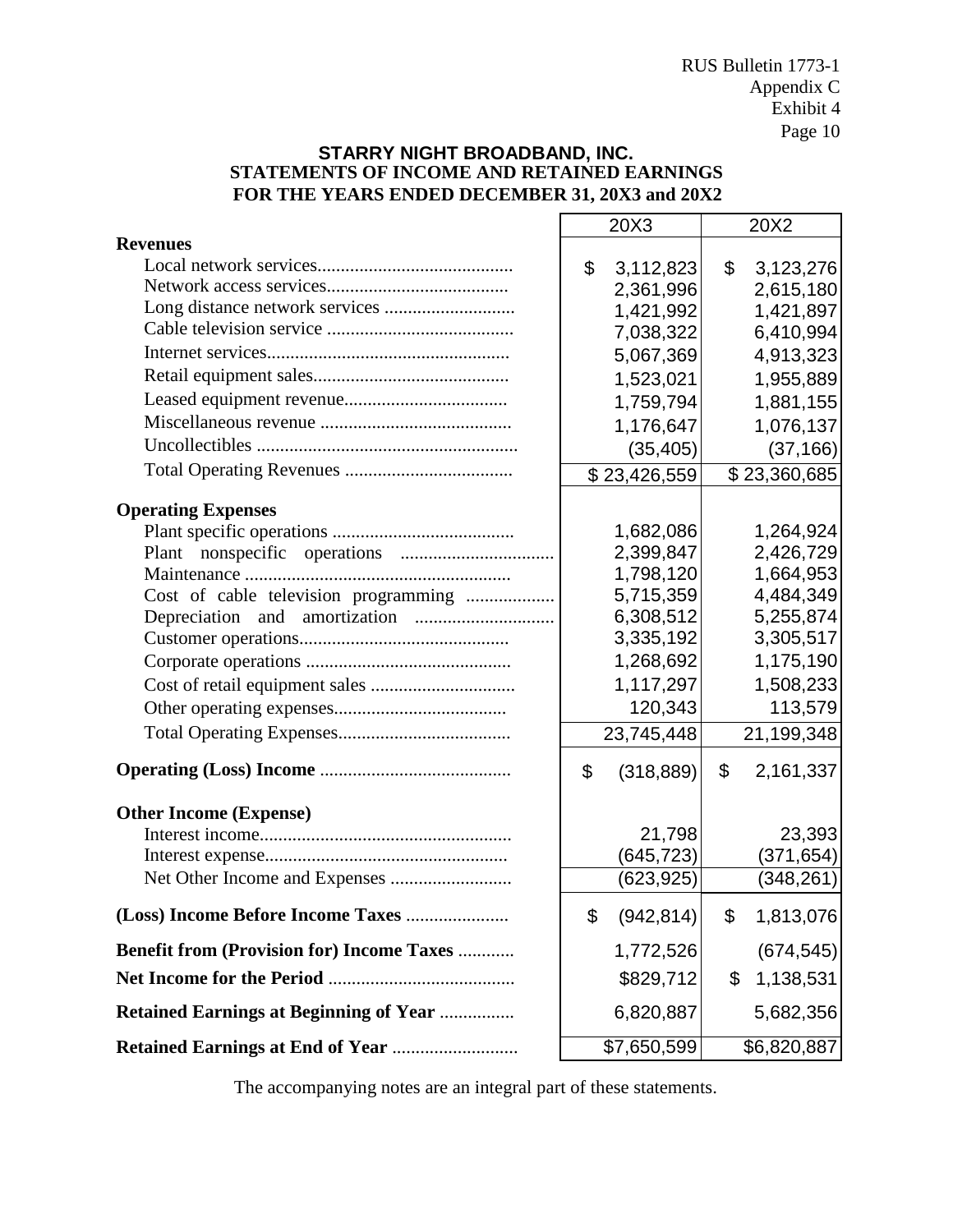**STARRY NIGHT BROADBAND, INC.**
**STATEMENTS OF INCOME AND RETAINED EARNINGS**
**FOR THE YEARS ENDED DECEMBER 31, 20X3 and 20X2**

| | 20X3 | 20X2 |
|---|---|---|
| **Revenues** | | |
| Local network services | $ 3,112,823 | $ 3,123,276 |
| Network access services | 2,361,996 | 2,615,180 |
| Long distance network services | 1,421,992 | 1,421,897 |
| Cable television service | 7,038,322 | 6,410,994 |
| Internet services | 5,067,369 | 4,913,323 |
| Retail equipment sales | 1,523,021 | 1,955,889 |
| Leased equipment revenue | 1,759,794 | 1,881,155 |
| Miscellaneous revenue | 1,176,647 | 1,076,137 |
| Uncollectibles | (35,405) | (37,166) |
| Total Operating Revenues | $ 23,426,559 | $ 23,360,685 |
| **Operating Expenses** | | |
| Plant specific operations | 1,682,086 | 1,264,924 |
| Plant nonspecific operations | 2,399,847 | 2,426,729 |
| Maintenance | 1,798,120 | 1,664,953 |
| Cost of cable television programming | 5,715,359 | 4,484,349 |
| Depreciation and amortization | 6,308,512 | 5,255,874 |
| Customer operations | 3,335,192 | 3,305,517 |
| Corporate operations | 1,268,692 | 1,175,190 |
| Cost of retail equipment sales | 1,117,297 | 1,508,233 |
| Other operating expenses | 120,343 | 113,579 |
| Total Operating Expenses | 23,745,448 | 21,199,348 |
| **Operating (Loss) Income** | $ (318,889) | $ 2,161,337 |
| **Other Income (Expense)** | | |
| Interest income | 21,798 | 23,393 |
| Interest expense | (645,723) | (371,654) |
| Net Other Income and Expenses | (623,925) | (348,261) |
| **(Loss) Income Before Income Taxes** | $ (942,814) | $ 1,813,076 |
| **Benefit from (Provision for) Income Taxes** | 1,772,526 | (674,545) |
| **Net Income for the Period** | $829,712 | $ 1,138,531 |
| **Retained Earnings at Beginning of Year** | 6,820,887 | 5,682,356 |
| **Retained Earnings at End of Year** | $7,650,599 | $6,820,887 |

The accompanying notes are an integral part of these statements.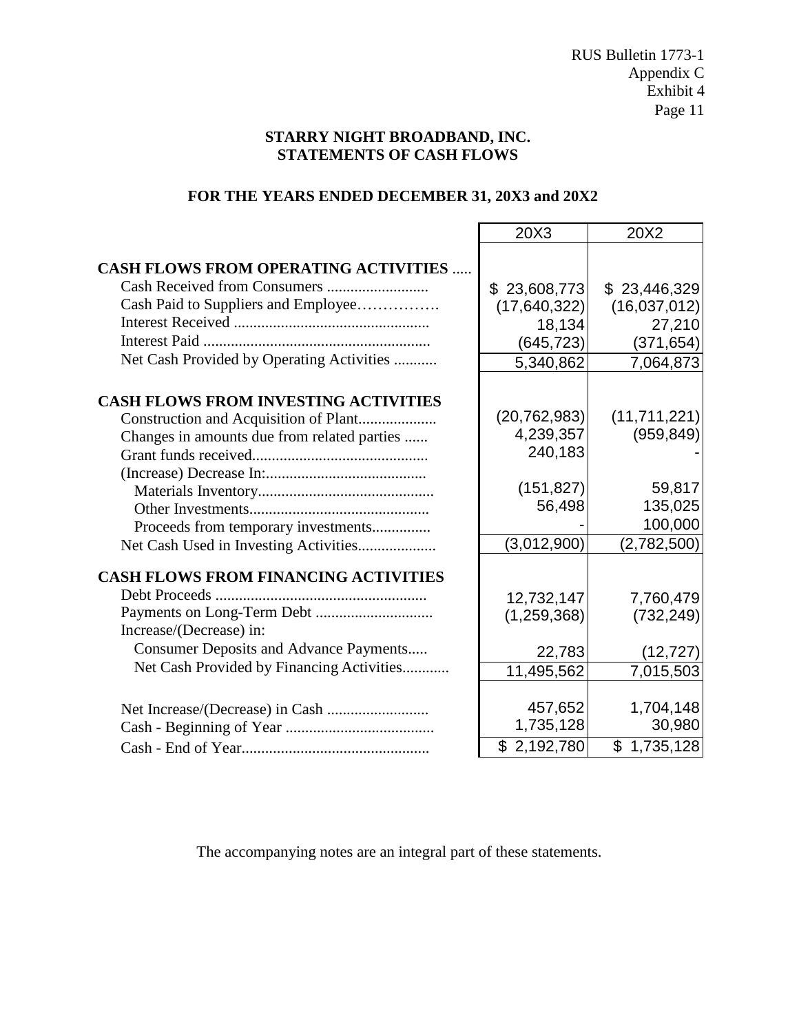RUS Bulletin 1773-1
Appendix C
Exhibit 4

**STARRY NIGHT BROADBAND, INC.**
**STATEMENTS OF CASH FLOWS**

**FOR THE YEARS ENDED DECEMBER 31, 20X3 and 20X2**

| | 20X3 | 20X2 |
|---|---|---|
| **CASH FLOWS FROM OPERATING ACTIVITIES** ..... | | |
| Cash Received from Consumers .......................... | $ 23,608,773 | $ 23,446,329 |
| Cash Paid to Suppliers and Employee……………. | (17,640,322) | (16,037,012) |
| Interest Received ................................................. | 18,134 | 27,210 |
| Interest Paid ......................................................... | (645,723) | (371,654) |
| Net Cash Provided by Operating Activities ........... | 5,340,862 | 7,064,873 |
| **CASH FLOWS FROM INVESTING ACTIVITIES** | | |
| Construction and Acquisition of Plant.................... | (20,762,983) | (11,711,221) |
| Changes in amounts due from related parties ...... | 4,239,357 | (959,849) |
| Grant funds received............................................ | 240,183 | - |
| (Increase) Decrease In:......................................... | | |
| Materials Inventory............................................ | (151,827) | 59,817 |
| Other Investments............................................. | 56,498 | 135,025 |
| Proceeds from temporary investments............... | - | 100,000 |
| Net Cash Used in Investing Activities.................... | (3,012,900) | (2,782,500) |
| **CASH FLOWS FROM FINANCING ACTIVITIES** | | |
| Debt Proceeds ...................................................... | 12,732,147 | 7,760,479 |
| Payments on Long-Term Debt ............................. | (1,259,368) | (732,249) |
| Increase/(Decrease) in: | | |
| Consumer Deposits and Advance Payments..... | 22,783 | (12,727) |
| Net Cash Provided by Financing Activities............ | 11,495,562 | 7,015,503 |
| Net Increase/(Decrease) in Cash .......................... | 457,652 | 1,704,148 |
| Cash - Beginning of Year ...................................... | 1,735,128 | 30,980 |
| Cash - End of Year................................................ | $ 2,192,780 | $ 1,735,128 |

The accompanying notes are an integral part of these statements.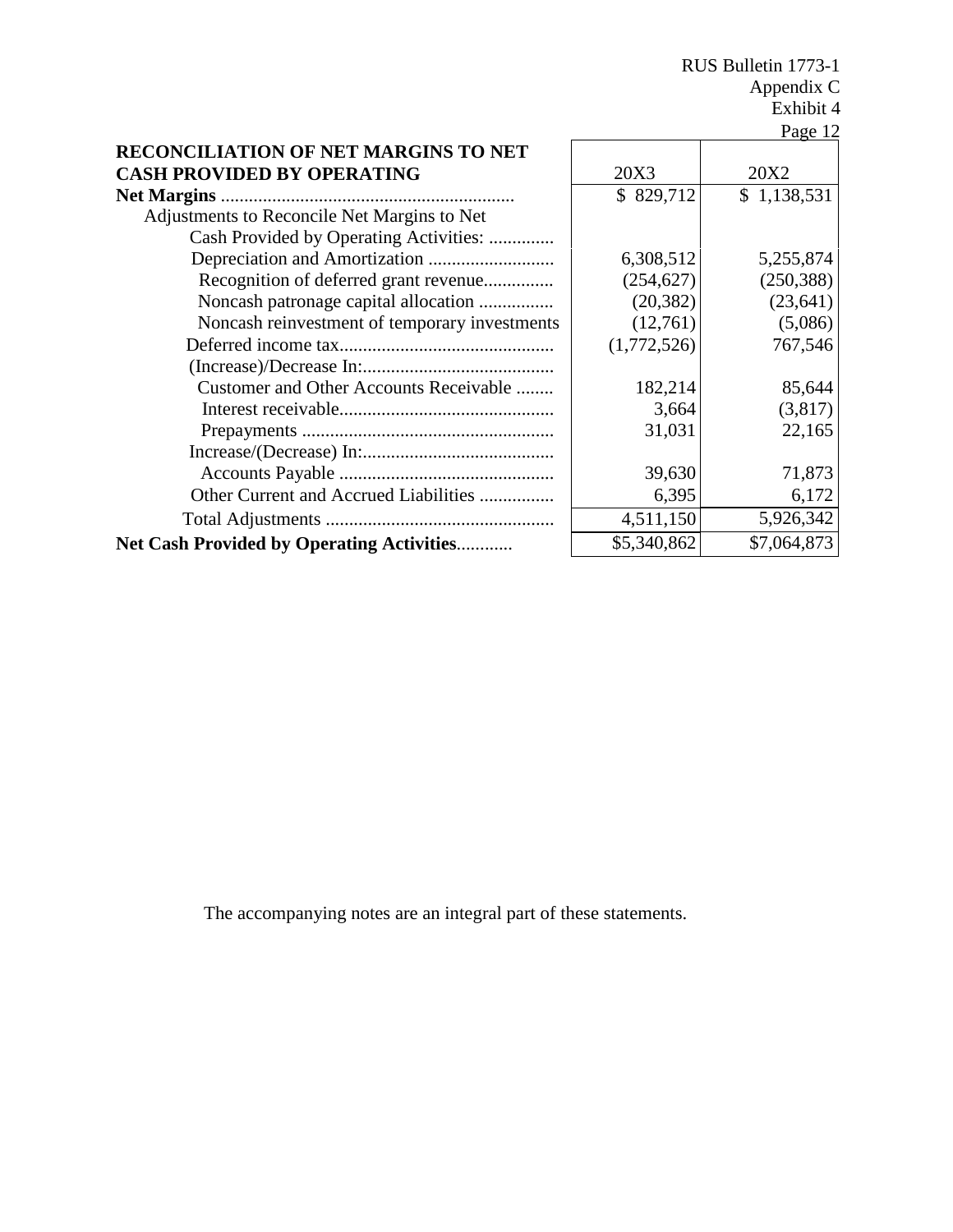| RECONCILIATION OF NET MARGINS TO NET CASH PROVIDED BY OPERATING | 20X3 | 20X2 |
|---|---|---|
| **Net Margins** .............................................................. | $ 829,712 | $ 1,138,531 |
| Adjustments to Reconcile Net Margins to Net Cash Provided by Operating Activities: .............. | | |
| Depreciation and Amortization ........................... | 6,308,512 | 5,255,874 |
| Recognition of deferred grant revenue............... | (254,627) | (250,388) |
| Noncash patronage capital allocation ................ | (20,382) | (23,641) |
| Noncash reinvestment of temporary investments | (12,761) | (5,086) |
| Deferred income tax.............................................. | (1,772,526) | 767,546 |
| (Increase)/Decrease In:......................................... | | |
| Customer and Other Accounts Receivable ........ | 182,214 | 85,644 |
| Interest receivable.............................................. | 3,664 | (3,817) |
| Prepayments ...................................................... | 31,031 | 22,165 |
| Increase/(Decrease) In:......................................... | | |
| Accounts Payable .............................................. | 39,630 | 71,873 |
| Other Current and Accrued Liabilities ................ | 6,395 | 6,172 |
| Total Adjustments ................................................. | 4,511,150 | 5,926,342 |
| **Net Cash Provided by Operating Activities**............ | $5,340,862 | $7,064,873 |

The accompanying notes are an integral part of these statements.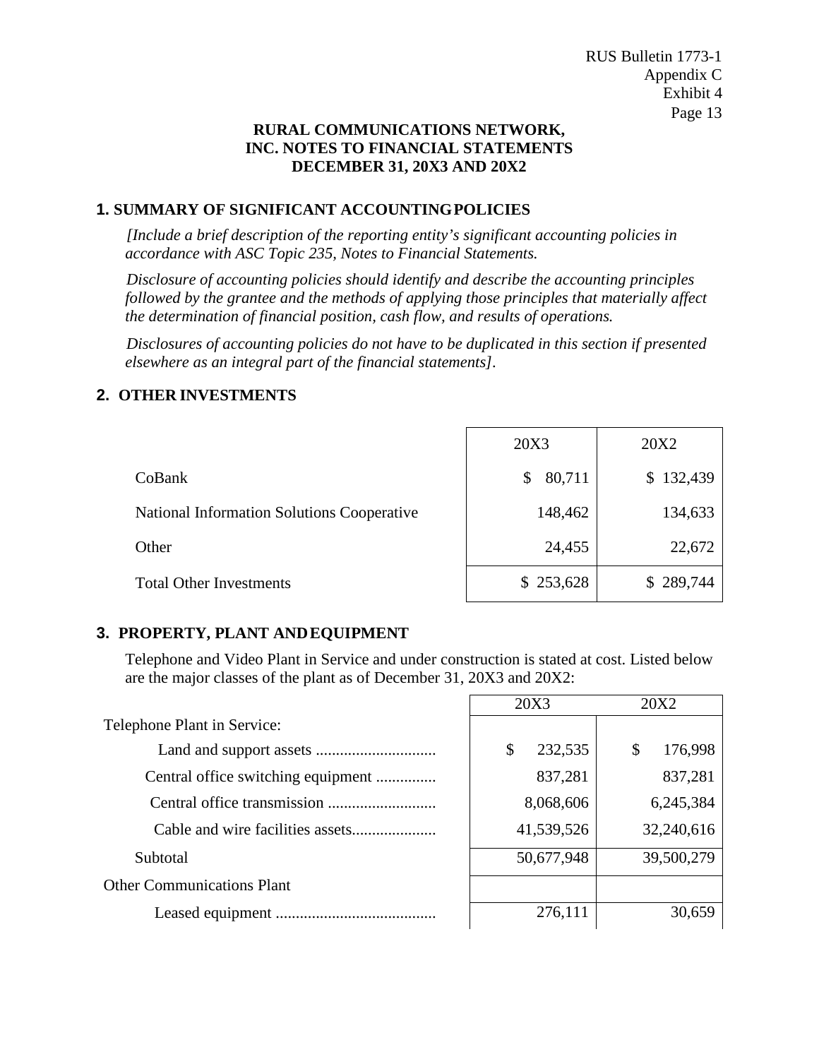**RURAL COMMUNICATIONS NETWORK, INC. NOTES TO FINANCIAL STATEMENTS DECEMBER 31, 20X3 AND 20X2**

## 1. SUMMARY OF SIGNIFICANT ACCOUNTING POLICIES

*[Include a brief description of the reporting entity's significant accounting policies in accordance with ASC Topic 235, Notes to Financial Statements.*

*Disclosure of accounting policies should identify and describe the accounting principles followed by the grantee and the methods of applying those principles that materially affect the determination of financial position, cash flow, and results of operations.*

*Disclosures of accounting policies do not have to be duplicated in this section if presented elsewhere as an integral part of the financial statements]*.

## 2. OTHER INVESTMENTS

| | 20X3 | 20X2 |
|---|---|---|
| CoBank | $ 80,711 | $ 132,439 |
| National Information Solutions Cooperative | 148,462 | 134,633 |
| Other | 24,455 | 22,672 |
| Total Other Investments | $ 253,628 | $ 289,744 |

## 3. PROPERTY, PLANT AND EQUIPMENT

Telephone and Video Plant in Service and under construction is stated at cost. Listed below are the major classes of the plant as of December 31, 20X3 and 20X2:

| | 20X3 | 20X2 |
|---|---|---|
| Telephone Plant in Service: | | |
| Land and support assets .............................. | $ 232,535 | $ 176,998 |
| Central office switching equipment ............... | 837,281 | 837,281 |
| Central office transmission ........................... | 8,068,606 | 6,245,384 |
| Cable and wire facilities assets..................... | 41,539,526 | 32,240,616 |
| Subtotal | 50,677,948 | 39,500,279 |
| Other Communications Plant | | |
| Leased equipment ........................................ | 276,111 | 30,659 |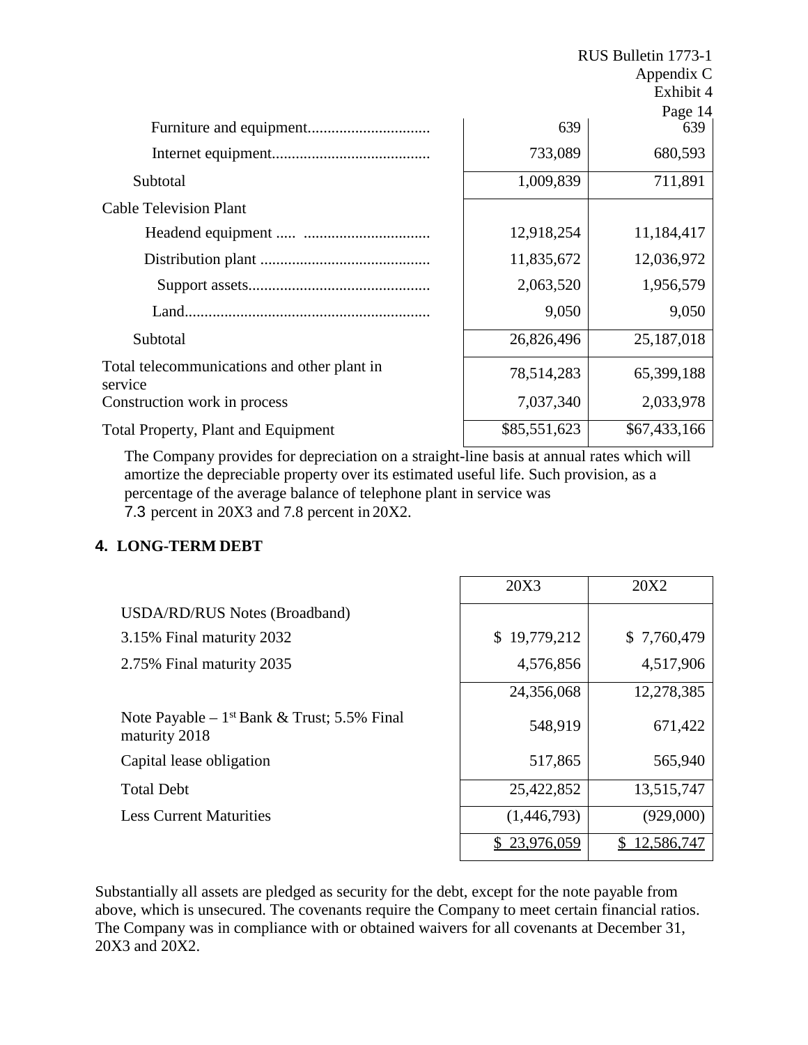| | | |
|---|---|---|
| Furniture and equipment | 639 | 639 |
| Internet equipment | 733,089 | 680,593 |
| Subtotal | 1,009,839 | 711,891 |
| Cable Television Plant | | |
| Headend equipment | 12,918,254 | 11,184,417 |
| Distribution plant | 11,835,672 | 12,036,972 |
| Support assets | 2,063,520 | 1,956,579 |
| Land | 9,050 | 9,050 |
| Subtotal | 26,826,496 | 25,187,018 |
| Total telecommunications and other plant in service | 78,514,283 | 65,399,188 |
| Construction work in process | 7,037,340 | 2,033,978 |
| Total Property, Plant and Equipment | $85,551,623 | $67,433,166 |

The Company provides for depreciation on a straight-line basis at annual rates which will amortize the depreciable property over its estimated useful life. Such provision, as a percentage of the average balance of telephone plant in service was 7.3 percent in 20X3 and 7.8 percent in 20X2.

## 4. LONG-TERM DEBT

| | 20X3 | 20X2 |
|---|---|---|
| USDA/RD/RUS Notes (Broadband) | | |
| 3.15% Final maturity 2032 | $ 19,779,212 | $ 7,760,479 |
| 2.75% Final maturity 2035 | 4,576,856 | 4,517,906 |
| | 24,356,068 | 12,278,385 |
| Note Payable – 1st Bank & Trust; 5.5% Final maturity 2018 | 548,919 | 671,422 |
| Capital lease obligation | 517,865 | 565,940 |
| Total Debt | 25,422,852 | 13,515,747 |
| Less Current Maturities | (1,446,793) | (929,000) |
| | $ 23,976,059 | $ 12,586,747 |

Substantially all assets are pledged as security for the debt, except for the note payable from above, which is unsecured. The covenants require the Company to meet certain financial ratios. The Company was in compliance with or obtained waivers for all covenants at December 31, 20X3 and 20X2.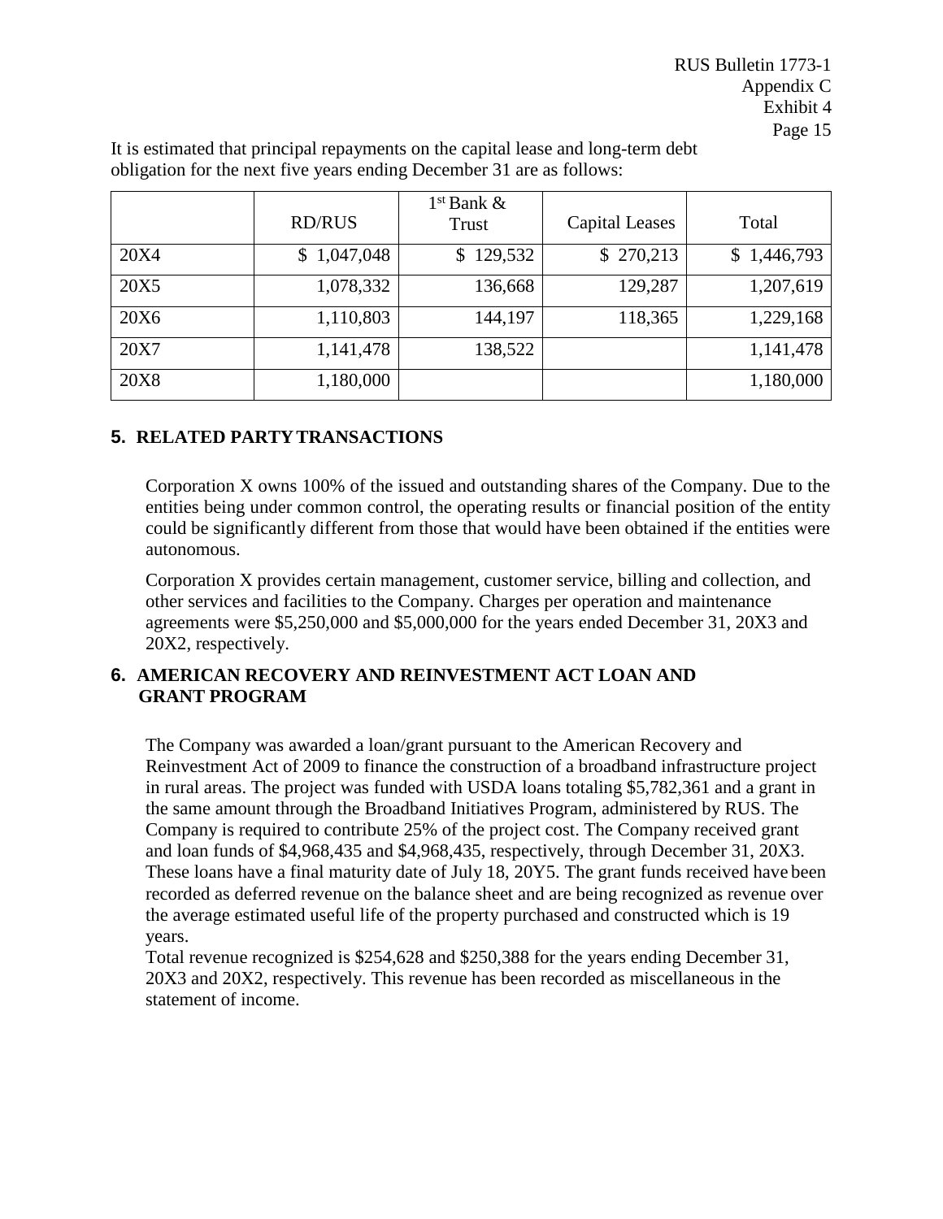It is estimated that principal repayments on the capital lease and long-term debt obligation for the next five years ending December 31 are as follows:

| | RD/RUS | 1st Bank & Trust | Capital Leases | Total |
|---|---|---|---|---|
| 20X4 | $ 1,047,048 | $ 129,532 | $ 270,213 | $ 1,446,793 |
| 20X5 | 1,078,332 | 136,668 | 129,287 | 1,207,619 |
| 20X6 | 1,110,803 | 144,197 | 118,365 | 1,229,168 |
| 20X7 | 1,141,478 | 138,522 | | 1,141,478 |
| 20X8 | 1,180,000 | | | 1,180,000 |

## 5. RELATED PARTY TRANSACTIONS

Corporation X owns 100% of the issued and outstanding shares of the Company. Due to the entities being under common control, the operating results or financial position of the entity could be significantly different from those that would have been obtained if the entities were autonomous.

Corporation X provides certain management, customer service, billing and collection, and other services and facilities to the Company. Charges per operation and maintenance agreements were $5,250,000 and $5,000,000 for the years ended December 31, 20X3 and 20X2, respectively.

## 6. AMERICAN RECOVERY AND REINVESTMENT ACT LOAN AND GRANT PROGRAM

The Company was awarded a loan/grant pursuant to the American Recovery and Reinvestment Act of 2009 to finance the construction of a broadband infrastructure project in rural areas. The project was funded with USDA loans totaling $5,782,361 and a grant in the same amount through the Broadband Initiatives Program, administered by RUS. The Company is required to contribute 25% of the project cost. The Company received grant and loan funds of $4,968,435 and $4,968,435, respectively, through December 31, 20X3. These loans have a final maturity date of July 18, 20Y5. The grant funds received have been recorded as deferred revenue on the balance sheet and are being recognized as revenue over the average estimated useful life of the property purchased and constructed which is 19 years.

Total revenue recognized is $254,628 and $250,388 for the years ending December 31, 20X3 and 20X2, respectively. This revenue has been recorded as miscellaneous in the statement of income.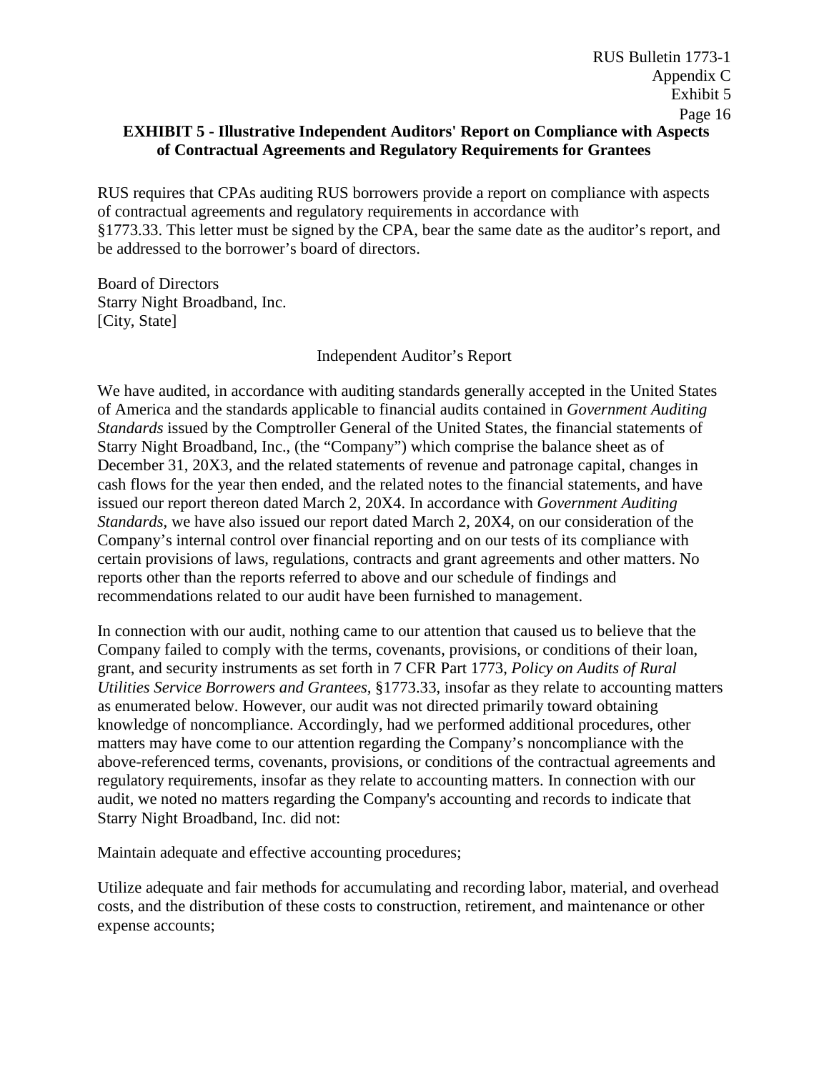**EXHIBIT 5 - Illustrative Independent Auditors' Report on Compliance with Aspects of Contractual Agreements and Regulatory Requirements for Grantees**

RUS requires that CPAs auditing RUS borrowers provide a report on compliance with aspects of contractual agreements and regulatory requirements in accordance with §1773.33. This letter must be signed by the CPA, bear the same date as the auditor's report, and be addressed to the borrower's board of directors.

Board of Directors
Starry Night Broadband, Inc.
[City, State]

Independent Auditor's Report

We have audited, in accordance with auditing standards generally accepted in the United States of America and the standards applicable to financial audits contained in *Government Auditing Standards* issued by the Comptroller General of the United States, the financial statements of Starry Night Broadband, Inc., (the "Company") which comprise the balance sheet as of December 31, 20X3, and the related statements of revenue and patronage capital, changes in cash flows for the year then ended, and the related notes to the financial statements, and have issued our report thereon dated March 2, 20X4. In accordance with *Government Auditing Standards*, we have also issued our report dated March 2, 20X4, on our consideration of the Company's internal control over financial reporting and on our tests of its compliance with certain provisions of laws, regulations, contracts and grant agreements and other matters. No reports other than the reports referred to above and our schedule of findings and recommendations related to our audit have been furnished to management.

In connection with our audit, nothing came to our attention that caused us to believe that the Company failed to comply with the terms, covenants, provisions, or conditions of their loan, grant, and security instruments as set forth in 7 CFR Part 1773, *Policy on Audits of Rural Utilities Service Borrowers and Grantees*, §1773.33, insofar as they relate to accounting matters as enumerated below. However, our audit was not directed primarily toward obtaining knowledge of noncompliance. Accordingly, had we performed additional procedures, other matters may have come to our attention regarding the Company's noncompliance with the above-referenced terms, covenants, provisions, or conditions of the contractual agreements and regulatory requirements, insofar as they relate to accounting matters. In connection with our audit, we noted no matters regarding the Company's accounting and records to indicate that Starry Night Broadband, Inc. did not:

Maintain adequate and effective accounting procedures;

Utilize adequate and fair methods for accumulating and recording labor, material, and overhead costs, and the distribution of these costs to construction, retirement, and maintenance or other expense accounts;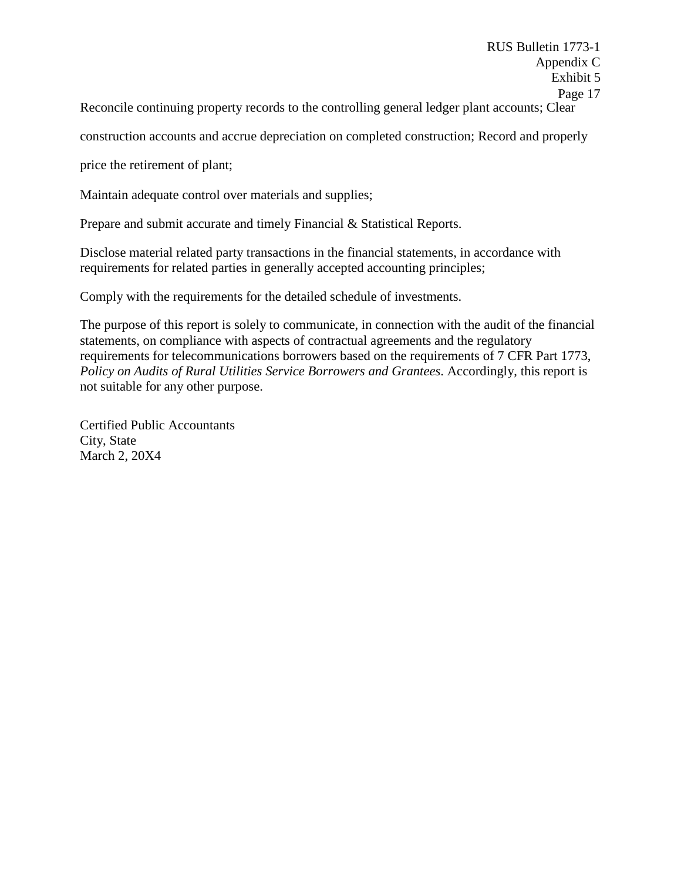Reconcile continuing property records to the controlling general ledger plant accounts; Clear construction accounts and accrue depreciation on completed construction; Record and properly price the retirement of plant;

Maintain adequate control over materials and supplies;

Prepare and submit accurate and timely Financial & Statistical Reports.

Disclose material related party transactions in the financial statements, in accordance with requirements for related parties in generally accepted accounting principles;

Comply with the requirements for the detailed schedule of investments.

The purpose of this report is solely to communicate, in connection with the audit of the financial statements, on compliance with aspects of contractual agreements and the regulatory requirements for telecommunications borrowers based on the requirements of 7 CFR Part 1773, *Policy on Audits of Rural Utilities Service Borrowers and Grantees*. Accordingly, this report is not suitable for any other purpose.

Certified Public Accountants
City, State
March 2, 20X4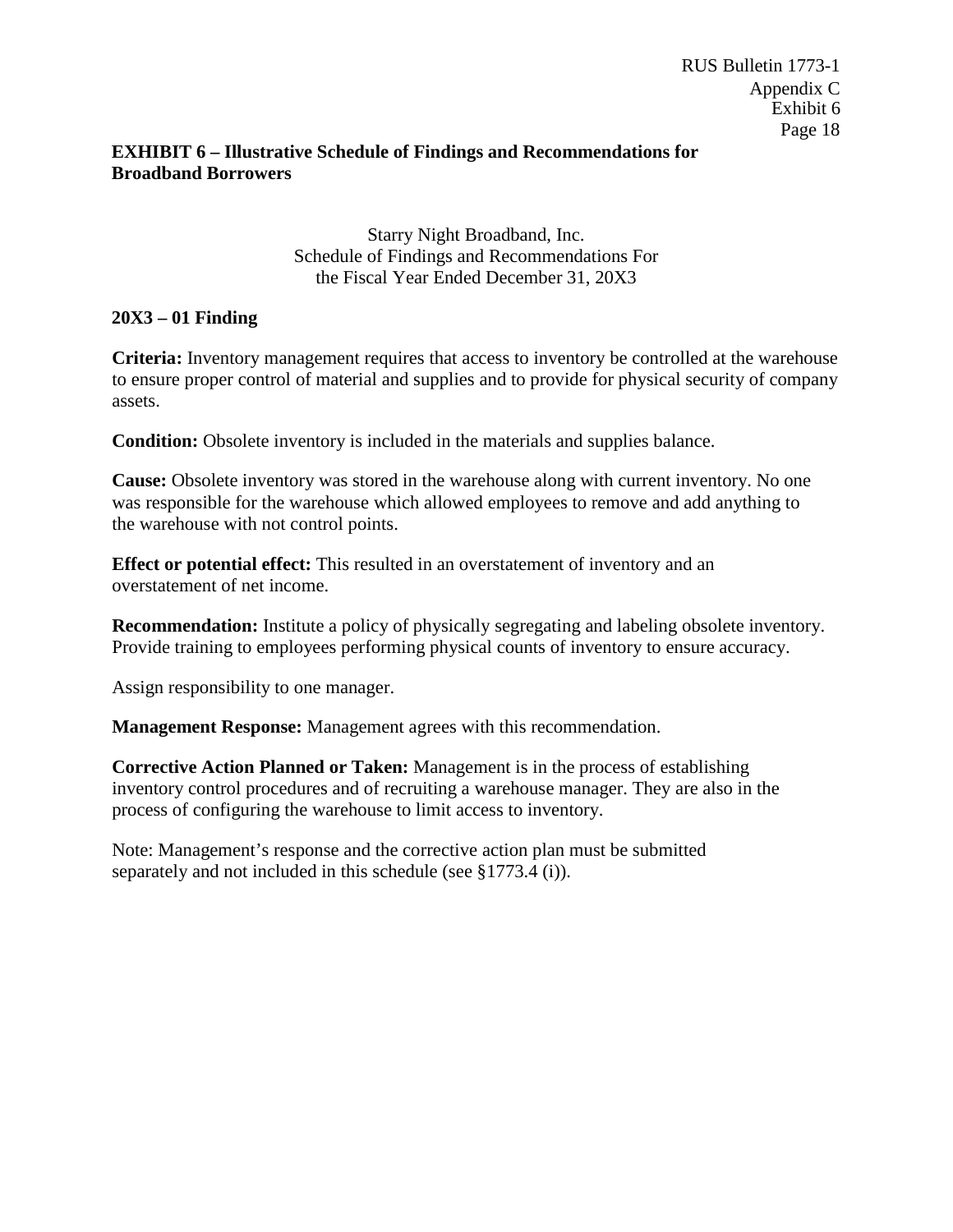**EXHIBIT 6 – Illustrative Schedule of Findings and Recommendations for Broadband Borrowers**

Starry Night Broadband, Inc.
Schedule of Findings and Recommendations For
the Fiscal Year Ended December 31, 20X3

**20X3 – 01 Finding**

**Criteria:** Inventory management requires that access to inventory be controlled at the warehouse to ensure proper control of material and supplies and to provide for physical security of company assets.

**Condition:** Obsolete inventory is included in the materials and supplies balance.

**Cause:** Obsolete inventory was stored in the warehouse along with current inventory. No one was responsible for the warehouse which allowed employees to remove and add anything to the warehouse with not control points.

**Effect or potential effect:** This resulted in an overstatement of inventory and an overstatement of net income.

**Recommendation:** Institute a policy of physically segregating and labeling obsolete inventory. Provide training to employees performing physical counts of inventory to ensure accuracy.

Assign responsibility to one manager.

**Management Response:** Management agrees with this recommendation.

**Corrective Action Planned or Taken:** Management is in the process of establishing inventory control procedures and of recruiting a warehouse manager. They are also in the process of configuring the warehouse to limit access to inventory.

Note: Management's response and the corrective action plan must be submitted separately and not included in this schedule (see §1773.4 (i)).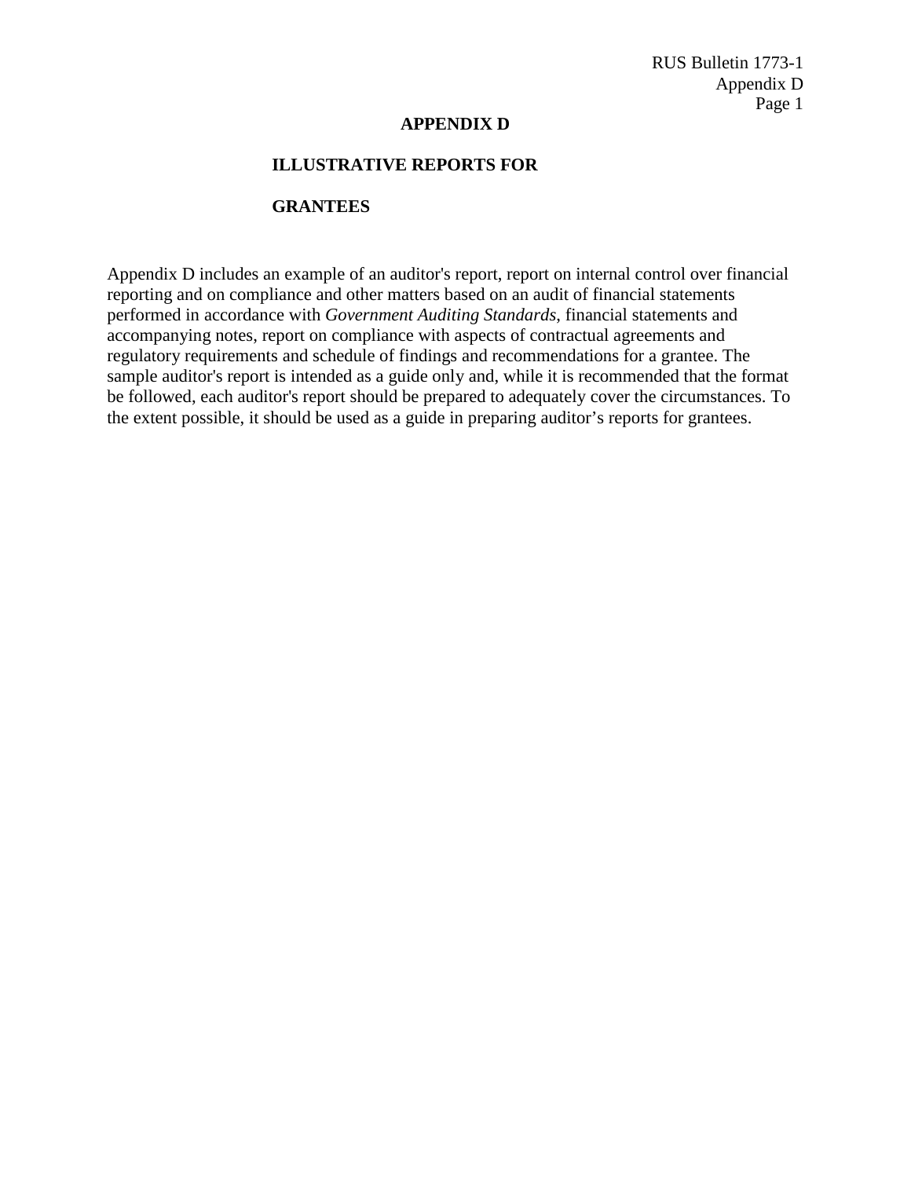# APPENDIX D

## ILLUSTRATIVE REPORTS FOR GRANTEES

Appendix D includes an example of an auditor's report, report on internal control over financial reporting and on compliance and other matters based on an audit of financial statements performed in accordance with *Government Auditing Standards*, financial statements and accompanying notes, report on compliance with aspects of contractual agreements and regulatory requirements and schedule of findings and recommendations for a grantee. The sample auditor's report is intended as a guide only and, while it is recommended that the format be followed, each auditor's report should be prepared to adequately cover the circumstances. To the extent possible, it should be used as a guide in preparing auditor's reports for grantees.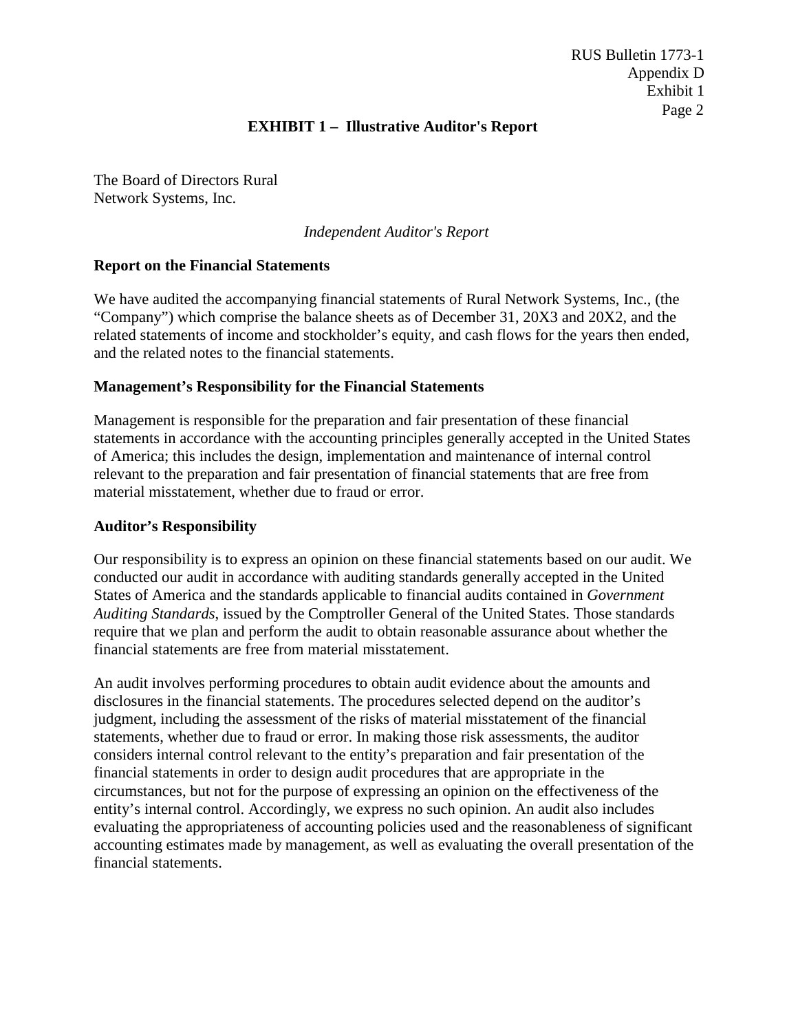## EXHIBIT 1 – Illustrative Auditor's Report

The Board of Directors Rural
Network Systems, Inc.

*Independent Auditor's Report*

**Report on the Financial Statements**

We have audited the accompanying financial statements of Rural Network Systems, Inc., (the "Company") which comprise the balance sheets as of December 31, 20X3 and 20X2, and the related statements of income and stockholder's equity, and cash flows for the years then ended, and the related notes to the financial statements.

**Management's Responsibility for the Financial Statements**

Management is responsible for the preparation and fair presentation of these financial statements in accordance with the accounting principles generally accepted in the United States of America; this includes the design, implementation and maintenance of internal control relevant to the preparation and fair presentation of financial statements that are free from material misstatement, whether due to fraud or error.

**Auditor's Responsibility**

Our responsibility is to express an opinion on these financial statements based on our audit. We conducted our audit in accordance with auditing standards generally accepted in the United States of America and the standards applicable to financial audits contained in *Government Auditing Standards*, issued by the Comptroller General of the United States. Those standards require that we plan and perform the audit to obtain reasonable assurance about whether the financial statements are free from material misstatement.

An audit involves performing procedures to obtain audit evidence about the amounts and disclosures in the financial statements. The procedures selected depend on the auditor's judgment, including the assessment of the risks of material misstatement of the financial statements, whether due to fraud or error. In making those risk assessments, the auditor considers internal control relevant to the entity's preparation and fair presentation of the financial statements in order to design audit procedures that are appropriate in the circumstances, but not for the purpose of expressing an opinion on the effectiveness of the entity's internal control. Accordingly, we express no such opinion. An audit also includes evaluating the appropriateness of accounting policies used and the reasonableness of significant accounting estimates made by management, as well as evaluating the overall presentation of the financial statements.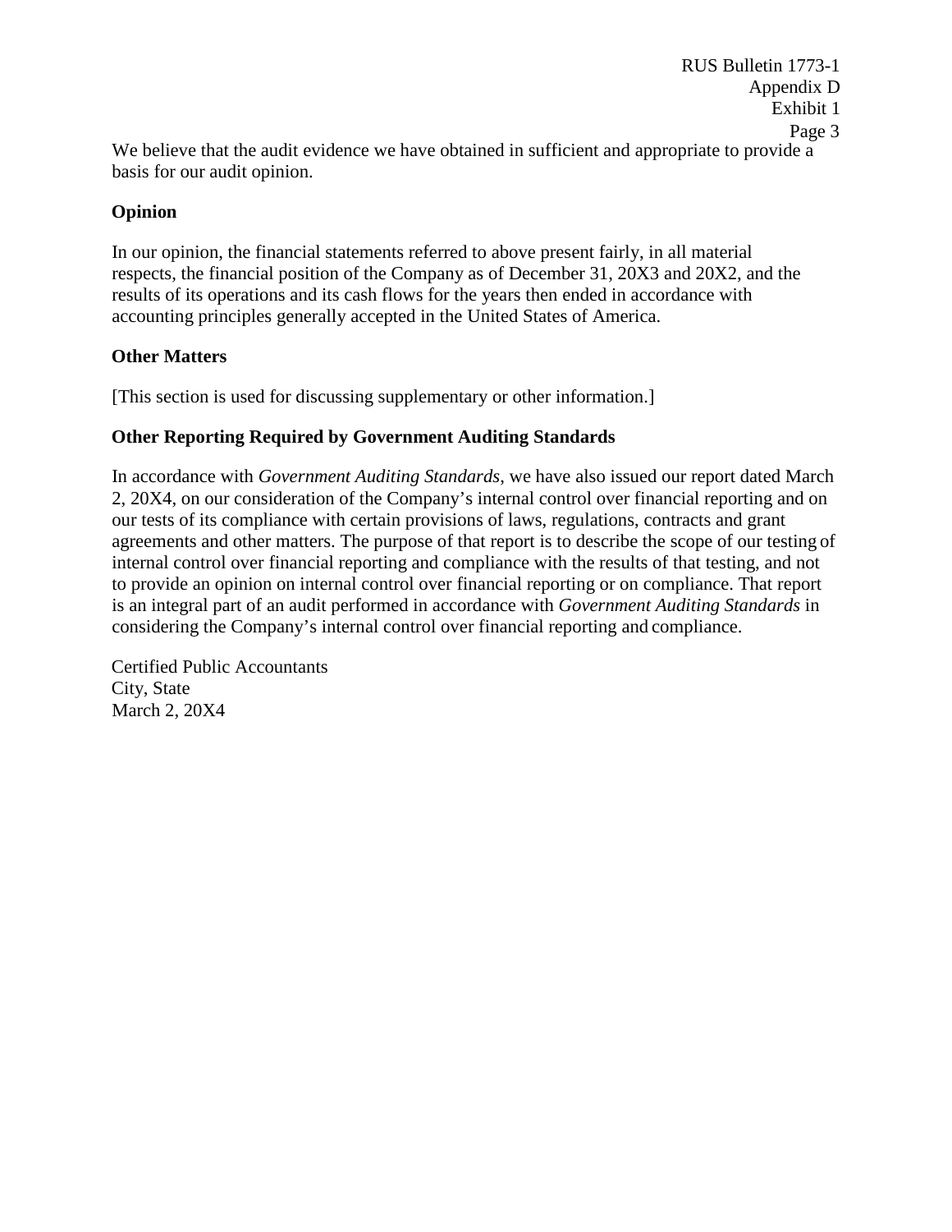We believe that the audit evidence we have obtained in sufficient and appropriate to provide a basis for our audit opinion.

**Opinion**

In our opinion, the financial statements referred to above present fairly, in all material respects, the financial position of the Company as of December 31, 20X3 and 20X2, and the results of its operations and its cash flows for the years then ended in accordance with accounting principles generally accepted in the United States of America.

**Other Matters**

[This section is used for discussing supplementary or other information.]

**Other Reporting Required by Government Auditing Standards**

In accordance with *Government Auditing Standards*, we have also issued our report dated March 2, 20X4, on our consideration of the Company's internal control over financial reporting and on our tests of its compliance with certain provisions of laws, regulations, contracts and grant agreements and other matters. The purpose of that report is to describe the scope of our testing of internal control over financial reporting and compliance with the results of that testing, and not to provide an opinion on internal control over financial reporting or on compliance. That report is an integral part of an audit performed in accordance with *Government Auditing Standards* in considering the Company's internal control over financial reporting and compliance.

Certified Public Accountants
City, State
March 2, 20X4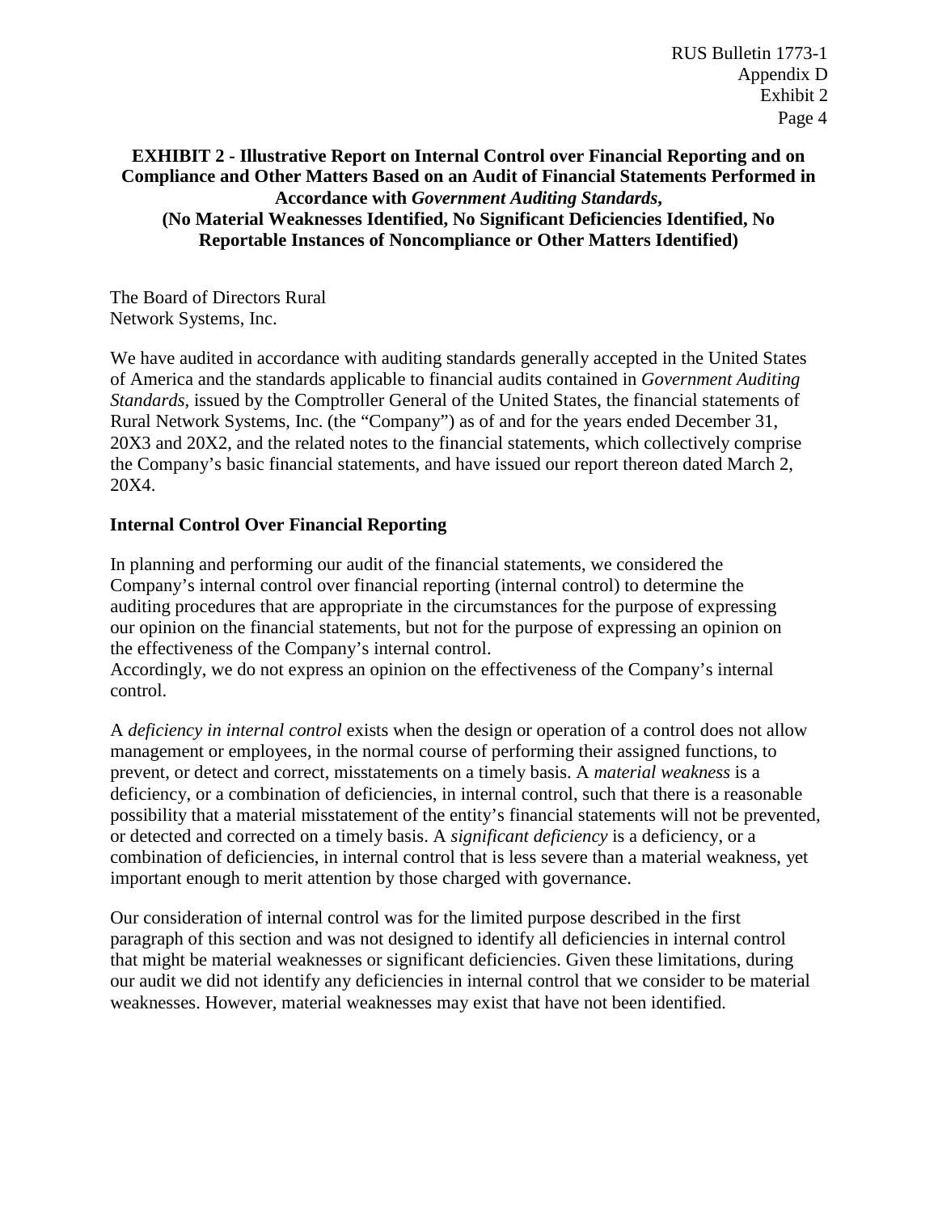**EXHIBIT 2 - Illustrative Report on Internal Control over Financial Reporting and on Compliance and Other Matters Based on an Audit of Financial Statements Performed in Accordance with *Government Auditing Standards*, (No Material Weaknesses Identified, No Significant Deficiencies Identified, No Reportable Instances of Noncompliance or Other Matters Identified)**

The Board of Directors Rural
Network Systems, Inc.

We have audited in accordance with auditing standards generally accepted in the United States of America and the standards applicable to financial audits contained in *Government Auditing Standards*, issued by the Comptroller General of the United States, the financial statements of Rural Network Systems, Inc. (the "Company") as of and for the years ended December 31, 20X3 and 20X2, and the related notes to the financial statements, which collectively comprise the Company's basic financial statements, and have issued our report thereon dated March 2, 20X4.

**Internal Control Over Financial Reporting**

In planning and performing our audit of the financial statements, we considered the Company's internal control over financial reporting (internal control) to determine the auditing procedures that are appropriate in the circumstances for the purpose of expressing our opinion on the financial statements, but not for the purpose of expressing an opinion on the effectiveness of the Company's internal control.
Accordingly, we do not express an opinion on the effectiveness of the Company's internal control.

A *deficiency in internal control* exists when the design or operation of a control does not allow management or employees, in the normal course of performing their assigned functions, to prevent, or detect and correct, misstatements on a timely basis. A *material weakness* is a deficiency, or a combination of deficiencies, in internal control, such that there is a reasonable possibility that a material misstatement of the entity's financial statements will not be prevented, or detected and corrected on a timely basis. A *significant deficiency* is a deficiency, or a combination of deficiencies, in internal control that is less severe than a material weakness, yet important enough to merit attention by those charged with governance.

Our consideration of internal control was for the limited purpose described in the first paragraph of this section and was not designed to identify all deficiencies in internal control that might be material weaknesses or significant deficiencies. Given these limitations, during our audit we did not identify any deficiencies in internal control that we consider to be material weaknesses. However, material weaknesses may exist that have not been identified.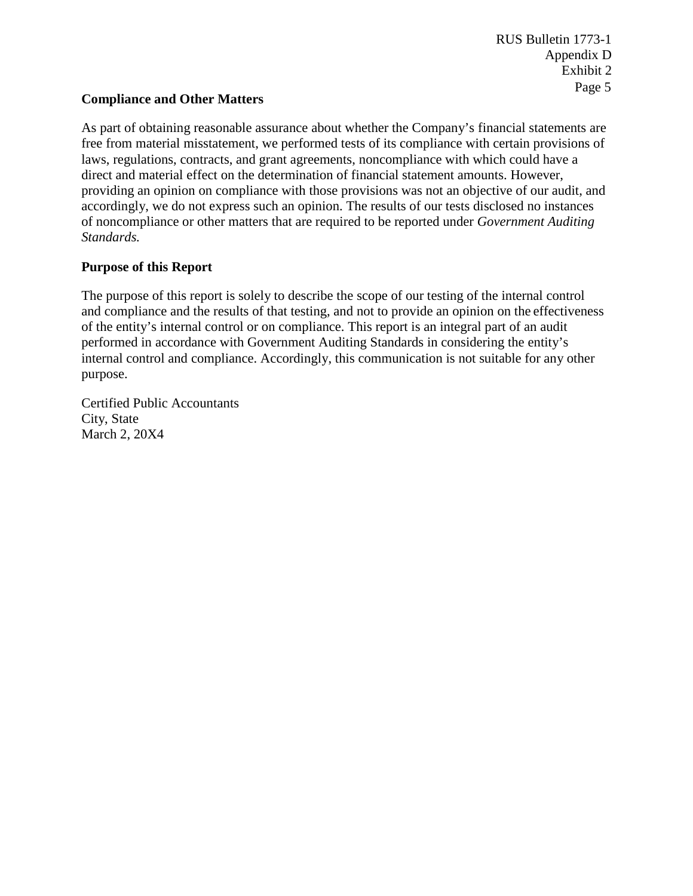**Compliance and Other Matters**

As part of obtaining reasonable assurance about whether the Company's financial statements are free from material misstatement, we performed tests of its compliance with certain provisions of laws, regulations, contracts, and grant agreements, noncompliance with which could have a direct and material effect on the determination of financial statement amounts. However, providing an opinion on compliance with those provisions was not an objective of our audit, and accordingly, we do not express such an opinion. The results of our tests disclosed no instances of noncompliance or other matters that are required to be reported under *Government Auditing Standards.*

**Purpose of this Report**

The purpose of this report is solely to describe the scope of our testing of the internal control and compliance and the results of that testing, and not to provide an opinion on the effectiveness of the entity's internal control or on compliance. This report is an integral part of an audit performed in accordance with Government Auditing Standards in considering the entity's internal control and compliance. Accordingly, this communication is not suitable for any other purpose.

Certified Public Accountants
City, State
March 2, 20X4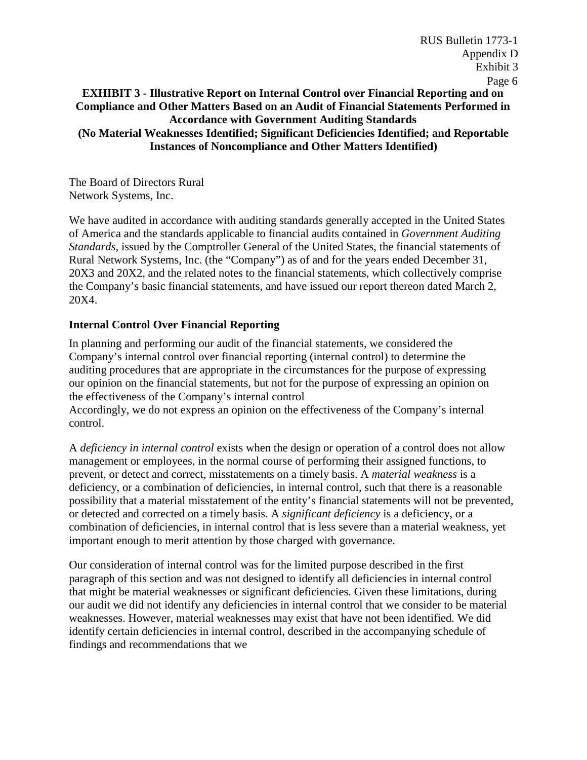**EXHIBIT 3 - Illustrative Report on Internal Control over Financial Reporting and on Compliance and Other Matters Based on an Audit of Financial Statements Performed in Accordance with Government Auditing Standards**
**(No Material Weaknesses Identified; Significant Deficiencies Identified; and Reportable Instances of Noncompliance and Other Matters Identified)**

The Board of Directors Rural
Network Systems, Inc.

We have audited in accordance with auditing standards generally accepted in the United States of America and the standards applicable to financial audits contained in *Government Auditing Standards*, issued by the Comptroller General of the United States, the financial statements of Rural Network Systems, Inc. (the "Company") as of and for the years ended December 31, 20X3 and 20X2, and the related notes to the financial statements, which collectively comprise the Company's basic financial statements, and have issued our report thereon dated March 2, 20X4.

**Internal Control Over Financial Reporting**

In planning and performing our audit of the financial statements, we considered the Company's internal control over financial reporting (internal control) to determine the auditing procedures that are appropriate in the circumstances for the purpose of expressing our opinion on the financial statements, but not for the purpose of expressing an opinion on the effectiveness of the Company's internal control
Accordingly, we do not express an opinion on the effectiveness of the Company's internal control.

A *deficiency in internal control* exists when the design or operation of a control does not allow management or employees, in the normal course of performing their assigned functions, to prevent, or detect and correct, misstatements on a timely basis. A *material weakness* is a deficiency, or a combination of deficiencies, in internal control, such that there is a reasonable possibility that a material misstatement of the entity's financial statements will not be prevented, or detected and corrected on a timely basis. A *significant deficiency* is a deficiency, or a combination of deficiencies, in internal control that is less severe than a material weakness, yet important enough to merit attention by those charged with governance.

Our consideration of internal control was for the limited purpose described in the first paragraph of this section and was not designed to identify all deficiencies in internal control that might be material weaknesses or significant deficiencies. Given these limitations, during our audit we did not identify any deficiencies in internal control that we consider to be material weaknesses. However, material weaknesses may exist that have not been identified. We did identify certain deficiencies in internal control, described in the accompanying schedule of findings and recommendations that we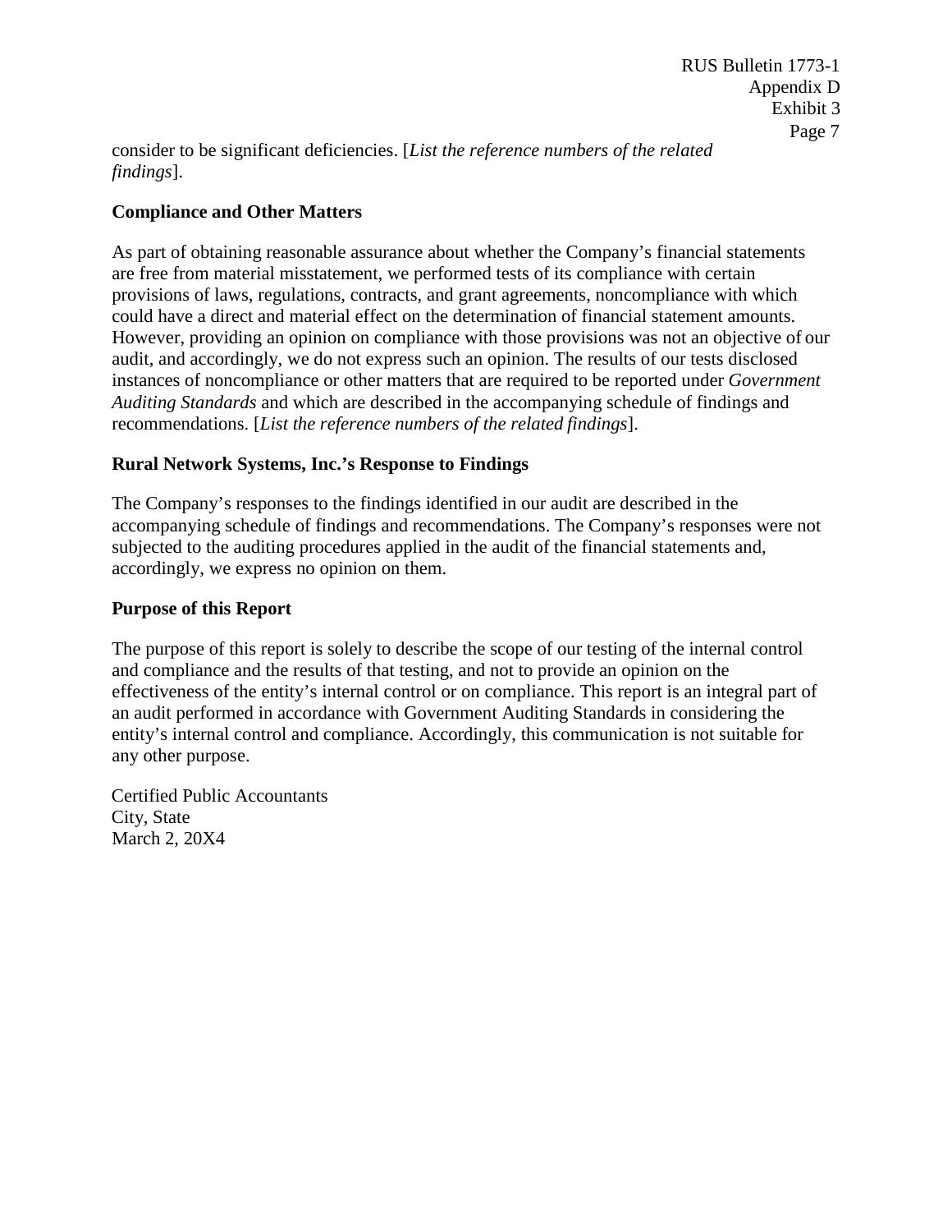consider to be significant deficiencies. [*List the reference numbers of the related findings*].

**Compliance and Other Matters**

As part of obtaining reasonable assurance about whether the Company's financial statements are free from material misstatement, we performed tests of its compliance with certain provisions of laws, regulations, contracts, and grant agreements, noncompliance with which could have a direct and material effect on the determination of financial statement amounts. However, providing an opinion on compliance with those provisions was not an objective of our audit, and accordingly, we do not express such an opinion. The results of our tests disclosed instances of noncompliance or other matters that are required to be reported under *Government Auditing Standards* and which are described in the accompanying schedule of findings and recommendations. [*List the reference numbers of the related findings*].

**Rural Network Systems, Inc.'s Response to Findings**

The Company's responses to the findings identified in our audit are described in the accompanying schedule of findings and recommendations. The Company's responses were not subjected to the auditing procedures applied in the audit of the financial statements and, accordingly, we express no opinion on them.

**Purpose of this Report**

The purpose of this report is solely to describe the scope of our testing of the internal control and compliance and the results of that testing, and not to provide an opinion on the effectiveness of the entity's internal control or on compliance. This report is an integral part of an audit performed in accordance with Government Auditing Standards in considering the entity's internal control and compliance. Accordingly, this communication is not suitable for any other purpose.

Certified Public Accountants
City, State
March 2, 20X4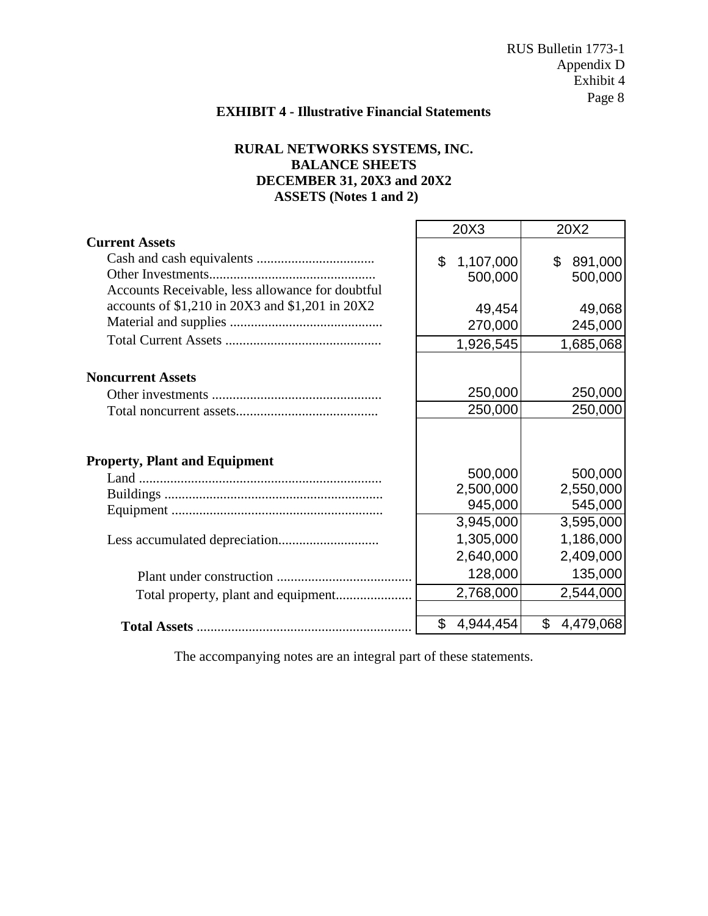**EXHIBIT 4 - Illustrative Financial Statements**

**RURAL NETWORKS SYSTEMS, INC.**
**BALANCE SHEETS**
**DECEMBER 31, 20X3 and 20X2**
**ASSETS (Notes 1 and 2)**

| | 20X3 | 20X2 |
|---|---|---|
| **Current Assets** | | |
| Cash and cash equivalents .................................. | $ 1,107,000 | $ 891,000 |
| Other Investments................................................ | 500,000 | 500,000 |
| Accounts Receivable, less allowance for doubtful accounts of $1,210 in 20X3 and $1,201 in 20X2 | 49,454 | 49,068 |
| Material and supplies ............................................ | 270,000 | 245,000 |
| Total Current Assets ............................................. | 1,926,545 | 1,685,068 |
| **Noncurrent Assets** | | |
| Other investments ................................................. | 250,000 | 250,000 |
| Total noncurrent assets......................................... | 250,000 | 250,000 |
| **Property, Plant and Equipment** | | |
| Land ...................................................................... | 500,000 | 500,000 |
| Buildings ............................................................... | 2,500,000 | 2,550,000 |
| Equipment ............................................................. | 945,000 | 545,000 |
| | 3,945,000 | 3,595,000 |
| Less accumulated depreciation............................ | 1,305,000 | 1,186,000 |
| | 2,640,000 | 2,409,000 |
| Plant under construction ....................................... | 128,000 | 135,000 |
| Total property, plant and equipment...................... | 2,768,000 | 2,544,000 |
| **Total Assets** ............................................................. | $ 4,944,454 | $ 4,479,068 |

The accompanying notes are an integral part of these statements.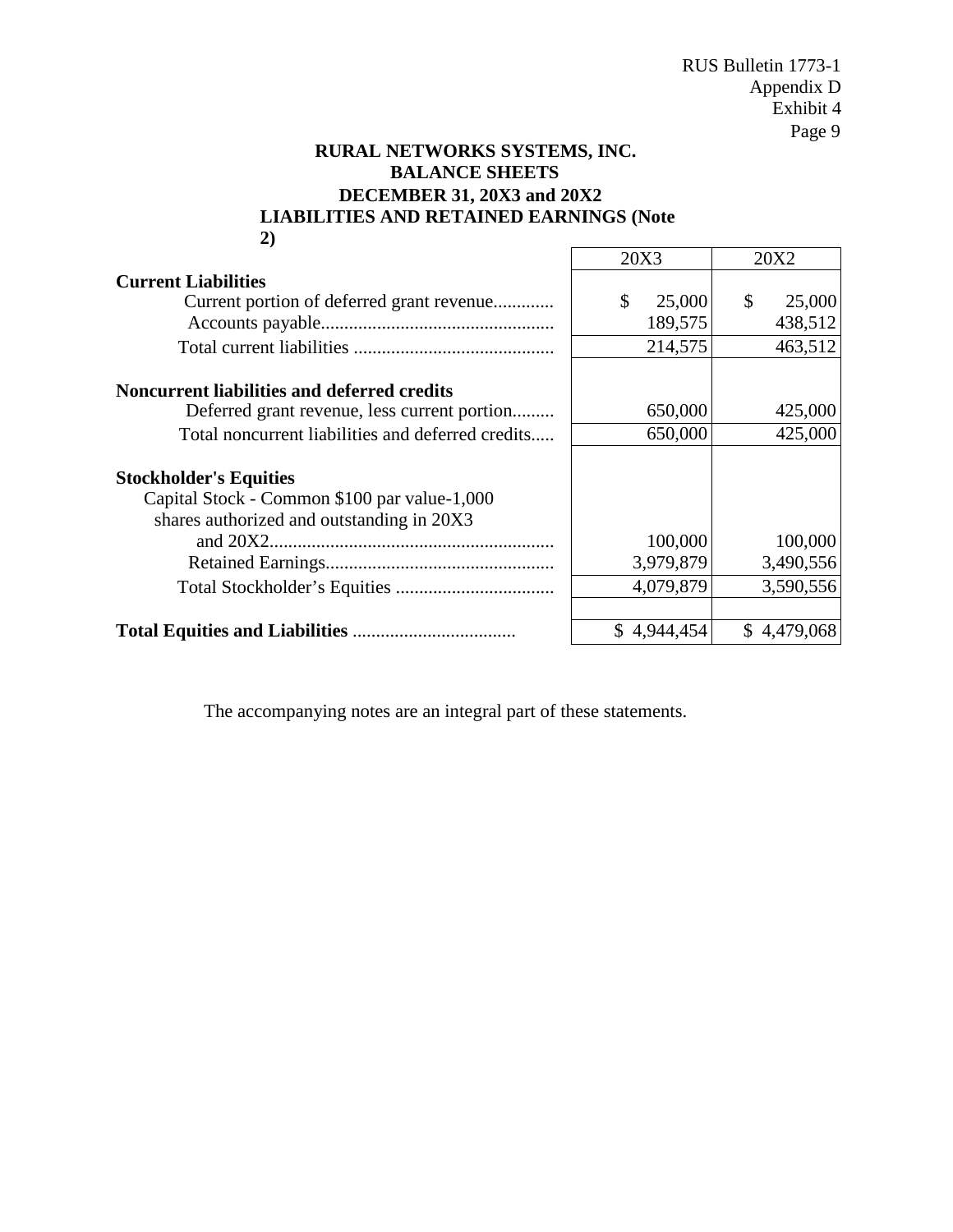**RURAL NETWORKS SYSTEMS, INC.**
**BALANCE SHEETS**
**DECEMBER 31, 20X3 and 20X2**
**LIABILITIES AND RETAINED EARNINGS (Note 2)**

| | 20X3 | 20X2 |
|---|---|---|
| **Current Liabilities** | | |
| Current portion of deferred grant revenue............. | $ 25,000 | $ 25,000 |
| Accounts payable................................................. | 189,575 | 438,512 |
| Total current liabilities ........................................... | 214,575 | 463,512 |
| **Noncurrent liabilities and deferred credits** | | |
| Deferred grant revenue, less current portion......... | 650,000 | 425,000 |
| Total noncurrent liabilities and deferred credits..... | 650,000 | 425,000 |
| **Stockholder's Equities** | | |
| Capital Stock - Common $100 par value-1,000 shares authorized and outstanding in 20X3 and 20X2............................................................ | 100,000 | 100,000 |
| Retained Earnings................................................ | 3,979,879 | 3,490,556 |
| Total Stockholder's Equities .................................. | 4,079,879 | 3,590,556 |
| **Total Equities and Liabilities** .................................. | $ 4,944,454 | $ 4,479,068 |

The accompanying notes are an integral part of these statements.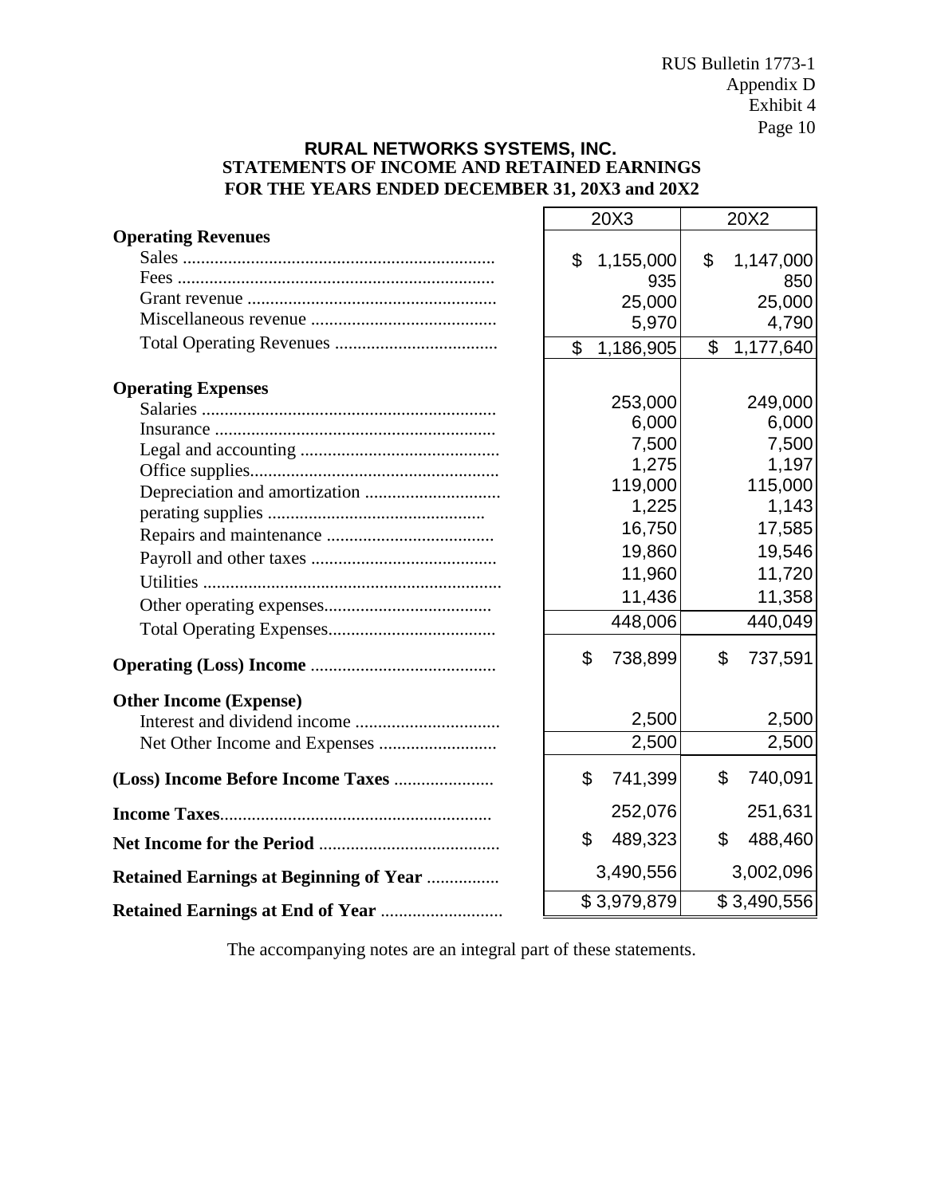**RURAL NETWORKS SYSTEMS, INC.**
**STATEMENTS OF INCOME AND RETAINED EARNINGS**
**FOR THE YEARS ENDED DECEMBER 31, 20X3 and 20X2**

| | 20X3 | 20X2 |
|---|---|---|
| **Operating Revenues** | | |
| Sales | $ 1,155,000 | $ 1,147,000 |
| Fees | 935 | 850 |
| Grant revenue | 25,000 | 25,000 |
| Miscellaneous revenue | 5,970 | 4,790 |
| Total Operating Revenues | $ 1,186,905 | $ 1,177,640 |
| **Operating Expenses** | | |
| Salaries | 253,000 | 249,000 |
| Insurance | 6,000 | 6,000 |
| Legal and accounting | 7,500 | 7,500 |
| Office supplies | 1,275 | 1,197 |
| Depreciation and amortization | 119,000 | 115,000 |
| perating supplies | 1,225 | 1,143 |
| Repairs and maintenance | 16,750 | 17,585 |
| Payroll and other taxes | 19,860 | 19,546 |
| Utilities | 11,960 | 11,720 |
| Other operating expenses | 11,436 | 11,358 |
| Total Operating Expenses | 448,006 | 440,049 |
| **Operating (Loss) Income** | $ 738,899 | $ 737,591 |
| **Other Income (Expense)** | | |
| Interest and dividend income | 2,500 | 2,500 |
| Net Other Income and Expenses | 2,500 | 2,500 |
| **(Loss) Income Before Income Taxes** | $ 741,399 | $ 740,091 |
| **Income Taxes** | 252,076 | 251,631 |
| **Net Income for the Period** | $ 489,323 | $ 488,460 |
| **Retained Earnings at Beginning of Year** | 3,490,556 | 3,002,096 |
| **Retained Earnings at End of Year** | $ 3,979,879 | $ 3,490,556 |

The accompanying notes are an integral part of these statements.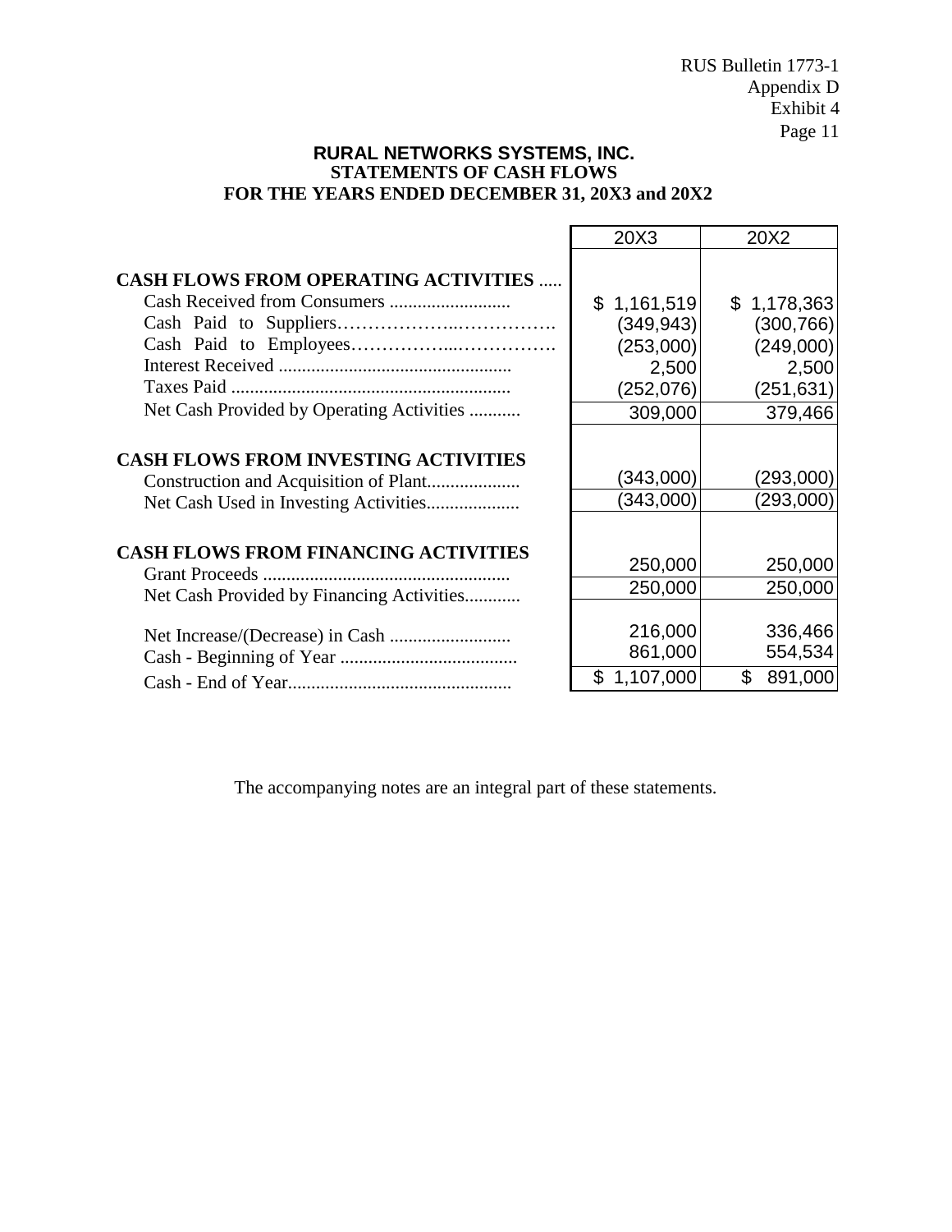RUS Bulletin 1773-1
Appendix D
Exhibit 4

## RURAL NETWORKS SYSTEMS, INC.
### STATEMENTS OF CASH FLOWS
### FOR THE YEARS ENDED DECEMBER 31, 20X3 and 20X2

| | 20X3 | 20X2 |
|---|---|---|
| **CASH FLOWS FROM OPERATING ACTIVITIES** ..... | | |
| Cash Received from Consumers .......................... | $ 1,161,519 | $ 1,178,363 |
| Cash Paid to Suppliers……………….……………. | (349,943) | (300,766) |
| Cash Paid to Employees……………..……………. | (253,000) | (249,000) |
| Interest Received .................................................. | 2,500 | 2,500 |
| Taxes Paid ............................................................ | (252,076) | (251,631) |
| Net Cash Provided by Operating Activities ........... | 309,000 | 379,466 |
| **CASH FLOWS FROM INVESTING ACTIVITIES** | | |
| Construction and Acquisition of Plant.................... | (343,000) | (293,000) |
| Net Cash Used in Investing Activities.................... | (343,000) | (293,000) |
| **CASH FLOWS FROM FINANCING ACTIVITIES** | | |
| Grant Proceeds ..................................................... | 250,000 | 250,000 |
| Net Cash Provided by Financing Activities............ | 250,000 | 250,000 |
| Net Increase/(Decrease) in Cash .......................... | 216,000 | 336,466 |
| Cash - Beginning of Year ...................................... | 861,000 | 554,534 |
| Cash - End of Year................................................ | $ 1,107,000 | $ 891,000 |

The accompanying notes are an integral part of these statements.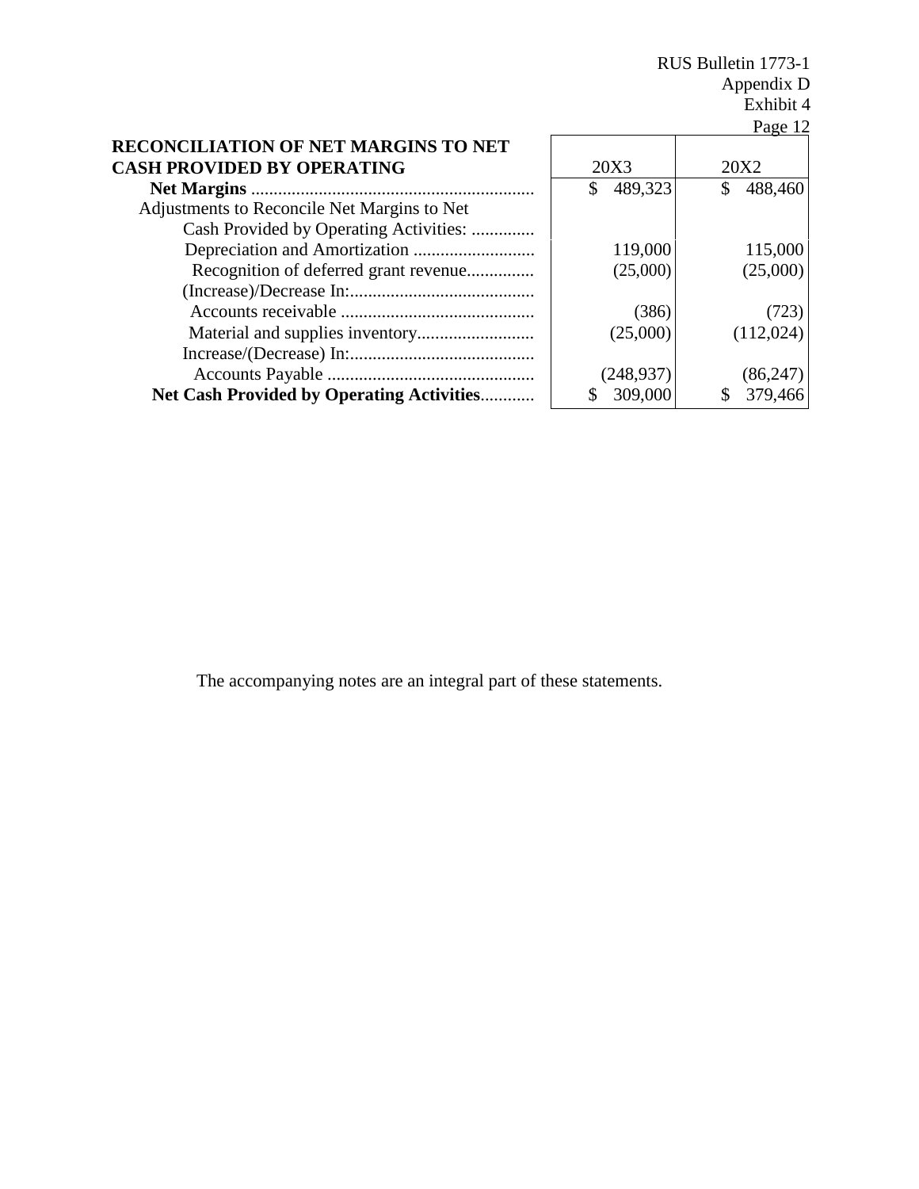| RECONCILIATION OF NET MARGINS TO NET CASH PROVIDED BY OPERATING | 20X3 | 20X2 |
|---|---|---|
| **Net Margins** | $ 489,323 | $ 488,460 |
| Adjustments to Reconcile Net Margins to Net Cash Provided by Operating Activities: | | |
| Depreciation and Amortization | 119,000 | 115,000 |
| Recognition of deferred grant revenue | (25,000) | (25,000) |
| (Increase)/Decrease In: | | |
| Accounts receivable | (386) | (723) |
| Material and supplies inventory | (25,000) | (112,024) |
| Increase/(Decrease) In: | | |
| Accounts Payable | (248,937) | (86,247) |
| **Net Cash Provided by Operating Activities** | $ 309,000 | $ 379,466 |

The accompanying notes are an integral part of these statements.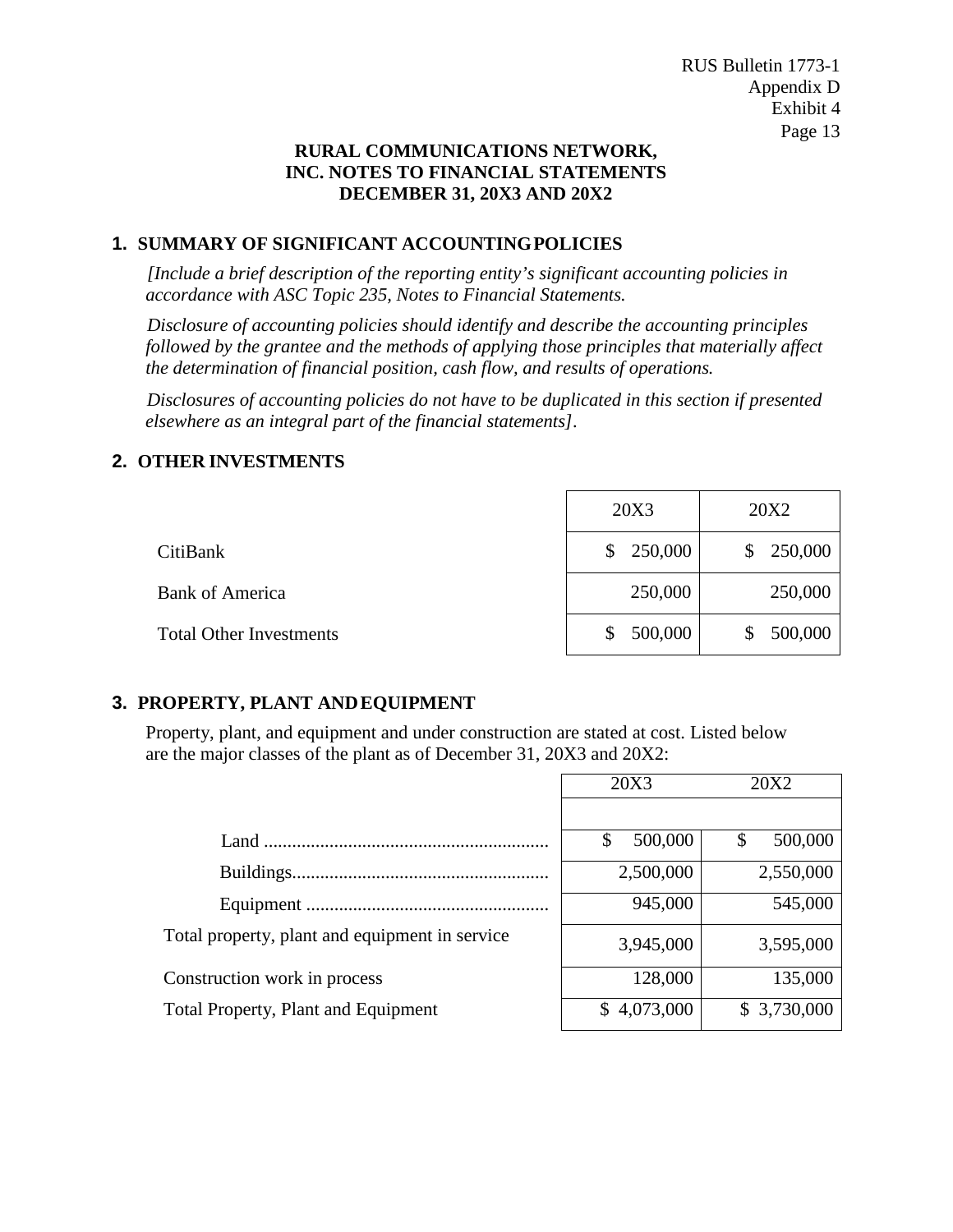**RURAL COMMUNICATIONS NETWORK, INC. NOTES TO FINANCIAL STATEMENTS DECEMBER 31, 20X3 AND 20X2**

## 1. SUMMARY OF SIGNIFICANT ACCOUNTING POLICIES

*[Include a brief description of the reporting entity's significant accounting policies in accordance with ASC Topic 235, Notes to Financial Statements.*

*Disclosure of accounting policies should identify and describe the accounting principles followed by the grantee and the methods of applying those principles that materially affect the determination of financial position, cash flow, and results of operations.*

*Disclosures of accounting policies do not have to be duplicated in this section if presented elsewhere as an integral part of the financial statements]*.

## 2. OTHER INVESTMENTS

| | 20X3 | 20X2 |
|---|---|---|
| CitiBank | $ 250,000 | $ 250,000 |
| Bank of America | 250,000 | 250,000 |
| Total Other Investments | $ 500,000 | $ 500,000 |

## 3. PROPERTY, PLANT AND EQUIPMENT

Property, plant, and equipment and under construction are stated at cost. Listed below are the major classes of the plant as of December 31, 20X3 and 20X2:

| | 20X3 | 20X2 |
|---|---|---|
| Land ............................................................ | $ 500,000 | $ 500,000 |
| Buildings...................................................... | 2,500,000 | 2,550,000 |
| Equipment .................................................... | 945,000 | 545,000 |
| Total property, plant and equipment in service | 3,945,000 | 3,595,000 |
| Construction work in process | 128,000 | 135,000 |
| Total Property, Plant and Equipment | $ 4,073,000 | $ 3,730,000 |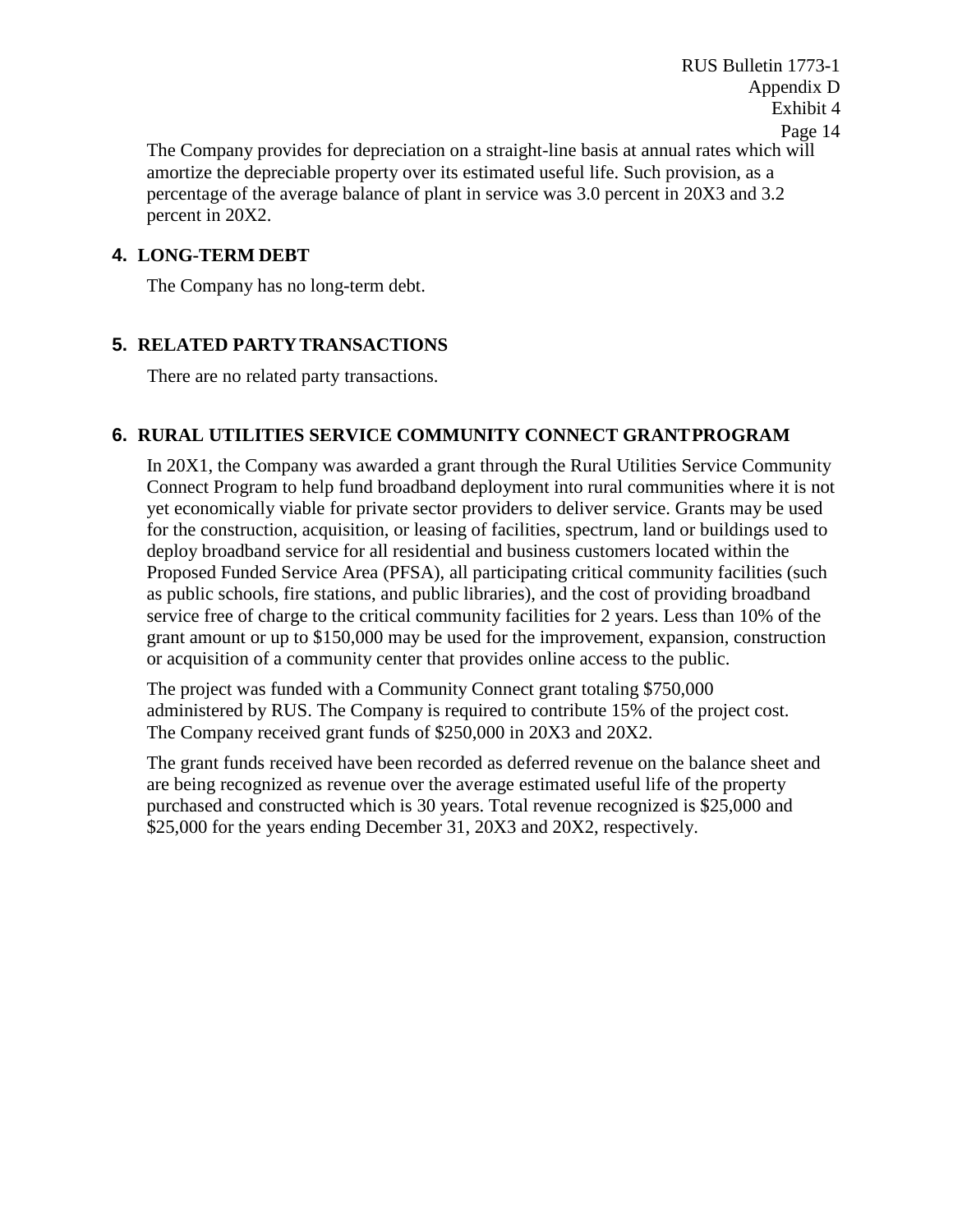The Company provides for depreciation on a straight-line basis at annual rates which will amortize the depreciable property over its estimated useful life. Such provision, as a percentage of the average balance of plant in service was 3.0 percent in 20X3 and 3.2 percent in 20X2.

## 4. LONG-TERM DEBT

The Company has no long-term debt.

## 5. RELATED PARTY TRANSACTIONS

There are no related party transactions.

## 6. RURAL UTILITIES SERVICE COMMUNITY CONNECT GRANT PROGRAM

In 20X1, the Company was awarded a grant through the Rural Utilities Service Community Connect Program to help fund broadband deployment into rural communities where it is not yet economically viable for private sector providers to deliver service. Grants may be used for the construction, acquisition, or leasing of facilities, spectrum, land or buildings used to deploy broadband service for all residential and business customers located within the Proposed Funded Service Area (PFSA), all participating critical community facilities (such as public schools, fire stations, and public libraries), and the cost of providing broadband service free of charge to the critical community facilities for 2 years. Less than 10% of the grant amount or up to $150,000 may be used for the improvement, expansion, construction or acquisition of a community center that provides online access to the public.

The project was funded with a Community Connect grant totaling $750,000 administered by RUS. The Company is required to contribute 15% of the project cost. The Company received grant funds of $250,000 in 20X3 and 20X2.

The grant funds received have been recorded as deferred revenue on the balance sheet and are being recognized as revenue over the average estimated useful life of the property purchased and constructed which is 30 years. Total revenue recognized is $25,000 and $25,000 for the years ending December 31, 20X3 and 20X2, respectively.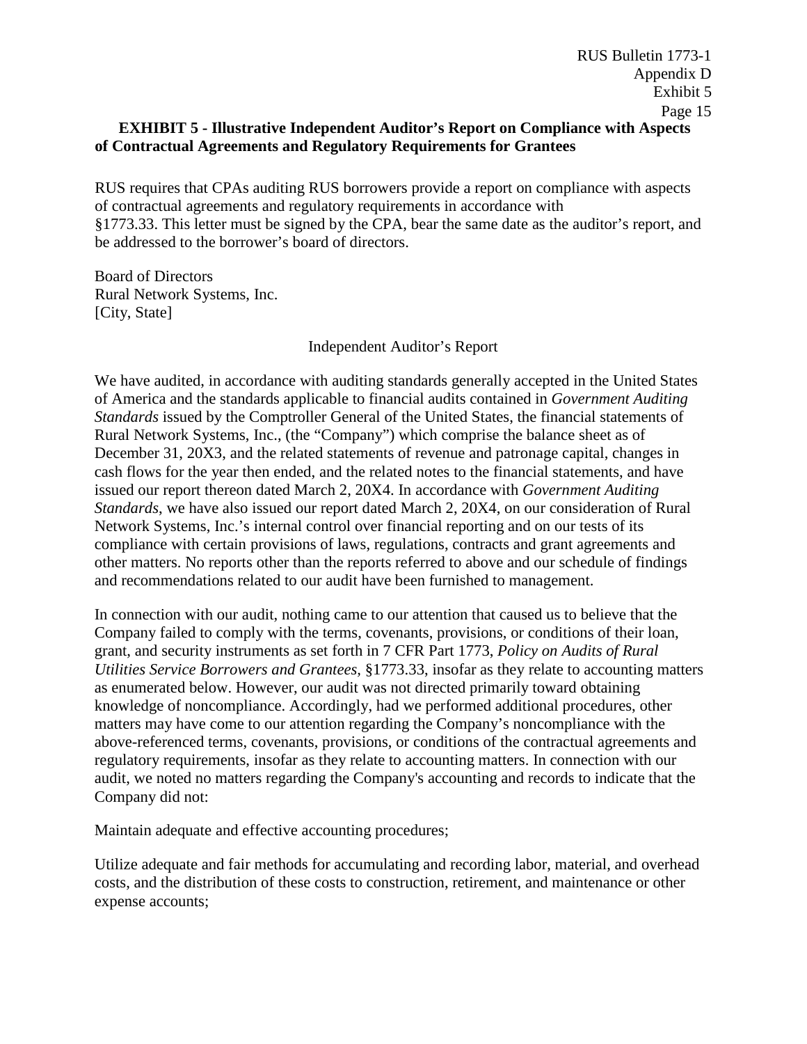**EXHIBIT 5 - Illustrative Independent Auditor's Report on Compliance with Aspects of Contractual Agreements and Regulatory Requirements for Grantees**

RUS requires that CPAs auditing RUS borrowers provide a report on compliance with aspects of contractual agreements and regulatory requirements in accordance with §1773.33. This letter must be signed by the CPA, bear the same date as the auditor's report, and be addressed to the borrower's board of directors.

Board of Directors
Rural Network Systems, Inc.
[City, State]

Independent Auditor's Report

We have audited, in accordance with auditing standards generally accepted in the United States of America and the standards applicable to financial audits contained in *Government Auditing Standards* issued by the Comptroller General of the United States, the financial statements of Rural Network Systems, Inc., (the "Company") which comprise the balance sheet as of December 31, 20X3, and the related statements of revenue and patronage capital, changes in cash flows for the year then ended, and the related notes to the financial statements, and have issued our report thereon dated March 2, 20X4. In accordance with *Government Auditing Standards*, we have also issued our report dated March 2, 20X4, on our consideration of Rural Network Systems, Inc.'s internal control over financial reporting and on our tests of its compliance with certain provisions of laws, regulations, contracts and grant agreements and other matters. No reports other than the reports referred to above and our schedule of findings and recommendations related to our audit have been furnished to management.

In connection with our audit, nothing came to our attention that caused us to believe that the Company failed to comply with the terms, covenants, provisions, or conditions of their loan, grant, and security instruments as set forth in 7 CFR Part 1773, *Policy on Audits of Rural Utilities Service Borrowers and Grantees*, §1773.33, insofar as they relate to accounting matters as enumerated below. However, our audit was not directed primarily toward obtaining knowledge of noncompliance. Accordingly, had we performed additional procedures, other matters may have come to our attention regarding the Company's noncompliance with the above-referenced terms, covenants, provisions, or conditions of the contractual agreements and regulatory requirements, insofar as they relate to accounting matters. In connection with our audit, we noted no matters regarding the Company's accounting and records to indicate that the Company did not:

Maintain adequate and effective accounting procedures;

Utilize adequate and fair methods for accumulating and recording labor, material, and overhead costs, and the distribution of these costs to construction, retirement, and maintenance or other expense accounts;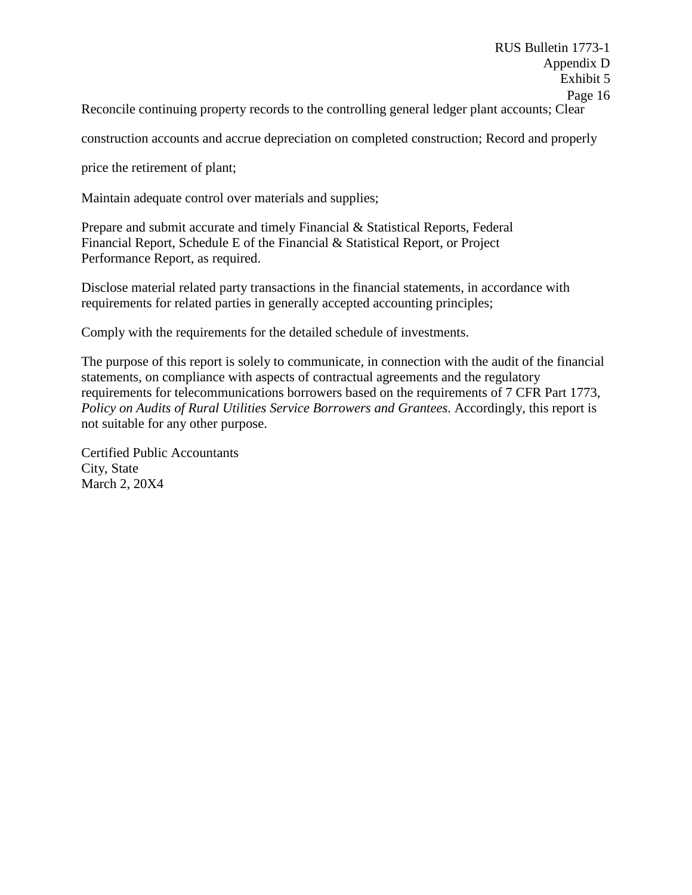Reconcile continuing property records to the controlling general ledger plant accounts; Clear construction accounts and accrue depreciation on completed construction; Record and properly price the retirement of plant;

Maintain adequate control over materials and supplies;

Prepare and submit accurate and timely Financial & Statistical Reports, Federal Financial Report, Schedule E of the Financial & Statistical Report, or Project Performance Report, as required.

Disclose material related party transactions in the financial statements, in accordance with requirements for related parties in generally accepted accounting principles;

Comply with the requirements for the detailed schedule of investments.

The purpose of this report is solely to communicate, in connection with the audit of the financial statements, on compliance with aspects of contractual agreements and the regulatory requirements for telecommunications borrowers based on the requirements of 7 CFR Part 1773, *Policy on Audits of Rural Utilities Service Borrowers and Grantees*. Accordingly, this report is not suitable for any other purpose.

Certified Public Accountants
City, State
March 2, 20X4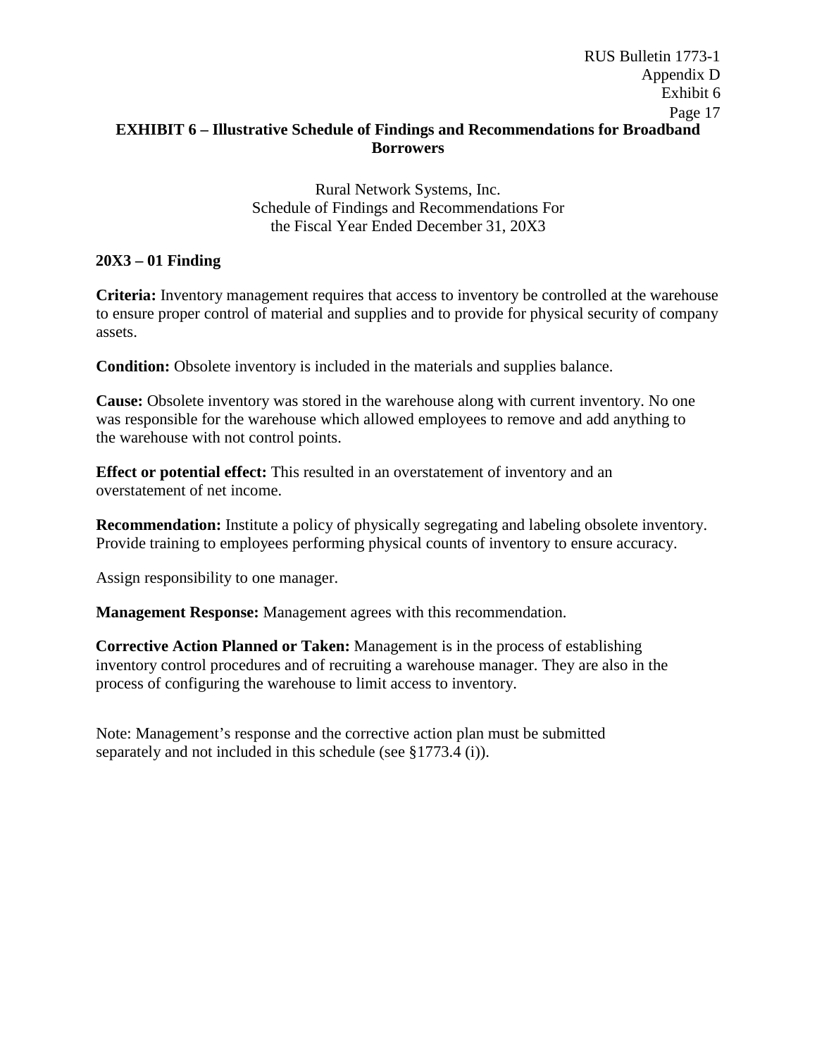# EXHIBIT 6 – Illustrative Schedule of Findings and Recommendations for Broadband Borrowers

Rural Network Systems, Inc.
Schedule of Findings and Recommendations For
the Fiscal Year Ended December 31, 20X3

**20X3 – 01 Finding**

**Criteria:** Inventory management requires that access to inventory be controlled at the warehouse to ensure proper control of material and supplies and to provide for physical security of company assets.

**Condition:** Obsolete inventory is included in the materials and supplies balance.

**Cause:** Obsolete inventory was stored in the warehouse along with current inventory. No one was responsible for the warehouse which allowed employees to remove and add anything to the warehouse with not control points.

**Effect or potential effect:** This resulted in an overstatement of inventory and an overstatement of net income.

**Recommendation:** Institute a policy of physically segregating and labeling obsolete inventory. Provide training to employees performing physical counts of inventory to ensure accuracy.

Assign responsibility to one manager.

**Management Response:** Management agrees with this recommendation.

**Corrective Action Planned or Taken:** Management is in the process of establishing inventory control procedures and of recruiting a warehouse manager. They are also in the process of configuring the warehouse to limit access to inventory.

Note: Management's response and the corrective action plan must be submitted separately and not included in this schedule (see §1773.4 (i)).